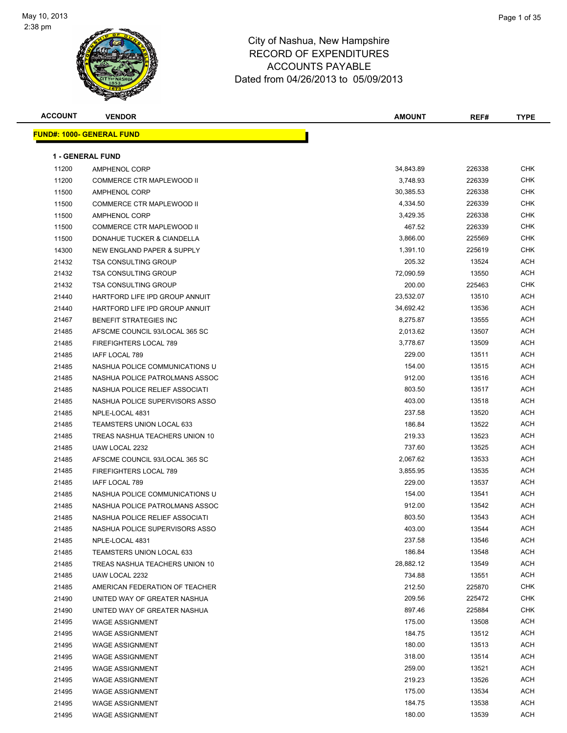May 10, 2013
2:38 pm

# City of Nashua, New Hampshire
## RECORD OF EXPENDITURES
## ACCOUNTS PAYABLE
### Dated from 04/26/2013 to 05/09/2013

**FUND#: 1000- GENERAL FUND**

**1 - GENERAL FUND**

| ACCOUNT | VENDOR | AMOUNT | REF# | TYPE |
|---|---|---|---|---|
| 11200 | AMPHENOL CORP | 34,843.89 | 226338 | CHK |
| 11200 | COMMERCE CTR MAPLEWOOD II | 3,748.93 | 226339 | CHK |
| 11500 | AMPHENOL CORP | 30,385.53 | 226338 | CHK |
| 11500 | COMMERCE CTR MAPLEWOOD II | 4,334.50 | 226339 | CHK |
| 11500 | AMPHENOL CORP | 3,429.35 | 226338 | CHK |
| 11500 | COMMERCE CTR MAPLEWOOD II | 467.52 | 226339 | CHK |
| 11500 | DONAHUE TUCKER & CIANDELLA | 3,866.00 | 225569 | CHK |
| 14300 | NEW ENGLAND PAPER & SUPPLY | 1,391.10 | 225619 | CHK |
| 21432 | TSA CONSULTING GROUP | 205.32 | 13524 | ACH |
| 21432 | TSA CONSULTING GROUP | 72,090.59 | 13550 | ACH |
| 21432 | TSA CONSULTING GROUP | 200.00 | 225463 | CHK |
| 21440 | HARTFORD LIFE IPD GROUP ANNUIT | 23,532.07 | 13510 | ACH |
| 21440 | HARTFORD LIFE IPD GROUP ANNUIT | 34,692.42 | 13536 | ACH |
| 21467 | BENEFIT STRATEGIES INC | 8,275.87 | 13555 | ACH |
| 21485 | AFSCME COUNCIL 93/LOCAL 365 SC | 2,013.62 | 13507 | ACH |
| 21485 | FIREFIGHTERS LOCAL 789 | 3,778.67 | 13509 | ACH |
| 21485 | IAFF LOCAL 789 | 229.00 | 13511 | ACH |
| 21485 | NASHUA POLICE COMMUNICATIONS U | 154.00 | 13515 | ACH |
| 21485 | NASHUA POLICE PATROLMANS ASSOC | 912.00 | 13516 | ACH |
| 21485 | NASHUA POLICE RELIEF ASSOCIATI | 803.50 | 13517 | ACH |
| 21485 | NASHUA POLICE SUPERVISORS ASSO | 403.00 | 13518 | ACH |
| 21485 | NPLE-LOCAL 4831 | 237.58 | 13520 | ACH |
| 21485 | TEAMSTERS UNION LOCAL 633 | 186.84 | 13522 | ACH |
| 21485 | TREAS NASHUA TEACHERS UNION 10 | 219.33 | 13523 | ACH |
| 21485 | UAW LOCAL 2232 | 737.60 | 13525 | ACH |
| 21485 | AFSCME COUNCIL 93/LOCAL 365 SC | 2,067.62 | 13533 | ACH |
| 21485 | FIREFIGHTERS LOCAL 789 | 3,855.95 | 13535 | ACH |
| 21485 | IAFF LOCAL 789 | 229.00 | 13537 | ACH |
| 21485 | NASHUA POLICE COMMUNICATIONS U | 154.00 | 13541 | ACH |
| 21485 | NASHUA POLICE PATROLMANS ASSOC | 912.00 | 13542 | ACH |
| 21485 | NASHUA POLICE RELIEF ASSOCIATI | 803.50 | 13543 | ACH |
| 21485 | NASHUA POLICE SUPERVISORS ASSO | 403.00 | 13544 | ACH |
| 21485 | NPLE-LOCAL 4831 | 237.58 | 13546 | ACH |
| 21485 | TEAMSTERS UNION LOCAL 633 | 186.84 | 13548 | ACH |
| 21485 | TREAS NASHUA TEACHERS UNION 10 | 28,882.12 | 13549 | ACH |
| 21485 | UAW LOCAL 2232 | 734.88 | 13551 | ACH |
| 21485 | AMERICAN FEDERATION OF TEACHER | 212.50 | 225870 | CHK |
| 21490 | UNITED WAY OF GREATER NASHUA | 209.56 | 225472 | CHK |
| 21490 | UNITED WAY OF GREATER NASHUA | 897.46 | 225884 | CHK |
| 21495 | WAGE ASSIGNMENT | 175.00 | 13508 | ACH |
| 21495 | WAGE ASSIGNMENT | 184.75 | 13512 | ACH |
| 21495 | WAGE ASSIGNMENT | 180.00 | 13513 | ACH |
| 21495 | WAGE ASSIGNMENT | 318.00 | 13514 | ACH |
| 21495 | WAGE ASSIGNMENT | 259.00 | 13521 | ACH |
| 21495 | WAGE ASSIGNMENT | 219.23 | 13526 | ACH |
| 21495 | WAGE ASSIGNMENT | 175.00 | 13534 | ACH |
| 21495 | WAGE ASSIGNMENT | 184.75 | 13538 | ACH |
| 21495 | WAGE ASSIGNMENT | 180.00 | 13539 | ACH |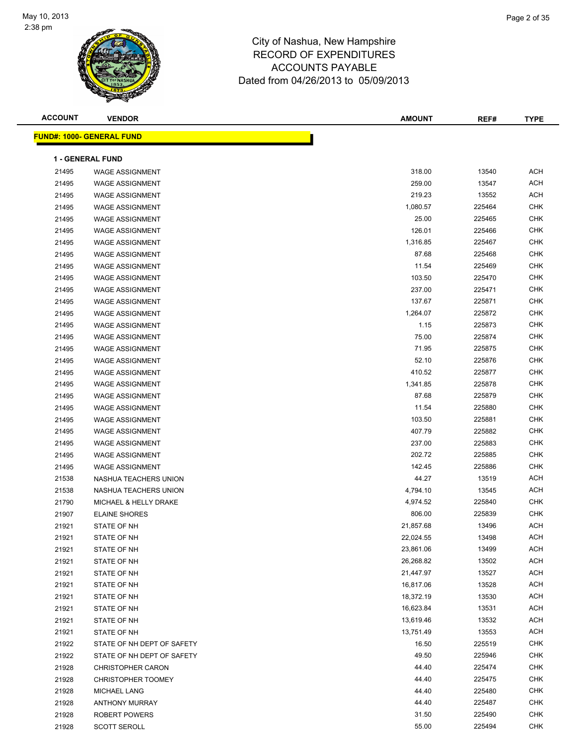City of Nashua, New Hampshire
RECORD OF EXPENDITURES
ACCOUNTS PAYABLE
Dated from 04/26/2013 to 05/09/2013

**FUND#: 1000- GENERAL FUND**

**1 - GENERAL FUND**

| ACCOUNT | VENDOR | AMOUNT | REF# | TYPE |
|---|---|---|---|---|
| 21495 | WAGE ASSIGNMENT | 318.00 | 13540 | ACH |
| 21495 | WAGE ASSIGNMENT | 259.00 | 13547 | ACH |
| 21495 | WAGE ASSIGNMENT | 219.23 | 13552 | ACH |
| 21495 | WAGE ASSIGNMENT | 1,080.57 | 225464 | CHK |
| 21495 | WAGE ASSIGNMENT | 25.00 | 225465 | CHK |
| 21495 | WAGE ASSIGNMENT | 126.01 | 225466 | CHK |
| 21495 | WAGE ASSIGNMENT | 1,316.85 | 225467 | CHK |
| 21495 | WAGE ASSIGNMENT | 87.68 | 225468 | CHK |
| 21495 | WAGE ASSIGNMENT | 11.54 | 225469 | CHK |
| 21495 | WAGE ASSIGNMENT | 103.50 | 225470 | CHK |
| 21495 | WAGE ASSIGNMENT | 237.00 | 225471 | CHK |
| 21495 | WAGE ASSIGNMENT | 137.67 | 225871 | CHK |
| 21495 | WAGE ASSIGNMENT | 1,264.07 | 225872 | CHK |
| 21495 | WAGE ASSIGNMENT | 1.15 | 225873 | CHK |
| 21495 | WAGE ASSIGNMENT | 75.00 | 225874 | CHK |
| 21495 | WAGE ASSIGNMENT | 71.95 | 225875 | CHK |
| 21495 | WAGE ASSIGNMENT | 52.10 | 225876 | CHK |
| 21495 | WAGE ASSIGNMENT | 410.52 | 225877 | CHK |
| 21495 | WAGE ASSIGNMENT | 1,341.85 | 225878 | CHK |
| 21495 | WAGE ASSIGNMENT | 87.68 | 225879 | CHK |
| 21495 | WAGE ASSIGNMENT | 11.54 | 225880 | CHK |
| 21495 | WAGE ASSIGNMENT | 103.50 | 225881 | CHK |
| 21495 | WAGE ASSIGNMENT | 407.79 | 225882 | CHK |
| 21495 | WAGE ASSIGNMENT | 237.00 | 225883 | CHK |
| 21495 | WAGE ASSIGNMENT | 202.72 | 225885 | CHK |
| 21495 | WAGE ASSIGNMENT | 142.45 | 225886 | CHK |
| 21538 | NASHUA TEACHERS UNION | 44.27 | 13519 | ACH |
| 21538 | NASHUA TEACHERS UNION | 4,794.10 | 13545 | ACH |
| 21790 | MICHAEL & HELLY DRAKE | 4,974.52 | 225840 | CHK |
| 21907 | ELAINE SHORES | 806.00 | 225839 | CHK |
| 21921 | STATE OF NH | 21,857.68 | 13496 | ACH |
| 21921 | STATE OF NH | 22,024.55 | 13498 | ACH |
| 21921 | STATE OF NH | 23,861.06 | 13499 | ACH |
| 21921 | STATE OF NH | 26,268.82 | 13502 | ACH |
| 21921 | STATE OF NH | 21,447.97 | 13527 | ACH |
| 21921 | STATE OF NH | 16,817.06 | 13528 | ACH |
| 21921 | STATE OF NH | 18,372.19 | 13530 | ACH |
| 21921 | STATE OF NH | 16,623.84 | 13531 | ACH |
| 21921 | STATE OF NH | 13,619.46 | 13532 | ACH |
| 21921 | STATE OF NH | 13,751.49 | 13553 | ACH |
| 21922 | STATE OF NH DEPT OF SAFETY | 16.50 | 225519 | CHK |
| 21922 | STATE OF NH DEPT OF SAFETY | 49.50 | 225946 | CHK |
| 21928 | CHRISTOPHER CARON | 44.40 | 225474 | CHK |
| 21928 | CHRISTOPHER TOOMEY | 44.40 | 225475 | CHK |
| 21928 | MICHAEL LANG | 44.40 | 225480 | CHK |
| 21928 | ANTHONY MURRAY | 44.40 | 225487 | CHK |
| 21928 | ROBERT POWERS | 31.50 | 225490 | CHK |
| 21928 | SCOTT SEROLL | 55.00 | 225494 | CHK |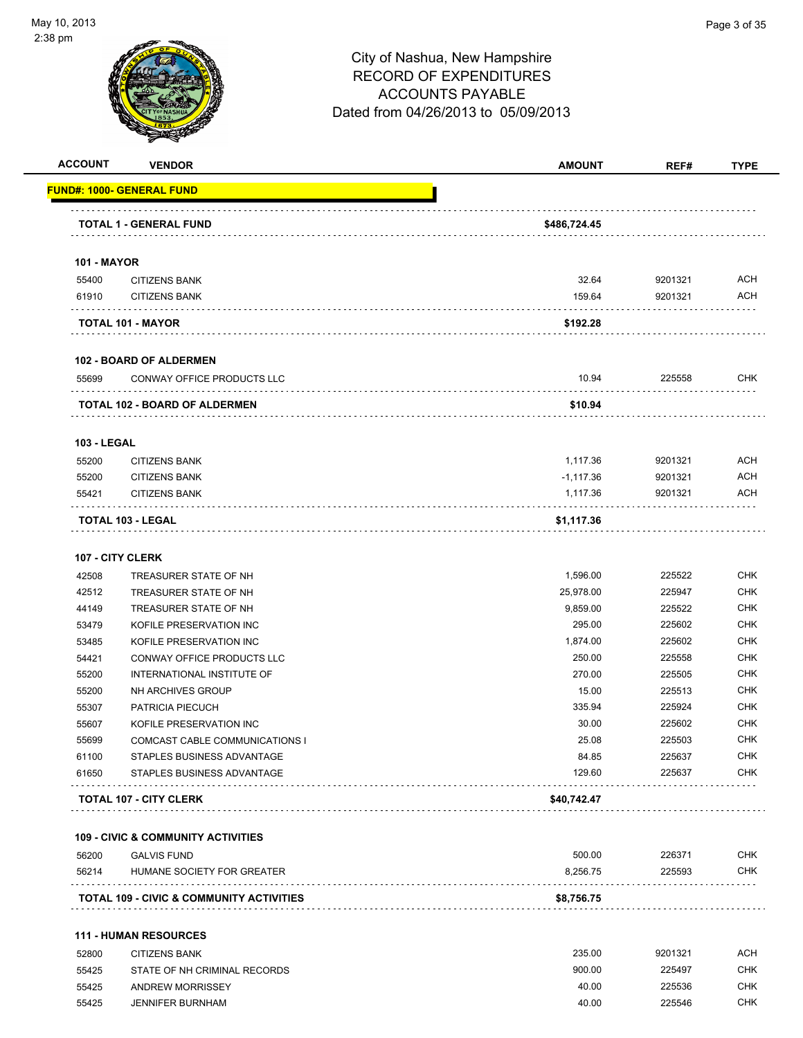City of Nashua, New Hampshire
RECORD OF EXPENDITURES
ACCOUNTS PAYABLE
Dated from 04/26/2013 to 05/09/2013

| ACCOUNT | VENDOR | AMOUNT | REF# | TYPE |
|---|---|---|---|---|
| **FUND#: 1000- GENERAL FUND** | | | | |
| **TOTAL 1 - GENERAL FUND** | | **$486,724.45** | | |
| **101 - MAYOR** | | | | |
| 55400 | CITIZENS BANK | 32.64 | 9201321 | ACH |
| 61910 | CITIZENS BANK | 159.64 | 9201321 | ACH |
| **TOTAL 101 - MAYOR** | | **$192.28** | | |
| **102 - BOARD OF ALDERMEN** | | | | |
| 55699 | CONWAY OFFICE PRODUCTS LLC | 10.94 | 225558 | CHK |
| **TOTAL 102 - BOARD OF ALDERMEN** | | **$10.94** | | |
| **103 - LEGAL** | | | | |
| 55200 | CITIZENS BANK | 1,117.36 | 9201321 | ACH |
| 55200 | CITIZENS BANK | -1,117.36 | 9201321 | ACH |
| 55421 | CITIZENS BANK | 1,117.36 | 9201321 | ACH |
| **TOTAL 103 - LEGAL** | | **$1,117.36** | | |
| **107 - CITY CLERK** | | | | |
| 42508 | TREASURER STATE OF NH | 1,596.00 | 225522 | CHK |
| 42512 | TREASURER STATE OF NH | 25,978.00 | 225947 | CHK |
| 44149 | TREASURER STATE OF NH | 9,859.00 | 225522 | CHK |
| 53479 | KOFILE PRESERVATION INC | 295.00 | 225602 | CHK |
| 53485 | KOFILE PRESERVATION INC | 1,874.00 | 225602 | CHK |
| 54421 | CONWAY OFFICE PRODUCTS LLC | 250.00 | 225558 | CHK |
| 55200 | INTERNATIONAL INSTITUTE OF | 270.00 | 225505 | CHK |
| 55200 | NH ARCHIVES GROUP | 15.00 | 225513 | CHK |
| 55307 | PATRICIA PIECUCH | 335.94 | 225924 | CHK |
| 55607 | KOFILE PRESERVATION INC | 30.00 | 225602 | CHK |
| 55699 | COMCAST CABLE COMMUNICATIONS I | 25.08 | 225503 | CHK |
| 61100 | STAPLES BUSINESS ADVANTAGE | 84.85 | 225637 | CHK |
| 61650 | STAPLES BUSINESS ADVANTAGE | 129.60 | 225637 | CHK |
| **TOTAL 107 - CITY CLERK** | | **$40,742.47** | | |
| **109 - CIVIC & COMMUNITY ACTIVITIES** | | | | |
| 56200 | GALVIS FUND | 500.00 | 226371 | CHK |
| 56214 | HUMANE SOCIETY FOR GREATER | 8,256.75 | 225593 | CHK |
| **TOTAL 109 - CIVIC & COMMUNITY ACTIVITIES** | | **$8,756.75** | | |
| **111 - HUMAN RESOURCES** | | | | |
| 52800 | CITIZENS BANK | 235.00 | 9201321 | ACH |
| 55425 | STATE OF NH CRIMINAL RECORDS | 900.00 | 225497 | CHK |
| 55425 | ANDREW MORRISSEY | 40.00 | 225536 | CHK |
| 55425 | JENNIFER BURNHAM | 40.00 | 225546 | CHK |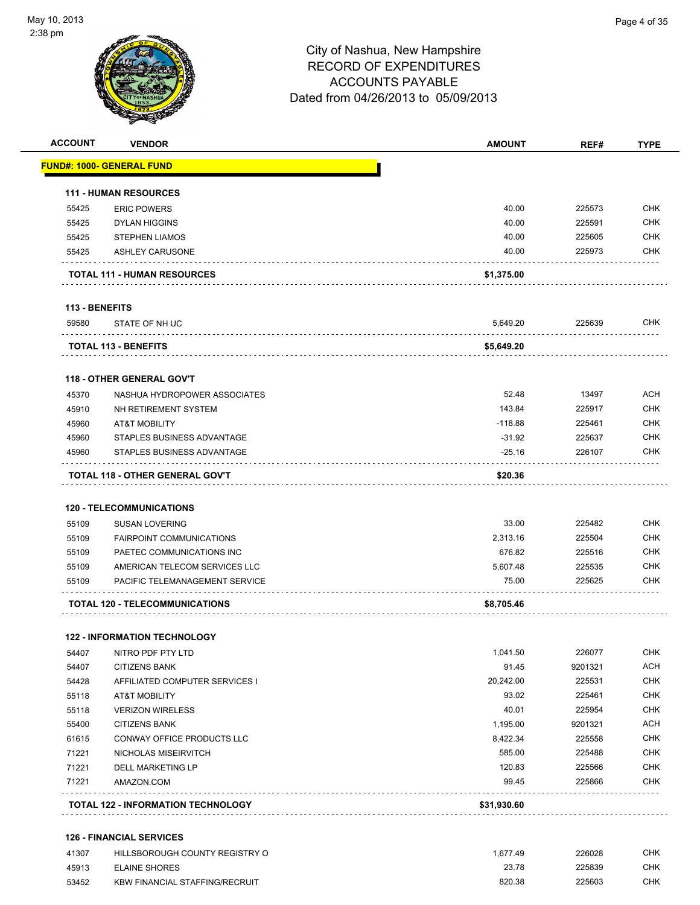# City of Nashua, New Hampshire
## RECORD OF EXPENDITURES
## ACCOUNTS PAYABLE
## Dated from 04/26/2013 to 05/09/2013

| ACCOUNT | VENDOR | AMOUNT | REF# | TYPE |
|---|---|---|---|---|
| **FUND#: 1000- GENERAL FUND** | | | | |
| **111 - HUMAN RESOURCES** | | | | |
| 55425 | ERIC POWERS | 40.00 | 225573 | CHK |
| 55425 | DYLAN HIGGINS | 40.00 | 225591 | CHK |
| 55425 | STEPHEN LIAMOS | 40.00 | 225605 | CHK |
| 55425 | ASHLEY CARUSONE | 40.00 | 225973 | CHK |
| | **TOTAL 111 - HUMAN RESOURCES** | **$1,375.00** | | |
| **113 - BENEFITS** | | | | |
| 59580 | STATE OF NH UC | 5,649.20 | 225639 | CHK |
| | **TOTAL 113 - BENEFITS** | **$5,649.20** | | |
| **118 - OTHER GENERAL GOV'T** | | | | |
| 45370 | NASHUA HYDROPOWER ASSOCIATES | 52.48 | 13497 | ACH |
| 45910 | NH RETIREMENT SYSTEM | 143.84 | 225917 | CHK |
| 45960 | AT&T MOBILITY | -118.88 | 225461 | CHK |
| 45960 | STAPLES BUSINESS ADVANTAGE | -31.92 | 225637 | CHK |
| 45960 | STAPLES BUSINESS ADVANTAGE | -25.16 | 226107 | CHK |
| | **TOTAL 118 - OTHER GENERAL GOV'T** | **$20.36** | | |
| **120 - TELECOMMUNICATIONS** | | | | |
| 55109 | SUSAN LOVERING | 33.00 | 225482 | CHK |
| 55109 | FAIRPOINT COMMUNICATIONS | 2,313.16 | 225504 | CHK |
| 55109 | PAETEC COMMUNICATIONS INC | 676.82 | 225516 | CHK |
| 55109 | AMERICAN TELECOM SERVICES LLC | 5,607.48 | 225535 | CHK |
| 55109 | PACIFIC TELEMANAGEMENT SERVICE | 75.00 | 225625 | CHK |
| | **TOTAL 120 - TELECOMMUNICATIONS** | **$8,705.46** | | |
| **122 - INFORMATION TECHNOLOGY** | | | | |
| 54407 | NITRO PDF PTY LTD | 1,041.50 | 226077 | CHK |
| 54407 | CITIZENS BANK | 91.45 | 9201321 | ACH |
| 54428 | AFFILIATED COMPUTER SERVICES I | 20,242.00 | 225531 | CHK |
| 55118 | AT&T MOBILITY | 93.02 | 225461 | CHK |
| 55118 | VERIZON WIRELESS | 40.01 | 225954 | CHK |
| 55400 | CITIZENS BANK | 1,195.00 | 9201321 | ACH |
| 61615 | CONWAY OFFICE PRODUCTS LLC | 8,422.34 | 225558 | CHK |
| 71221 | NICHOLAS MISEIRVITCH | 585.00 | 225488 | CHK |
| 71221 | DELL MARKETING LP | 120.83 | 225566 | CHK |
| 71221 | AMAZON.COM | 99.45 | 225866 | CHK |
| | **TOTAL 122 - INFORMATION TECHNOLOGY** | **$31,930.60** | | |
| **126 - FINANCIAL SERVICES** | | | | |
| 41307 | HILLSBOROUGH COUNTY REGISTRY O | 1,677.49 | 226028 | CHK |
| 45913 | ELAINE SHORES | 23.78 | 225839 | CHK |
| 53452 | KBW FINANCIAL STAFFING/RECRUIT | 820.38 | 225603 | CHK |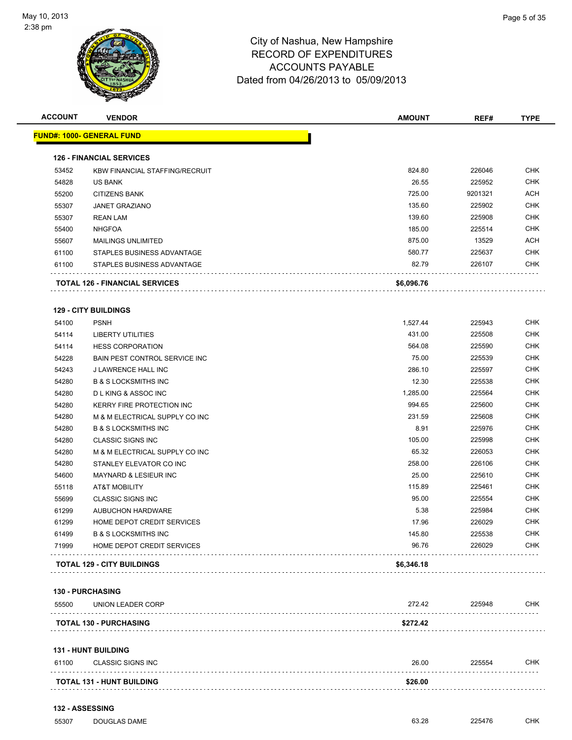# City of Nashua, New Hampshire
## RECORD OF EXPENDITURES
## ACCOUNTS PAYABLE
### Dated from 04/26/2013 to 05/09/2013

| ACCOUNT | VENDOR | AMOUNT | REF# | TYPE |
|---|---|---|---|---|
| **FUND#: 1000- GENERAL FUND** | | | | |
| **126 - FINANCIAL SERVICES** | | | | |
| 53452 | KBW FINANCIAL STAFFING/RECRUIT | 824.80 | 226046 | CHK |
| 54828 | US BANK | 26.55 | 225952 | CHK |
| 55200 | CITIZENS BANK | 725.00 | 9201321 | ACH |
| 55307 | JANET GRAZIANO | 135.60 | 225902 | CHK |
| 55307 | REAN LAM | 139.60 | 225908 | CHK |
| 55400 | NHGFOA | 185.00 | 225514 | CHK |
| 55607 | MAILINGS UNLIMITED | 875.00 | 13529 | ACH |
| 61100 | STAPLES BUSINESS ADVANTAGE | 580.77 | 225637 | CHK |
| 61100 | STAPLES BUSINESS ADVANTAGE | 82.79 | 226107 | CHK |
| **TOTAL 126 - FINANCIAL SERVICES** | | **$6,096.76** | | |
| **129 - CITY BUILDINGS** | | | | |
| 54100 | PSNH | 1,527.44 | 225943 | CHK |
| 54114 | LIBERTY UTILITIES | 431.00 | 225508 | CHK |
| 54114 | HESS CORPORATION | 564.08 | 225590 | CHK |
| 54228 | BAIN PEST CONTROL SERVICE INC | 75.00 | 225539 | CHK |
| 54243 | J LAWRENCE HALL INC | 286.10 | 225597 | CHK |
| 54280 | B & S LOCKSMITHS INC | 12.30 | 225538 | CHK |
| 54280 | D L KING & ASSOC INC | 1,285.00 | 225564 | CHK |
| 54280 | KERRY FIRE PROTECTION INC | 994.65 | 225600 | CHK |
| 54280 | M & M ELECTRICAL SUPPLY CO INC | 231.59 | 225608 | CHK |
| 54280 | B & S LOCKSMITHS INC | 8.91 | 225976 | CHK |
| 54280 | CLASSIC SIGNS INC | 105.00 | 225998 | CHK |
| 54280 | M & M ELECTRICAL SUPPLY CO INC | 65.32 | 226053 | CHK |
| 54280 | STANLEY ELEVATOR CO INC | 258.00 | 226106 | CHK |
| 54600 | MAYNARD & LESIEUR INC | 25.00 | 225610 | CHK |
| 55118 | AT&T MOBILITY | 115.89 | 225461 | CHK |
| 55699 | CLASSIC SIGNS INC | 95.00 | 225554 | CHK |
| 61299 | AUBUCHON HARDWARE | 5.38 | 225984 | CHK |
| 61299 | HOME DEPOT CREDIT SERVICES | 17.96 | 226029 | CHK |
| 61499 | B & S LOCKSMITHS INC | 145.80 | 225538 | CHK |
| 71999 | HOME DEPOT CREDIT SERVICES | 96.76 | 226029 | CHK |
| **TOTAL 129 - CITY BUILDINGS** | | **$6,346.18** | | |
| **130 - PURCHASING** | | | | |
| 55500 | UNION LEADER CORP | 272.42 | 225948 | CHK |
| **TOTAL 130 - PURCHASING** | | **$272.42** | | |
| **131 - HUNT BUILDING** | | | | |
| 61100 | CLASSIC SIGNS INC | 26.00 | 225554 | CHK |
| **TOTAL 131 - HUNT BUILDING** | | **$26.00** | | |
| **132 - ASSESSING** | | | | |
| 55307 | DOUGLAS DAME | 63.28 | 225476 | CHK |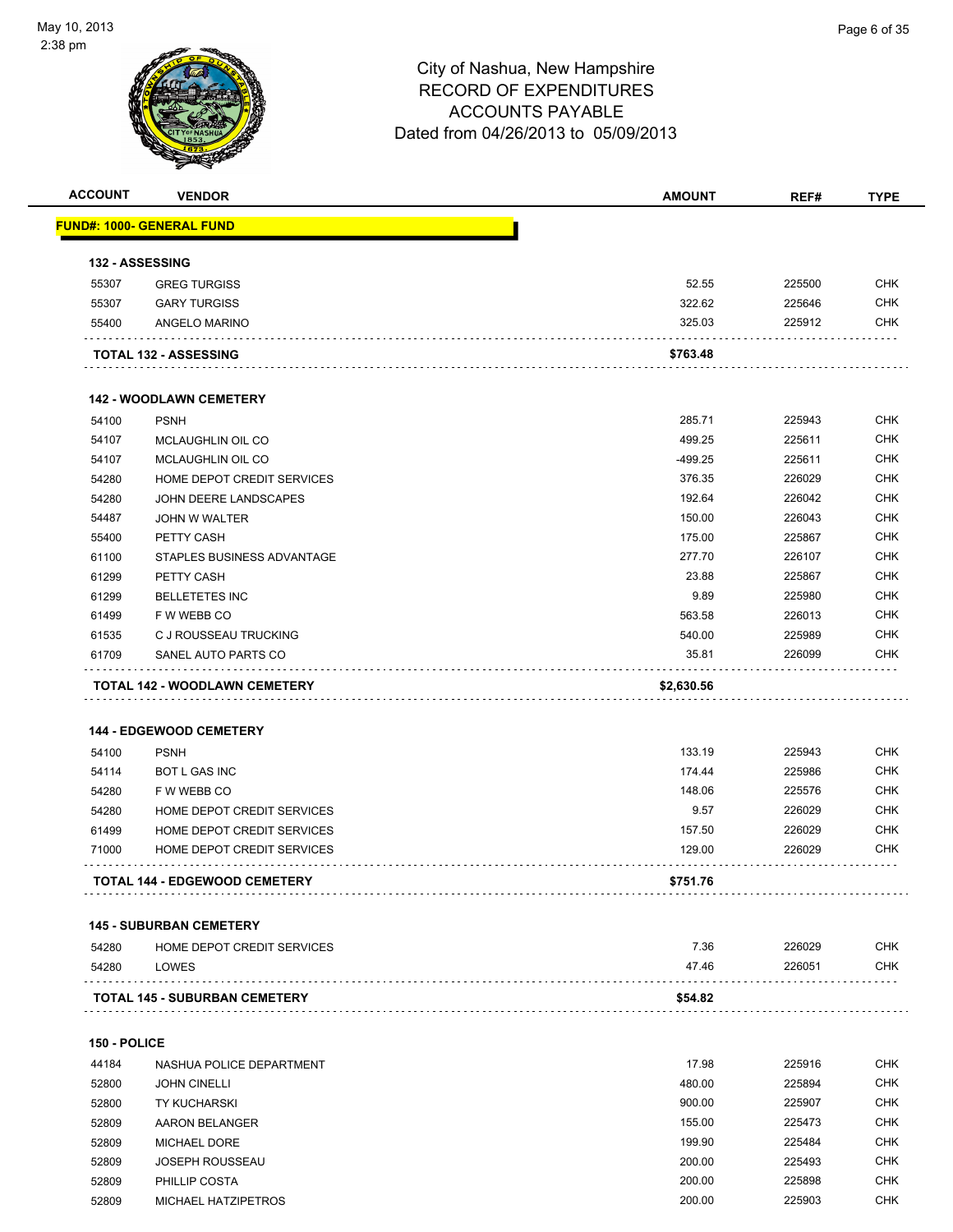# City of Nashua, New Hampshire
## RECORD OF EXPENDITURES
## ACCOUNTS PAYABLE
### Dated from 04/26/2013 to 05/09/2013

| ACCOUNT | VENDOR | AMOUNT | REF# | TYPE |
|---|---|---|---|---|
| **FUND#: 1000- GENERAL FUND** | | | | |
| **132 - ASSESSING** | | | | |
| 55307 | GREG TURGISS | 52.55 | 225500 | CHK |
| 55307 | GARY TURGISS | 322.62 | 225646 | CHK |
| 55400 | ANGELO MARINO | 325.03 | 225912 | CHK |
| | **TOTAL 132 - ASSESSING** | **$763.48** | | |
| **142 - WOODLAWN CEMETERY** | | | | |
| 54100 | PSNH | 285.71 | 225943 | CHK |
| 54107 | MCLAUGHLIN OIL CO | 499.25 | 225611 | CHK |
| 54107 | MCLAUGHLIN OIL CO | -499.25 | 225611 | CHK |
| 54280 | HOME DEPOT CREDIT SERVICES | 376.35 | 226029 | CHK |
| 54280 | JOHN DEERE LANDSCAPES | 192.64 | 226042 | CHK |
| 54487 | JOHN W WALTER | 150.00 | 226043 | CHK |
| 55400 | PETTY CASH | 175.00 | 225867 | CHK |
| 61100 | STAPLES BUSINESS ADVANTAGE | 277.70 | 226107 | CHK |
| 61299 | PETTY CASH | 23.88 | 225867 | CHK |
| 61299 | BELLETETES INC | 9.89 | 225980 | CHK |
| 61499 | F W WEBB CO | 563.58 | 226013 | CHK |
| 61535 | C J ROUSSEAU TRUCKING | 540.00 | 225989 | CHK |
| 61709 | SANEL AUTO PARTS CO | 35.81 | 226099 | CHK |
| | **TOTAL 142 - WOODLAWN CEMETERY** | **$2,630.56** | | |
| **144 - EDGEWOOD CEMETERY** | | | | |
| 54100 | PSNH | 133.19 | 225943 | CHK |
| 54114 | BOT L GAS INC | 174.44 | 225986 | CHK |
| 54280 | F W WEBB CO | 148.06 | 225576 | CHK |
| 54280 | HOME DEPOT CREDIT SERVICES | 9.57 | 226029 | CHK |
| 61499 | HOME DEPOT CREDIT SERVICES | 157.50 | 226029 | CHK |
| 71000 | HOME DEPOT CREDIT SERVICES | 129.00 | 226029 | CHK |
| | **TOTAL 144 - EDGEWOOD CEMETERY** | **$751.76** | | |
| **145 - SUBURBAN CEMETERY** | | | | |
| 54280 | HOME DEPOT CREDIT SERVICES | 7.36 | 226029 | CHK |
| 54280 | LOWES | 47.46 | 226051 | CHK |
| | **TOTAL 145 - SUBURBAN CEMETERY** | **$54.82** | | |
| **150 - POLICE** | | | | |
| 44184 | NASHUA POLICE DEPARTMENT | 17.98 | 225916 | CHK |
| 52800 | JOHN CINELLI | 480.00 | 225894 | CHK |
| 52800 | TY KUCHARSKI | 900.00 | 225907 | CHK |
| 52809 | AARON BELANGER | 155.00 | 225473 | CHK |
| 52809 | MICHAEL DORE | 199.90 | 225484 | CHK |
| 52809 | JOSEPH ROUSSEAU | 200.00 | 225493 | CHK |
| 52809 | PHILLIP COSTA | 200.00 | 225898 | CHK |
| 52809 | MICHAEL HATZIPETROS | 200.00 | 225903 | CHK |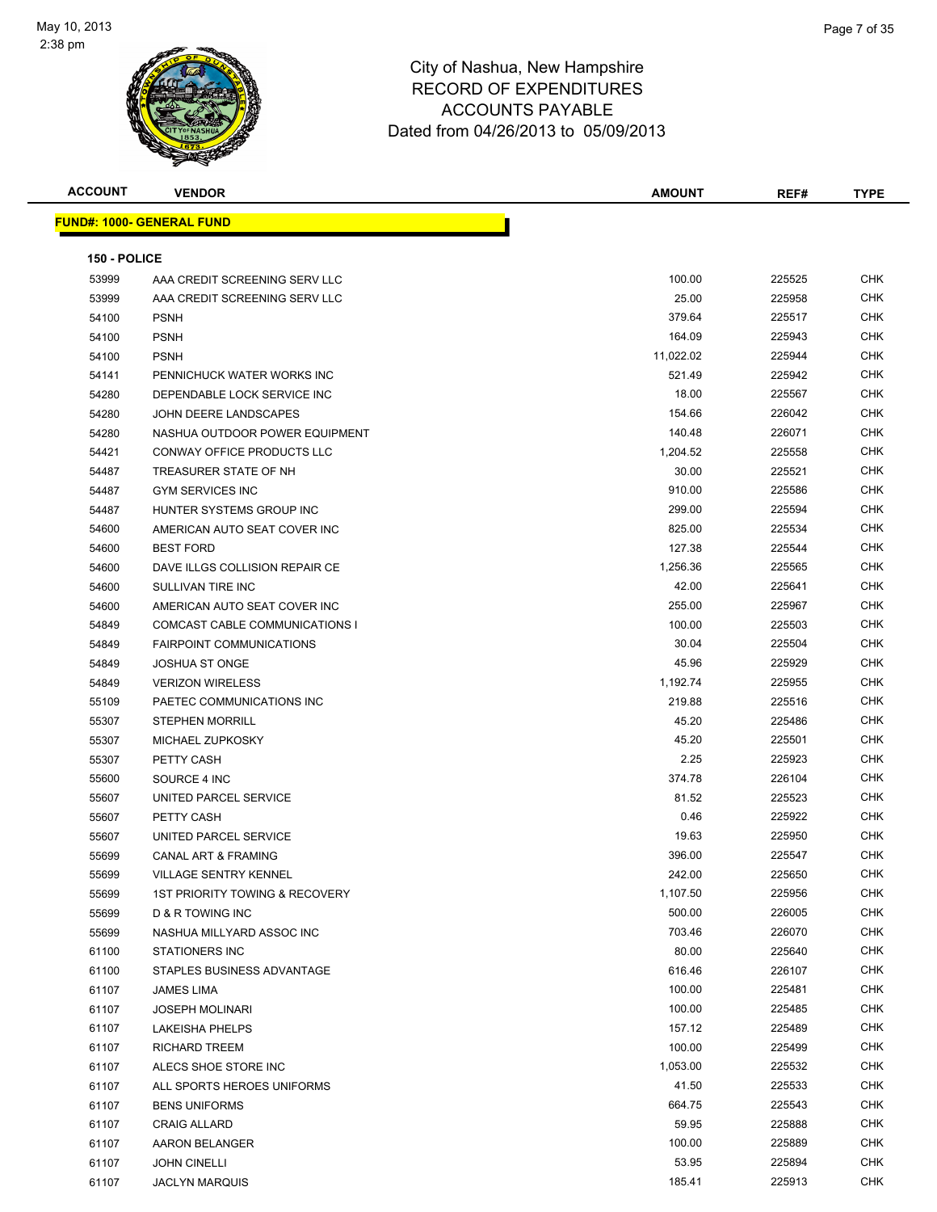# City of Nashua, New Hampshire
## RECORD OF EXPENDITURES
## ACCOUNTS PAYABLE
### Dated from 04/26/2013 to 05/09/2013

| ACCOUNT | VENDOR | AMOUNT | REF# | TYPE |
|---|---|---|---|---|

**FUND#: 1000- GENERAL FUND**

**150 - POLICE**

| ACCOUNT | VENDOR | AMOUNT | REF# | TYPE |
|---|---|---|---|---|
| 53999 | AAA CREDIT SCREENING SERV LLC | 100.00 | 225525 | CHK |
| 53999 | AAA CREDIT SCREENING SERV LLC | 25.00 | 225958 | CHK |
| 54100 | PSNH | 379.64 | 225517 | CHK |
| 54100 | PSNH | 164.09 | 225943 | CHK |
| 54100 | PSNH | 11,022.02 | 225944 | CHK |
| 54141 | PENNICHUCK WATER WORKS INC | 521.49 | 225942 | CHK |
| 54280 | DEPENDABLE LOCK SERVICE INC | 18.00 | 225567 | CHK |
| 54280 | JOHN DEERE LANDSCAPES | 154.66 | 226042 | CHK |
| 54280 | NASHUA OUTDOOR POWER EQUIPMENT | 140.48 | 226071 | CHK |
| 54421 | CONWAY OFFICE PRODUCTS LLC | 1,204.52 | 225558 | CHK |
| 54487 | TREASURER STATE OF NH | 30.00 | 225521 | CHK |
| 54487 | GYM SERVICES INC | 910.00 | 225586 | CHK |
| 54487 | HUNTER SYSTEMS GROUP INC | 299.00 | 225594 | CHK |
| 54600 | AMERICAN AUTO SEAT COVER INC | 825.00 | 225534 | CHK |
| 54600 | BEST FORD | 127.38 | 225544 | CHK |
| 54600 | DAVE ILLGS COLLISION REPAIR CE | 1,256.36 | 225565 | CHK |
| 54600 | SULLIVAN TIRE INC | 42.00 | 225641 | CHK |
| 54600 | AMERICAN AUTO SEAT COVER INC | 255.00 | 225967 | CHK |
| 54849 | COMCAST CABLE COMMUNICATIONS I | 100.00 | 225503 | CHK |
| 54849 | FAIRPOINT COMMUNICATIONS | 30.04 | 225504 | CHK |
| 54849 | JOSHUA ST ONGE | 45.96 | 225929 | CHK |
| 54849 | VERIZON WIRELESS | 1,192.74 | 225955 | CHK |
| 55109 | PAETEC COMMUNICATIONS INC | 219.88 | 225516 | CHK |
| 55307 | STEPHEN MORRILL | 45.20 | 225486 | CHK |
| 55307 | MICHAEL ZUPKOSKY | 45.20 | 225501 | CHK |
| 55307 | PETTY CASH | 2.25 | 225923 | CHK |
| 55600 | SOURCE 4 INC | 374.78 | 226104 | CHK |
| 55607 | UNITED PARCEL SERVICE | 81.52 | 225523 | CHK |
| 55607 | PETTY CASH | 0.46 | 225922 | CHK |
| 55607 | UNITED PARCEL SERVICE | 19.63 | 225950 | CHK |
| 55699 | CANAL ART & FRAMING | 396.00 | 225547 | CHK |
| 55699 | VILLAGE SENTRY KENNEL | 242.00 | 225650 | CHK |
| 55699 | 1ST PRIORITY TOWING & RECOVERY | 1,107.50 | 225956 | CHK |
| 55699 | D & R TOWING INC | 500.00 | 226005 | CHK |
| 55699 | NASHUA MILLYARD ASSOC INC | 703.46 | 226070 | CHK |
| 61100 | STATIONERS INC | 80.00 | 225640 | CHK |
| 61100 | STAPLES BUSINESS ADVANTAGE | 616.46 | 226107 | CHK |
| 61107 | JAMES LIMA | 100.00 | 225481 | CHK |
| 61107 | JOSEPH MOLINARI | 100.00 | 225485 | CHK |
| 61107 | LAKEISHA PHELPS | 157.12 | 225489 | CHK |
| 61107 | RICHARD TREEM | 100.00 | 225499 | CHK |
| 61107 | ALECS SHOE STORE INC | 1,053.00 | 225532 | CHK |
| 61107 | ALL SPORTS HEROES UNIFORMS | 41.50 | 225533 | CHK |
| 61107 | BENS UNIFORMS | 664.75 | 225543 | CHK |
| 61107 | CRAIG ALLARD | 59.95 | 225888 | CHK |
| 61107 | AARON BELANGER | 100.00 | 225889 | CHK |
| 61107 | JOHN CINELLI | 53.95 | 225894 | CHK |
| 61107 | JACLYN MARQUIS | 185.41 | 225913 | CHK |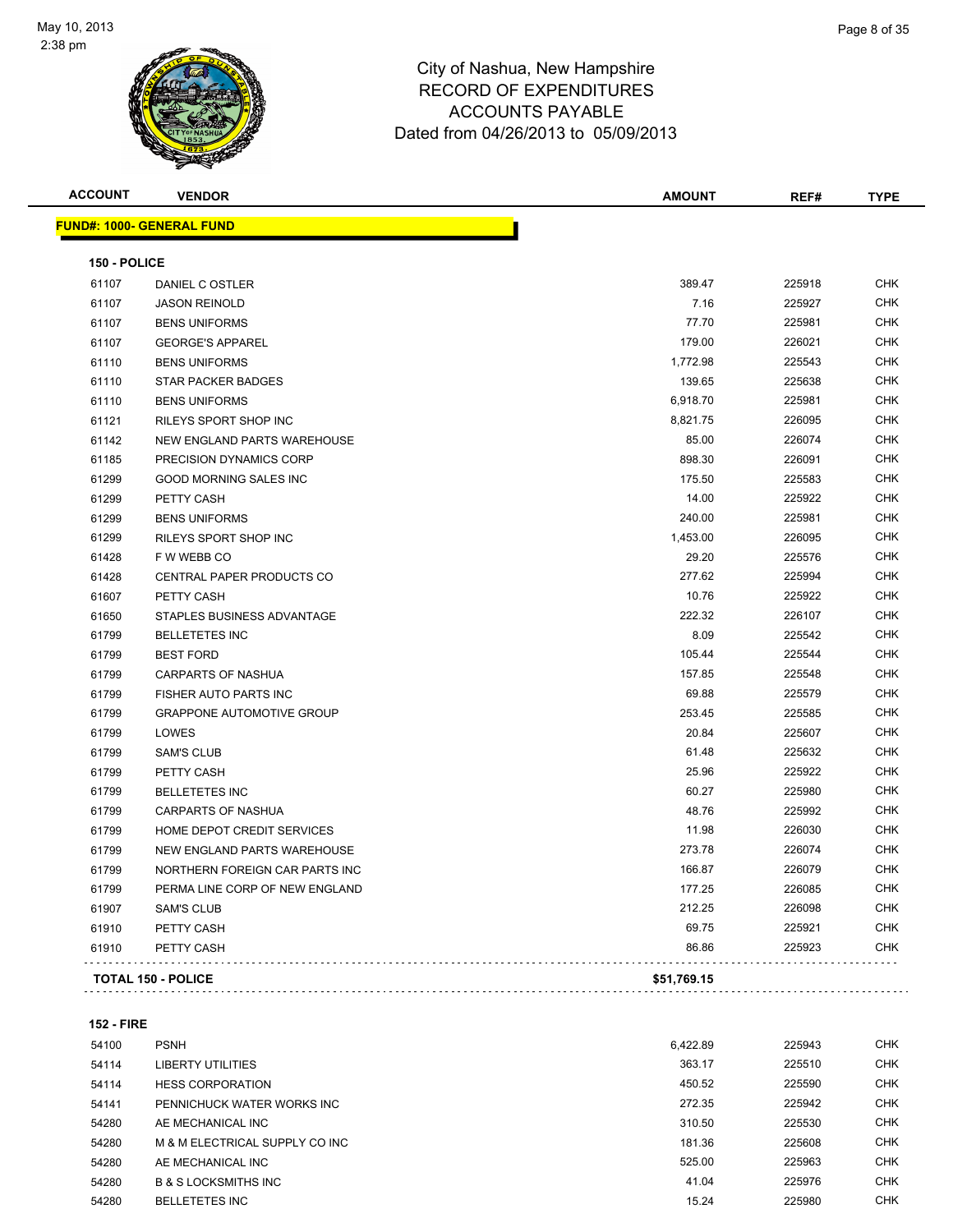City of Nashua, New Hampshire
RECORD OF EXPENDITURES
ACCOUNTS PAYABLE
Dated from 04/26/2013 to 05/09/2013

| ACCOUNT | VENDOR | AMOUNT | REF# | TYPE |
|---|---|---|---|---|

**FUND#: 1000- GENERAL FUND**

**150 - POLICE**

| ACCOUNT | VENDOR | AMOUNT | REF# | TYPE |
|---|---|---|---|---|
| 61107 | DANIEL C OSTLER | 389.47 | 225918 | CHK |
| 61107 | JASON REINOLD | 7.16 | 225927 | CHK |
| 61107 | BENS UNIFORMS | 77.70 | 225981 | CHK |
| 61107 | GEORGE'S APPAREL | 179.00 | 226021 | CHK |
| 61110 | BENS UNIFORMS | 1,772.98 | 225543 | CHK |
| 61110 | STAR PACKER BADGES | 139.65 | 225638 | CHK |
| 61110 | BENS UNIFORMS | 6,918.70 | 225981 | CHK |
| 61121 | RILEYS SPORT SHOP INC | 8,821.75 | 226095 | CHK |
| 61142 | NEW ENGLAND PARTS WAREHOUSE | 85.00 | 226074 | CHK |
| 61185 | PRECISION DYNAMICS CORP | 898.30 | 226091 | CHK |
| 61299 | GOOD MORNING SALES INC | 175.50 | 225583 | CHK |
| 61299 | PETTY CASH | 14.00 | 225922 | CHK |
| 61299 | BENS UNIFORMS | 240.00 | 225981 | CHK |
| 61299 | RILEYS SPORT SHOP INC | 1,453.00 | 226095 | CHK |
| 61428 | F W WEBB CO | 29.20 | 225576 | CHK |
| 61428 | CENTRAL PAPER PRODUCTS CO | 277.62 | 225994 | CHK |
| 61607 | PETTY CASH | 10.76 | 225922 | CHK |
| 61650 | STAPLES BUSINESS ADVANTAGE | 222.32 | 226107 | CHK |
| 61799 | BELLETETES INC | 8.09 | 225542 | CHK |
| 61799 | BEST FORD | 105.44 | 225544 | CHK |
| 61799 | CARPARTS OF NASHUA | 157.85 | 225548 | CHK |
| 61799 | FISHER AUTO PARTS INC | 69.88 | 225579 | CHK |
| 61799 | GRAPPONE AUTOMOTIVE GROUP | 253.45 | 225585 | CHK |
| 61799 | LOWES | 20.84 | 225607 | CHK |
| 61799 | SAM'S CLUB | 61.48 | 225632 | CHK |
| 61799 | PETTY CASH | 25.96 | 225922 | CHK |
| 61799 | BELLETETES INC | 60.27 | 225980 | CHK |
| 61799 | CARPARTS OF NASHUA | 48.76 | 225992 | CHK |
| 61799 | HOME DEPOT CREDIT SERVICES | 11.98 | 226030 | CHK |
| 61799 | NEW ENGLAND PARTS WAREHOUSE | 273.78 | 226074 | CHK |
| 61799 | NORTHERN FOREIGN CAR PARTS INC | 166.87 | 226079 | CHK |
| 61799 | PERMA LINE CORP OF NEW ENGLAND | 177.25 | 226085 | CHK |
| 61907 | SAM'S CLUB | 212.25 | 226098 | CHK |
| 61910 | PETTY CASH | 69.75 | 225921 | CHK |
| 61910 | PETTY CASH | 86.86 | 225923 | CHK |
| | **TOTAL 150 - POLICE** | **$51,769.15** | | |

**152 - FIRE**

| ACCOUNT | VENDOR | AMOUNT | REF# | TYPE |
|---|---|---|---|---|
| 54100 | PSNH | 6,422.89 | 225943 | CHK |
| 54114 | LIBERTY UTILITIES | 363.17 | 225510 | CHK |
| 54114 | HESS CORPORATION | 450.52 | 225590 | CHK |
| 54141 | PENNICHUCK WATER WORKS INC | 272.35 | 225942 | CHK |
| 54280 | AE MECHANICAL INC | 310.50 | 225530 | CHK |
| 54280 | M & M ELECTRICAL SUPPLY CO INC | 181.36 | 225608 | CHK |
| 54280 | AE MECHANICAL INC | 525.00 | 225963 | CHK |
| 54280 | B & S LOCKSMITHS INC | 41.04 | 225976 | CHK |
| 54280 | BELLETETES INC | 15.24 | 225980 | CHK |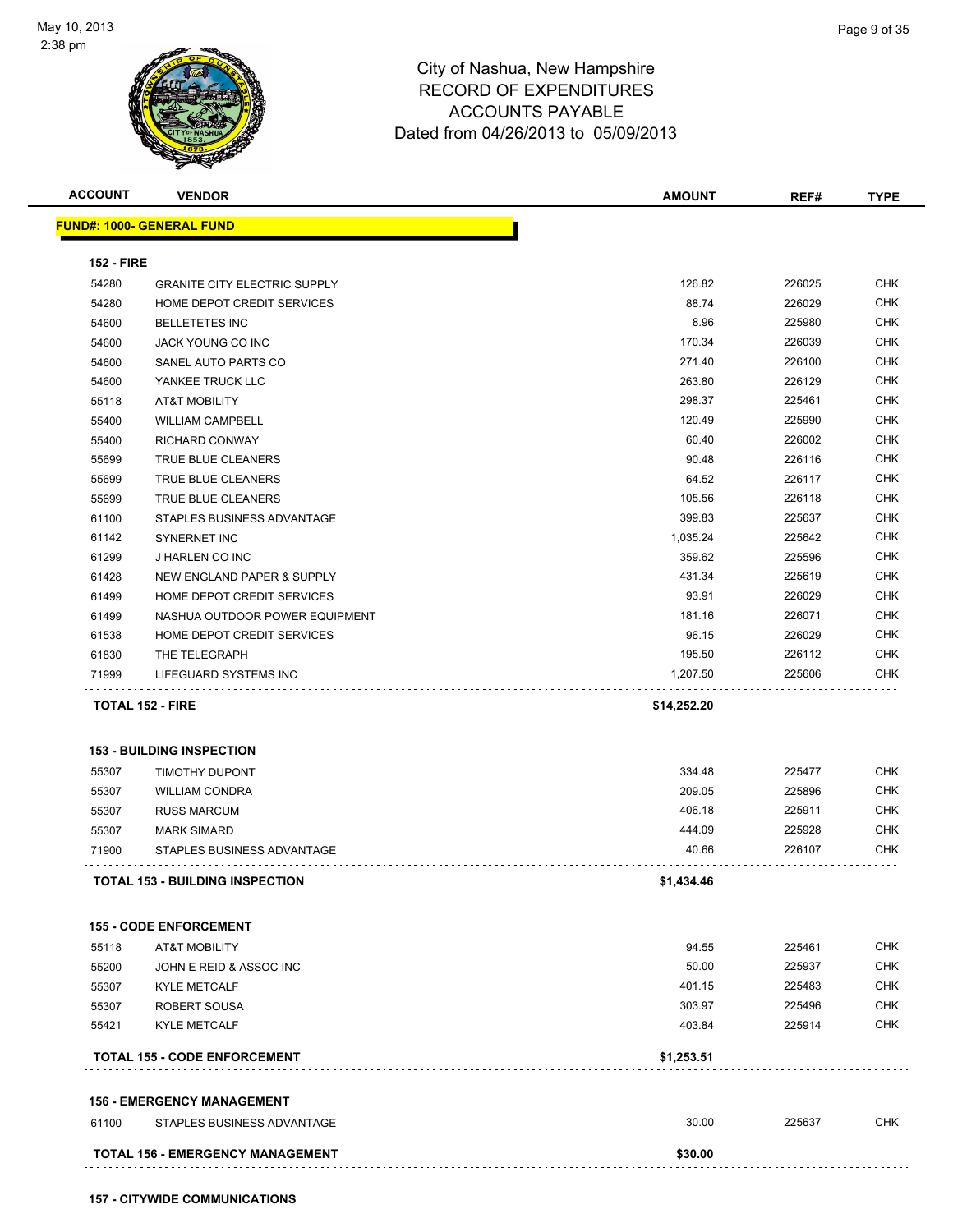# City of Nashua, New Hampshire
## RECORD OF EXPENDITURES
## ACCOUNTS PAYABLE
### Dated from 04/26/2013 to 05/09/2013

| ACCOUNT | VENDOR | AMOUNT | REF# | TYPE |
|---|---|---|---|---|
| **FUND#: 1000- GENERAL FUND** | | | | |
| **152 - FIRE** | | | | |
| 54280 | GRANITE CITY ELECTRIC SUPPLY | 126.82 | 226025 | CHK |
| 54280 | HOME DEPOT CREDIT SERVICES | 88.74 | 226029 | CHK |
| 54600 | BELLETETES INC | 8.96 | 225980 | CHK |
| 54600 | JACK YOUNG CO INC | 170.34 | 226039 | CHK |
| 54600 | SANEL AUTO PARTS CO | 271.40 | 226100 | CHK |
| 54600 | YANKEE TRUCK LLC | 263.80 | 226129 | CHK |
| 55118 | AT&T MOBILITY | 298.37 | 225461 | CHK |
| 55400 | WILLIAM CAMPBELL | 120.49 | 225990 | CHK |
| 55400 | RICHARD CONWAY | 60.40 | 226002 | CHK |
| 55699 | TRUE BLUE CLEANERS | 90.48 | 226116 | CHK |
| 55699 | TRUE BLUE CLEANERS | 64.52 | 226117 | CHK |
| 55699 | TRUE BLUE CLEANERS | 105.56 | 226118 | CHK |
| 61100 | STAPLES BUSINESS ADVANTAGE | 399.83 | 225637 | CHK |
| 61142 | SYNERNET INC | 1,035.24 | 225642 | CHK |
| 61299 | J HARLEN CO INC | 359.62 | 225596 | CHK |
| 61428 | NEW ENGLAND PAPER & SUPPLY | 431.34 | 225619 | CHK |
| 61499 | HOME DEPOT CREDIT SERVICES | 93.91 | 226029 | CHK |
| 61499 | NASHUA OUTDOOR POWER EQUIPMENT | 181.16 | 226071 | CHK |
| 61538 | HOME DEPOT CREDIT SERVICES | 96.15 | 226029 | CHK |
| 61830 | THE TELEGRAPH | 195.50 | 226112 | CHK |
| 71999 | LIFEGUARD SYSTEMS INC | 1,207.50 | 225606 | CHK |
| **TOTAL 152 - FIRE** | | **$14,252.20** | | |
| **153 - BUILDING INSPECTION** | | | | |
| 55307 | TIMOTHY DUPONT | 334.48 | 225477 | CHK |
| 55307 | WILLIAM CONDRA | 209.05 | 225896 | CHK |
| 55307 | RUSS MARCUM | 406.18 | 225911 | CHK |
| 55307 | MARK SIMARD | 444.09 | 225928 | CHK |
| 71900 | STAPLES BUSINESS ADVANTAGE | 40.66 | 226107 | CHK |
| **TOTAL 153 - BUILDING INSPECTION** | | **$1,434.46** | | |
| **155 - CODE ENFORCEMENT** | | | | |
| 55118 | AT&T MOBILITY | 94.55 | 225461 | CHK |
| 55200 | JOHN E REID & ASSOC INC | 50.00 | 225937 | CHK |
| 55307 | KYLE METCALF | 401.15 | 225483 | CHK |
| 55307 | ROBERT SOUSA | 303.97 | 225496 | CHK |
| 55421 | KYLE METCALF | 403.84 | 225914 | CHK |
| **TOTAL 155 - CODE ENFORCEMENT** | | **$1,253.51** | | |
| **156 - EMERGENCY MANAGEMENT** | | | | |
| 61100 | STAPLES BUSINESS ADVANTAGE | 30.00 | 225637 | CHK |
| **TOTAL 156 - EMERGENCY MANAGEMENT** | | **$30.00** | | |

**157 - CITYWIDE COMMUNICATIONS**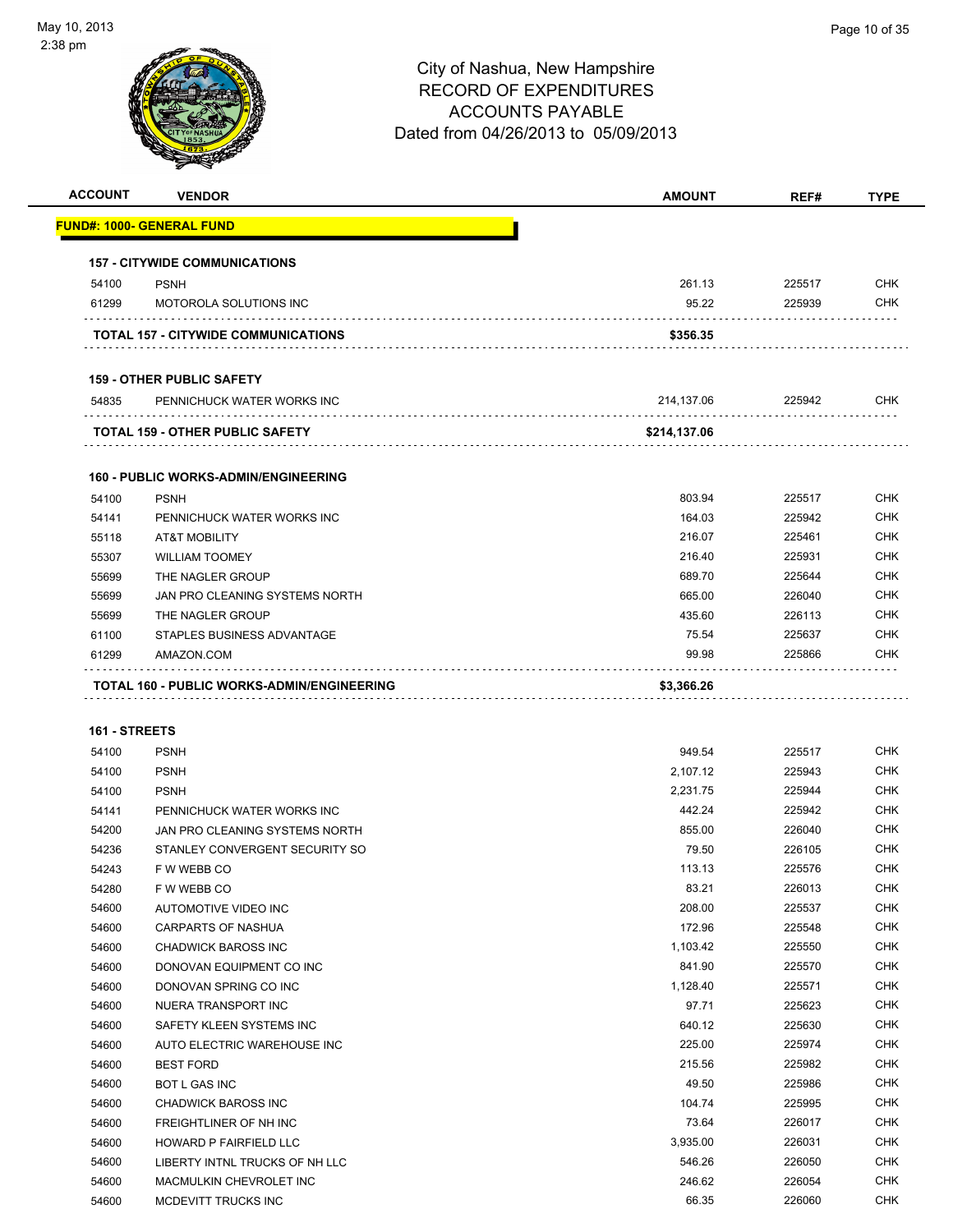May 10, 2013
2:38 pm

# City of Nashua, New Hampshire
## RECORD OF EXPENDITURES
## ACCOUNTS PAYABLE
## Dated from 04/26/2013 to 05/09/2013

| ACCOUNT | VENDOR | AMOUNT | REF# | TYPE |
|---|---|---|---|---|
| **FUND#: 1000- GENERAL FUND** | | | | |
| **157 - CITYWIDE COMMUNICATIONS** | | | | |
| 54100 | PSNH | 261.13 | 225517 | CHK |
| 61299 | MOTOROLA SOLUTIONS INC | 95.22 | 225939 | CHK |
| | **TOTAL 157 - CITYWIDE COMMUNICATIONS** | **$356.35** | | |
| **159 - OTHER PUBLIC SAFETY** | | | | |
| 54835 | PENNICHUCK WATER WORKS INC | 214,137.06 | 225942 | CHK |
| | **TOTAL 159 - OTHER PUBLIC SAFETY** | **$214,137.06** | | |
| **160 - PUBLIC WORKS-ADMIN/ENGINEERING** | | | | |
| 54100 | PSNH | 803.94 | 225517 | CHK |
| 54141 | PENNICHUCK WATER WORKS INC | 164.03 | 225942 | CHK |
| 55118 | AT&T MOBILITY | 216.07 | 225461 | CHK |
| 55307 | WILLIAM TOOMEY | 216.40 | 225931 | CHK |
| 55699 | THE NAGLER GROUP | 689.70 | 225644 | CHK |
| 55699 | JAN PRO CLEANING SYSTEMS NORTH | 665.00 | 226040 | CHK |
| 55699 | THE NAGLER GROUP | 435.60 | 226113 | CHK |
| 61100 | STAPLES BUSINESS ADVANTAGE | 75.54 | 225637 | CHK |
| 61299 | AMAZON.COM | 99.98 | 225866 | CHK |
| | **TOTAL 160 - PUBLIC WORKS-ADMIN/ENGINEERING** | **$3,366.26** | | |
| **161 - STREETS** | | | | |
| 54100 | PSNH | 949.54 | 225517 | CHK |
| 54100 | PSNH | 2,107.12 | 225943 | CHK |
| 54100 | PSNH | 2,231.75 | 225944 | CHK |
| 54141 | PENNICHUCK WATER WORKS INC | 442.24 | 225942 | CHK |
| 54200 | JAN PRO CLEANING SYSTEMS NORTH | 855.00 | 226040 | CHK |
| 54236 | STANLEY CONVERGENT SECURITY SO | 79.50 | 226105 | CHK |
| 54243 | F W WEBB CO | 113.13 | 225576 | CHK |
| 54280 | F W WEBB CO | 83.21 | 226013 | CHK |
| 54600 | AUTOMOTIVE VIDEO INC | 208.00 | 225537 | CHK |
| 54600 | CARPARTS OF NASHUA | 172.96 | 225548 | CHK |
| 54600 | CHADWICK BAROSS INC | 1,103.42 | 225550 | CHK |
| 54600 | DONOVAN EQUIPMENT CO INC | 841.90 | 225570 | CHK |
| 54600 | DONOVAN SPRING CO INC | 1,128.40 | 225571 | CHK |
| 54600 | NUERA TRANSPORT INC | 97.71 | 225623 | CHK |
| 54600 | SAFETY KLEEN SYSTEMS INC | 640.12 | 225630 | CHK |
| 54600 | AUTO ELECTRIC WAREHOUSE INC | 225.00 | 225974 | CHK |
| 54600 | BEST FORD | 215.56 | 225982 | CHK |
| 54600 | BOT L GAS INC | 49.50 | 225986 | CHK |
| 54600 | CHADWICK BAROSS INC | 104.74 | 225995 | CHK |
| 54600 | FREIGHTLINER OF NH INC | 73.64 | 226017 | CHK |
| 54600 | HOWARD P FAIRFIELD LLC | 3,935.00 | 226031 | CHK |
| 54600 | LIBERTY INTNL TRUCKS OF NH LLC | 546.26 | 226050 | CHK |
| 54600 | MACMULKIN CHEVROLET INC | 246.62 | 226054 | CHK |
| 54600 | MCDEVITT TRUCKS INC | 66.35 | 226060 | CHK |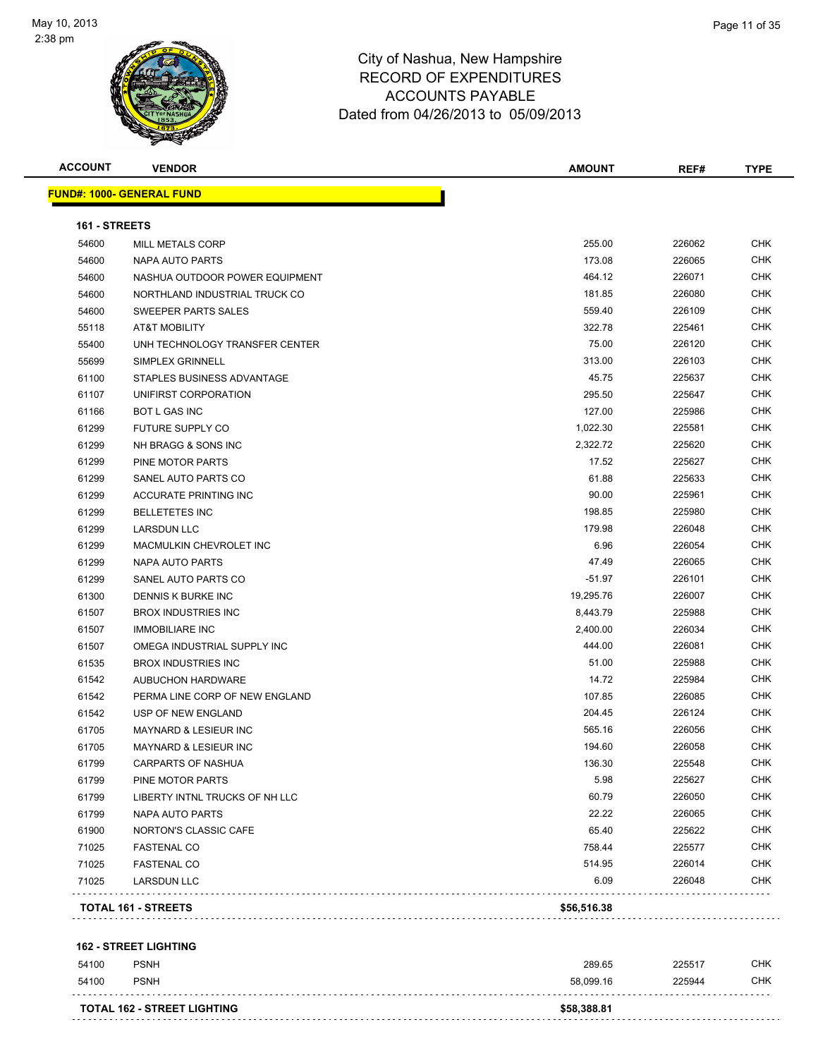# City of Nashua, New Hampshire
# RECORD OF EXPENDITURES
# ACCOUNTS PAYABLE
Dated from 04/26/2013 to 05/09/2013

| ACCOUNT | VENDOR | AMOUNT | REF# | TYPE |
|---|---|---|---|---|

**FUND#: 1000- GENERAL FUND**

**161 - STREETS**

| ACCOUNT | VENDOR | AMOUNT | REF# | TYPE |
|---|---|---|---|---|
| 54600 | MILL METALS CORP | 255.00 | 226062 | CHK |
| 54600 | NAPA AUTO PARTS | 173.08 | 226065 | CHK |
| 54600 | NASHUA OUTDOOR POWER EQUIPMENT | 464.12 | 226071 | CHK |
| 54600 | NORTHLAND INDUSTRIAL TRUCK CO | 181.85 | 226080 | CHK |
| 54600 | SWEEPER PARTS SALES | 559.40 | 226109 | CHK |
| 55118 | AT&T MOBILITY | 322.78 | 225461 | CHK |
| 55400 | UNH TECHNOLOGY TRANSFER CENTER | 75.00 | 226120 | CHK |
| 55699 | SIMPLEX GRINNELL | 313.00 | 226103 | CHK |
| 61100 | STAPLES BUSINESS ADVANTAGE | 45.75 | 225637 | CHK |
| 61107 | UNIFIRST CORPORATION | 295.50 | 225647 | CHK |
| 61166 | BOT L GAS INC | 127.00 | 225986 | CHK |
| 61299 | FUTURE SUPPLY CO | 1,022.30 | 225581 | CHK |
| 61299 | NH BRAGG & SONS INC | 2,322.72 | 225620 | CHK |
| 61299 | PINE MOTOR PARTS | 17.52 | 225627 | CHK |
| 61299 | SANEL AUTO PARTS CO | 61.88 | 225633 | CHK |
| 61299 | ACCURATE PRINTING INC | 90.00 | 225961 | CHK |
| 61299 | BELLETETES INC | 198.85 | 225980 | CHK |
| 61299 | LARSDUN LLC | 179.98 | 226048 | CHK |
| 61299 | MACMULKIN CHEVROLET INC | 6.96 | 226054 | CHK |
| 61299 | NAPA AUTO PARTS | 47.49 | 226065 | CHK |
| 61299 | SANEL AUTO PARTS CO | -51.97 | 226101 | CHK |
| 61300 | DENNIS K BURKE INC | 19,295.76 | 226007 | CHK |
| 61507 | BROX INDUSTRIES INC | 8,443.79 | 225988 | CHK |
| 61507 | IMMOBILIARE INC | 2,400.00 | 226034 | CHK |
| 61507 | OMEGA INDUSTRIAL SUPPLY INC | 444.00 | 226081 | CHK |
| 61535 | BROX INDUSTRIES INC | 51.00 | 225988 | CHK |
| 61542 | AUBUCHON HARDWARE | 14.72 | 225984 | CHK |
| 61542 | PERMA LINE CORP OF NEW ENGLAND | 107.85 | 226085 | CHK |
| 61542 | USP OF NEW ENGLAND | 204.45 | 226124 | CHK |
| 61705 | MAYNARD & LESIEUR INC | 565.16 | 226056 | CHK |
| 61705 | MAYNARD & LESIEUR INC | 194.60 | 226058 | CHK |
| 61799 | CARPARTS OF NASHUA | 136.30 | 225548 | CHK |
| 61799 | PINE MOTOR PARTS | 5.98 | 225627 | CHK |
| 61799 | LIBERTY INTNL TRUCKS OF NH LLC | 60.79 | 226050 | CHK |
| 61799 | NAPA AUTO PARTS | 22.22 | 226065 | CHK |
| 61900 | NORTON'S CLASSIC CAFE | 65.40 | 225622 | CHK |
| 71025 | FASTENAL CO | 758.44 | 225577 | CHK |
| 71025 | FASTENAL CO | 514.95 | 226014 | CHK |
| 71025 | LARSDUN LLC | 6.09 | 226048 | CHK |
| | **TOTAL 161 - STREETS** | **$56,516.38** | | |

**162 - STREET LIGHTING**

| ACCOUNT | VENDOR | AMOUNT | REF# | TYPE |
|---|---|---|---|---|
| 54100 | PSNH | 289.65 | 225517 | CHK |
| 54100 | PSNH | 58,099.16 | 225944 | CHK |
| | **TOTAL 162 - STREET LIGHTING** | **$58,388.81** | | |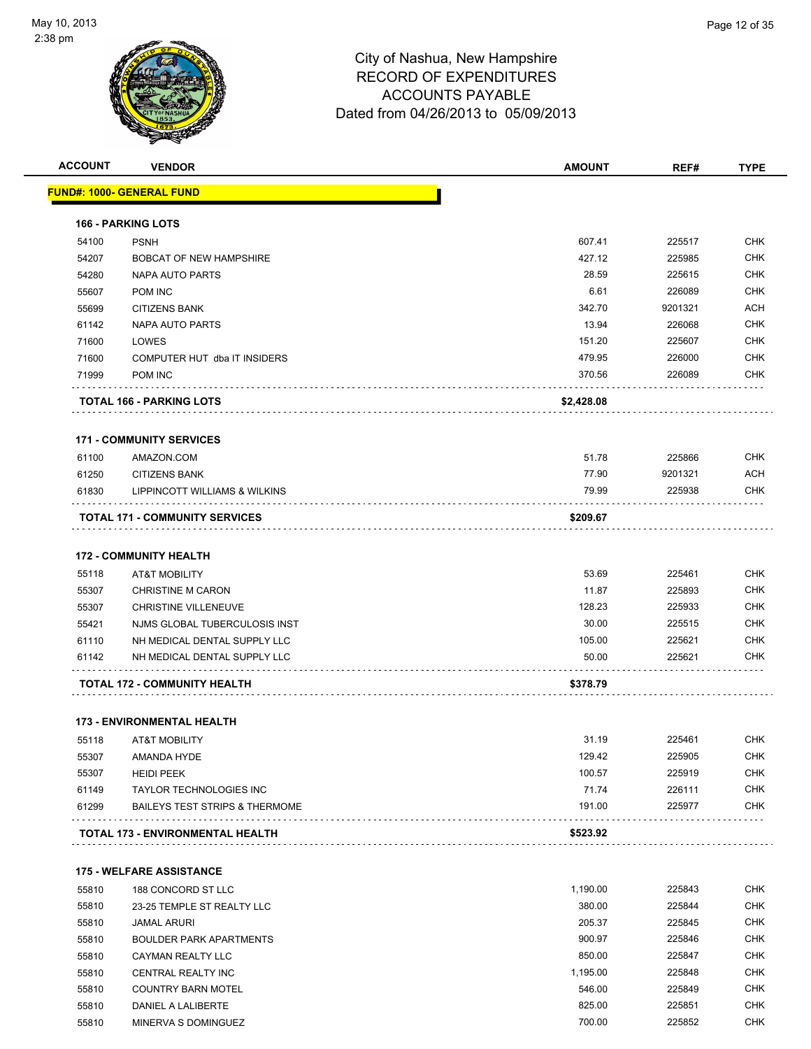City of Nashua, New Hampshire
RECORD OF EXPENDITURES
ACCOUNTS PAYABLE
Dated from 04/26/2013 to 05/09/2013

| ACCOUNT | VENDOR | AMOUNT | REF# | TYPE |
|---|---|---|---|---|
| **FUND#: 1000- GENERAL FUND** | | | | |
| **166 - PARKING LOTS** | | | | |
| 54100 | PSNH | 607.41 | 225517 | CHK |
| 54207 | BOBCAT OF NEW HAMPSHIRE | 427.12 | 225985 | CHK |
| 54280 | NAPA AUTO PARTS | 28.59 | 225615 | CHK |
| 55607 | POM INC | 6.61 | 226089 | CHK |
| 55699 | CITIZENS BANK | 342.70 | 9201321 | ACH |
| 61142 | NAPA AUTO PARTS | 13.94 | 226068 | CHK |
| 71600 | LOWES | 151.20 | 225607 | CHK |
| 71600 | COMPUTER HUT dba IT INSIDERS | 479.95 | 226000 | CHK |
| 71999 | POM INC | 370.56 | 226089 | CHK |
| **TOTAL 166 - PARKING LOTS** | | **$2,428.08** | | |
| **171 - COMMUNITY SERVICES** | | | | |
| 61100 | AMAZON.COM | 51.78 | 225866 | CHK |
| 61250 | CITIZENS BANK | 77.90 | 9201321 | ACH |
| 61830 | LIPPINCOTT WILLIAMS & WILKINS | 79.99 | 225938 | CHK |
| **TOTAL 171 - COMMUNITY SERVICES** | | **$209.67** | | |
| **172 - COMMUNITY HEALTH** | | | | |
| 55118 | AT&T MOBILITY | 53.69 | 225461 | CHK |
| 55307 | CHRISTINE M CARON | 11.87 | 225893 | CHK |
| 55307 | CHRISTINE VILLENEUVE | 128.23 | 225933 | CHK |
| 55421 | NJMS GLOBAL TUBERCULOSIS INST | 30.00 | 225515 | CHK |
| 61110 | NH MEDICAL DENTAL SUPPLY LLC | 105.00 | 225621 | CHK |
| 61142 | NH MEDICAL DENTAL SUPPLY LLC | 50.00 | 225621 | CHK |
| **TOTAL 172 - COMMUNITY HEALTH** | | **$378.79** | | |
| **173 - ENVIRONMENTAL HEALTH** | | | | |
| 55118 | AT&T MOBILITY | 31.19 | 225461 | CHK |
| 55307 | AMANDA HYDE | 129.42 | 225905 | CHK |
| 55307 | HEIDI PEEK | 100.57 | 225919 | CHK |
| 61149 | TAYLOR TECHNOLOGIES INC | 71.74 | 226111 | CHK |
| 61299 | BAILEYS TEST STRIPS & THERMOME | 191.00 | 225977 | CHK |
| **TOTAL 173 - ENVIRONMENTAL HEALTH** | | **$523.92** | | |
| **175 - WELFARE ASSISTANCE** | | | | |
| 55810 | 188 CONCORD ST LLC | 1,190.00 | 225843 | CHK |
| 55810 | 23-25 TEMPLE ST REALTY LLC | 380.00 | 225844 | CHK |
| 55810 | JAMAL ARURI | 205.37 | 225845 | CHK |
| 55810 | BOULDER PARK APARTMENTS | 900.97 | 225846 | CHK |
| 55810 | CAYMAN REALTY LLC | 850.00 | 225847 | CHK |
| 55810 | CENTRAL REALTY INC | 1,195.00 | 225848 | CHK |
| 55810 | COUNTRY BARN MOTEL | 546.00 | 225849 | CHK |
| 55810 | DANIEL A LALIBERTE | 825.00 | 225851 | CHK |
| 55810 | MINERVA S DOMINGUEZ | 700.00 | 225852 | CHK |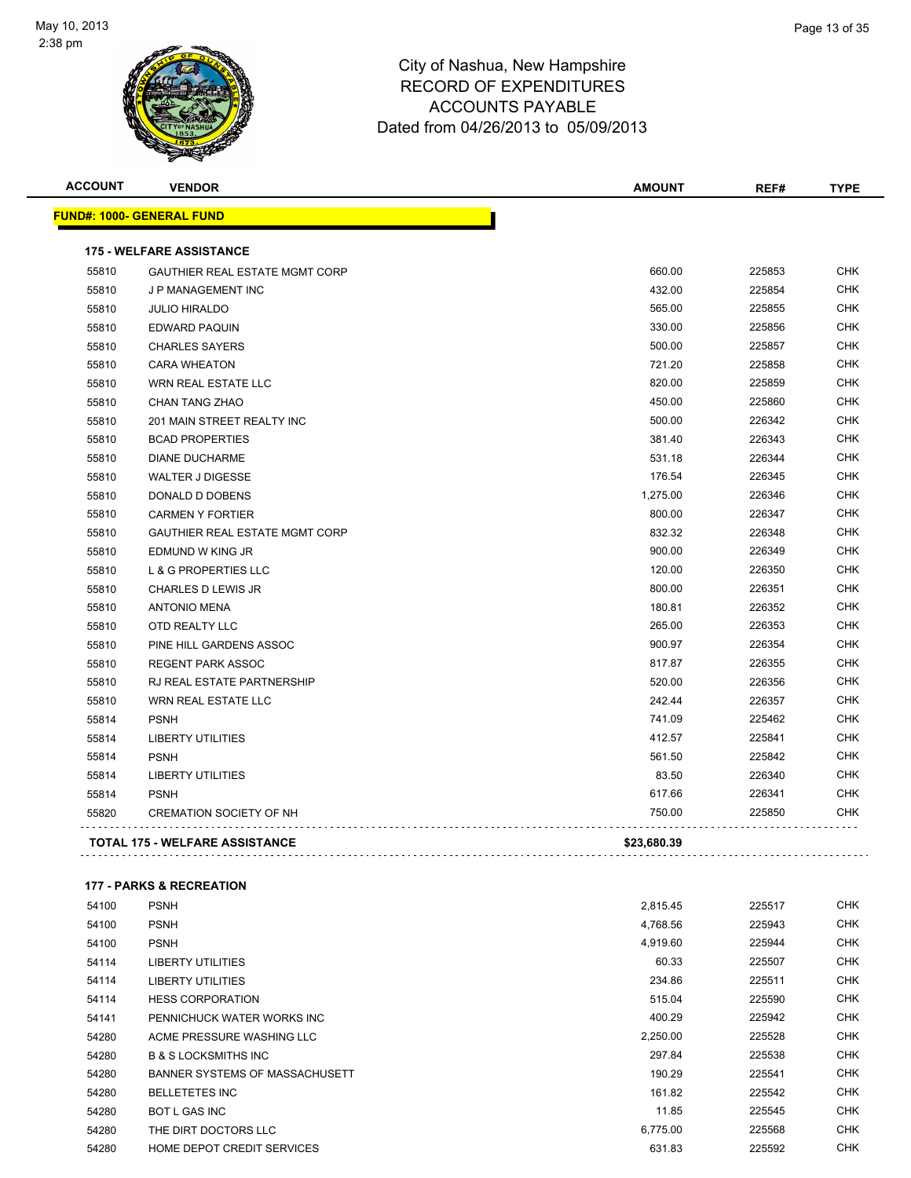# City of Nashua, New Hampshire
## RECORD OF EXPENDITURES
## ACCOUNTS PAYABLE
### Dated from 04/26/2013 to 05/09/2013

| ACCOUNT | VENDOR | AMOUNT | REF# | TYPE |
|---|---|---|---|---|
| **FUND#: 1000- GENERAL FUND** | | | | |
| **175 - WELFARE ASSISTANCE** | | | | |
| 55810 | GAUTHIER REAL ESTATE MGMT CORP | 660.00 | 225853 | CHK |
| 55810 | J P MANAGEMENT INC | 432.00 | 225854 | CHK |
| 55810 | JULIO HIRALDO | 565.00 | 225855 | CHK |
| 55810 | EDWARD PAQUIN | 330.00 | 225856 | CHK |
| 55810 | CHARLES SAYERS | 500.00 | 225857 | CHK |
| 55810 | CARA WHEATON | 721.20 | 225858 | CHK |
| 55810 | WRN REAL ESTATE LLC | 820.00 | 225859 | CHK |
| 55810 | CHAN TANG ZHAO | 450.00 | 225860 | CHK |
| 55810 | 201 MAIN STREET REALTY INC | 500.00 | 226342 | CHK |
| 55810 | BCAD PROPERTIES | 381.40 | 226343 | CHK |
| 55810 | DIANE DUCHARME | 531.18 | 226344 | CHK |
| 55810 | WALTER J DIGESSE | 176.54 | 226345 | CHK |
| 55810 | DONALD D DOBENS | 1,275.00 | 226346 | CHK |
| 55810 | CARMEN Y FORTIER | 800.00 | 226347 | CHK |
| 55810 | GAUTHIER REAL ESTATE MGMT CORP | 832.32 | 226348 | CHK |
| 55810 | EDMUND W KING JR | 900.00 | 226349 | CHK |
| 55810 | L & G PROPERTIES LLC | 120.00 | 226350 | CHK |
| 55810 | CHARLES D LEWIS JR | 800.00 | 226351 | CHK |
| 55810 | ANTONIO MENA | 180.81 | 226352 | CHK |
| 55810 | OTD REALTY LLC | 265.00 | 226353 | CHK |
| 55810 | PINE HILL GARDENS ASSOC | 900.97 | 226354 | CHK |
| 55810 | REGENT PARK ASSOC | 817.87 | 226355 | CHK |
| 55810 | RJ REAL ESTATE PARTNERSHIP | 520.00 | 226356 | CHK |
| 55810 | WRN REAL ESTATE LLC | 242.44 | 226357 | CHK |
| 55814 | PSNH | 741.09 | 225462 | CHK |
| 55814 | LIBERTY UTILITIES | 412.57 | 225841 | CHK |
| 55814 | PSNH | 561.50 | 225842 | CHK |
| 55814 | LIBERTY UTILITIES | 83.50 | 226340 | CHK |
| 55814 | PSNH | 617.66 | 226341 | CHK |
| 55820 | CREMATION SOCIETY OF NH | 750.00 | 225850 | CHK |
| **TOTAL 175 - WELFARE ASSISTANCE** | | **$23,680.39** | | |
| **177 - PARKS & RECREATION** | | | | |
| 54100 | PSNH | 2,815.45 | 225517 | CHK |
| 54100 | PSNH | 4,768.56 | 225943 | CHK |
| 54100 | PSNH | 4,919.60 | 225944 | CHK |
| 54114 | LIBERTY UTILITIES | 60.33 | 225507 | CHK |
| 54114 | LIBERTY UTILITIES | 234.86 | 225511 | CHK |
| 54114 | HESS CORPORATION | 515.04 | 225590 | CHK |
| 54141 | PENNICHUCK WATER WORKS INC | 400.29 | 225942 | CHK |
| 54280 | ACME PRESSURE WASHING LLC | 2,250.00 | 225528 | CHK |
| 54280 | B & S LOCKSMITHS INC | 297.84 | 225538 | CHK |
| 54280 | BANNER SYSTEMS OF MASSACHUSETT | 190.29 | 225541 | CHK |
| 54280 | BELLETETES INC | 161.82 | 225542 | CHK |
| 54280 | BOT L GAS INC | 11.85 | 225545 | CHK |
| 54280 | THE DIRT DOCTORS LLC | 6,775.00 | 225568 | CHK |
| 54280 | HOME DEPOT CREDIT SERVICES | 631.83 | 225592 | CHK |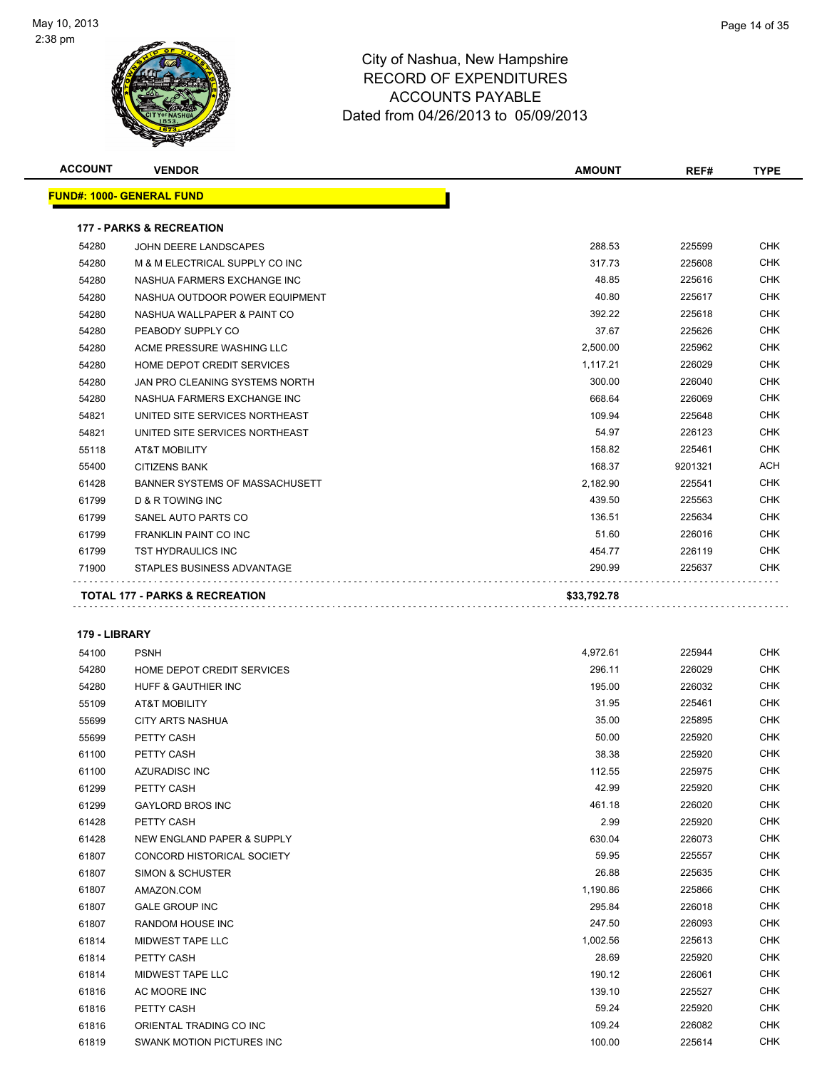City of Nashua, New Hampshire
RECORD OF EXPENDITURES
ACCOUNTS PAYABLE
Dated from 04/26/2013 to 05/09/2013

| ACCOUNT | VENDOR | AMOUNT | REF# | TYPE |
|---|---|---|---|---|
| **FUND#: 1000- GENERAL FUND** | | | | |
| **177 - PARKS & RECREATION** | | | | |
| 54280 | JOHN DEERE LANDSCAPES | 288.53 | 225599 | CHK |
| 54280 | M & M ELECTRICAL SUPPLY CO INC | 317.73 | 225608 | CHK |
| 54280 | NASHUA FARMERS EXCHANGE INC | 48.85 | 225616 | CHK |
| 54280 | NASHUA OUTDOOR POWER EQUIPMENT | 40.80 | 225617 | CHK |
| 54280 | NASHUA WALLPAPER & PAINT CO | 392.22 | 225618 | CHK |
| 54280 | PEABODY SUPPLY CO | 37.67 | 225626 | CHK |
| 54280 | ACME PRESSURE WASHING LLC | 2,500.00 | 225962 | CHK |
| 54280 | HOME DEPOT CREDIT SERVICES | 1,117.21 | 226029 | CHK |
| 54280 | JAN PRO CLEANING SYSTEMS NORTH | 300.00 | 226040 | CHK |
| 54280 | NASHUA FARMERS EXCHANGE INC | 668.64 | 226069 | CHK |
| 54821 | UNITED SITE SERVICES NORTHEAST | 109.94 | 225648 | CHK |
| 54821 | UNITED SITE SERVICES NORTHEAST | 54.97 | 226123 | CHK |
| 55118 | AT&T MOBILITY | 158.82 | 225461 | CHK |
| 55400 | CITIZENS BANK | 168.37 | 9201321 | ACH |
| 61428 | BANNER SYSTEMS OF MASSACHUSETT | 2,182.90 | 225541 | CHK |
| 61799 | D & R TOWING INC | 439.50 | 225563 | CHK |
| 61799 | SANEL AUTO PARTS CO | 136.51 | 225634 | CHK |
| 61799 | FRANKLIN PAINT CO INC | 51.60 | 226016 | CHK |
| 61799 | TST HYDRAULICS INC | 454.77 | 226119 | CHK |
| 71900 | STAPLES BUSINESS ADVANTAGE | 290.99 | 225637 | CHK |
| **TOTAL 177 - PARKS & RECREATION** | | **$33,792.78** | | |
| **179 - LIBRARY** | | | | |
| 54100 | PSNH | 4,972.61 | 225944 | CHK |
| 54280 | HOME DEPOT CREDIT SERVICES | 296.11 | 226029 | CHK |
| 54280 | HUFF & GAUTHIER INC | 195.00 | 226032 | CHK |
| 55109 | AT&T MOBILITY | 31.95 | 225461 | CHK |
| 55699 | CITY ARTS NASHUA | 35.00 | 225895 | CHK |
| 55699 | PETTY CASH | 50.00 | 225920 | CHK |
| 61100 | PETTY CASH | 38.38 | 225920 | CHK |
| 61100 | AZURADISC INC | 112.55 | 225975 | CHK |
| 61299 | PETTY CASH | 42.99 | 225920 | CHK |
| 61299 | GAYLORD BROS INC | 461.18 | 226020 | CHK |
| 61428 | PETTY CASH | 2.99 | 225920 | CHK |
| 61428 | NEW ENGLAND PAPER & SUPPLY | 630.04 | 226073 | CHK |
| 61807 | CONCORD HISTORICAL SOCIETY | 59.95 | 225557 | CHK |
| 61807 | SIMON & SCHUSTER | 26.88 | 225635 | CHK |
| 61807 | AMAZON.COM | 1,190.86 | 225866 | CHK |
| 61807 | GALE GROUP INC | 295.84 | 226018 | CHK |
| 61807 | RANDOM HOUSE INC | 247.50 | 226093 | CHK |
| 61814 | MIDWEST TAPE LLC | 1,002.56 | 225613 | CHK |
| 61814 | PETTY CASH | 28.69 | 225920 | CHK |
| 61814 | MIDWEST TAPE LLC | 190.12 | 226061 | CHK |
| 61816 | AC MOORE INC | 139.10 | 225527 | CHK |
| 61816 | PETTY CASH | 59.24 | 225920 | CHK |
| 61816 | ORIENTAL TRADING CO INC | 109.24 | 226082 | CHK |
| 61819 | SWANK MOTION PICTURES INC | 100.00 | 225614 | CHK |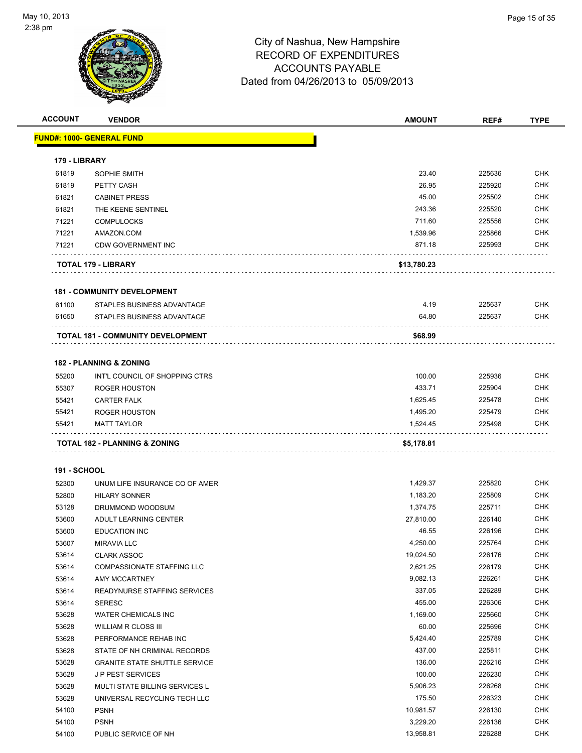City of Nashua, New Hampshire
RECORD OF EXPENDITURES
ACCOUNTS PAYABLE
Dated from 04/26/2013 to 05/09/2013

| ACCOUNT | VENDOR | AMOUNT | REF# | TYPE |
|---|---|---|---|---|
| **FUND#: 1000- GENERAL FUND** | | | | |
| **179 - LIBRARY** | | | | |
| 61819 | SOPHIE SMITH | 23.40 | 225636 | CHK |
| 61819 | PETTY CASH | 26.95 | 225920 | CHK |
| 61821 | CABINET PRESS | 45.00 | 225502 | CHK |
| 61821 | THE KEENE SENTINEL | 243.36 | 225520 | CHK |
| 71221 | COMPULOCKS | 711.60 | 225556 | CHK |
| 71221 | AMAZON.COM | 1,539.96 | 225866 | CHK |
| 71221 | CDW GOVERNMENT INC | 871.18 | 225993 | CHK |
| **TOTAL 179 - LIBRARY** | | **$13,780.23** | | |
| **181 - COMMUNITY DEVELOPMENT** | | | | |
| 61100 | STAPLES BUSINESS ADVANTAGE | 4.19 | 225637 | CHK |
| 61650 | STAPLES BUSINESS ADVANTAGE | 64.80 | 225637 | CHK |
| **TOTAL 181 - COMMUNITY DEVELOPMENT** | | **$68.99** | | |
| **182 - PLANNING & ZONING** | | | | |
| 55200 | INT'L COUNCIL OF SHOPPING CTRS | 100.00 | 225936 | CHK |
| 55307 | ROGER HOUSTON | 433.71 | 225904 | CHK |
| 55421 | CARTER FALK | 1,625.45 | 225478 | CHK |
| 55421 | ROGER HOUSTON | 1,495.20 | 225479 | CHK |
| 55421 | MATT TAYLOR | 1,524.45 | 225498 | CHK |
| **TOTAL 182 - PLANNING & ZONING** | | **$5,178.81** | | |
| **191 - SCHOOL** | | | | |
| 52300 | UNUM LIFE INSURANCE CO OF AMER | 1,429.37 | 225820 | CHK |
| 52800 | HILARY SONNER | 1,183.20 | 225809 | CHK |
| 53128 | DRUMMOND WOODSUM | 1,374.75 | 225711 | CHK |
| 53600 | ADULT LEARNING CENTER | 27,810.00 | 226140 | CHK |
| 53600 | EDUCATION INC | 46.55 | 226196 | CHK |
| 53607 | MIRAVIA LLC | 4,250.00 | 225764 | CHK |
| 53614 | CLARK ASSOC | 19,024.50 | 226176 | CHK |
| 53614 | COMPASSIONATE STAFFING LLC | 2,621.25 | 226179 | CHK |
| 53614 | AMY MCCARTNEY | 9,082.13 | 226261 | CHK |
| 53614 | READYNURSE STAFFING SERVICES | 337.05 | 226289 | CHK |
| 53614 | SERESC | 455.00 | 226306 | CHK |
| 53628 | WATER CHEMICALS INC | 1,169.00 | 225660 | CHK |
| 53628 | WILLIAM R CLOSS III | 60.00 | 225696 | CHK |
| 53628 | PERFORMANCE REHAB INC | 5,424.40 | 225789 | CHK |
| 53628 | STATE OF NH CRIMINAL RECORDS | 437.00 | 225811 | CHK |
| 53628 | GRANITE STATE SHUTTLE SERVICE | 136.00 | 226216 | CHK |
| 53628 | J P PEST SERVICES | 100.00 | 226230 | CHK |
| 53628 | MULTI STATE BILLING SERVICES L | 5,906.23 | 226268 | CHK |
| 53628 | UNIVERSAL RECYCLING TECH LLC | 175.50 | 226323 | CHK |
| 54100 | PSNH | 10,981.57 | 226130 | CHK |
| 54100 | PSNH | 3,229.20 | 226136 | CHK |
| 54100 | PUBLIC SERVICE OF NH | 13,958.81 | 226288 | CHK |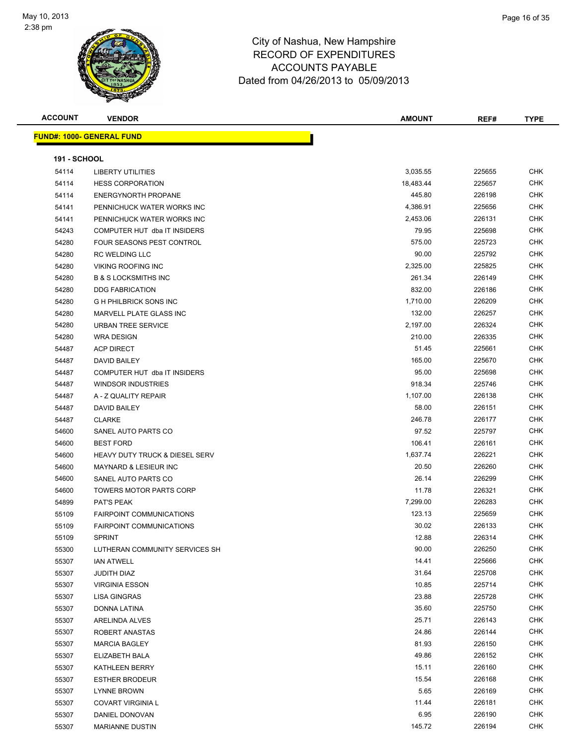City of Nashua, New Hampshire
RECORD OF EXPENDITURES
ACCOUNTS PAYABLE
Dated from 04/26/2013 to 05/09/2013

| ACCOUNT | VENDOR | AMOUNT | REF# | TYPE |
|---|---|---|---|---|

**FUND#: 1000- GENERAL FUND**

**191 - SCHOOL**

| ACCOUNT | VENDOR | AMOUNT | REF# | TYPE |
|---|---|---|---|---|
| 54114 | LIBERTY UTILITIES | 3,035.55 | 225655 | CHK |
| 54114 | HESS CORPORATION | 18,483.44 | 225657 | CHK |
| 54114 | ENERGYNORTH PROPANE | 445.80 | 226198 | CHK |
| 54141 | PENNICHUCK WATER WORKS INC | 4,386.91 | 225656 | CHK |
| 54141 | PENNICHUCK WATER WORKS INC | 2,453.06 | 226131 | CHK |
| 54243 | COMPUTER HUT dba IT INSIDERS | 79.95 | 225698 | CHK |
| 54280 | FOUR SEASONS PEST CONTROL | 575.00 | 225723 | CHK |
| 54280 | RC WELDING LLC | 90.00 | 225792 | CHK |
| 54280 | VIKING ROOFING INC | 2,325.00 | 225825 | CHK |
| 54280 | B & S LOCKSMITHS INC | 261.34 | 226149 | CHK |
| 54280 | DDG FABRICATION | 832.00 | 226186 | CHK |
| 54280 | G H PHILBRICK SONS INC | 1,710.00 | 226209 | CHK |
| 54280 | MARVELL PLATE GLASS INC | 132.00 | 226257 | CHK |
| 54280 | URBAN TREE SERVICE | 2,197.00 | 226324 | CHK |
| 54280 | WRA DESIGN | 210.00 | 226335 | CHK |
| 54487 | ACP DIRECT | 51.45 | 225661 | CHK |
| 54487 | DAVID BAILEY | 165.00 | 225670 | CHK |
| 54487 | COMPUTER HUT dba IT INSIDERS | 95.00 | 225698 | CHK |
| 54487 | WINDSOR INDUSTRIES | 918.34 | 225746 | CHK |
| 54487 | A - Z QUALITY REPAIR | 1,107.00 | 226138 | CHK |
| 54487 | DAVID BAILEY | 58.00 | 226151 | CHK |
| 54487 | CLARKE | 246.78 | 226177 | CHK |
| 54600 | SANEL AUTO PARTS CO | 97.52 | 225797 | CHK |
| 54600 | BEST FORD | 106.41 | 226161 | CHK |
| 54600 | HEAVY DUTY TRUCK & DIESEL SERV | 1,637.74 | 226221 | CHK |
| 54600 | MAYNARD & LESIEUR INC | 20.50 | 226260 | CHK |
| 54600 | SANEL AUTO PARTS CO | 26.14 | 226299 | CHK |
| 54600 | TOWERS MOTOR PARTS CORP | 11.78 | 226321 | CHK |
| 54899 | PAT'S PEAK | 7,299.00 | 226283 | CHK |
| 55109 | FAIRPOINT COMMUNICATIONS | 123.13 | 225659 | CHK |
| 55109 | FAIRPOINT COMMUNICATIONS | 30.02 | 226133 | CHK |
| 55109 | SPRINT | 12.88 | 226314 | CHK |
| 55300 | LUTHERAN COMMUNITY SERVICES SH | 90.00 | 226250 | CHK |
| 55307 | IAN ATWELL | 14.41 | 225666 | CHK |
| 55307 | JUDITH DIAZ | 31.64 | 225708 | CHK |
| 55307 | VIRGINIA ESSON | 10.85 | 225714 | CHK |
| 55307 | LISA GINGRAS | 23.88 | 225728 | CHK |
| 55307 | DONNA LATINA | 35.60 | 225750 | CHK |
| 55307 | ARELINDA ALVES | 25.71 | 226143 | CHK |
| 55307 | ROBERT ANASTAS | 24.86 | 226144 | CHK |
| 55307 | MARCIA BAGLEY | 81.93 | 226150 | CHK |
| 55307 | ELIZABETH BALA | 49.86 | 226152 | CHK |
| 55307 | KATHLEEN BERRY | 15.11 | 226160 | CHK |
| 55307 | ESTHER BRODEUR | 15.54 | 226168 | CHK |
| 55307 | LYNNE BROWN | 5.65 | 226169 | CHK |
| 55307 | COVART VIRGINIA L | 11.44 | 226181 | CHK |
| 55307 | DANIEL DONOVAN | 6.95 | 226190 | CHK |
| 55307 | MARIANNE DUSTIN | 145.72 | 226194 | CHK |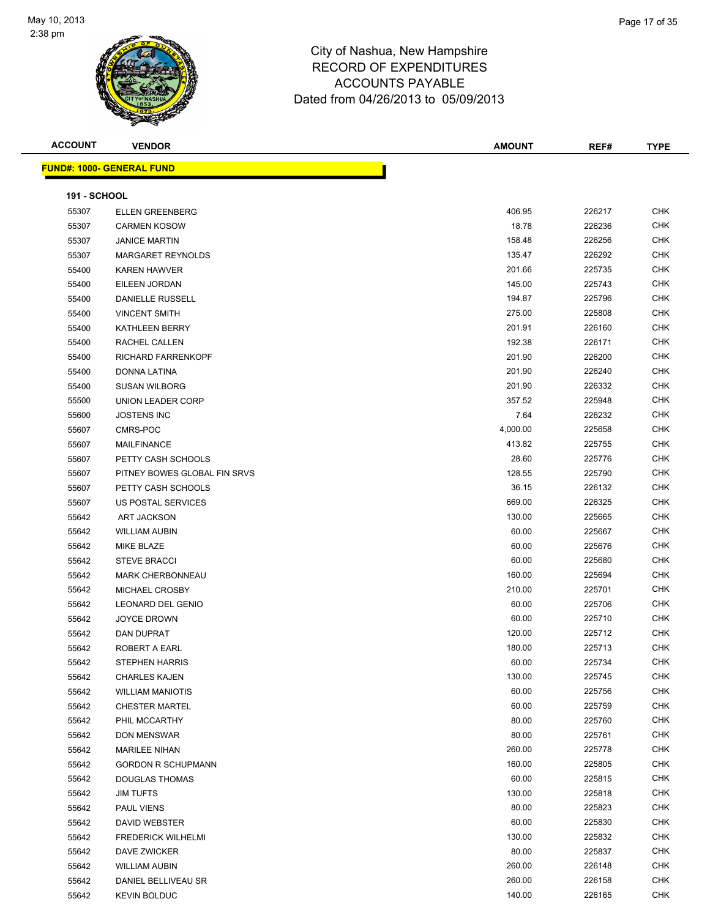# City of Nashua, New Hampshire
## RECORD OF EXPENDITURES
## ACCOUNTS PAYABLE
### Dated from 04/26/2013 to 05/09/2013

| ACCOUNT | VENDOR | AMOUNT | REF# | TYPE |
|---|---|---|---|---|

**FUND#: 1000- GENERAL FUND**

**191 - SCHOOL**

| ACCOUNT | VENDOR | AMOUNT | REF# | TYPE |
|---|---|---|---|---|
| 55307 | ELLEN GREENBERG | 406.95 | 226217 | CHK |
| 55307 | CARMEN KOSOW | 18.78 | 226236 | CHK |
| 55307 | JANICE MARTIN | 158.48 | 226256 | CHK |
| 55307 | MARGARET REYNOLDS | 135.47 | 226292 | CHK |
| 55400 | KAREN HAWVER | 201.66 | 225735 | CHK |
| 55400 | EILEEN JORDAN | 145.00 | 225743 | CHK |
| 55400 | DANIELLE RUSSELL | 194.87 | 225796 | CHK |
| 55400 | VINCENT SMITH | 275.00 | 225808 | CHK |
| 55400 | KATHLEEN BERRY | 201.91 | 226160 | CHK |
| 55400 | RACHEL CALLEN | 192.38 | 226171 | CHK |
| 55400 | RICHARD FARRENKOPF | 201.90 | 226200 | CHK |
| 55400 | DONNA LATINA | 201.90 | 226240 | CHK |
| 55400 | SUSAN WILBORG | 201.90 | 226332 | CHK |
| 55500 | UNION LEADER CORP | 357.52 | 225948 | CHK |
| 55600 | JOSTENS INC | 7.64 | 226232 | CHK |
| 55607 | CMRS-POC | 4,000.00 | 225658 | CHK |
| 55607 | MAILFINANCE | 413.82 | 225755 | CHK |
| 55607 | PETTY CASH SCHOOLS | 28.60 | 225776 | CHK |
| 55607 | PITNEY BOWES GLOBAL FIN SRVS | 128.55 | 225790 | CHK |
| 55607 | PETTY CASH SCHOOLS | 36.15 | 226132 | CHK |
| 55607 | US POSTAL SERVICES | 669.00 | 226325 | CHK |
| 55642 | ART JACKSON | 130.00 | 225665 | CHK |
| 55642 | WILLIAM AUBIN | 60.00 | 225667 | CHK |
| 55642 | MIKE BLAZE | 60.00 | 225676 | CHK |
| 55642 | STEVE BRACCI | 60.00 | 225680 | CHK |
| 55642 | MARK CHERBONNEAU | 160.00 | 225694 | CHK |
| 55642 | MICHAEL CROSBY | 210.00 | 225701 | CHK |
| 55642 | LEONARD DEL GENIO | 60.00 | 225706 | CHK |
| 55642 | JOYCE DROWN | 60.00 | 225710 | CHK |
| 55642 | DAN DUPRAT | 120.00 | 225712 | CHK |
| 55642 | ROBERT A EARL | 180.00 | 225713 | CHK |
| 55642 | STEPHEN HARRIS | 60.00 | 225734 | CHK |
| 55642 | CHARLES KAJEN | 130.00 | 225745 | CHK |
| 55642 | WILLIAM MANIOTIS | 60.00 | 225756 | CHK |
| 55642 | CHESTER MARTEL | 60.00 | 225759 | CHK |
| 55642 | PHIL MCCARTHY | 80.00 | 225760 | CHK |
| 55642 | DON MENSWAR | 80.00 | 225761 | CHK |
| 55642 | MARILEE NIHAN | 260.00 | 225778 | CHK |
| 55642 | GORDON R SCHUPMANN | 160.00 | 225805 | CHK |
| 55642 | DOUGLAS THOMAS | 60.00 | 225815 | CHK |
| 55642 | JIM TUFTS | 130.00 | 225818 | CHK |
| 55642 | PAUL VIENS | 80.00 | 225823 | CHK |
| 55642 | DAVID WEBSTER | 60.00 | 225830 | CHK |
| 55642 | FREDERICK WILHELMI | 130.00 | 225832 | CHK |
| 55642 | DAVE ZWICKER | 80.00 | 225837 | CHK |
| 55642 | WILLIAM AUBIN | 260.00 | 226148 | CHK |
| 55642 | DANIEL BELLIVEAU SR | 260.00 | 226158 | CHK |
| 55642 | KEVIN BOLDUC | 140.00 | 226165 | CHK |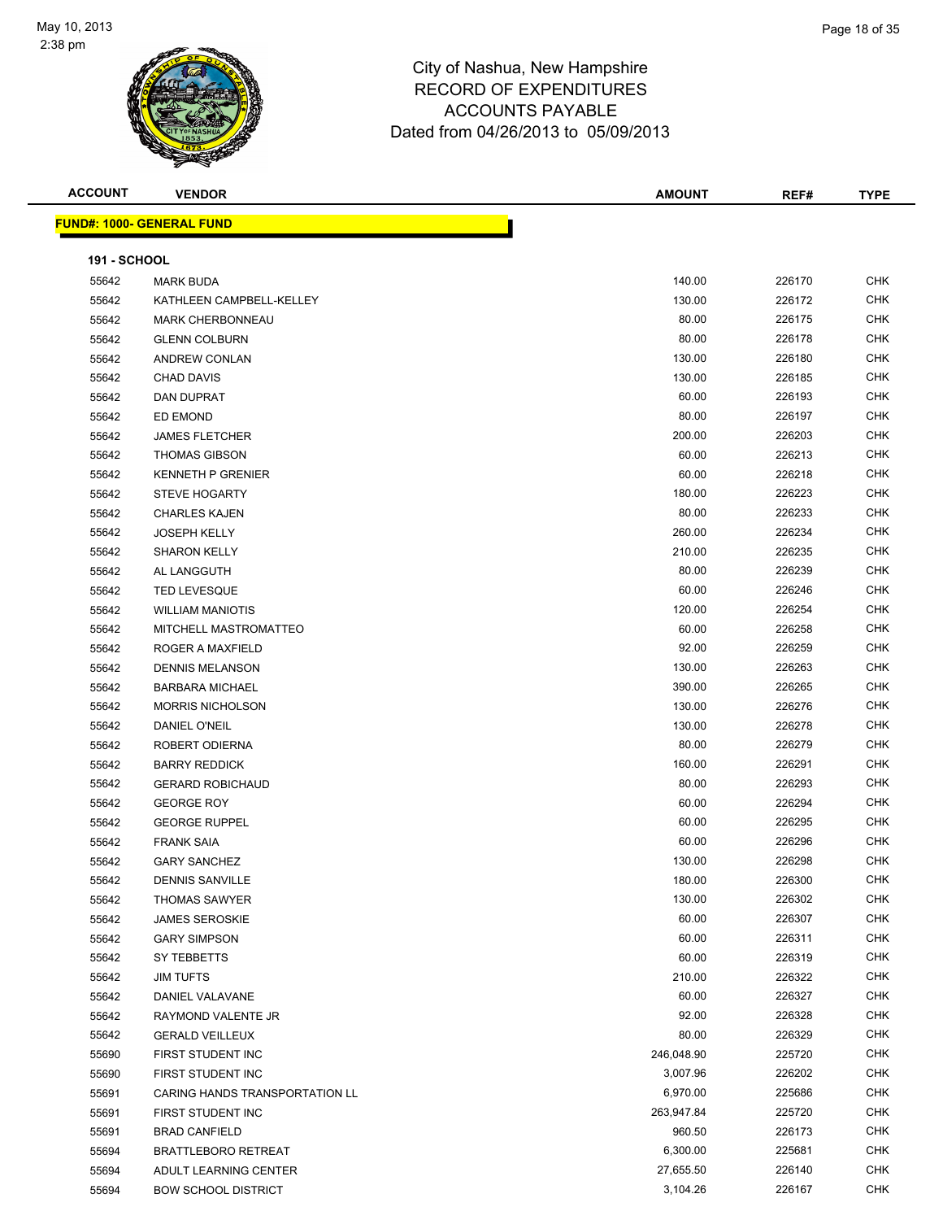# City of Nashua, New Hampshire
## RECORD OF EXPENDITURES
## ACCOUNTS PAYABLE
### Dated from 04/26/2013 to 05/09/2013

| ACCOUNT | VENDOR | AMOUNT | REF# | TYPE |
|---|---|---|---|---|

**FUND#: 1000- GENERAL FUND**

**191 - SCHOOL**

| ACCOUNT | VENDOR | AMOUNT | REF# | TYPE |
|---|---|---|---|---|
| 55642 | MARK BUDA | 140.00 | 226170 | CHK |
| 55642 | KATHLEEN CAMPBELL-KELLEY | 130.00 | 226172 | CHK |
| 55642 | MARK CHERBONNEAU | 80.00 | 226175 | CHK |
| 55642 | GLENN COLBURN | 80.00 | 226178 | CHK |
| 55642 | ANDREW CONLAN | 130.00 | 226180 | CHK |
| 55642 | CHAD DAVIS | 130.00 | 226185 | CHK |
| 55642 | DAN DUPRAT | 60.00 | 226193 | CHK |
| 55642 | ED EMOND | 80.00 | 226197 | CHK |
| 55642 | JAMES FLETCHER | 200.00 | 226203 | CHK |
| 55642 | THOMAS GIBSON | 60.00 | 226213 | CHK |
| 55642 | KENNETH P GRENIER | 60.00 | 226218 | CHK |
| 55642 | STEVE HOGARTY | 180.00 | 226223 | CHK |
| 55642 | CHARLES KAJEN | 80.00 | 226233 | CHK |
| 55642 | JOSEPH KELLY | 260.00 | 226234 | CHK |
| 55642 | SHARON KELLY | 210.00 | 226235 | CHK |
| 55642 | AL LANGGUTH | 80.00 | 226239 | CHK |
| 55642 | TED LEVESQUE | 60.00 | 226246 | CHK |
| 55642 | WILLIAM MANIOTIS | 120.00 | 226254 | CHK |
| 55642 | MITCHELL MASTROMATTEO | 60.00 | 226258 | CHK |
| 55642 | ROGER A MAXFIELD | 92.00 | 226259 | CHK |
| 55642 | DENNIS MELANSON | 130.00 | 226263 | CHK |
| 55642 | BARBARA MICHAEL | 390.00 | 226265 | CHK |
| 55642 | MORRIS NICHOLSON | 130.00 | 226276 | CHK |
| 55642 | DANIEL O'NEIL | 130.00 | 226278 | CHK |
| 55642 | ROBERT ODIERNA | 80.00 | 226279 | CHK |
| 55642 | BARRY REDDICK | 160.00 | 226291 | CHK |
| 55642 | GERARD ROBICHAUD | 80.00 | 226293 | CHK |
| 55642 | GEORGE ROY | 60.00 | 226294 | CHK |
| 55642 | GEORGE RUPPEL | 60.00 | 226295 | CHK |
| 55642 | FRANK SAIA | 60.00 | 226296 | CHK |
| 55642 | GARY SANCHEZ | 130.00 | 226298 | CHK |
| 55642 | DENNIS SANVILLE | 180.00 | 226300 | CHK |
| 55642 | THOMAS SAWYER | 130.00 | 226302 | CHK |
| 55642 | JAMES SEROSKIE | 60.00 | 226307 | CHK |
| 55642 | GARY SIMPSON | 60.00 | 226311 | CHK |
| 55642 | SY TEBBETTS | 60.00 | 226319 | CHK |
| 55642 | JIM TUFTS | 210.00 | 226322 | CHK |
| 55642 | DANIEL VALAVANE | 60.00 | 226327 | CHK |
| 55642 | RAYMOND VALENTE JR | 92.00 | 226328 | CHK |
| 55642 | GERALD VEILLEUX | 80.00 | 226329 | CHK |
| 55690 | FIRST STUDENT INC | 246,048.90 | 225720 | CHK |
| 55690 | FIRST STUDENT INC | 3,007.96 | 226202 | CHK |
| 55691 | CARING HANDS TRANSPORTATION LL | 6,970.00 | 225686 | CHK |
| 55691 | FIRST STUDENT INC | 263,947.84 | 225720 | CHK |
| 55691 | BRAD CANFIELD | 960.50 | 226173 | CHK |
| 55694 | BRATTLEBORO RETREAT | 6,300.00 | 225681 | CHK |
| 55694 | ADULT LEARNING CENTER | 27,655.50 | 226140 | CHK |
| 55694 | BOW SCHOOL DISTRICT | 3,104.26 | 226167 | CHK |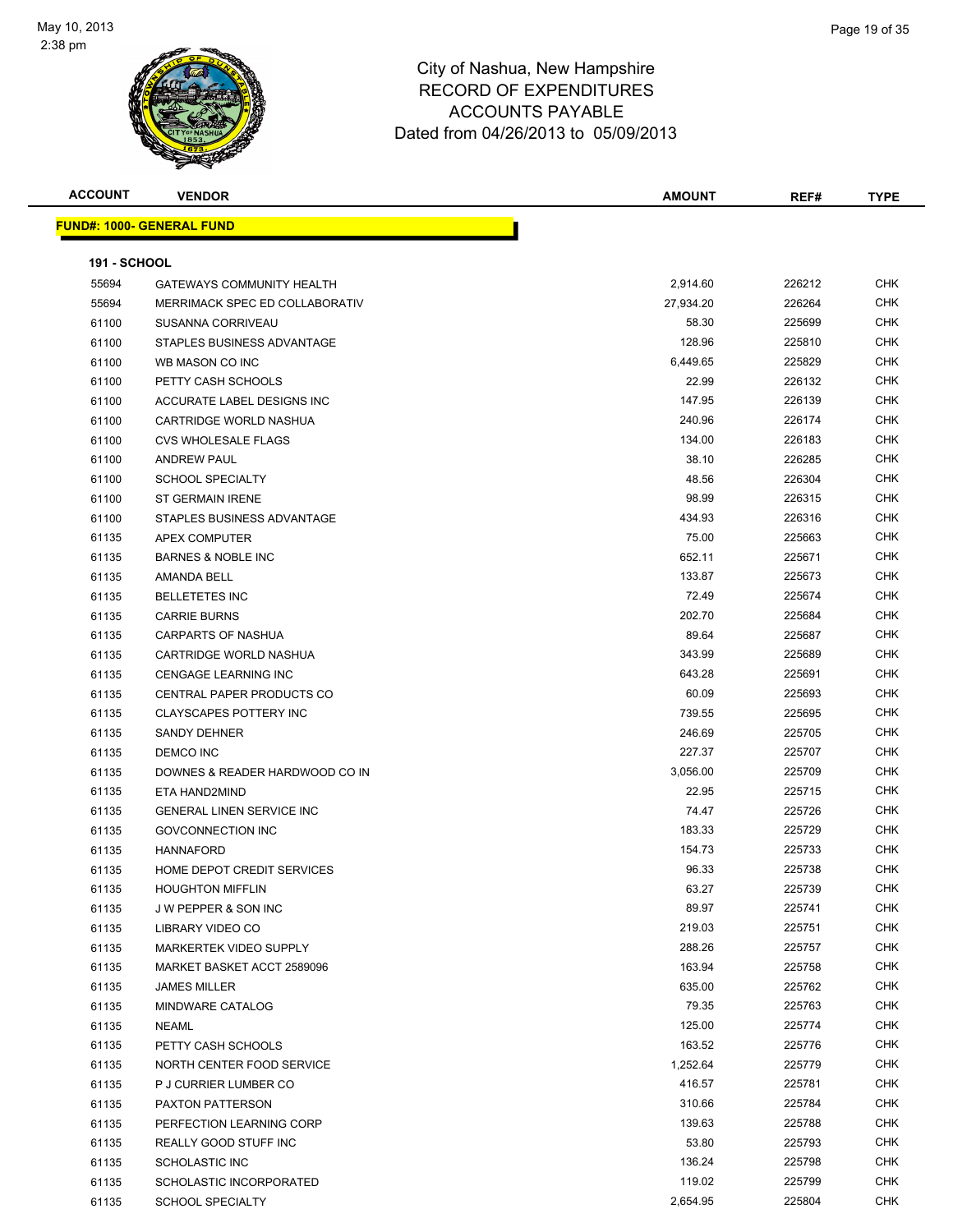# City of Nashua, New Hampshire
## RECORD OF EXPENDITURES
## ACCOUNTS PAYABLE
## Dated from 04/26/2013 to 05/09/2013

May 10, 2013
2:38 pm

| ACCOUNT | VENDOR | AMOUNT | REF# | TYPE |
|---|---|---|---|---|

**FUND#: 1000- GENERAL FUND**

**191 - SCHOOL**

| ACCOUNT | VENDOR | AMOUNT | REF# | TYPE |
|---|---|---|---|---|
| 55694 | GATEWAYS COMMUNITY HEALTH | 2,914.60 | 226212 | CHK |
| 55694 | MERRIMACK SPEC ED COLLABORATIV | 27,934.20 | 226264 | CHK |
| 61100 | SUSANNA CORRIVEAU | 58.30 | 225699 | CHK |
| 61100 | STAPLES BUSINESS ADVANTAGE | 128.96 | 225810 | CHK |
| 61100 | WB MASON CO INC | 6,449.65 | 225829 | CHK |
| 61100 | PETTY CASH SCHOOLS | 22.99 | 226132 | CHK |
| 61100 | ACCURATE LABEL DESIGNS INC | 147.95 | 226139 | CHK |
| 61100 | CARTRIDGE WORLD NASHUA | 240.96 | 226174 | CHK |
| 61100 | CVS WHOLESALE FLAGS | 134.00 | 226183 | CHK |
| 61100 | ANDREW PAUL | 38.10 | 226285 | CHK |
| 61100 | SCHOOL SPECIALTY | 48.56 | 226304 | CHK |
| 61100 | ST GERMAIN IRENE | 98.99 | 226315 | CHK |
| 61100 | STAPLES BUSINESS ADVANTAGE | 434.93 | 226316 | CHK |
| 61135 | APEX COMPUTER | 75.00 | 225663 | CHK |
| 61135 | BARNES & NOBLE INC | 652.11 | 225671 | CHK |
| 61135 | AMANDA BELL | 133.87 | 225673 | CHK |
| 61135 | BELLETETES INC | 72.49 | 225674 | CHK |
| 61135 | CARRIE BURNS | 202.70 | 225684 | CHK |
| 61135 | CARPARTS OF NASHUA | 89.64 | 225687 | CHK |
| 61135 | CARTRIDGE WORLD NASHUA | 343.99 | 225689 | CHK |
| 61135 | CENGAGE LEARNING INC | 643.28 | 225691 | CHK |
| 61135 | CENTRAL PAPER PRODUCTS CO | 60.09 | 225693 | CHK |
| 61135 | CLAYSCAPES POTTERY INC | 739.55 | 225695 | CHK |
| 61135 | SANDY DEHNER | 246.69 | 225705 | CHK |
| 61135 | DEMCO INC | 227.37 | 225707 | CHK |
| 61135 | DOWNES & READER HARDWOOD CO IN | 3,056.00 | 225709 | CHK |
| 61135 | ETA HAND2MIND | 22.95 | 225715 | CHK |
| 61135 | GENERAL LINEN SERVICE INC | 74.47 | 225726 | CHK |
| 61135 | GOVCONNECTION INC | 183.33 | 225729 | CHK |
| 61135 | HANNAFORD | 154.73 | 225733 | CHK |
| 61135 | HOME DEPOT CREDIT SERVICES | 96.33 | 225738 | CHK |
| 61135 | HOUGHTON MIFFLIN | 63.27 | 225739 | CHK |
| 61135 | J W PEPPER & SON INC | 89.97 | 225741 | CHK |
| 61135 | LIBRARY VIDEO CO | 219.03 | 225751 | CHK |
| 61135 | MARKERTEK VIDEO SUPPLY | 288.26 | 225757 | CHK |
| 61135 | MARKET BASKET ACCT 2589096 | 163.94 | 225758 | CHK |
| 61135 | JAMES MILLER | 635.00 | 225762 | CHK |
| 61135 | MINDWARE CATALOG | 79.35 | 225763 | CHK |
| 61135 | NEAML | 125.00 | 225774 | CHK |
| 61135 | PETTY CASH SCHOOLS | 163.52 | 225776 | CHK |
| 61135 | NORTH CENTER FOOD SERVICE | 1,252.64 | 225779 | CHK |
| 61135 | P J CURRIER LUMBER CO | 416.57 | 225781 | CHK |
| 61135 | PAXTON PATTERSON | 310.66 | 225784 | CHK |
| 61135 | PERFECTION LEARNING CORP | 139.63 | 225788 | CHK |
| 61135 | REALLY GOOD STUFF INC | 53.80 | 225793 | CHK |
| 61135 | SCHOLASTIC INC | 136.24 | 225798 | CHK |
| 61135 | SCHOLASTIC INCORPORATED | 119.02 | 225799 | CHK |
| 61135 | SCHOOL SPECIALTY | 2,654.95 | 225804 | CHK |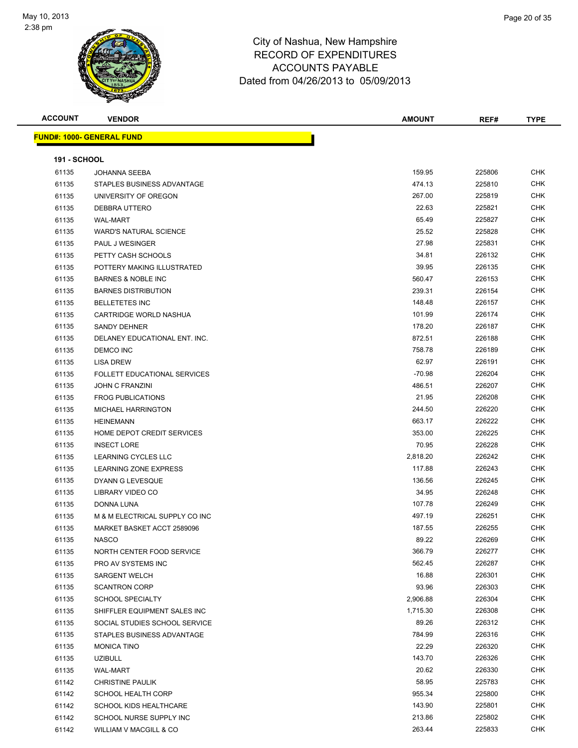# City of Nashua, New Hampshire
## RECORD OF EXPENDITURES
## ACCOUNTS PAYABLE
### Dated from 04/26/2013 to 05/09/2013

**FUND#: 1000- GENERAL FUND**

**191 - SCHOOL**

| ACCOUNT | VENDOR | AMOUNT | REF# | TYPE |
|---|---|---|---|---|
| 61135 | JOHANNA SEEBA | 159.95 | 225806 | CHK |
| 61135 | STAPLES BUSINESS ADVANTAGE | 474.13 | 225810 | CHK |
| 61135 | UNIVERSITY OF OREGON | 267.00 | 225819 | CHK |
| 61135 | DEBBRA UTTERO | 22.63 | 225821 | CHK |
| 61135 | WAL-MART | 65.49 | 225827 | CHK |
| 61135 | WARD'S NATURAL SCIENCE | 25.52 | 225828 | CHK |
| 61135 | PAUL J WESINGER | 27.98 | 225831 | CHK |
| 61135 | PETTY CASH SCHOOLS | 34.81 | 226132 | CHK |
| 61135 | POTTERY MAKING ILLUSTRATED | 39.95 | 226135 | CHK |
| 61135 | BARNES & NOBLE INC | 560.47 | 226153 | CHK |
| 61135 | BARNES DISTRIBUTION | 239.31 | 226154 | CHK |
| 61135 | BELLETETES INC | 148.48 | 226157 | CHK |
| 61135 | CARTRIDGE WORLD NASHUA | 101.99 | 226174 | CHK |
| 61135 | SANDY DEHNER | 178.20 | 226187 | CHK |
| 61135 | DELANEY EDUCATIONAL ENT. INC. | 872.51 | 226188 | CHK |
| 61135 | DEMCO INC | 758.78 | 226189 | CHK |
| 61135 | LISA DREW | 62.97 | 226191 | CHK |
| 61135 | FOLLETT EDUCATIONAL SERVICES | -70.98 | 226204 | CHK |
| 61135 | JOHN C FRANZINI | 486.51 | 226207 | CHK |
| 61135 | FROG PUBLICATIONS | 21.95 | 226208 | CHK |
| 61135 | MICHAEL HARRINGTON | 244.50 | 226220 | CHK |
| 61135 | HEINEMANN | 663.17 | 226222 | CHK |
| 61135 | HOME DEPOT CREDIT SERVICES | 353.00 | 226225 | CHK |
| 61135 | INSECT LORE | 70.95 | 226228 | CHK |
| 61135 | LEARNING CYCLES LLC | 2,818.20 | 226242 | CHK |
| 61135 | LEARNING ZONE EXPRESS | 117.88 | 226243 | CHK |
| 61135 | DYANN G LEVESQUE | 136.56 | 226245 | CHK |
| 61135 | LIBRARY VIDEO CO | 34.95 | 226248 | CHK |
| 61135 | DONNA LUNA | 107.78 | 226249 | CHK |
| 61135 | M & M ELECTRICAL SUPPLY CO INC | 497.19 | 226251 | CHK |
| 61135 | MARKET BASKET ACCT 2589096 | 187.55 | 226255 | CHK |
| 61135 | NASCO | 89.22 | 226269 | CHK |
| 61135 | NORTH CENTER FOOD SERVICE | 366.79 | 226277 | CHK |
| 61135 | PRO AV SYSTEMS INC | 562.45 | 226287 | CHK |
| 61135 | SARGENT WELCH | 16.88 | 226301 | CHK |
| 61135 | SCANTRON CORP | 93.96 | 226303 | CHK |
| 61135 | SCHOOL SPECIALTY | 2,906.88 | 226304 | CHK |
| 61135 | SHIFFLER EQUIPMENT SALES INC | 1,715.30 | 226308 | CHK |
| 61135 | SOCIAL STUDIES SCHOOL SERVICE | 89.26 | 226312 | CHK |
| 61135 | STAPLES BUSINESS ADVANTAGE | 784.99 | 226316 | CHK |
| 61135 | MONICA TINO | 22.29 | 226320 | CHK |
| 61135 | UZIBULL | 143.70 | 226326 | CHK |
| 61135 | WAL-MART | 20.62 | 226330 | CHK |
| 61142 | CHRISTINE PAULIK | 58.95 | 225783 | CHK |
| 61142 | SCHOOL HEALTH CORP | 955.34 | 225800 | CHK |
| 61142 | SCHOOL KIDS HEALTHCARE | 143.90 | 225801 | CHK |
| 61142 | SCHOOL NURSE SUPPLY INC | 213.86 | 225802 | CHK |
| 61142 | WILLIAM V MACGILL & CO | 263.44 | 225833 | CHK |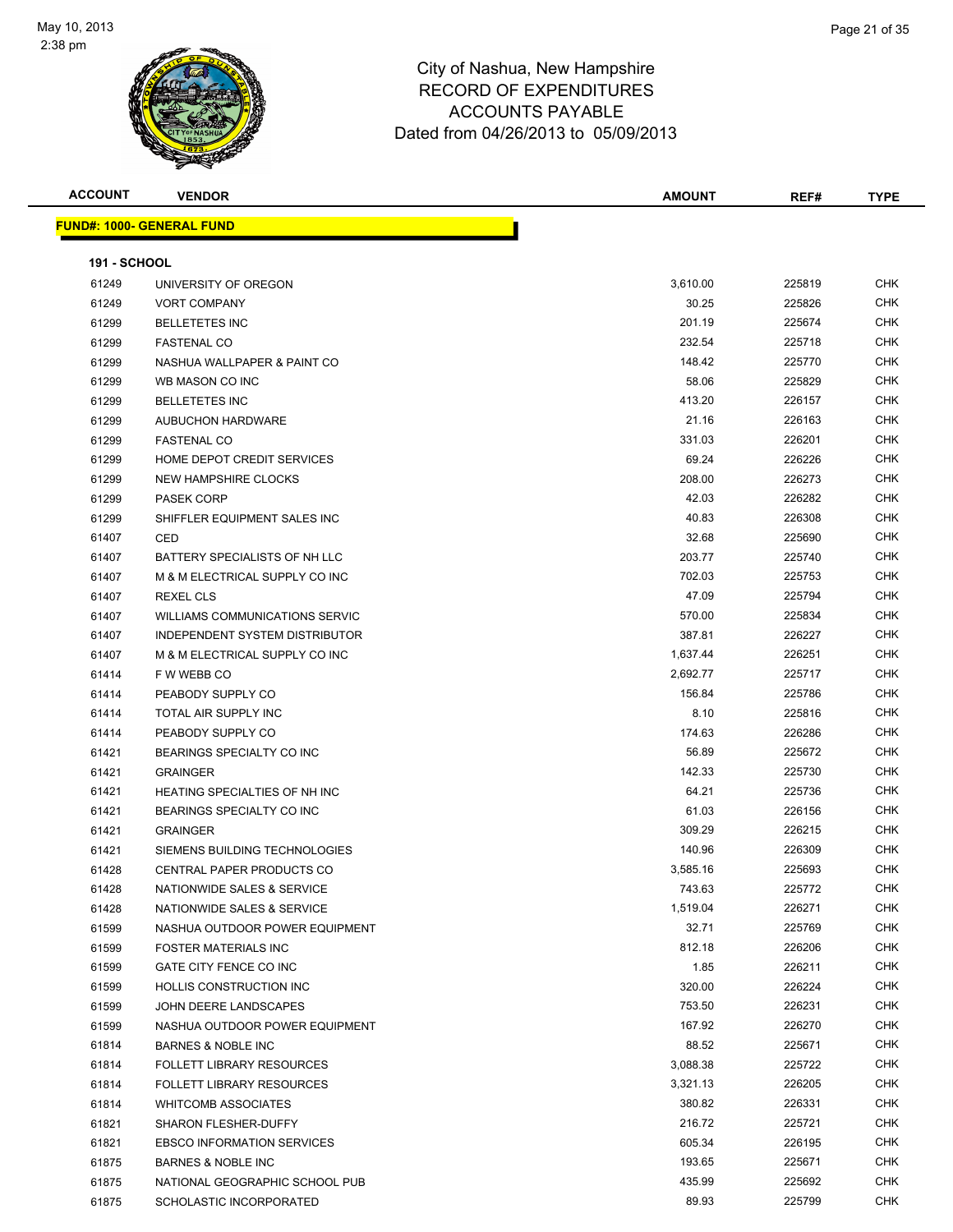City of Nashua, New Hampshire
RECORD OF EXPENDITURES
ACCOUNTS PAYABLE
Dated from 04/26/2013 to 05/09/2013

| ACCOUNT | VENDOR | AMOUNT | REF# | TYPE |
|---|---|---|---|---|

**FUND#: 1000- GENERAL FUND**

**191 - SCHOOL**

| ACCOUNT | VENDOR | AMOUNT | REF# | TYPE |
|---|---|---|---|---|
| 61249 | UNIVERSITY OF OREGON | 3,610.00 | 225819 | CHK |
| 61249 | VORT COMPANY | 30.25 | 225826 | CHK |
| 61299 | BELLETETES INC | 201.19 | 225674 | CHK |
| 61299 | FASTENAL CO | 232.54 | 225718 | CHK |
| 61299 | NASHUA WALLPAPER & PAINT CO | 148.42 | 225770 | CHK |
| 61299 | WB MASON CO INC | 58.06 | 225829 | CHK |
| 61299 | BELLETETES INC | 413.20 | 226157 | CHK |
| 61299 | AUBUCHON HARDWARE | 21.16 | 226163 | CHK |
| 61299 | FASTENAL CO | 331.03 | 226201 | CHK |
| 61299 | HOME DEPOT CREDIT SERVICES | 69.24 | 226226 | CHK |
| 61299 | NEW HAMPSHIRE CLOCKS | 208.00 | 226273 | CHK |
| 61299 | PASEK CORP | 42.03 | 226282 | CHK |
| 61299 | SHIFFLER EQUIPMENT SALES INC | 40.83 | 226308 | CHK |
| 61407 | CED | 32.68 | 225690 | CHK |
| 61407 | BATTERY SPECIALISTS OF NH LLC | 203.77 | 225740 | CHK |
| 61407 | M & M ELECTRICAL SUPPLY CO INC | 702.03 | 225753 | CHK |
| 61407 | REXEL CLS | 47.09 | 225794 | CHK |
| 61407 | WILLIAMS COMMUNICATIONS SERVIC | 570.00 | 225834 | CHK |
| 61407 | INDEPENDENT SYSTEM DISTRIBUTOR | 387.81 | 226227 | CHK |
| 61407 | M & M ELECTRICAL SUPPLY CO INC | 1,637.44 | 226251 | CHK |
| 61414 | F W WEBB CO | 2,692.77 | 225717 | CHK |
| 61414 | PEABODY SUPPLY CO | 156.84 | 225786 | CHK |
| 61414 | TOTAL AIR SUPPLY INC | 8.10 | 225816 | CHK |
| 61414 | PEABODY SUPPLY CO | 174.63 | 226286 | CHK |
| 61421 | BEARINGS SPECIALTY CO INC | 56.89 | 225672 | CHK |
| 61421 | GRAINGER | 142.33 | 225730 | CHK |
| 61421 | HEATING SPECIALTIES OF NH INC | 64.21 | 225736 | CHK |
| 61421 | BEARINGS SPECIALTY CO INC | 61.03 | 226156 | CHK |
| 61421 | GRAINGER | 309.29 | 226215 | CHK |
| 61421 | SIEMENS BUILDING TECHNOLOGIES | 140.96 | 226309 | CHK |
| 61428 | CENTRAL PAPER PRODUCTS CO | 3,585.16 | 225693 | CHK |
| 61428 | NATIONWIDE SALES & SERVICE | 743.63 | 225772 | CHK |
| 61428 | NATIONWIDE SALES & SERVICE | 1,519.04 | 226271 | CHK |
| 61599 | NASHUA OUTDOOR POWER EQUIPMENT | 32.71 | 225769 | CHK |
| 61599 | FOSTER MATERIALS INC | 812.18 | 226206 | CHK |
| 61599 | GATE CITY FENCE CO INC | 1.85 | 226211 | CHK |
| 61599 | HOLLIS CONSTRUCTION INC | 320.00 | 226224 | CHK |
| 61599 | JOHN DEERE LANDSCAPES | 753.50 | 226231 | CHK |
| 61599 | NASHUA OUTDOOR POWER EQUIPMENT | 167.92 | 226270 | CHK |
| 61814 | BARNES & NOBLE INC | 88.52 | 225671 | CHK |
| 61814 | FOLLETT LIBRARY RESOURCES | 3,088.38 | 225722 | CHK |
| 61814 | FOLLETT LIBRARY RESOURCES | 3,321.13 | 226205 | CHK |
| 61814 | WHITCOMB ASSOCIATES | 380.82 | 226331 | CHK |
| 61821 | SHARON FLESHER-DUFFY | 216.72 | 225721 | CHK |
| 61821 | EBSCO INFORMATION SERVICES | 605.34 | 226195 | CHK |
| 61875 | BARNES & NOBLE INC | 193.65 | 225671 | CHK |
| 61875 | NATIONAL GEOGRAPHIC SCHOOL PUB | 435.99 | 225692 | CHK |
| 61875 | SCHOLASTIC INCORPORATED | 89.93 | 225799 | CHK |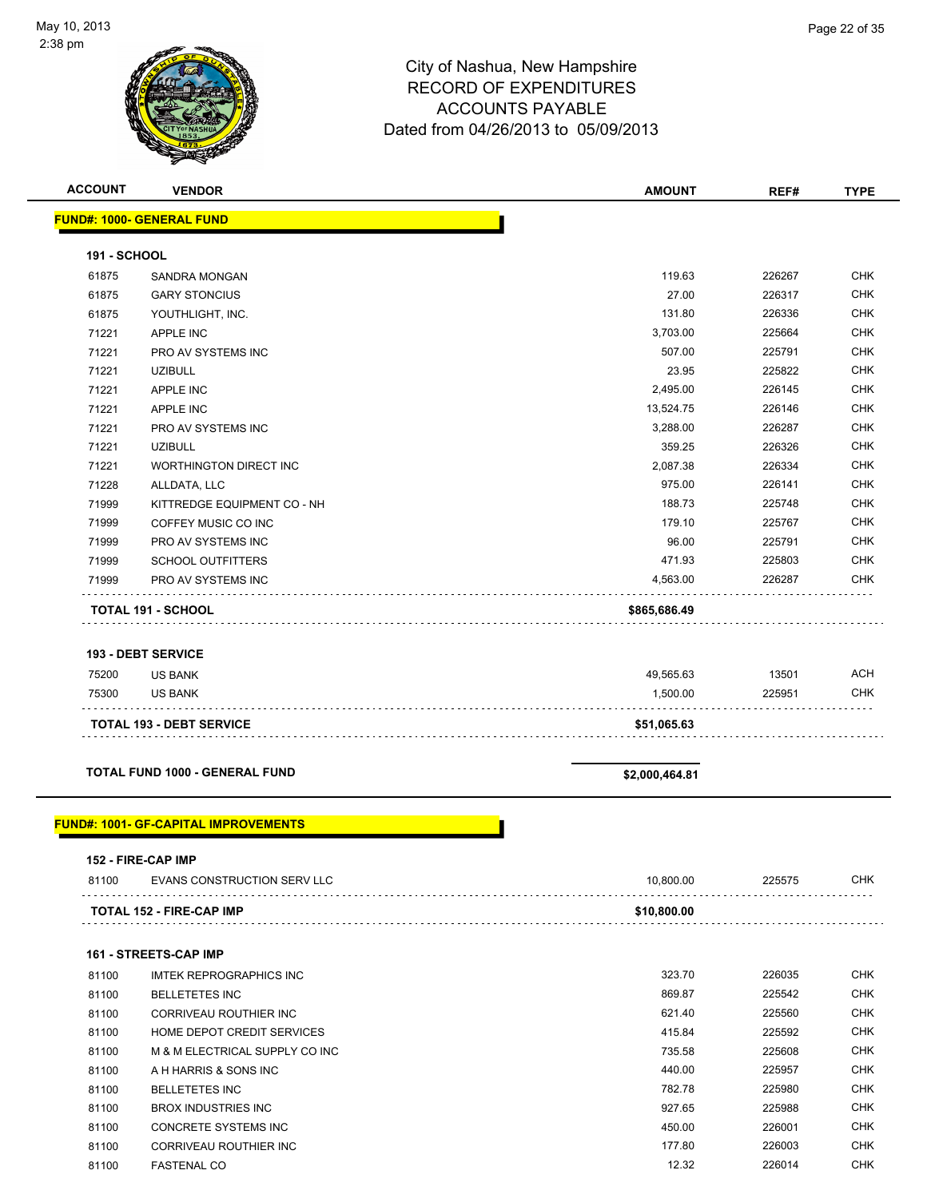# City of Nashua, New Hampshire
## RECORD OF EXPENDITURES
## ACCOUNTS PAYABLE
## Dated from 04/26/2013 to 05/09/2013

| ACCOUNT | VENDOR | AMOUNT | REF# | TYPE |
|---|---|---|---|---|
| **FUND#: 1000- GENERAL FUND** | | | | |
| **191 - SCHOOL** | | | | |
| 61875 | SANDRA MONGAN | 119.63 | 226267 | CHK |
| 61875 | GARY STONCIUS | 27.00 | 226317 | CHK |
| 61875 | YOUTHLIGHT, INC. | 131.80 | 226336 | CHK |
| 71221 | APPLE INC | 3,703.00 | 225664 | CHK |
| 71221 | PRO AV SYSTEMS INC | 507.00 | 225791 | CHK |
| 71221 | UZIBULL | 23.95 | 225822 | CHK |
| 71221 | APPLE INC | 2,495.00 | 226145 | CHK |
| 71221 | APPLE INC | 13,524.75 | 226146 | CHK |
| 71221 | PRO AV SYSTEMS INC | 3,288.00 | 226287 | CHK |
| 71221 | UZIBULL | 359.25 | 226326 | CHK |
| 71221 | WORTHINGTON DIRECT INC | 2,087.38 | 226334 | CHK |
| 71228 | ALLDATA, LLC | 975.00 | 226141 | CHK |
| 71999 | KITTREDGE EQUIPMENT CO - NH | 188.73 | 225748 | CHK |
| 71999 | COFFEY MUSIC CO INC | 179.10 | 225767 | CHK |
| 71999 | PRO AV SYSTEMS INC | 96.00 | 225791 | CHK |
| 71999 | SCHOOL OUTFITTERS | 471.93 | 225803 | CHK |
| 71999 | PRO AV SYSTEMS INC | 4,563.00 | 226287 | CHK |
| **TOTAL 191 - SCHOOL** | | **$865,686.49** | | |
| **193 - DEBT SERVICE** | | | | |
| 75200 | US BANK | 49,565.63 | 13501 | ACH |
| 75300 | US BANK | 1,500.00 | 225951 | CHK |
| **TOTAL 193 - DEBT SERVICE** | | **$51,065.63** | | |
| **TOTAL FUND 1000 - GENERAL FUND** | | **$2,000,464.81** | | |
| **FUND#: 1001- GF-CAPITAL IMPROVEMENTS** | | | | |
| **152 - FIRE-CAP IMP** | | | | |
| 81100 | EVANS CONSTRUCTION SERV LLC | 10,800.00 | 225575 | CHK |
| **TOTAL 152 - FIRE-CAP IMP** | | **$10,800.00** | | |
| **161 - STREETS-CAP IMP** | | | | |
| 81100 | IMTEK REPROGRAPHICS INC | 323.70 | 226035 | CHK |
| 81100 | BELLETETES INC | 869.87 | 225542 | CHK |
| 81100 | CORRIVEAU ROUTHIER INC | 621.40 | 225560 | CHK |
| 81100 | HOME DEPOT CREDIT SERVICES | 415.84 | 225592 | CHK |
| 81100 | M & M ELECTRICAL SUPPLY CO INC | 735.58 | 225608 | CHK |
| 81100 | A H HARRIS & SONS INC | 440.00 | 225957 | CHK |
| 81100 | BELLETETES INC | 782.78 | 225980 | CHK |
| 81100 | BROX INDUSTRIES INC | 927.65 | 225988 | CHK |
| 81100 | CONCRETE SYSTEMS INC | 450.00 | 226001 | CHK |
| 81100 | CORRIVEAU ROUTHIER INC | 177.80 | 226003 | CHK |
| 81100 | FASTENAL CO | 12.32 | 226014 | CHK |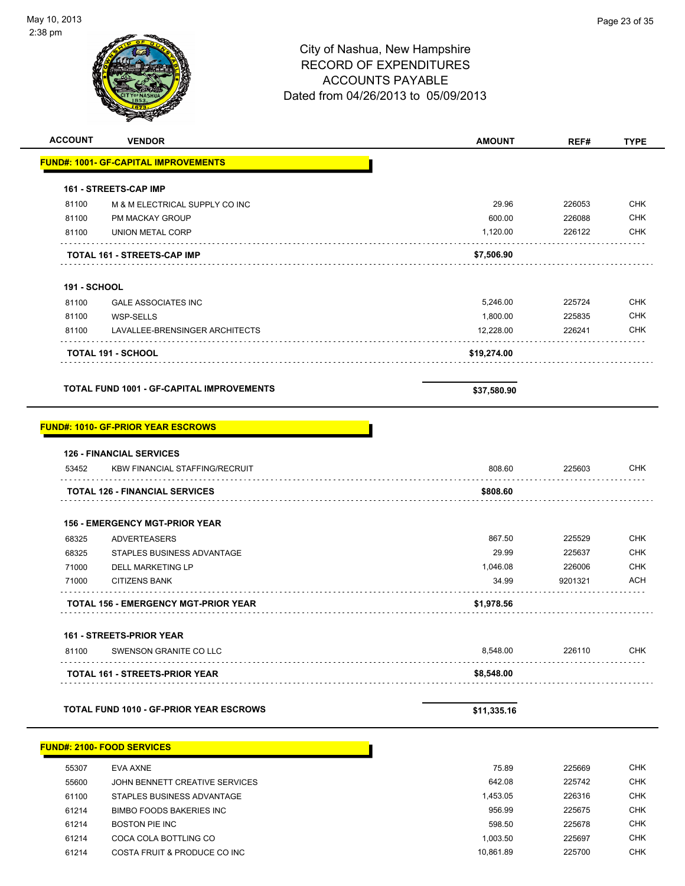City of Nashua, New Hampshire
RECORD OF EXPENDITURES
ACCOUNTS PAYABLE
Dated from 04/26/2013 to 05/09/2013

| ACCOUNT | VENDOR | AMOUNT | REF# | TYPE |
|---|---|---|---|---|
| **FUND#: 1001- GF-CAPITAL IMPROVEMENTS** | | | | |
| **161 - STREETS-CAP IMP** | | | | |
| 81100 | M & M ELECTRICAL SUPPLY CO INC | 29.96 | 226053 | CHK |
| 81100 | PM MACKAY GROUP | 600.00 | 226088 | CHK |
| 81100 | UNION METAL CORP | 1,120.00 | 226122 | CHK |
| | **TOTAL 161 - STREETS-CAP IMP** | **$7,506.90** | | |
| **191 - SCHOOL** | | | | |
| 81100 | GALE ASSOCIATES INC | 5,246.00 | 225724 | CHK |
| 81100 | WSP-SELLS | 1,800.00 | 225835 | CHK |
| 81100 | LAVALLEE-BRENSINGER ARCHITECTS | 12,228.00 | 226241 | CHK |
| | **TOTAL 191 - SCHOOL** | **$19,274.00** | | |
| | **TOTAL FUND 1001 - GF-CAPITAL IMPROVEMENTS** | **$37,580.90** | | |
| **FUND#: 1010- GF-PRIOR YEAR ESCROWS** | | | | |
| **126 - FINANCIAL SERVICES** | | | | |
| 53452 | KBW FINANCIAL STAFFING/RECRUIT | 808.60 | 225603 | CHK |
| | **TOTAL 126 - FINANCIAL SERVICES** | **$808.60** | | |
| **156 - EMERGENCY MGT-PRIOR YEAR** | | | | |
| 68325 | ADVERTEASERS | 867.50 | 225529 | CHK |
| 68325 | STAPLES BUSINESS ADVANTAGE | 29.99 | 225637 | CHK |
| 71000 | DELL MARKETING LP | 1,046.08 | 226006 | CHK |
| 71000 | CITIZENS BANK | 34.99 | 9201321 | ACH |
| | **TOTAL 156 - EMERGENCY MGT-PRIOR YEAR** | **$1,978.56** | | |
| **161 - STREETS-PRIOR YEAR** | | | | |
| 81100 | SWENSON GRANITE CO LLC | 8,548.00 | 226110 | CHK |
| | **TOTAL 161 - STREETS-PRIOR YEAR** | **$8,548.00** | | |
| | **TOTAL FUND 1010 - GF-PRIOR YEAR ESCROWS** | **$11,335.16** | | |
| **FUND#: 2100- FOOD SERVICES** | | | | |
| 55307 | EVA AXNE | 75.89 | 225669 | CHK |
| 55600 | JOHN BENNETT CREATIVE SERVICES | 642.08 | 225742 | CHK |
| 61100 | STAPLES BUSINESS ADVANTAGE | 1,453.05 | 226316 | CHK |
| 61214 | BIMBO FOODS BAKERIES INC | 956.99 | 225675 | CHK |
| 61214 | BOSTON PIE INC | 598.50 | 225678 | CHK |
| 61214 | COCA COLA BOTTLING CO | 1,003.50 | 225697 | CHK |
| 61214 | COSTA FRUIT & PRODUCE CO INC | 10,861.89 | 225700 | CHK |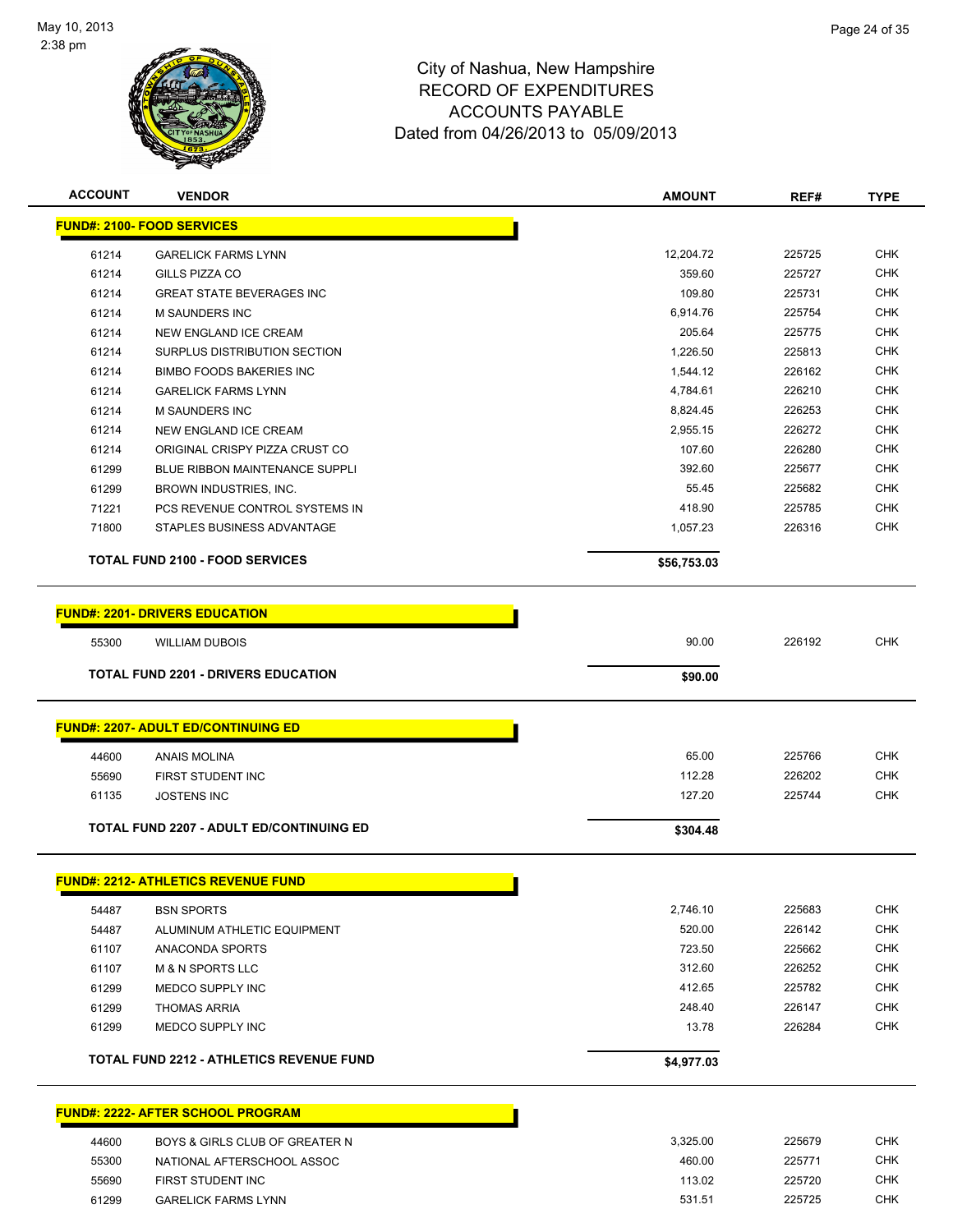# City of Nashua, New Hampshire
## RECORD OF EXPENDITURES
## ACCOUNTS PAYABLE
### Dated from 04/26/2013 to 05/09/2013

May 10, 2013
2:38 pm

| ACCOUNT | VENDOR | AMOUNT | REF# | TYPE |
|---|---|---|---|---|
| **FUND#: 2100- FOOD SERVICES** | | | | |
| 61214 | GARELICK FARMS LYNN | 12,204.72 | 225725 | CHK |
| 61214 | GILLS PIZZA CO | 359.60 | 225727 | CHK |
| 61214 | GREAT STATE BEVERAGES INC | 109.80 | 225731 | CHK |
| 61214 | M SAUNDERS INC | 6,914.76 | 225754 | CHK |
| 61214 | NEW ENGLAND ICE CREAM | 205.64 | 225775 | CHK |
| 61214 | SURPLUS DISTRIBUTION SECTION | 1,226.50 | 225813 | CHK |
| 61214 | BIMBO FOODS BAKERIES INC | 1,544.12 | 226162 | CHK |
| 61214 | GARELICK FARMS LYNN | 4,784.61 | 226210 | CHK |
| 61214 | M SAUNDERS INC | 8,824.45 | 226253 | CHK |
| 61214 | NEW ENGLAND ICE CREAM | 2,955.15 | 226272 | CHK |
| 61214 | ORIGINAL CRISPY PIZZA CRUST CO | 107.60 | 226280 | CHK |
| 61299 | BLUE RIBBON MAINTENANCE SUPPLI | 392.60 | 225677 | CHK |
| 61299 | BROWN INDUSTRIES, INC. | 55.45 | 225682 | CHK |
| 71221 | PCS REVENUE CONTROL SYSTEMS IN | 418.90 | 225785 | CHK |
| 71800 | STAPLES BUSINESS ADVANTAGE | 1,057.23 | 226316 | CHK |
| **TOTAL FUND 2100 - FOOD SERVICES** | | **$56,753.03** | | |
| **FUND#: 2201- DRIVERS EDUCATION** | | | | |
| 55300 | WILLIAM DUBOIS | 90.00 | 226192 | CHK |
| **TOTAL FUND 2201 - DRIVERS EDUCATION** | | **$90.00** | | |
| **FUND#: 2207- ADULT ED/CONTINUING ED** | | | | |
| 44600 | ANAIS MOLINA | 65.00 | 225766 | CHK |
| 55690 | FIRST STUDENT INC | 112.28 | 226202 | CHK |
| 61135 | JOSTENS INC | 127.20 | 225744 | CHK |
| **TOTAL FUND 2207 - ADULT ED/CONTINUING ED** | | **$304.48** | | |
| **FUND#: 2212- ATHLETICS REVENUE FUND** | | | | |
| 54487 | BSN SPORTS | 2,746.10 | 225683 | CHK |
| 54487 | ALUMINUM ATHLETIC EQUIPMENT | 520.00 | 226142 | CHK |
| 61107 | ANACONDA SPORTS | 723.50 | 225662 | CHK |
| 61107 | M & N SPORTS LLC | 312.60 | 226252 | CHK |
| 61299 | MEDCO SUPPLY INC | 412.65 | 225782 | CHK |
| 61299 | THOMAS ARRIA | 248.40 | 226147 | CHK |
| 61299 | MEDCO SUPPLY INC | 13.78 | 226284 | CHK |
| **TOTAL FUND 2212 - ATHLETICS REVENUE FUND** | | **$4,977.03** | | |
| **FUND#: 2222- AFTER SCHOOL PROGRAM** | | | | |
| 44600 | BOYS & GIRLS CLUB OF GREATER N | 3,325.00 | 225679 | CHK |
| 55300 | NATIONAL AFTERSCHOOL ASSOC | 460.00 | 225771 | CHK |
| 55690 | FIRST STUDENT INC | 113.02 | 225720 | CHK |
| 61299 | GARELICK FARMS LYNN | 531.51 | 225725 | CHK |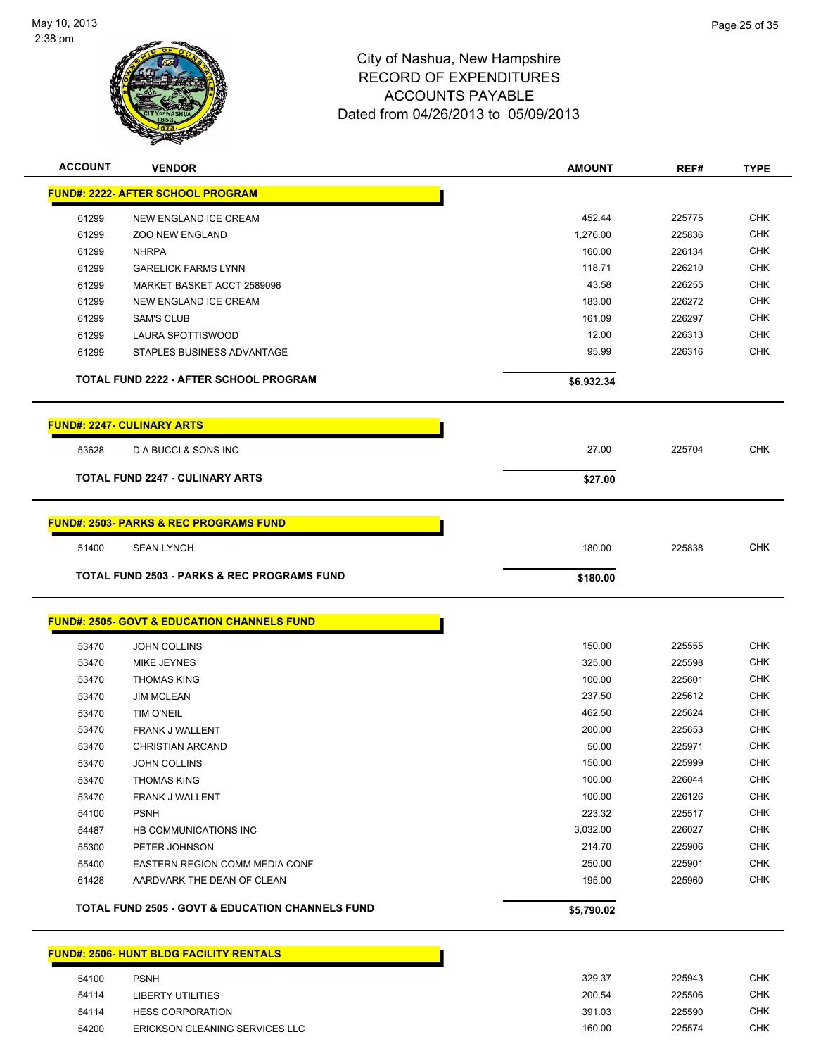City of Nashua, New Hampshire
RECORD OF EXPENDITURES
ACCOUNTS PAYABLE
Dated from 04/26/2013 to 05/09/2013

| ACCOUNT | VENDOR | AMOUNT | REF# | TYPE |
|---|---|---|---|---|
| **FUND#: 2222- AFTER SCHOOL PROGRAM** | | | | |
| 61299 | NEW ENGLAND ICE CREAM | 452.44 | 225775 | CHK |
| 61299 | ZOO NEW ENGLAND | 1,276.00 | 225836 | CHK |
| 61299 | NHRPA | 160.00 | 226134 | CHK |
| 61299 | GARELICK FARMS LYNN | 118.71 | 226210 | CHK |
| 61299 | MARKET BASKET ACCT 2589096 | 43.58 | 226255 | CHK |
| 61299 | NEW ENGLAND ICE CREAM | 183.00 | 226272 | CHK |
| 61299 | SAM'S CLUB | 161.09 | 226297 | CHK |
| 61299 | LAURA SPOTTISWOOD | 12.00 | 226313 | CHK |
| 61299 | STAPLES BUSINESS ADVANTAGE | 95.99 | 226316 | CHK |
| **TOTAL FUND 2222 - AFTER SCHOOL PROGRAM** | | **$6,932.34** | | |
| **FUND#: 2247- CULINARY ARTS** | | | | |
| 53628 | D A BUCCI & SONS INC | 27.00 | 225704 | CHK |
| **TOTAL FUND 2247 - CULINARY ARTS** | | **$27.00** | | |
| **FUND#: 2503- PARKS & REC PROGRAMS FUND** | | | | |
| 51400 | SEAN LYNCH | 180.00 | 225838 | CHK |
| **TOTAL FUND 2503 - PARKS & REC PROGRAMS FUND** | | **$180.00** | | |
| **FUND#: 2505- GOVT & EDUCATION CHANNELS FUND** | | | | |
| 53470 | JOHN COLLINS | 150.00 | 225555 | CHK |
| 53470 | MIKE JEYNES | 325.00 | 225598 | CHK |
| 53470 | THOMAS KING | 100.00 | 225601 | CHK |
| 53470 | JIM MCLEAN | 237.50 | 225612 | CHK |
| 53470 | TIM O'NEIL | 462.50 | 225624 | CHK |
| 53470 | FRANK J WALLENT | 200.00 | 225653 | CHK |
| 53470 | CHRISTIAN ARCAND | 50.00 | 225971 | CHK |
| 53470 | JOHN COLLINS | 150.00 | 225999 | CHK |
| 53470 | THOMAS KING | 100.00 | 226044 | CHK |
| 53470 | FRANK J WALLENT | 100.00 | 226126 | CHK |
| 54100 | PSNH | 223.32 | 225517 | CHK |
| 54487 | HB COMMUNICATIONS INC | 3,032.00 | 226027 | CHK |
| 55300 | PETER JOHNSON | 214.70 | 225906 | CHK |
| 55400 | EASTERN REGION COMM MEDIA CONF | 250.00 | 225901 | CHK |
| 61428 | AARDVARK THE DEAN OF CLEAN | 195.00 | 225960 | CHK |
| **TOTAL FUND 2505 - GOVT & EDUCATION CHANNELS FUND** | | **$5,790.02** | | |
| **FUND#: 2506- HUNT BLDG FACILITY RENTALS** | | | | |
| 54100 | PSNH | 329.37 | 225943 | CHK |
| 54114 | LIBERTY UTILITIES | 200.54 | 225506 | CHK |
| 54114 | HESS CORPORATION | 391.03 | 225590 | CHK |
| 54200 | ERICKSON CLEANING SERVICES LLC | 160.00 | 225574 | CHK |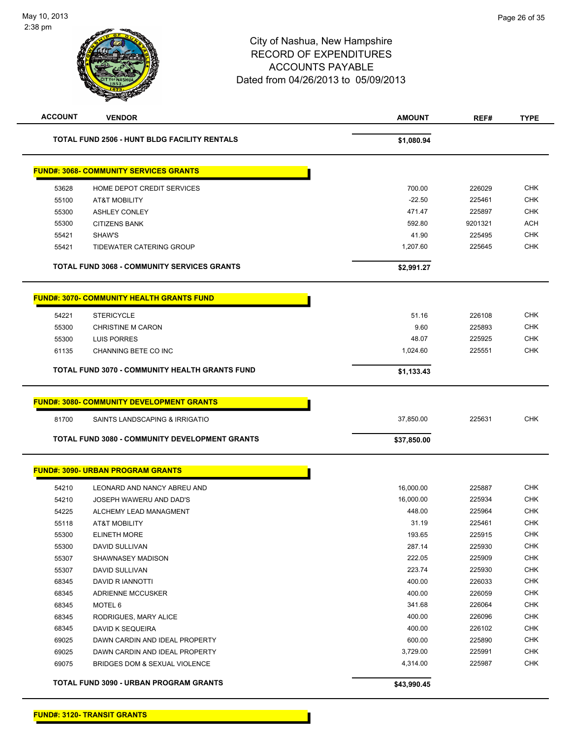City of Nashua, New Hampshire
RECORD OF EXPENDITURES
ACCOUNTS PAYABLE
Dated from 04/26/2013 to 05/09/2013

| ACCOUNT | VENDOR | AMOUNT | REF# | TYPE |
|---|---|---|---|---|
| | **TOTAL FUND 2506 - HUNT BLDG FACILITY RENTALS** | **$1,080.94** | | |
| | **FUND#: 3068- COMMUNITY SERVICES GRANTS** | | | |
| 53628 | HOME DEPOT CREDIT SERVICES | 700.00 | 226029 | CHK |
| 55100 | AT&T MOBILITY | -22.50 | 225461 | CHK |
| 55300 | ASHLEY CONLEY | 471.47 | 225897 | CHK |
| 55300 | CITIZENS BANK | 592.80 | 9201321 | ACH |
| 55421 | SHAW'S | 41.90 | 225495 | CHK |
| 55421 | TIDEWATER CATERING GROUP | 1,207.60 | 225645 | CHK |
| | **TOTAL FUND 3068 - COMMUNITY SERVICES GRANTS** | **$2,991.27** | | |
| | **FUND#: 3070- COMMUNITY HEALTH GRANTS FUND** | | | |
| 54221 | STERICYCLE | 51.16 | 226108 | CHK |
| 55300 | CHRISTINE M CARON | 9.60 | 225893 | CHK |
| 55300 | LUIS PORRES | 48.07 | 225925 | CHK |
| 61135 | CHANNING BETE CO INC | 1,024.60 | 225551 | CHK |
| | **TOTAL FUND 3070 - COMMUNITY HEALTH GRANTS FUND** | **$1,133.43** | | |
| | **FUND#: 3080- COMMUNITY DEVELOPMENT GRANTS** | | | |
| 81700 | SAINTS LANDSCAPING & IRRIGATIO | 37,850.00 | 225631 | CHK |
| | **TOTAL FUND 3080 - COMMUNITY DEVELOPMENT GRANTS** | **$37,850.00** | | |
| | **FUND#: 3090- URBAN PROGRAM GRANTS** | | | |
| 54210 | LEONARD AND NANCY ABREU AND | 16,000.00 | 225887 | CHK |
| 54210 | JOSEPH WAWERU AND DAD'S | 16,000.00 | 225934 | CHK |
| 54225 | ALCHEMY LEAD MANAGMENT | 448.00 | 225964 | CHK |
| 55118 | AT&T MOBILITY | 31.19 | 225461 | CHK |
| 55300 | ELINETH MORE | 193.65 | 225915 | CHK |
| 55300 | DAVID SULLIVAN | 287.14 | 225930 | CHK |
| 55307 | SHAWNASEY MADISON | 222.05 | 225909 | CHK |
| 55307 | DAVID SULLIVAN | 223.74 | 225930 | CHK |
| 68345 | DAVID R IANNOTTI | 400.00 | 226033 | CHK |
| 68345 | ADRIENNE MCCUSKER | 400.00 | 226059 | CHK |
| 68345 | MOTEL 6 | 341.68 | 226064 | CHK |
| 68345 | RODRIGUES, MARY ALICE | 400.00 | 226096 | CHK |
| 68345 | DAVID K SEQUEIRA | 400.00 | 226102 | CHK |
| 69025 | DAWN CARDIN AND IDEAL PROPERTY | 600.00 | 225890 | CHK |
| 69025 | DAWN CARDIN AND IDEAL PROPERTY | 3,729.00 | 225991 | CHK |
| 69075 | BRIDGES DOM & SEXUAL VIOLENCE | 4,314.00 | 225987 | CHK |
| | **TOTAL FUND 3090 - URBAN PROGRAM GRANTS** | **$43,990.45** | | |
| | **FUND#: 3120- TRANSIT GRANTS** | | | |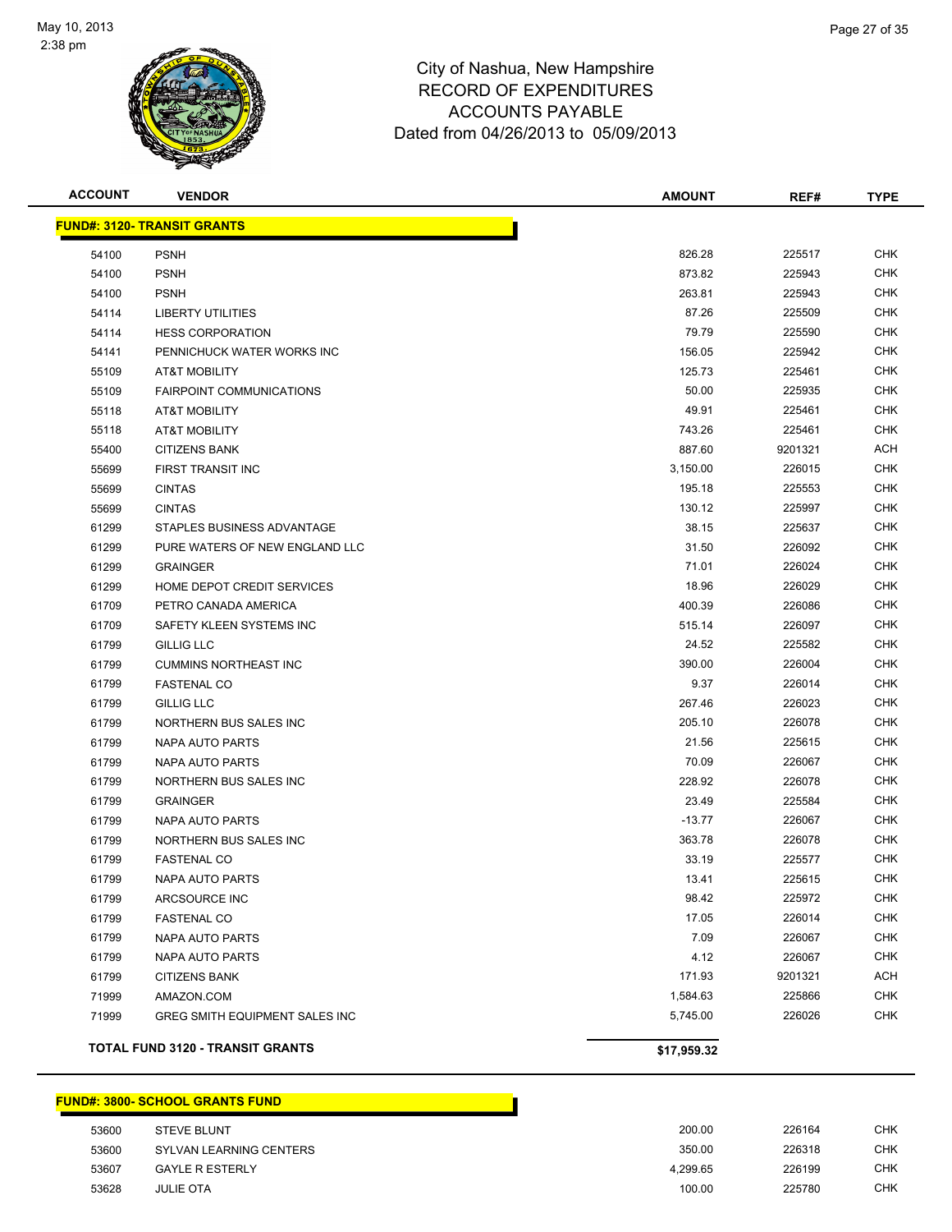# City of Nashua, New Hampshire
## RECORD OF EXPENDITURES
## ACCOUNTS PAYABLE
### Dated from 04/26/2013 to 05/09/2013

May 10, 2013
2:38 pm

| ACCOUNT | VENDOR | AMOUNT | REF# | TYPE |
|---|---|---|---|---|
| **FUND#: 3120- TRANSIT GRANTS** | | | | |
| 54100 | PSNH | 826.28 | 225517 | CHK |
| 54100 | PSNH | 873.82 | 225943 | CHK |
| 54100 | PSNH | 263.81 | 225943 | CHK |
| 54114 | LIBERTY UTILITIES | 87.26 | 225509 | CHK |
| 54114 | HESS CORPORATION | 79.79 | 225590 | CHK |
| 54141 | PENNICHUCK WATER WORKS INC | 156.05 | 225942 | CHK |
| 55109 | AT&T MOBILITY | 125.73 | 225461 | CHK |
| 55109 | FAIRPOINT COMMUNICATIONS | 50.00 | 225935 | CHK |
| 55118 | AT&T MOBILITY | 49.91 | 225461 | CHK |
| 55118 | AT&T MOBILITY | 743.26 | 225461 | CHK |
| 55400 | CITIZENS BANK | 887.60 | 9201321 | ACH |
| 55699 | FIRST TRANSIT INC | 3,150.00 | 226015 | CHK |
| 55699 | CINTAS | 195.18 | 225553 | CHK |
| 55699 | CINTAS | 130.12 | 225997 | CHK |
| 61299 | STAPLES BUSINESS ADVANTAGE | 38.15 | 225637 | CHK |
| 61299 | PURE WATERS OF NEW ENGLAND LLC | 31.50 | 226092 | CHK |
| 61299 | GRAINGER | 71.01 | 226024 | CHK |
| 61299 | HOME DEPOT CREDIT SERVICES | 18.96 | 226029 | CHK |
| 61709 | PETRO CANADA AMERICA | 400.39 | 226086 | CHK |
| 61709 | SAFETY KLEEN SYSTEMS INC | 515.14 | 226097 | CHK |
| 61799 | GILLIG LLC | 24.52 | 225582 | CHK |
| 61799 | CUMMINS NORTHEAST INC | 390.00 | 226004 | CHK |
| 61799 | FASTENAL CO | 9.37 | 226014 | CHK |
| 61799 | GILLIG LLC | 267.46 | 226023 | CHK |
| 61799 | NORTHERN BUS SALES INC | 205.10 | 226078 | CHK |
| 61799 | NAPA AUTO PARTS | 21.56 | 225615 | CHK |
| 61799 | NAPA AUTO PARTS | 70.09 | 226067 | CHK |
| 61799 | NORTHERN BUS SALES INC | 228.92 | 226078 | CHK |
| 61799 | GRAINGER | 23.49 | 225584 | CHK |
| 61799 | NAPA AUTO PARTS | -13.77 | 226067 | CHK |
| 61799 | NORTHERN BUS SALES INC | 363.78 | 226078 | CHK |
| 61799 | FASTENAL CO | 33.19 | 225577 | CHK |
| 61799 | NAPA AUTO PARTS | 13.41 | 225615 | CHK |
| 61799 | ARCSOURCE INC | 98.42 | 225972 | CHK |
| 61799 | FASTENAL CO | 17.05 | 226014 | CHK |
| 61799 | NAPA AUTO PARTS | 7.09 | 226067 | CHK |
| 61799 | NAPA AUTO PARTS | 4.12 | 226067 | CHK |
| 61799 | CITIZENS BANK | 171.93 | 9201321 | ACH |
| 71999 | AMAZON.COM | 1,584.63 | 225866 | CHK |
| 71999 | GREG SMITH EQUIPMENT SALES INC | 5,745.00 | 226026 | CHK |
| **TOTAL FUND 3120 - TRANSIT GRANTS** | | **$17,959.32** | | |

| ACCOUNT | VENDOR | AMOUNT | REF# | TYPE |
|---|---|---|---|---|
| **FUND#: 3800- SCHOOL GRANTS FUND** | | | | |
| 53600 | STEVE BLUNT | 200.00 | 226164 | CHK |
| 53600 | SYLVAN LEARNING CENTERS | 350.00 | 226318 | CHK |
| 53607 | GAYLE R ESTERLY | 4,299.65 | 226199 | CHK |
| 53628 | JULIE OTA | 100.00 | 225780 | CHK |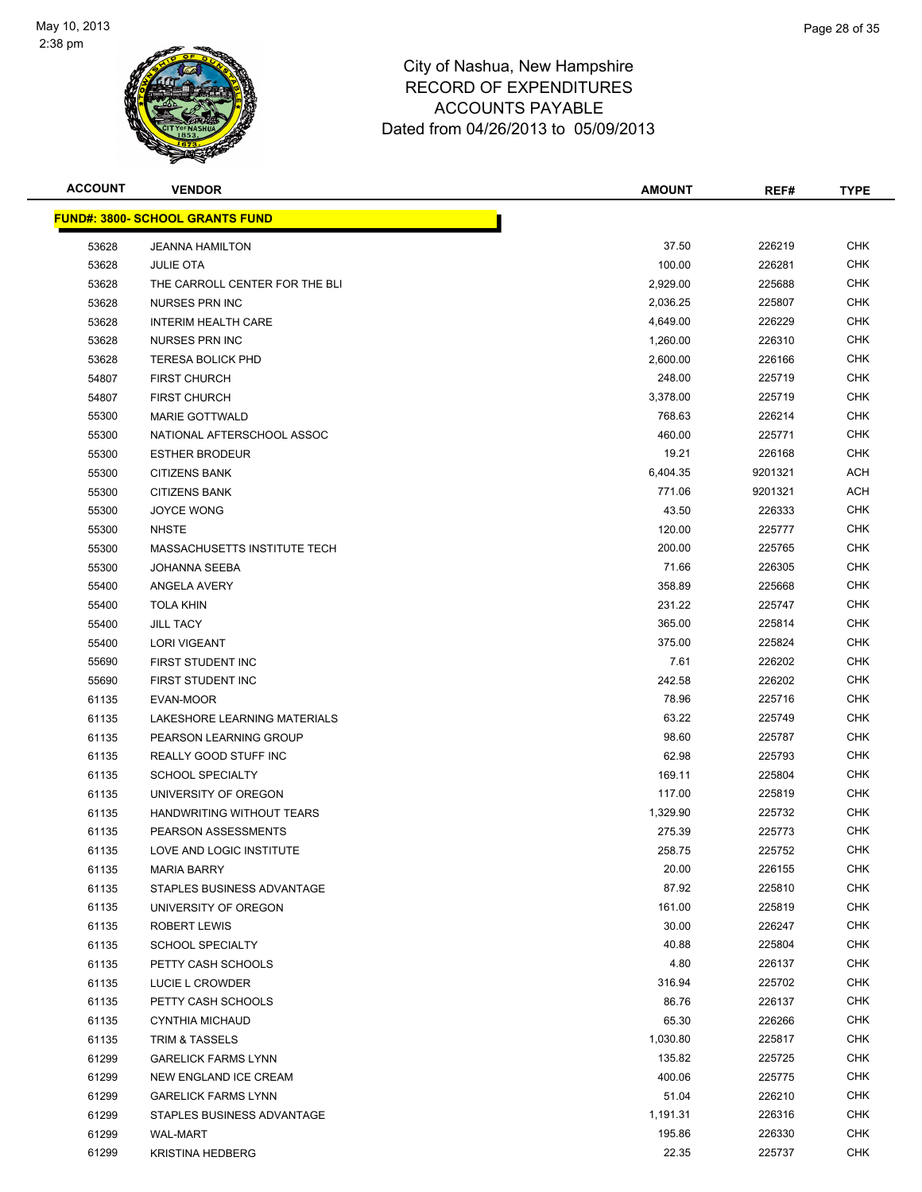City of Nashua, New Hampshire
RECORD OF EXPENDITURES
ACCOUNTS PAYABLE
Dated from 04/26/2013 to 05/09/2013

| ACCOUNT | VENDOR | AMOUNT | REF# | TYPE |
|---|---|---|---|---|
| **FUND#: 3800- SCHOOL GRANTS FUND** | | | | |
| 53628 | JEANNA HAMILTON | 37.50 | 226219 | CHK |
| 53628 | JULIE OTA | 100.00 | 226281 | CHK |
| 53628 | THE CARROLL CENTER FOR THE BLI | 2,929.00 | 225688 | CHK |
| 53628 | NURSES PRN INC | 2,036.25 | 225807 | CHK |
| 53628 | INTERIM HEALTH CARE | 4,649.00 | 226229 | CHK |
| 53628 | NURSES PRN INC | 1,260.00 | 226310 | CHK |
| 53628 | TERESA BOLICK PHD | 2,600.00 | 226166 | CHK |
| 54807 | FIRST CHURCH | 248.00 | 225719 | CHK |
| 54807 | FIRST CHURCH | 3,378.00 | 225719 | CHK |
| 55300 | MARIE GOTTWALD | 768.63 | 226214 | CHK |
| 55300 | NATIONAL AFTERSCHOOL ASSOC | 460.00 | 225771 | CHK |
| 55300 | ESTHER BRODEUR | 19.21 | 226168 | CHK |
| 55300 | CITIZENS BANK | 6,404.35 | 9201321 | ACH |
| 55300 | CITIZENS BANK | 771.06 | 9201321 | ACH |
| 55300 | JOYCE WONG | 43.50 | 226333 | CHK |
| 55300 | NHSTE | 120.00 | 225777 | CHK |
| 55300 | MASSACHUSETTS INSTITUTE TECH | 200.00 | 225765 | CHK |
| 55300 | JOHANNA SEEBA | 71.66 | 226305 | CHK |
| 55400 | ANGELA AVERY | 358.89 | 225668 | CHK |
| 55400 | TOLA KHIN | 231.22 | 225747 | CHK |
| 55400 | JILL TACY | 365.00 | 225814 | CHK |
| 55400 | LORI VIGEANT | 375.00 | 225824 | CHK |
| 55690 | FIRST STUDENT INC | 7.61 | 226202 | CHK |
| 55690 | FIRST STUDENT INC | 242.58 | 226202 | CHK |
| 61135 | EVAN-MOOR | 78.96 | 225716 | CHK |
| 61135 | LAKESHORE LEARNING MATERIALS | 63.22 | 225749 | CHK |
| 61135 | PEARSON LEARNING GROUP | 98.60 | 225787 | CHK |
| 61135 | REALLY GOOD STUFF INC | 62.98 | 225793 | CHK |
| 61135 | SCHOOL SPECIALTY | 169.11 | 225804 | CHK |
| 61135 | UNIVERSITY OF OREGON | 117.00 | 225819 | CHK |
| 61135 | HANDWRITING WITHOUT TEARS | 1,329.90 | 225732 | CHK |
| 61135 | PEARSON ASSESSMENTS | 275.39 | 225773 | CHK |
| 61135 | LOVE AND LOGIC INSTITUTE | 258.75 | 225752 | CHK |
| 61135 | MARIA BARRY | 20.00 | 226155 | CHK |
| 61135 | STAPLES BUSINESS ADVANTAGE | 87.92 | 225810 | CHK |
| 61135 | UNIVERSITY OF OREGON | 161.00 | 225819 | CHK |
| 61135 | ROBERT LEWIS | 30.00 | 226247 | CHK |
| 61135 | SCHOOL SPECIALTY | 40.88 | 225804 | CHK |
| 61135 | PETTY CASH SCHOOLS | 4.80 | 226137 | CHK |
| 61135 | LUCIE L CROWDER | 316.94 | 225702 | CHK |
| 61135 | PETTY CASH SCHOOLS | 86.76 | 226137 | CHK |
| 61135 | CYNTHIA MICHAUD | 65.30 | 226266 | CHK |
| 61135 | TRIM & TASSELS | 1,030.80 | 225817 | CHK |
| 61299 | GARELICK FARMS LYNN | 135.82 | 225725 | CHK |
| 61299 | NEW ENGLAND ICE CREAM | 400.06 | 225775 | CHK |
| 61299 | GARELICK FARMS LYNN | 51.04 | 226210 | CHK |
| 61299 | STAPLES BUSINESS ADVANTAGE | 1,191.31 | 226316 | CHK |
| 61299 | WAL-MART | 195.86 | 226330 | CHK |
| 61299 | KRISTINA HEDBERG | 22.35 | 225737 | CHK |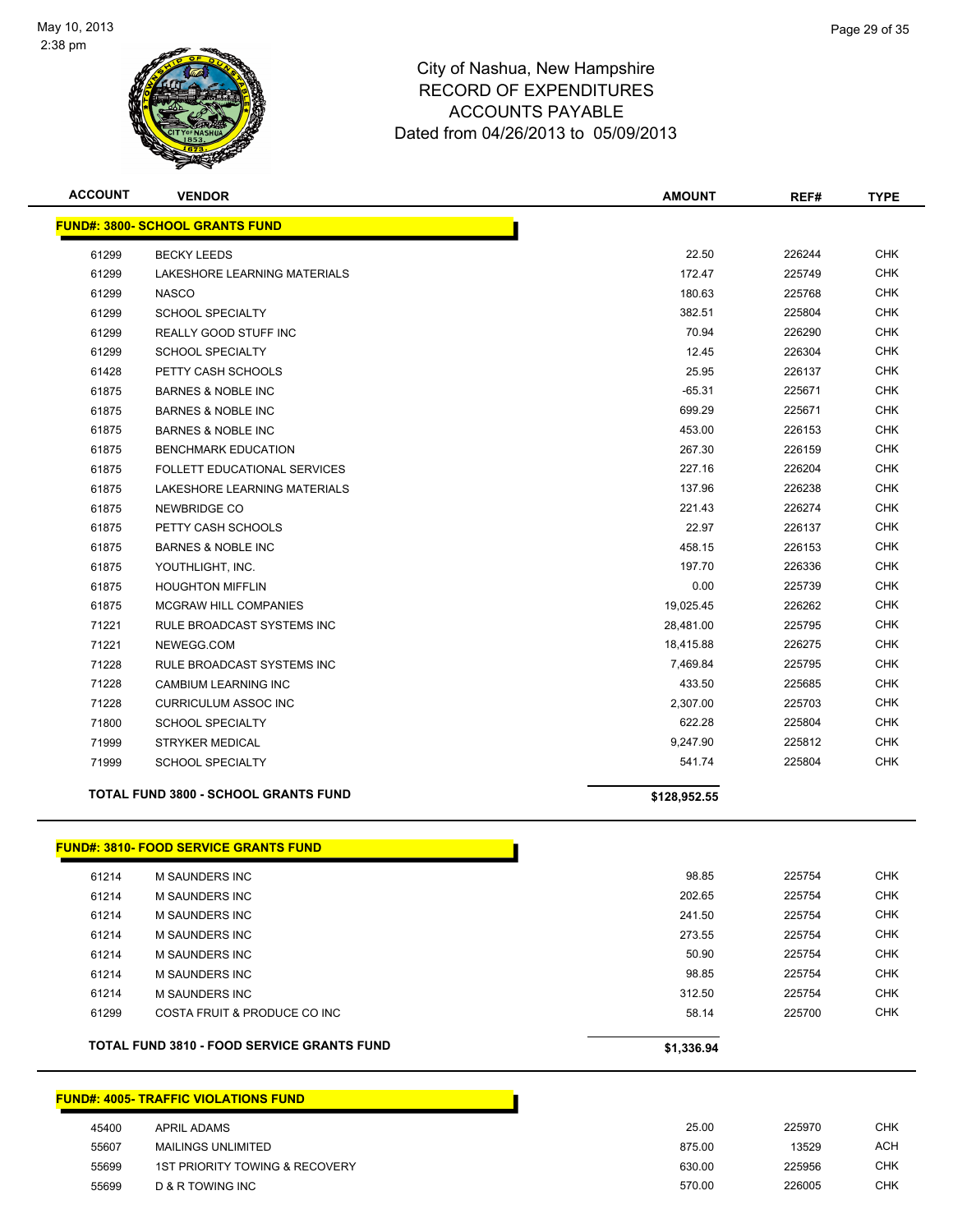# City of Nashua, New Hampshire
# RECORD OF EXPENDITURES
# ACCOUNTS PAYABLE
# Dated from 04/26/2013 to 05/09/2013

| ACCOUNT | VENDOR | AMOUNT | REF# | TYPE |
|---|---|---|---|---|
| **FUND#: 3800- SCHOOL GRANTS FUND** | | | | |
| 61299 | BECKY LEEDS | 22.50 | 226244 | CHK |
| 61299 | LAKESHORE LEARNING MATERIALS | 172.47 | 225749 | CHK |
| 61299 | NASCO | 180.63 | 225768 | CHK |
| 61299 | SCHOOL SPECIALTY | 382.51 | 225804 | CHK |
| 61299 | REALLY GOOD STUFF INC | 70.94 | 226290 | CHK |
| 61299 | SCHOOL SPECIALTY | 12.45 | 226304 | CHK |
| 61428 | PETTY CASH SCHOOLS | 25.95 | 226137 | CHK |
| 61875 | BARNES & NOBLE INC | -65.31 | 225671 | CHK |
| 61875 | BARNES & NOBLE INC | 699.29 | 225671 | CHK |
| 61875 | BARNES & NOBLE INC | 453.00 | 226153 | CHK |
| 61875 | BENCHMARK EDUCATION | 267.30 | 226159 | CHK |
| 61875 | FOLLETT EDUCATIONAL SERVICES | 227.16 | 226204 | CHK |
| 61875 | LAKESHORE LEARNING MATERIALS | 137.96 | 226238 | CHK |
| 61875 | NEWBRIDGE CO | 221.43 | 226274 | CHK |
| 61875 | PETTY CASH SCHOOLS | 22.97 | 226137 | CHK |
| 61875 | BARNES & NOBLE INC | 458.15 | 226153 | CHK |
| 61875 | YOUTHLIGHT, INC. | 197.70 | 226336 | CHK |
| 61875 | HOUGHTON MIFFLIN | 0.00 | 225739 | CHK |
| 61875 | MCGRAW HILL COMPANIES | 19,025.45 | 226262 | CHK |
| 71221 | RULE BROADCAST SYSTEMS INC | 28,481.00 | 225795 | CHK |
| 71221 | NEWEGG.COM | 18,415.88 | 226275 | CHK |
| 71228 | RULE BROADCAST SYSTEMS INC | 7,469.84 | 225795 | CHK |
| 71228 | CAMBIUM LEARNING INC | 433.50 | 225685 | CHK |
| 71228 | CURRICULUM ASSOC INC | 2,307.00 | 225703 | CHK |
| 71800 | SCHOOL SPECIALTY | 622.28 | 225804 | CHK |
| 71999 | STRYKER MEDICAL | 9,247.90 | 225812 | CHK |
| 71999 | SCHOOL SPECIALTY | 541.74 | 225804 | CHK |
| **TOTAL FUND 3800 - SCHOOL GRANTS FUND** | | **$128,952.55** | | |
| **FUND#: 3810- FOOD SERVICE GRANTS FUND** | | | | |
| 61214 | M SAUNDERS INC | 98.85 | 225754 | CHK |
| 61214 | M SAUNDERS INC | 202.65 | 225754 | CHK |
| 61214 | M SAUNDERS INC | 241.50 | 225754 | CHK |
| 61214 | M SAUNDERS INC | 273.55 | 225754 | CHK |
| 61214 | M SAUNDERS INC | 50.90 | 225754 | CHK |
| 61214 | M SAUNDERS INC | 98.85 | 225754 | CHK |
| 61214 | M SAUNDERS INC | 312.50 | 225754 | CHK |
| 61299 | COSTA FRUIT & PRODUCE CO INC | 58.14 | 225700 | CHK |
| **TOTAL FUND 3810 - FOOD SERVICE GRANTS FUND** | | **$1,336.94** | | |
| **FUND#: 4005- TRAFFIC VIOLATIONS FUND** | | | | |
| 45400 | APRIL ADAMS | 25.00 | 225970 | CHK |
| 55607 | MAILINGS UNLIMITED | 875.00 | 13529 | ACH |
| 55699 | 1ST PRIORITY TOWING & RECOVERY | 630.00 | 225956 | CHK |
| 55699 | D & R TOWING INC | 570.00 | 226005 | CHK |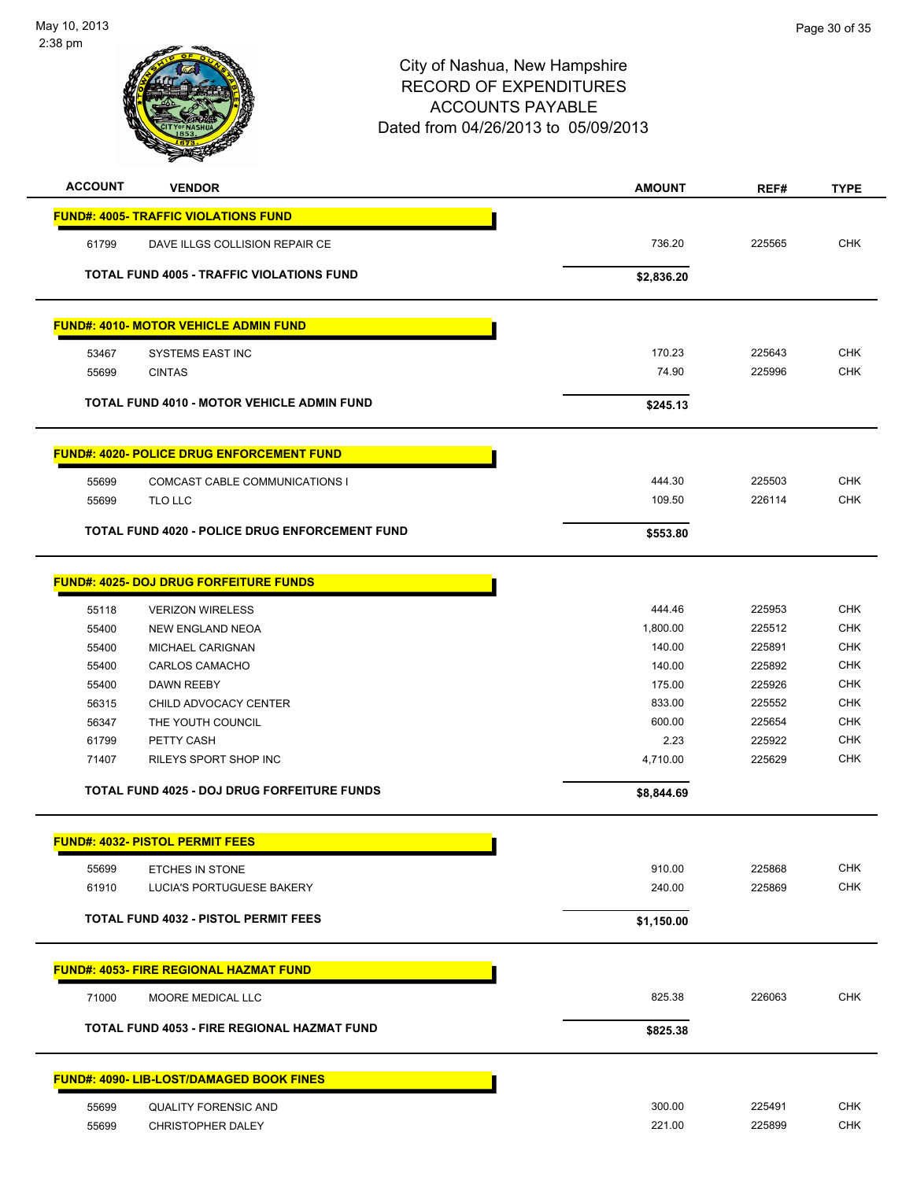# City of Nashua, New Hampshire
## RECORD OF EXPENDITURES
## ACCOUNTS PAYABLE
### Dated from 04/26/2013 to 05/09/2013

| ACCOUNT | VENDOR | AMOUNT | REF# | TYPE |
|---|---|---|---|---|
| **FUND#: 4005- TRAFFIC VIOLATIONS FUND** | | | | |
| 61799 | DAVE ILLGS COLLISION REPAIR CE | 736.20 | 225565 | CHK |
| **TOTAL FUND 4005 - TRAFFIC VIOLATIONS FUND** | | **$2,836.20** | | |
| **FUND#: 4010- MOTOR VEHICLE ADMIN FUND** | | | | |
| 53467 | SYSTEMS EAST INC | 170.23 | 225643 | CHK |
| 55699 | CINTAS | 74.90 | 225996 | CHK |
| **TOTAL FUND 4010 - MOTOR VEHICLE ADMIN FUND** | | **$245.13** | | |
| **FUND#: 4020- POLICE DRUG ENFORCEMENT FUND** | | | | |
| 55699 | COMCAST CABLE COMMUNICATIONS I | 444.30 | 225503 | CHK |
| 55699 | TLO LLC | 109.50 | 226114 | CHK |
| **TOTAL FUND 4020 - POLICE DRUG ENFORCEMENT FUND** | | **$553.80** | | |
| **FUND#: 4025- DOJ DRUG FORFEITURE FUNDS** | | | | |
| 55118 | VERIZON WIRELESS | 444.46 | 225953 | CHK |
| 55400 | NEW ENGLAND NEOA | 1,800.00 | 225512 | CHK |
| 55400 | MICHAEL CARIGNAN | 140.00 | 225891 | CHK |
| 55400 | CARLOS CAMACHO | 140.00 | 225892 | CHK |
| 55400 | DAWN REEBY | 175.00 | 225926 | CHK |
| 56315 | CHILD ADVOCACY CENTER | 833.00 | 225552 | CHK |
| 56347 | THE YOUTH COUNCIL | 600.00 | 225654 | CHK |
| 61799 | PETTY CASH | 2.23 | 225922 | CHK |
| 71407 | RILEYS SPORT SHOP INC | 4,710.00 | 225629 | CHK |
| **TOTAL FUND 4025 - DOJ DRUG FORFEITURE FUNDS** | | **$8,844.69** | | |
| **FUND#: 4032- PISTOL PERMIT FEES** | | | | |
| 55699 | ETCHES IN STONE | 910.00 | 225868 | CHK |
| 61910 | LUCIA'S PORTUGUESE BAKERY | 240.00 | 225869 | CHK |
| **TOTAL FUND 4032 - PISTOL PERMIT FEES** | | **$1,150.00** | | |
| **FUND#: 4053- FIRE REGIONAL HAZMAT FUND** | | | | |
| 71000 | MOORE MEDICAL LLC | 825.38 | 226063 | CHK |
| **TOTAL FUND 4053 - FIRE REGIONAL HAZMAT FUND** | | **$825.38** | | |
| **FUND#: 4090- LIB-LOST/DAMAGED BOOK FINES** | | | | |
| 55699 | QUALITY FORENSIC AND | 300.00 | 225491 | CHK |
| 55699 | CHRISTOPHER DALEY | 221.00 | 225899 | CHK |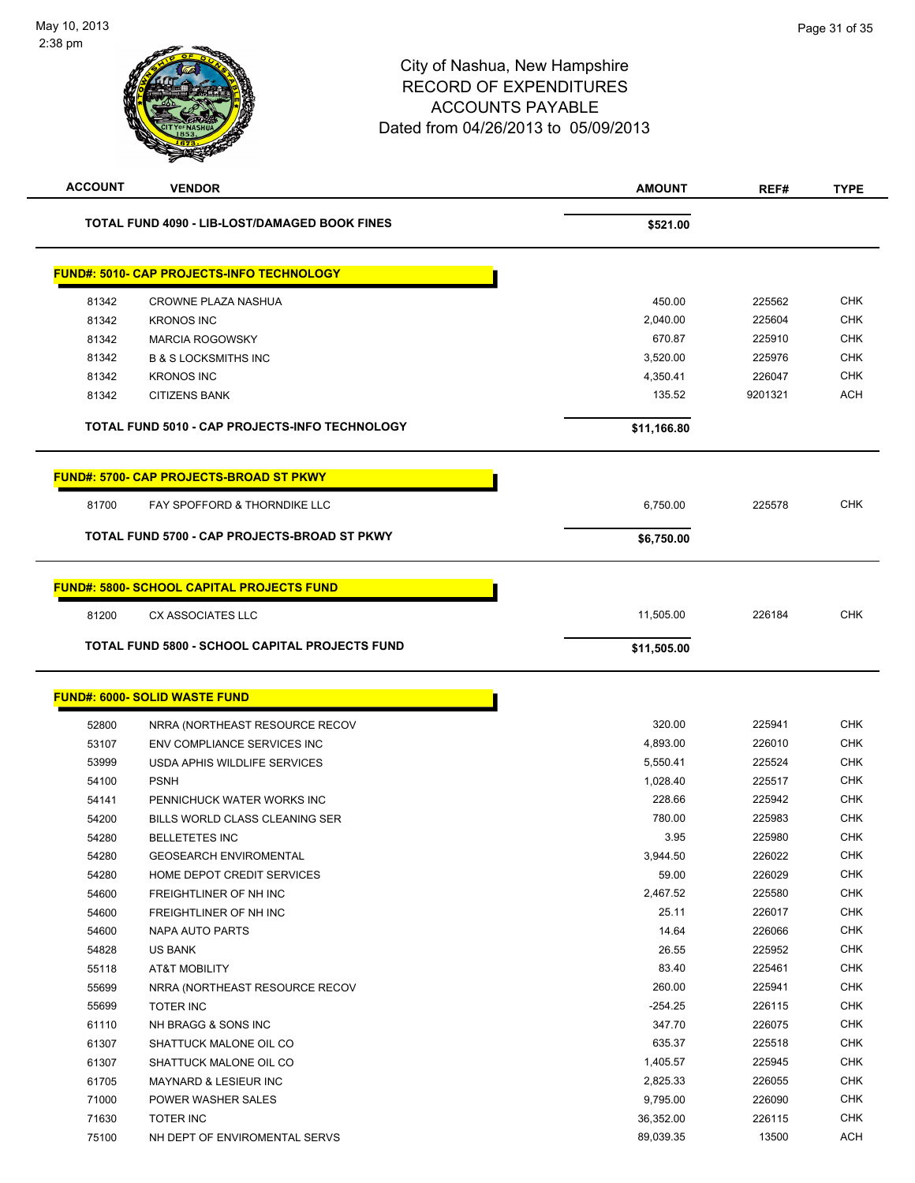City of Nashua, New Hampshire
RECORD OF EXPENDITURES
ACCOUNTS PAYABLE
Dated from 04/26/2013 to 05/09/2013

| ACCOUNT | VENDOR | AMOUNT | REF# | TYPE |
|---|---|---|---|---|
| | **TOTAL FUND 4090 - LIB-LOST/DAMAGED BOOK FINES** | **$521.00** | | |
| | **FUND#: 5010- CAP PROJECTS-INFO TECHNOLOGY** | | | |
| 81342 | CROWNE PLAZA NASHUA | 450.00 | 225562 | CHK |
| 81342 | KRONOS INC | 2,040.00 | 225604 | CHK |
| 81342 | MARCIA ROGOWSKY | 670.87 | 225910 | CHK |
| 81342 | B & S LOCKSMITHS INC | 3,520.00 | 225976 | CHK |
| 81342 | KRONOS INC | 4,350.41 | 226047 | CHK |
| 81342 | CITIZENS BANK | 135.52 | 9201321 | ACH |
| | **TOTAL FUND 5010 - CAP PROJECTS-INFO TECHNOLOGY** | **$11,166.80** | | |
| | **FUND#: 5700- CAP PROJECTS-BROAD ST PKWY** | | | |
| 81700 | FAY SPOFFORD & THORNDIKE LLC | 6,750.00 | 225578 | CHK |
| | **TOTAL FUND 5700 - CAP PROJECTS-BROAD ST PKWY** | **$6,750.00** | | |
| | **FUND#: 5800- SCHOOL CAPITAL PROJECTS FUND** | | | |
| 81200 | CX ASSOCIATES LLC | 11,505.00 | 226184 | CHK |
| | **TOTAL FUND 5800 - SCHOOL CAPITAL PROJECTS FUND** | **$11,505.00** | | |
| | **FUND#: 6000- SOLID WASTE FUND** | | | |
| 52800 | NRRA (NORTHEAST RESOURCE RECOV | 320.00 | 225941 | CHK |
| 53107 | ENV COMPLIANCE SERVICES INC | 4,893.00 | 226010 | CHK |
| 53999 | USDA APHIS WILDLIFE SERVICES | 5,550.41 | 225524 | CHK |
| 54100 | PSNH | 1,028.40 | 225517 | CHK |
| 54141 | PENNICHUCK WATER WORKS INC | 228.66 | 225942 | CHK |
| 54200 | BILLS WORLD CLASS CLEANING SER | 780.00 | 225983 | CHK |
| 54280 | BELLETETES INC | 3.95 | 225980 | CHK |
| 54280 | GEOSEARCH ENVIROMENTAL | 3,944.50 | 226022 | CHK |
| 54280 | HOME DEPOT CREDIT SERVICES | 59.00 | 226029 | CHK |
| 54600 | FREIGHTLINER OF NH INC | 2,467.52 | 225580 | CHK |
| 54600 | FREIGHTLINER OF NH INC | 25.11 | 226017 | CHK |
| 54600 | NAPA AUTO PARTS | 14.64 | 226066 | CHK |
| 54828 | US BANK | 26.55 | 225952 | CHK |
| 55118 | AT&T MOBILITY | 83.40 | 225461 | CHK |
| 55699 | NRRA (NORTHEAST RESOURCE RECOV | 260.00 | 225941 | CHK |
| 55699 | TOTER INC | -254.25 | 226115 | CHK |
| 61110 | NH BRAGG & SONS INC | 347.70 | 226075 | CHK |
| 61307 | SHATTUCK MALONE OIL CO | 635.37 | 225518 | CHK |
| 61307 | SHATTUCK MALONE OIL CO | 1,405.57 | 225945 | CHK |
| 61705 | MAYNARD & LESIEUR INC | 2,825.33 | 226055 | CHK |
| 71000 | POWER WASHER SALES | 9,795.00 | 226090 | CHK |
| 71630 | TOTER INC | 36,352.00 | 226115 | CHK |
| 75100 | NH DEPT OF ENVIROMENTAL SERVS | 89,039.35 | 13500 | ACH |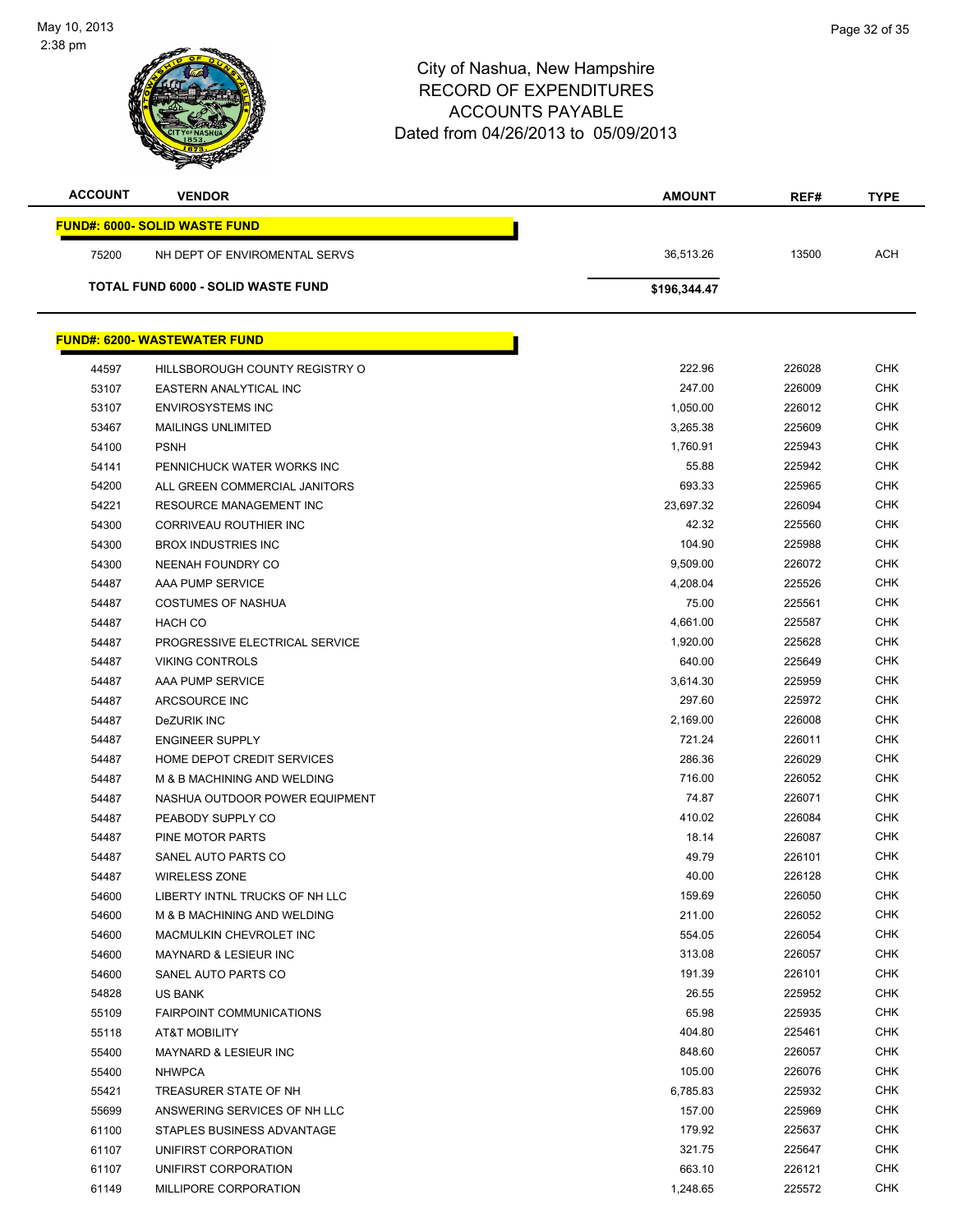City of Nashua, New Hampshire
RECORD OF EXPENDITURES
ACCOUNTS PAYABLE
Dated from 04/26/2013 to 05/09/2013

| ACCOUNT | VENDOR | AMOUNT | REF# | TYPE |
|---|---|---|---|---|
| **FUND#: 6000- SOLID WASTE FUND** | | | | |
| 75200 | NH DEPT OF ENVIROMENTAL SERVS | 36,513.26 | 13500 | ACH |
| **TOTAL FUND 6000 - SOLID WASTE FUND** | | **$196,344.47** | | |
| **FUND#: 6200- WASTEWATER FUND** | | | | |
| 44597 | HILLSBOROUGH COUNTY REGISTRY O | 222.96 | 226028 | CHK |
| 53107 | EASTERN ANALYTICAL INC | 247.00 | 226009 | CHK |
| 53107 | ENVIROSYSTEMS INC | 1,050.00 | 226012 | CHK |
| 53467 | MAILINGS UNLIMITED | 3,265.38 | 225609 | CHK |
| 54100 | PSNH | 1,760.91 | 225943 | CHK |
| 54141 | PENNICHUCK WATER WORKS INC | 55.88 | 225942 | CHK |
| 54200 | ALL GREEN COMMERCIAL JANITORS | 693.33 | 225965 | CHK |
| 54221 | RESOURCE MANAGEMENT INC | 23,697.32 | 226094 | CHK |
| 54300 | CORRIVEAU ROUTHIER INC | 42.32 | 225560 | CHK |
| 54300 | BROX INDUSTRIES INC | 104.90 | 225988 | CHK |
| 54300 | NEENAH FOUNDRY CO | 9,509.00 | 226072 | CHK |
| 54487 | AAA PUMP SERVICE | 4,208.04 | 225526 | CHK |
| 54487 | COSTUMES OF NASHUA | 75.00 | 225561 | CHK |
| 54487 | HACH CO | 4,661.00 | 225587 | CHK |
| 54487 | PROGRESSIVE ELECTRICAL SERVICE | 1,920.00 | 225628 | CHK |
| 54487 | VIKING CONTROLS | 640.00 | 225649 | CHK |
| 54487 | AAA PUMP SERVICE | 3,614.30 | 225959 | CHK |
| 54487 | ARCSOURCE INC | 297.60 | 225972 | CHK |
| 54487 | DeZURIK INC | 2,169.00 | 226008 | CHK |
| 54487 | ENGINEER SUPPLY | 721.24 | 226011 | CHK |
| 54487 | HOME DEPOT CREDIT SERVICES | 286.36 | 226029 | CHK |
| 54487 | M & B MACHINING AND WELDING | 716.00 | 226052 | CHK |
| 54487 | NASHUA OUTDOOR POWER EQUIPMENT | 74.87 | 226071 | CHK |
| 54487 | PEABODY SUPPLY CO | 410.02 | 226084 | CHK |
| 54487 | PINE MOTOR PARTS | 18.14 | 226087 | CHK |
| 54487 | SANEL AUTO PARTS CO | 49.79 | 226101 | CHK |
| 54487 | WIRELESS ZONE | 40.00 | 226128 | CHK |
| 54600 | LIBERTY INTNL TRUCKS OF NH LLC | 159.69 | 226050 | CHK |
| 54600 | M & B MACHINING AND WELDING | 211.00 | 226052 | CHK |
| 54600 | MACMULKIN CHEVROLET INC | 554.05 | 226054 | CHK |
| 54600 | MAYNARD & LESIEUR INC | 313.08 | 226057 | CHK |
| 54600 | SANEL AUTO PARTS CO | 191.39 | 226101 | CHK |
| 54828 | US BANK | 26.55 | 225952 | CHK |
| 55109 | FAIRPOINT COMMUNICATIONS | 65.98 | 225935 | CHK |
| 55118 | AT&T MOBILITY | 404.80 | 225461 | CHK |
| 55400 | MAYNARD & LESIEUR INC | 848.60 | 226057 | CHK |
| 55400 | NHWPCA | 105.00 | 226076 | CHK |
| 55421 | TREASURER STATE OF NH | 6,785.83 | 225932 | CHK |
| 55699 | ANSWERING SERVICES OF NH LLC | 157.00 | 225969 | CHK |
| 61100 | STAPLES BUSINESS ADVANTAGE | 179.92 | 225637 | CHK |
| 61107 | UNIFIRST CORPORATION | 321.75 | 225647 | CHK |
| 61107 | UNIFIRST CORPORATION | 663.10 | 226121 | CHK |
| 61149 | MILLIPORE CORPORATION | 1,248.65 | 225572 | CHK |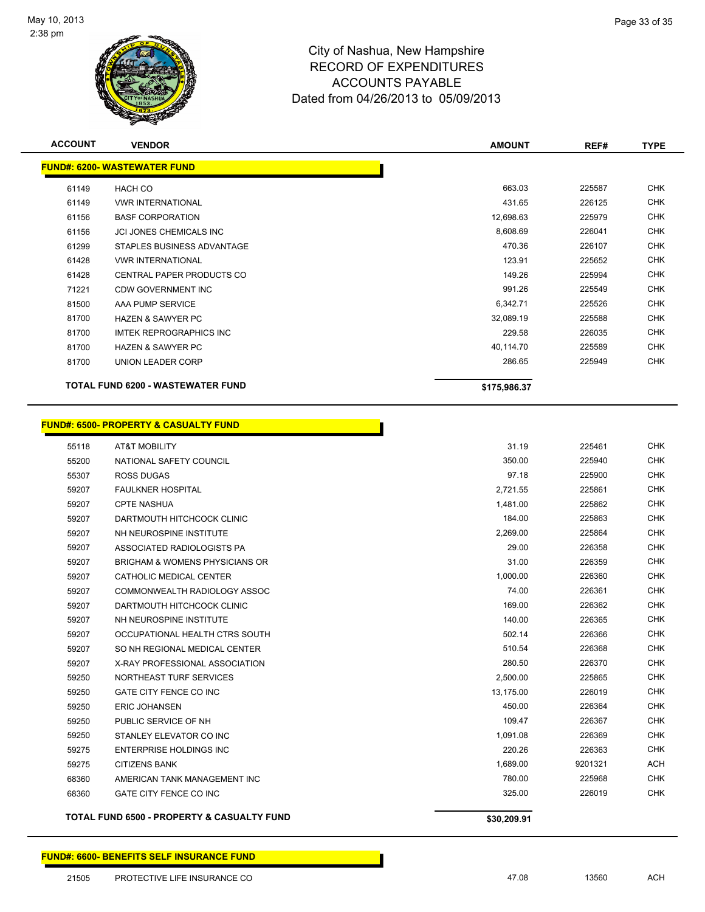# City of Nashua, New Hampshire
## RECORD OF EXPENDITURES
## ACCOUNTS PAYABLE
## Dated from 04/26/2013 to 05/09/2013

| ACCOUNT | VENDOR | AMOUNT | REF# | TYPE |
|---|---|---|---|---|
| **FUND#: 6200- WASTEWATER FUND** | | | | |
| 61149 | HACH CO | 663.03 | 225587 | CHK |
| 61149 | VWR INTERNATIONAL | 431.65 | 226125 | CHK |
| 61156 | BASF CORPORATION | 12,698.63 | 225979 | CHK |
| 61156 | JCI JONES CHEMICALS INC | 8,608.69 | 226041 | CHK |
| 61299 | STAPLES BUSINESS ADVANTAGE | 470.36 | 226107 | CHK |
| 61428 | VWR INTERNATIONAL | 123.91 | 225652 | CHK |
| 61428 | CENTRAL PAPER PRODUCTS CO | 149.26 | 225994 | CHK |
| 71221 | CDW GOVERNMENT INC | 991.26 | 225549 | CHK |
| 81500 | AAA PUMP SERVICE | 6,342.71 | 225526 | CHK |
| 81700 | HAZEN & SAWYER PC | 32,089.19 | 225588 | CHK |
| 81700 | IMTEK REPROGRAPHICS INC | 229.58 | 226035 | CHK |
| 81700 | HAZEN & SAWYER PC | 40,114.70 | 225589 | CHK |
| 81700 | UNION LEADER CORP | 286.65 | 225949 | CHK |
| **TOTAL FUND 6200 - WASTEWATER FUND** | | **$175,986.37** | | |

| ACCOUNT | VENDOR | AMOUNT | REF# | TYPE |
|---|---|---|---|---|
| **FUND#: 6500- PROPERTY & CASUALTY FUND** | | | | |
| 55118 | AT&T MOBILITY | 31.19 | 225461 | CHK |
| 55200 | NATIONAL SAFETY COUNCIL | 350.00 | 225940 | CHK |
| 55307 | ROSS DUGAS | 97.18 | 225900 | CHK |
| 59207 | FAULKNER HOSPITAL | 2,721.55 | 225861 | CHK |
| 59207 | CPTE NASHUA | 1,481.00 | 225862 | CHK |
| 59207 | DARTMOUTH HITCHCOCK CLINIC | 184.00 | 225863 | CHK |
| 59207 | NH NEUROSPINE INSTITUTE | 2,269.00 | 225864 | CHK |
| 59207 | ASSOCIATED RADIOLOGISTS PA | 29.00 | 226358 | CHK |
| 59207 | BRIGHAM & WOMENS PHYSICIANS OR | 31.00 | 226359 | CHK |
| 59207 | CATHOLIC MEDICAL CENTER | 1,000.00 | 226360 | CHK |
| 59207 | COMMONWEALTH RADIOLOGY ASSOC | 74.00 | 226361 | CHK |
| 59207 | DARTMOUTH HITCHCOCK CLINIC | 169.00 | 226362 | CHK |
| 59207 | NH NEUROSPINE INSTITUTE | 140.00 | 226365 | CHK |
| 59207 | OCCUPATIONAL HEALTH CTRS SOUTH | 502.14 | 226366 | CHK |
| 59207 | SO NH REGIONAL MEDICAL CENTER | 510.54 | 226368 | CHK |
| 59207 | X-RAY PROFESSIONAL ASSOCIATION | 280.50 | 226370 | CHK |
| 59250 | NORTHEAST TURF SERVICES | 2,500.00 | 225865 | CHK |
| 59250 | GATE CITY FENCE CO INC | 13,175.00 | 226019 | CHK |
| 59250 | ERIC JOHANSEN | 450.00 | 226364 | CHK |
| 59250 | PUBLIC SERVICE OF NH | 109.47 | 226367 | CHK |
| 59250 | STANLEY ELEVATOR CO INC | 1,091.08 | 226369 | CHK |
| 59275 | ENTERPRISE HOLDINGS INC | 220.26 | 226363 | CHK |
| 59275 | CITIZENS BANK | 1,689.00 | 9201321 | ACH |
| 68360 | AMERICAN TANK MANAGEMENT INC | 780.00 | 225968 | CHK |
| 68360 | GATE CITY FENCE CO INC | 325.00 | 226019 | CHK |
| **TOTAL FUND 6500 - PROPERTY & CASUALTY FUND** | | **$30,209.91** | | |

| ACCOUNT | VENDOR | AMOUNT | REF# | TYPE |
|---|---|---|---|---|
| **FUND#: 6600- BENEFITS SELF INSURANCE FUND** | | | | |
| 21505 | PROTECTIVE LIFE INSURANCE CO | 47.08 | 13560 | ACH |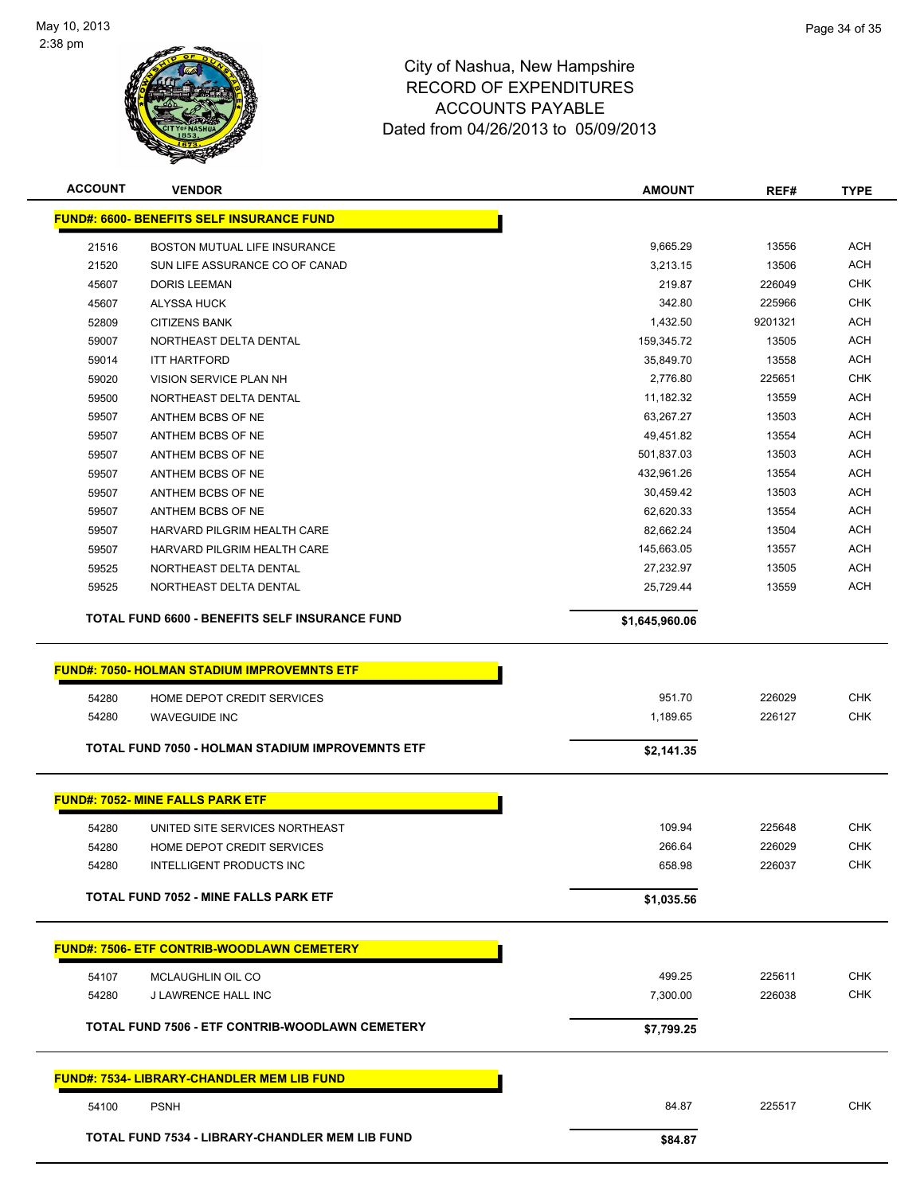City of Nashua, New Hampshire
RECORD OF EXPENDITURES
ACCOUNTS PAYABLE
Dated from 04/26/2013 to 05/09/2013

| ACCOUNT | VENDOR | AMOUNT | REF# | TYPE |
|---|---|---|---|---|
| **FUND#: 6600- BENEFITS SELF INSURANCE FUND** | | | | |
| 21516 | BOSTON MUTUAL LIFE INSURANCE | 9,665.29 | 13556 | ACH |
| 21520 | SUN LIFE ASSURANCE CO OF CANAD | 3,213.15 | 13506 | ACH |
| 45607 | DORIS LEEMAN | 219.87 | 226049 | CHK |
| 45607 | ALYSSA HUCK | 342.80 | 225966 | CHK |
| 52809 | CITIZENS BANK | 1,432.50 | 9201321 | ACH |
| 59007 | NORTHEAST DELTA DENTAL | 159,345.72 | 13505 | ACH |
| 59014 | ITT HARTFORD | 35,849.70 | 13558 | ACH |
| 59020 | VISION SERVICE PLAN NH | 2,776.80 | 225651 | CHK |
| 59500 | NORTHEAST DELTA DENTAL | 11,182.32 | 13559 | ACH |
| 59507 | ANTHEM BCBS OF NE | 63,267.27 | 13503 | ACH |
| 59507 | ANTHEM BCBS OF NE | 49,451.82 | 13554 | ACH |
| 59507 | ANTHEM BCBS OF NE | 501,837.03 | 13503 | ACH |
| 59507 | ANTHEM BCBS OF NE | 432,961.26 | 13554 | ACH |
| 59507 | ANTHEM BCBS OF NE | 30,459.42 | 13503 | ACH |
| 59507 | ANTHEM BCBS OF NE | 62,620.33 | 13554 | ACH |
| 59507 | HARVARD PILGRIM HEALTH CARE | 82,662.24 | 13504 | ACH |
| 59507 | HARVARD PILGRIM HEALTH CARE | 145,663.05 | 13557 | ACH |
| 59525 | NORTHEAST DELTA DENTAL | 27,232.97 | 13505 | ACH |
| 59525 | NORTHEAST DELTA DENTAL | 25,729.44 | 13559 | ACH |
| | **TOTAL FUND 6600 - BENEFITS SELF INSURANCE FUND** | **$1,645,960.06** | | |
| **FUND#: 7050- HOLMAN STADIUM IMPROVEMNTS ETF** | | | | |
| 54280 | HOME DEPOT CREDIT SERVICES | 951.70 | 226029 | CHK |
| 54280 | WAVEGUIDE INC | 1,189.65 | 226127 | CHK |
| | **TOTAL FUND 7050 - HOLMAN STADIUM IMPROVEMNTS ETF** | **$2,141.35** | | |
| **FUND#: 7052- MINE FALLS PARK ETF** | | | | |
| 54280 | UNITED SITE SERVICES NORTHEAST | 109.94 | 225648 | CHK |
| 54280 | HOME DEPOT CREDIT SERVICES | 266.64 | 226029 | CHK |
| 54280 | INTELLIGENT PRODUCTS INC | 658.98 | 226037 | CHK |
| | **TOTAL FUND 7052 - MINE FALLS PARK ETF** | **$1,035.56** | | |
| **FUND#: 7506- ETF CONTRIB-WOODLAWN CEMETERY** | | | | |
| 54107 | MCLAUGHLIN OIL CO | 499.25 | 225611 | CHK |
| 54280 | J LAWRENCE HALL INC | 7,300.00 | 226038 | CHK |
| | **TOTAL FUND 7506 - ETF CONTRIB-WOODLAWN CEMETERY** | **$7,799.25** | | |
| **FUND#: 7534- LIBRARY-CHANDLER MEM LIB FUND** | | | | |
| 54100 | PSNH | 84.87 | 225517 | CHK |
| | **TOTAL FUND 7534 - LIBRARY-CHANDLER MEM LIB FUND** | **$84.87** | | |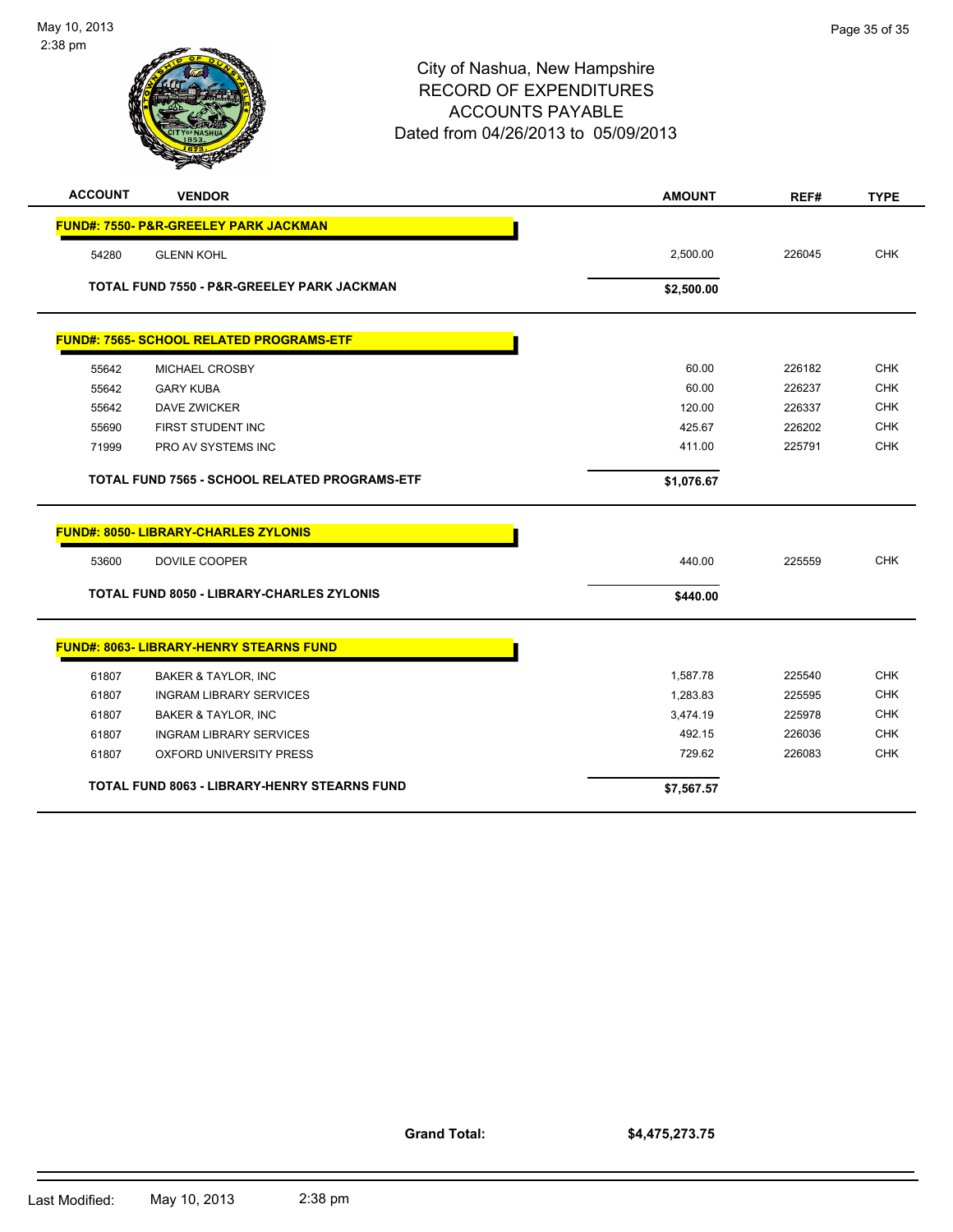# City of Nashua, New Hampshire
## RECORD OF EXPENDITURES
## ACCOUNTS PAYABLE
### Dated from 04/26/2013 to 05/09/2013

| ACCOUNT | VENDOR | AMOUNT | REF# | TYPE |
|---|---|---|---|---|
| **FUND#: 7550- P&R-GREELEY PARK JACKMAN** | | | | |
| 54280 | GLENN KOHL | 2,500.00 | 226045 | CHK |
| | **TOTAL FUND 7550 - P&R-GREELEY PARK JACKMAN** | **$2,500.00** | | |
| **FUND#: 7565- SCHOOL RELATED PROGRAMS-ETF** | | | | |
| 55642 | MICHAEL CROSBY | 60.00 | 226182 | CHK |
| 55642 | GARY KUBA | 60.00 | 226237 | CHK |
| 55642 | DAVE ZWICKER | 120.00 | 226337 | CHK |
| 55690 | FIRST STUDENT INC | 425.67 | 226202 | CHK |
| 71999 | PRO AV SYSTEMS INC | 411.00 | 225791 | CHK |
| | **TOTAL FUND 7565 - SCHOOL RELATED PROGRAMS-ETF** | **$1,076.67** | | |
| **FUND#: 8050- LIBRARY-CHARLES ZYLONIS** | | | | |
| 53600 | DOVILE COOPER | 440.00 | 225559 | CHK |
| | **TOTAL FUND 8050 - LIBRARY-CHARLES ZYLONIS** | **$440.00** | | |
| **FUND#: 8063- LIBRARY-HENRY STEARNS FUND** | | | | |
| 61807 | BAKER & TAYLOR, INC | 1,587.78 | 225540 | CHK |
| 61807 | INGRAM LIBRARY SERVICES | 1,283.83 | 225595 | CHK |
| 61807 | BAKER & TAYLOR, INC | 3,474.19 | 225978 | CHK |
| 61807 | INGRAM LIBRARY SERVICES | 492.15 | 226036 | CHK |
| 61807 | OXFORD UNIVERSITY PRESS | 729.62 | 226083 | CHK |
| | **TOTAL FUND 8063 - LIBRARY-HENRY STEARNS FUND** | **$7,567.57** | | |

**Grand Total:** **$4,475,273.75**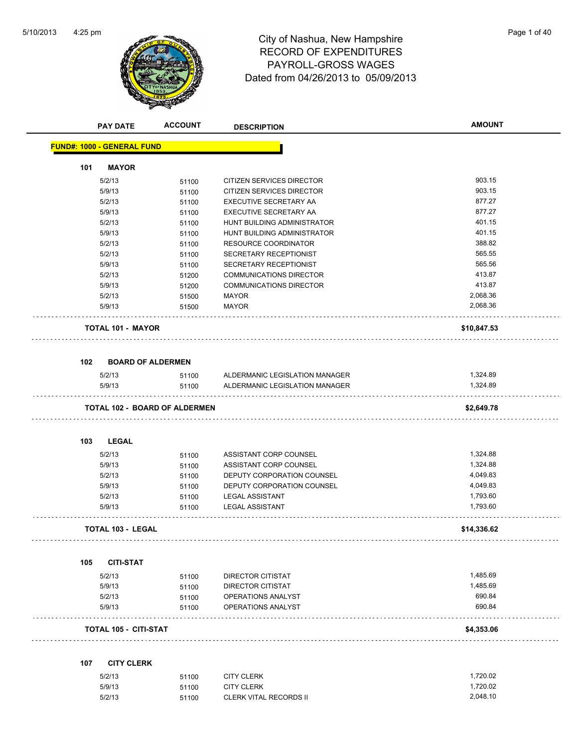# City of Nashua, New Hampshire
## RECORD OF EXPENDITURES
## PAYROLL-GROSS WAGES
### Dated from 04/26/2013 to 05/09/2013

| PAY DATE | ACCOUNT | DESCRIPTION | AMOUNT |
|---|---|---|---|

**FUND#: 1000 - GENERAL FUND**

**101 MAYOR**

| PAY DATE | ACCOUNT | DESCRIPTION | AMOUNT |
|---|---|---|---|
| 5/2/13 | 51100 | CITIZEN SERVICES DIRECTOR | 903.15 |
| 5/9/13 | 51100 | CITIZEN SERVICES DIRECTOR | 903.15 |
| 5/2/13 | 51100 | EXECUTIVE SECRETARY AA | 877.27 |
| 5/9/13 | 51100 | EXECUTIVE SECRETARY AA | 877.27 |
| 5/2/13 | 51100 | HUNT BUILDING ADMINISTRATOR | 401.15 |
| 5/9/13 | 51100 | HUNT BUILDING ADMINISTRATOR | 401.15 |
| 5/2/13 | 51100 | RESOURCE COORDINATOR | 388.82 |
| 5/2/13 | 51100 | SECRETARY RECEPTIONIST | 565.55 |
| 5/9/13 | 51100 | SECRETARY RECEPTIONIST | 565.56 |
| 5/2/13 | 51200 | COMMUNICATIONS DIRECTOR | 413.87 |
| 5/9/13 | 51200 | COMMUNICATIONS DIRECTOR | 413.87 |
| 5/2/13 | 51500 | MAYOR | 2,068.36 |
| 5/9/13 | 51500 | MAYOR | 2,068.36 |

**TOTAL 101 - MAYOR** **$10,847.53**

**102 BOARD OF ALDERMEN**

| PAY DATE | ACCOUNT | DESCRIPTION | AMOUNT |
|---|---|---|---|
| 5/2/13 | 51100 | ALDERMANIC LEGISLATION MANAGER | 1,324.89 |
| 5/9/13 | 51100 | ALDERMANIC LEGISLATION MANAGER | 1,324.89 |

**TOTAL 102 - BOARD OF ALDERMEN** **$2,649.78**

**103 LEGAL**

| PAY DATE | ACCOUNT | DESCRIPTION | AMOUNT |
|---|---|---|---|
| 5/2/13 | 51100 | ASSISTANT CORP COUNSEL | 1,324.88 |
| 5/9/13 | 51100 | ASSISTANT CORP COUNSEL | 1,324.88 |
| 5/2/13 | 51100 | DEPUTY CORPORATION COUNSEL | 4,049.83 |
| 5/9/13 | 51100 | DEPUTY CORPORATION COUNSEL | 4,049.83 |
| 5/2/13 | 51100 | LEGAL ASSISTANT | 1,793.60 |
| 5/9/13 | 51100 | LEGAL ASSISTANT | 1,793.60 |

**TOTAL 103 - LEGAL** **$14,336.62**

**105 CITI-STAT**

| PAY DATE | ACCOUNT | DESCRIPTION | AMOUNT |
|---|---|---|---|
| 5/2/13 | 51100 | DIRECTOR CITISTAT | 1,485.69 |
| 5/9/13 | 51100 | DIRECTOR CITISTAT | 1,485.69 |
| 5/2/13 | 51100 | OPERATIONS ANALYST | 690.84 |
| 5/9/13 | 51100 | OPERATIONS ANALYST | 690.84 |

**TOTAL 105 - CITI-STAT** **$4,353.06**

**107 CITY CLERK**

| PAY DATE | ACCOUNT | DESCRIPTION | AMOUNT |
|---|---|---|---|
| 5/2/13 | 51100 | CITY CLERK | 1,720.02 |
| 5/9/13 | 51100 | CITY CLERK | 1,720.02 |
| 5/2/13 | 51100 | CLERK VITAL RECORDS II | 2,048.10 |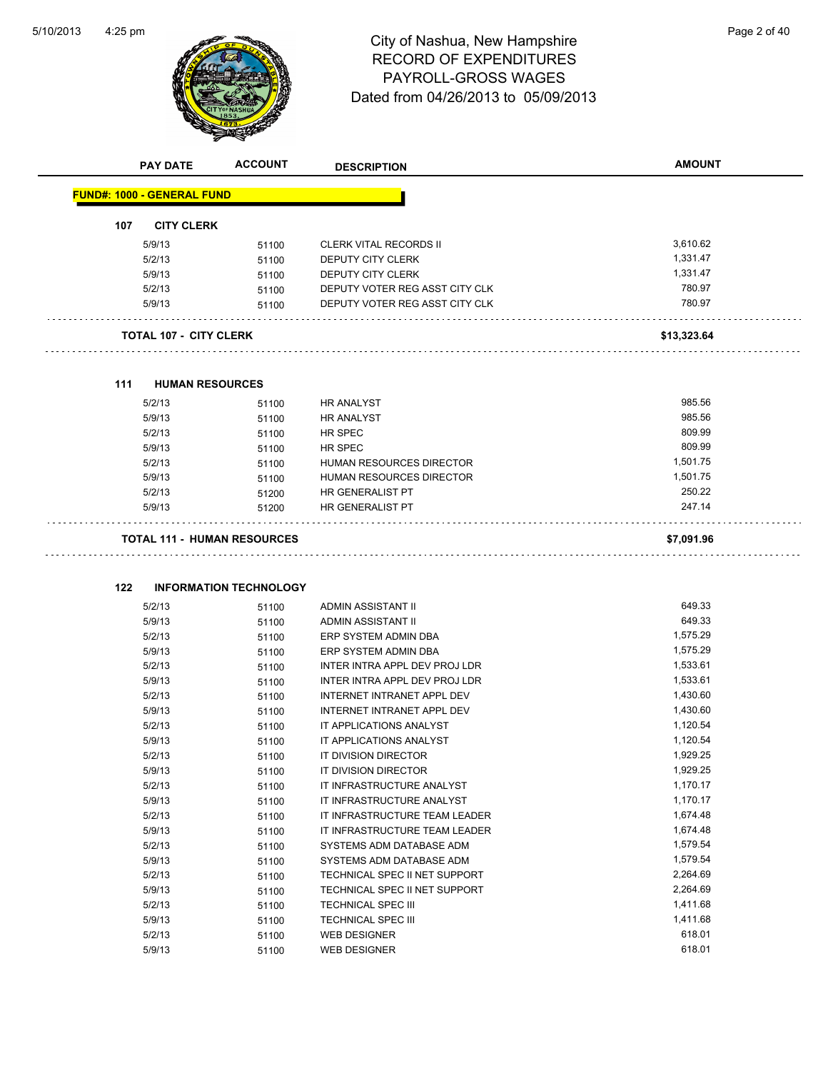# City of Nashua, New Hampshire
## RECORD OF EXPENDITURES
## PAYROLL-GROSS WAGES
## Dated from 04/26/2013 to 05/09/2013

| PAY DATE | ACCOUNT | DESCRIPTION | AMOUNT |
|---|---|---|---|

**FUND#: 1000 - GENERAL FUND**

### 107 CITY CLERK

| PAY DATE | ACCOUNT | DESCRIPTION | AMOUNT |
|---|---|---|---|
| 5/9/13 | 51100 | CLERK VITAL RECORDS II | 3,610.62 |
| 5/2/13 | 51100 | DEPUTY CITY CLERK | 1,331.47 |
| 5/9/13 | 51100 | DEPUTY CITY CLERK | 1,331.47 |
| 5/2/13 | 51100 | DEPUTY VOTER REG ASST CITY CLK | 780.97 |
| 5/9/13 | 51100 | DEPUTY VOTER REG ASST CITY CLK | 780.97 |

**TOTAL 107 - CITY CLERK** **$13,323.64**

### 111 HUMAN RESOURCES

| PAY DATE | ACCOUNT | DESCRIPTION | AMOUNT |
|---|---|---|---|
| 5/2/13 | 51100 | HR ANALYST | 985.56 |
| 5/9/13 | 51100 | HR ANALYST | 985.56 |
| 5/2/13 | 51100 | HR SPEC | 809.99 |
| 5/9/13 | 51100 | HR SPEC | 809.99 |
| 5/2/13 | 51100 | HUMAN RESOURCES DIRECTOR | 1,501.75 |
| 5/9/13 | 51100 | HUMAN RESOURCES DIRECTOR | 1,501.75 |
| 5/2/13 | 51200 | HR GENERALIST PT | 250.22 |
| 5/9/13 | 51200 | HR GENERALIST PT | 247.14 |

**TOTAL 111 - HUMAN RESOURCES** **$7,091.96**

### 122 INFORMATION TECHNOLOGY

| PAY DATE | ACCOUNT | DESCRIPTION | AMOUNT |
|---|---|---|---|
| 5/2/13 | 51100 | ADMIN ASSISTANT II | 649.33 |
| 5/9/13 | 51100 | ADMIN ASSISTANT II | 649.33 |
| 5/2/13 | 51100 | ERP SYSTEM ADMIN DBA | 1,575.29 |
| 5/9/13 | 51100 | ERP SYSTEM ADMIN DBA | 1,575.29 |
| 5/2/13 | 51100 | INTER INTRA APPL DEV PROJ LDR | 1,533.61 |
| 5/9/13 | 51100 | INTER INTRA APPL DEV PROJ LDR | 1,533.61 |
| 5/2/13 | 51100 | INTERNET INTRANET APPL DEV | 1,430.60 |
| 5/9/13 | 51100 | INTERNET INTRANET APPL DEV | 1,430.60 |
| 5/2/13 | 51100 | IT APPLICATIONS ANALYST | 1,120.54 |
| 5/9/13 | 51100 | IT APPLICATIONS ANALYST | 1,120.54 |
| 5/2/13 | 51100 | IT DIVISION DIRECTOR | 1,929.25 |
| 5/9/13 | 51100 | IT DIVISION DIRECTOR | 1,929.25 |
| 5/2/13 | 51100 | IT INFRASTRUCTURE ANALYST | 1,170.17 |
| 5/9/13 | 51100 | IT INFRASTRUCTURE ANALYST | 1,170.17 |
| 5/2/13 | 51100 | IT INFRASTRUCTURE TEAM LEADER | 1,674.48 |
| 5/9/13 | 51100 | IT INFRASTRUCTURE TEAM LEADER | 1,674.48 |
| 5/2/13 | 51100 | SYSTEMS ADM DATABASE ADM | 1,579.54 |
| 5/9/13 | 51100 | SYSTEMS ADM DATABASE ADM | 1,579.54 |
| 5/2/13 | 51100 | TECHNICAL SPEC II NET SUPPORT | 2,264.69 |
| 5/9/13 | 51100 | TECHNICAL SPEC II NET SUPPORT | 2,264.69 |
| 5/2/13 | 51100 | TECHNICAL SPEC III | 1,411.68 |
| 5/9/13 | 51100 | TECHNICAL SPEC III | 1,411.68 |
| 5/2/13 | 51100 | WEB DESIGNER | 618.01 |
| 5/9/13 | 51100 | WEB DESIGNER | 618.01 |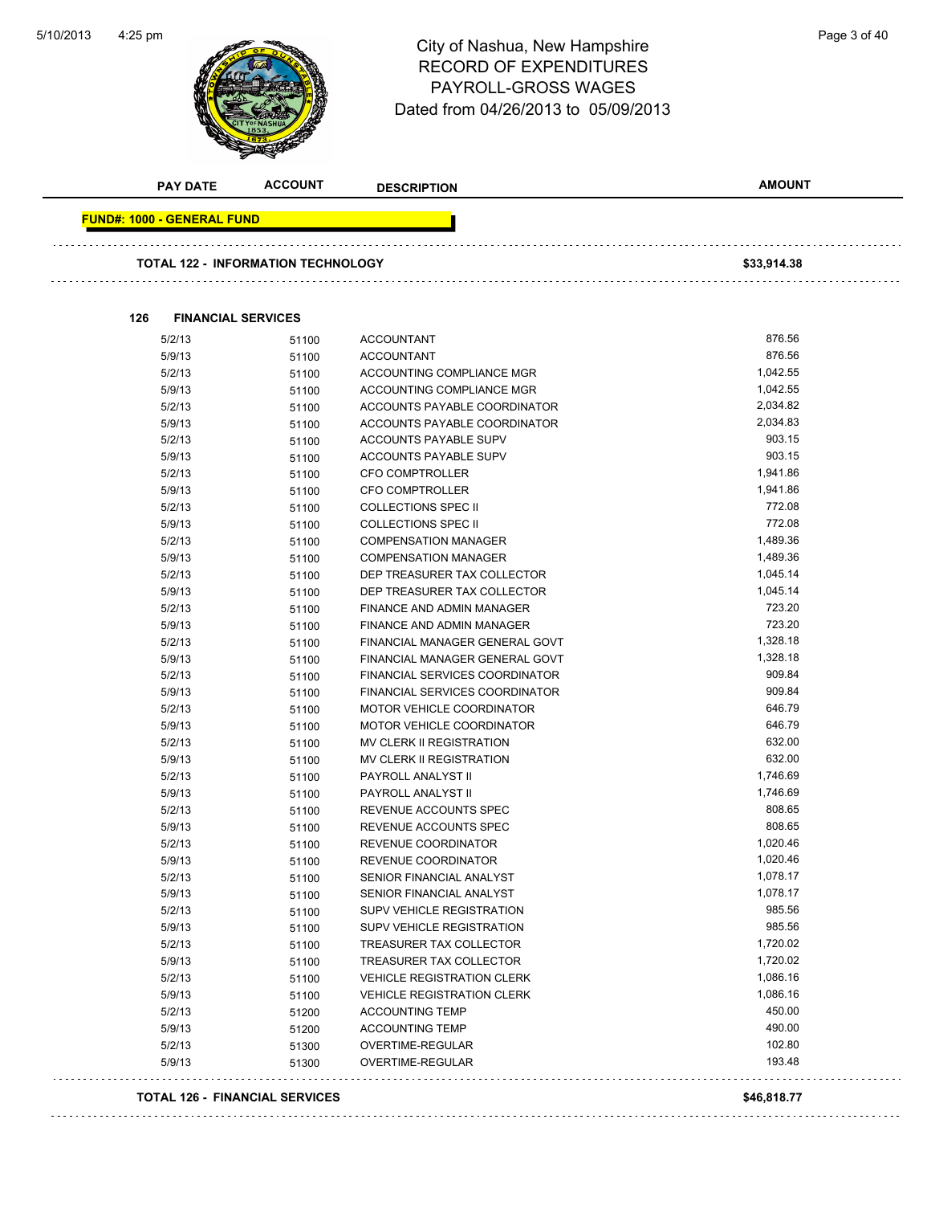# City of Nashua, New Hampshire
## RECORD OF EXPENDITURES
## PAYROLL-GROSS WAGES
## Dated from 04/26/2013 to 05/09/2013

| PAY DATE | ACCOUNT | DESCRIPTION | AMOUNT |
|---|---|---|---|

**FUND#: 1000 - GENERAL FUND**

**TOTAL 122 - INFORMATION TECHNOLOGY** **$33,914.38**

### 126 FINANCIAL SERVICES

| PAY DATE | ACCOUNT | DESCRIPTION | AMOUNT |
|---|---|---|---|
| 5/2/13 | 51100 | ACCOUNTANT | 876.56 |
| 5/9/13 | 51100 | ACCOUNTANT | 876.56 |
| 5/2/13 | 51100 | ACCOUNTING COMPLIANCE MGR | 1,042.55 |
| 5/9/13 | 51100 | ACCOUNTING COMPLIANCE MGR | 1,042.55 |
| 5/2/13 | 51100 | ACCOUNTS PAYABLE COORDINATOR | 2,034.82 |
| 5/9/13 | 51100 | ACCOUNTS PAYABLE COORDINATOR | 2,034.83 |
| 5/2/13 | 51100 | ACCOUNTS PAYABLE SUPV | 903.15 |
| 5/9/13 | 51100 | ACCOUNTS PAYABLE SUPV | 903.15 |
| 5/2/13 | 51100 | CFO COMPTROLLER | 1,941.86 |
| 5/9/13 | 51100 | CFO COMPTROLLER | 1,941.86 |
| 5/2/13 | 51100 | COLLECTIONS SPEC II | 772.08 |
| 5/9/13 | 51100 | COLLECTIONS SPEC II | 772.08 |
| 5/2/13 | 51100 | COMPENSATION MANAGER | 1,489.36 |
| 5/9/13 | 51100 | COMPENSATION MANAGER | 1,489.36 |
| 5/2/13 | 51100 | DEP TREASURER TAX COLLECTOR | 1,045.14 |
| 5/9/13 | 51100 | DEP TREASURER TAX COLLECTOR | 1,045.14 |
| 5/2/13 | 51100 | FINANCE AND ADMIN MANAGER | 723.20 |
| 5/9/13 | 51100 | FINANCE AND ADMIN MANAGER | 723.20 |
| 5/2/13 | 51100 | FINANCIAL MANAGER GENERAL GOVT | 1,328.18 |
| 5/9/13 | 51100 | FINANCIAL MANAGER GENERAL GOVT | 1,328.18 |
| 5/2/13 | 51100 | FINANCIAL SERVICES COORDINATOR | 909.84 |
| 5/9/13 | 51100 | FINANCIAL SERVICES COORDINATOR | 909.84 |
| 5/2/13 | 51100 | MOTOR VEHICLE COORDINATOR | 646.79 |
| 5/9/13 | 51100 | MOTOR VEHICLE COORDINATOR | 646.79 |
| 5/2/13 | 51100 | MV CLERK II REGISTRATION | 632.00 |
| 5/9/13 | 51100 | MV CLERK II REGISTRATION | 632.00 |
| 5/2/13 | 51100 | PAYROLL ANALYST II | 1,746.69 |
| 5/9/13 | 51100 | PAYROLL ANALYST II | 1,746.69 |
| 5/2/13 | 51100 | REVENUE ACCOUNTS SPEC | 808.65 |
| 5/9/13 | 51100 | REVENUE ACCOUNTS SPEC | 808.65 |
| 5/2/13 | 51100 | REVENUE COORDINATOR | 1,020.46 |
| 5/9/13 | 51100 | REVENUE COORDINATOR | 1,020.46 |
| 5/2/13 | 51100 | SENIOR FINANCIAL ANALYST | 1,078.17 |
| 5/9/13 | 51100 | SENIOR FINANCIAL ANALYST | 1,078.17 |
| 5/2/13 | 51100 | SUPV VEHICLE REGISTRATION | 985.56 |
| 5/9/13 | 51100 | SUPV VEHICLE REGISTRATION | 985.56 |
| 5/2/13 | 51100 | TREASURER TAX COLLECTOR | 1,720.02 |
| 5/9/13 | 51100 | TREASURER TAX COLLECTOR | 1,720.02 |
| 5/2/13 | 51100 | VEHICLE REGISTRATION CLERK | 1,086.16 |
| 5/9/13 | 51100 | VEHICLE REGISTRATION CLERK | 1,086.16 |
| 5/2/13 | 51200 | ACCOUNTING TEMP | 450.00 |
| 5/9/13 | 51200 | ACCOUNTING TEMP | 490.00 |
| 5/2/13 | 51300 | OVERTIME-REGULAR | 102.80 |
| 5/9/13 | 51300 | OVERTIME-REGULAR | 193.48 |

**TOTAL 126 - FINANCIAL SERVICES** **$46,818.77**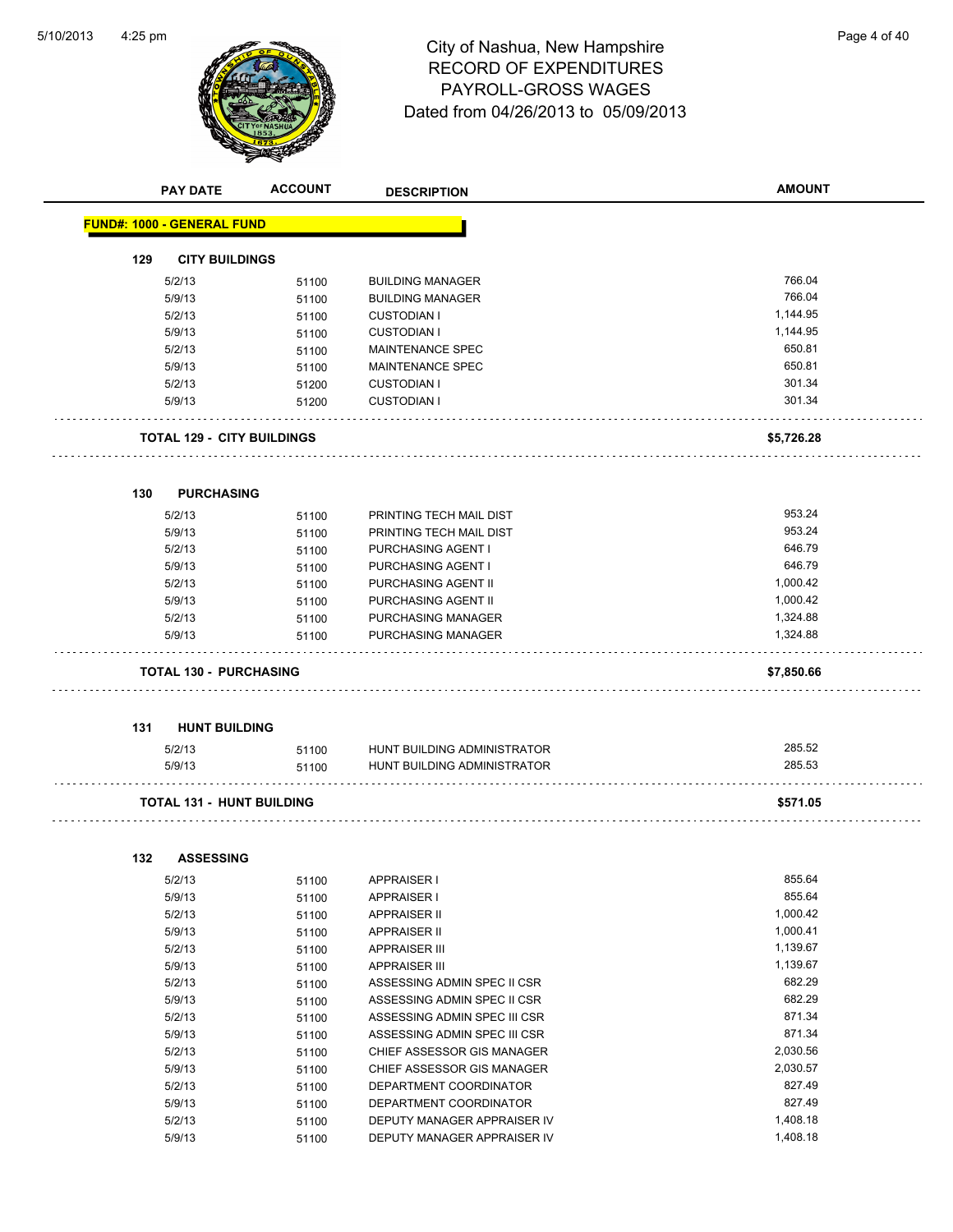# City of Nashua, New Hampshire
## RECORD OF EXPENDITURES
## PAYROLL-GROSS WAGES
## Dated from 04/26/2013 to 05/09/2013

| PAY DATE | ACCOUNT | DESCRIPTION | AMOUNT |
|---|---|---|---|

**FUND#: 1000 - GENERAL FUND**

### 129 CITY BUILDINGS

| PAY DATE | ACCOUNT | DESCRIPTION | AMOUNT |
|---|---|---|---|
| 5/2/13 | 51100 | BUILDING MANAGER | 766.04 |
| 5/9/13 | 51100 | BUILDING MANAGER | 766.04 |
| 5/2/13 | 51100 | CUSTODIAN I | 1,144.95 |
| 5/9/13 | 51100 | CUSTODIAN I | 1,144.95 |
| 5/2/13 | 51100 | MAINTENANCE SPEC | 650.81 |
| 5/9/13 | 51100 | MAINTENANCE SPEC | 650.81 |
| 5/2/13 | 51200 | CUSTODIAN I | 301.34 |
| 5/9/13 | 51200 | CUSTODIAN I | 301.34 |
| **TOTAL 129 - CITY BUILDINGS** | | | **$5,726.28** |

### 130 PURCHASING

| PAY DATE | ACCOUNT | DESCRIPTION | AMOUNT |
|---|---|---|---|
| 5/2/13 | 51100 | PRINTING TECH MAIL DIST | 953.24 |
| 5/9/13 | 51100 | PRINTING TECH MAIL DIST | 953.24 |
| 5/2/13 | 51100 | PURCHASING AGENT I | 646.79 |
| 5/9/13 | 51100 | PURCHASING AGENT I | 646.79 |
| 5/2/13 | 51100 | PURCHASING AGENT II | 1,000.42 |
| 5/9/13 | 51100 | PURCHASING AGENT II | 1,000.42 |
| 5/2/13 | 51100 | PURCHASING MANAGER | 1,324.88 |
| 5/9/13 | 51100 | PURCHASING MANAGER | 1,324.88 |
| **TOTAL 130 - PURCHASING** | | | **$7,850.66** |

### 131 HUNT BUILDING

| PAY DATE | ACCOUNT | DESCRIPTION | AMOUNT |
|---|---|---|---|
| 5/2/13 | 51100 | HUNT BUILDING ADMINISTRATOR | 285.52 |
| 5/9/13 | 51100 | HUNT BUILDING ADMINISTRATOR | 285.53 |
| **TOTAL 131 - HUNT BUILDING** | | | **$571.05** |

### 132 ASSESSING

| PAY DATE | ACCOUNT | DESCRIPTION | AMOUNT |
|---|---|---|---|
| 5/2/13 | 51100 | APPRAISER I | 855.64 |
| 5/9/13 | 51100 | APPRAISER I | 855.64 |
| 5/2/13 | 51100 | APPRAISER II | 1,000.42 |
| 5/9/13 | 51100 | APPRAISER II | 1,000.41 |
| 5/2/13 | 51100 | APPRAISER III | 1,139.67 |
| 5/9/13 | 51100 | APPRAISER III | 1,139.67 |
| 5/2/13 | 51100 | ASSESSING ADMIN SPEC II CSR | 682.29 |
| 5/9/13 | 51100 | ASSESSING ADMIN SPEC II CSR | 682.29 |
| 5/2/13 | 51100 | ASSESSING ADMIN SPEC III CSR | 871.34 |
| 5/9/13 | 51100 | ASSESSING ADMIN SPEC III CSR | 871.34 |
| 5/2/13 | 51100 | CHIEF ASSESSOR GIS MANAGER | 2,030.56 |
| 5/9/13 | 51100 | CHIEF ASSESSOR GIS MANAGER | 2,030.57 |
| 5/2/13 | 51100 | DEPARTMENT COORDINATOR | 827.49 |
| 5/9/13 | 51100 | DEPARTMENT COORDINATOR | 827.49 |
| 5/2/13 | 51100 | DEPUTY MANAGER APPRAISER IV | 1,408.18 |
| 5/9/13 | 51100 | DEPUTY MANAGER APPRAISER IV | 1,408.18 |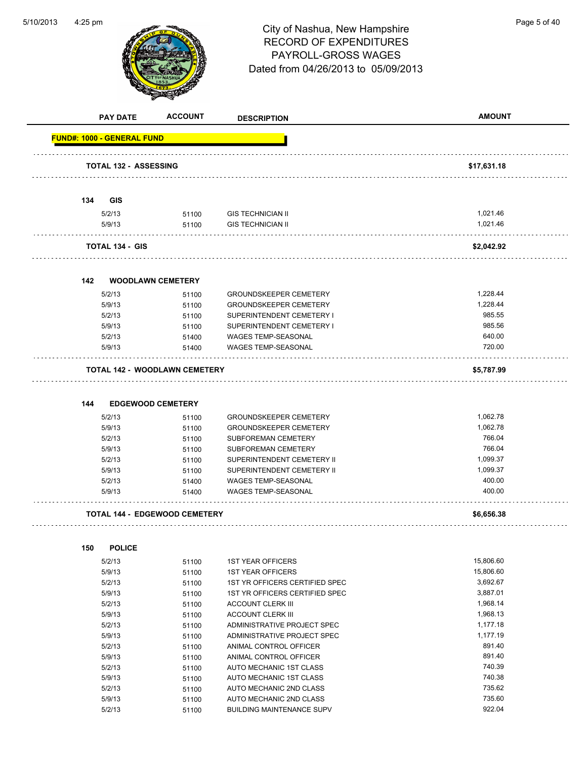City of Nashua, New Hampshire
RECORD OF EXPENDITURES
PAYROLL-GROSS WAGES
Dated from 04/26/2013 to 05/09/2013

| PAY DATE | ACCOUNT | DESCRIPTION | AMOUNT |
|---|---|---|---|
| **FUND#: 1000 - GENERAL FUND** | | | |
| **TOTAL 132 - ASSESSING** | | | **$17,631.18** |
| **134 GIS** | | | |
| 5/2/13 | 51100 | GIS TECHNICIAN II | 1,021.46 |
| 5/9/13 | 51100 | GIS TECHNICIAN II | 1,021.46 |
| **TOTAL 134 - GIS** | | | **$2,042.92** |
| **142 WOODLAWN CEMETERY** | | | |
| 5/2/13 | 51100 | GROUNDSKEEPER CEMETERY | 1,228.44 |
| 5/9/13 | 51100 | GROUNDSKEEPER CEMETERY | 1,228.44 |
| 5/2/13 | 51100 | SUPERINTENDENT CEMETERY I | 985.55 |
| 5/9/13 | 51100 | SUPERINTENDENT CEMETERY I | 985.56 |
| 5/2/13 | 51400 | WAGES TEMP-SEASONAL | 640.00 |
| 5/9/13 | 51400 | WAGES TEMP-SEASONAL | 720.00 |
| **TOTAL 142 - WOODLAWN CEMETERY** | | | **$5,787.99** |
| **144 EDGEWOOD CEMETERY** | | | |
| 5/2/13 | 51100 | GROUNDSKEEPER CEMETERY | 1,062.78 |
| 5/9/13 | 51100 | GROUNDSKEEPER CEMETERY | 1,062.78 |
| 5/2/13 | 51100 | SUBFOREMAN CEMETERY | 766.04 |
| 5/9/13 | 51100 | SUBFOREMAN CEMETERY | 766.04 |
| 5/2/13 | 51100 | SUPERINTENDENT CEMETERY II | 1,099.37 |
| 5/9/13 | 51100 | SUPERINTENDENT CEMETERY II | 1,099.37 |
| 5/2/13 | 51400 | WAGES TEMP-SEASONAL | 400.00 |
| 5/9/13 | 51400 | WAGES TEMP-SEASONAL | 400.00 |
| **TOTAL 144 - EDGEWOOD CEMETERY** | | | **$6,656.38** |
| **150 POLICE** | | | |
| 5/2/13 | 51100 | 1ST YEAR OFFICERS | 15,806.60 |
| 5/9/13 | 51100 | 1ST YEAR OFFICERS | 15,806.60 |
| 5/2/13 | 51100 | 1ST YR OFFICERS CERTIFIED SPEC | 3,692.67 |
| 5/9/13 | 51100 | 1ST YR OFFICERS CERTIFIED SPEC | 3,887.01 |
| 5/2/13 | 51100 | ACCOUNT CLERK III | 1,968.14 |
| 5/9/13 | 51100 | ACCOUNT CLERK III | 1,968.13 |
| 5/2/13 | 51100 | ADMINISTRATIVE PROJECT SPEC | 1,177.18 |
| 5/9/13 | 51100 | ADMINISTRATIVE PROJECT SPEC | 1,177.19 |
| 5/2/13 | 51100 | ANIMAL CONTROL OFFICER | 891.40 |
| 5/9/13 | 51100 | ANIMAL CONTROL OFFICER | 891.40 |
| 5/2/13 | 51100 | AUTO MECHANIC 1ST CLASS | 740.39 |
| 5/9/13 | 51100 | AUTO MECHANIC 1ST CLASS | 740.38 |
| 5/2/13 | 51100 | AUTO MECHANIC 2ND CLASS | 735.62 |
| 5/9/13 | 51100 | AUTO MECHANIC 2ND CLASS | 735.60 |
| 5/2/13 | 51100 | BUILDING MAINTENANCE SUPV | 922.04 |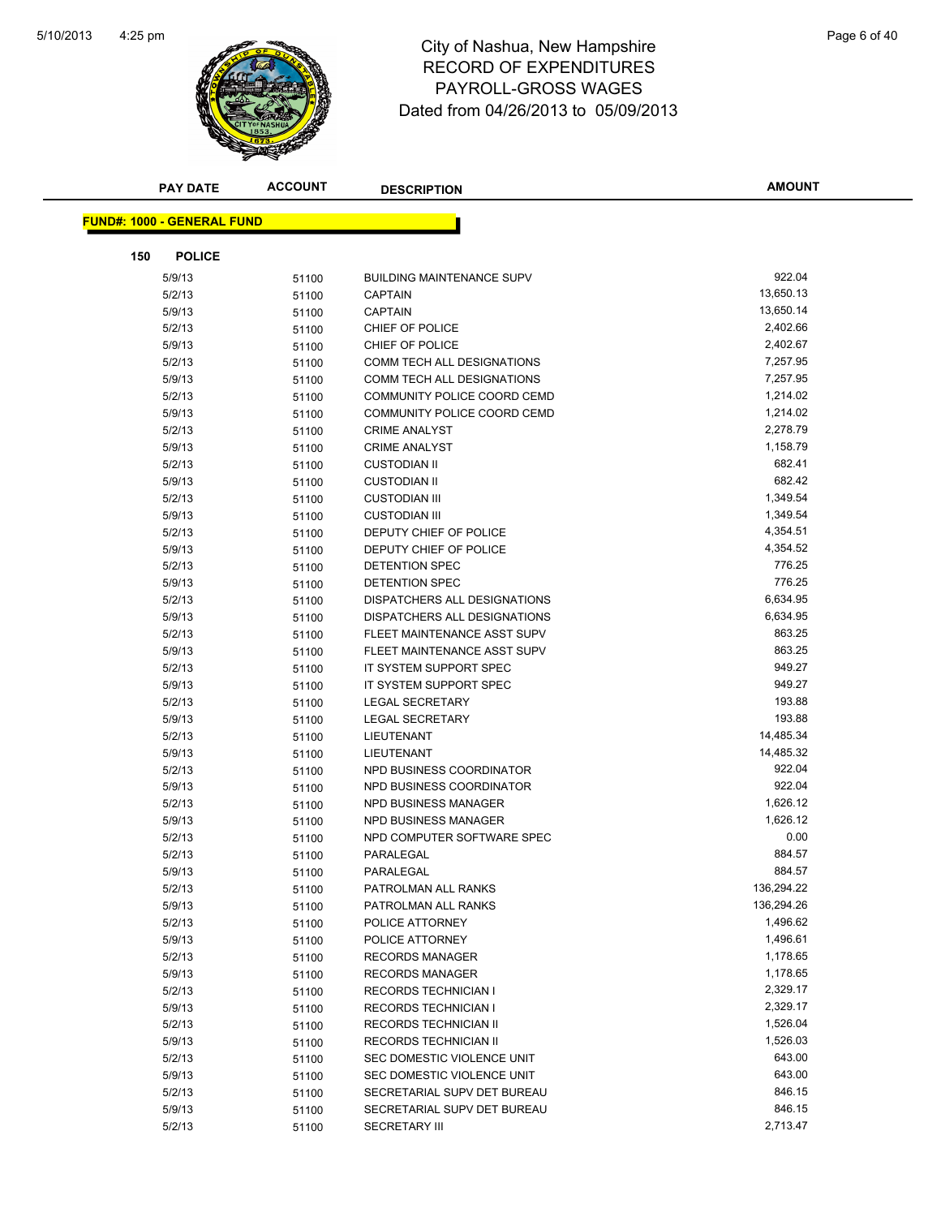# City of Nashua, New Hampshire
## RECORD OF EXPENDITURES
## PAYROLL-GROSS WAGES
### Dated from 04/26/2013 to 05/09/2013

**FUND#: 1000 - GENERAL FUND**

**150 POLICE**

| PAY DATE | ACCOUNT | DESCRIPTION | AMOUNT |
|---|---|---|---|
| 5/9/13 | 51100 | BUILDING MAINTENANCE SUPV | 922.04 |
| 5/2/13 | 51100 | CAPTAIN | 13,650.13 |
| 5/9/13 | 51100 | CAPTAIN | 13,650.14 |
| 5/2/13 | 51100 | CHIEF OF POLICE | 2,402.66 |
| 5/9/13 | 51100 | CHIEF OF POLICE | 2,402.67 |
| 5/2/13 | 51100 | COMM TECH ALL DESIGNATIONS | 7,257.95 |
| 5/9/13 | 51100 | COMM TECH ALL DESIGNATIONS | 7,257.95 |
| 5/2/13 | 51100 | COMMUNITY POLICE COORD CEMD | 1,214.02 |
| 5/9/13 | 51100 | COMMUNITY POLICE COORD CEMD | 1,214.02 |
| 5/2/13 | 51100 | CRIME ANALYST | 2,278.79 |
| 5/9/13 | 51100 | CRIME ANALYST | 1,158.79 |
| 5/2/13 | 51100 | CUSTODIAN II | 682.41 |
| 5/9/13 | 51100 | CUSTODIAN II | 682.42 |
| 5/2/13 | 51100 | CUSTODIAN III | 1,349.54 |
| 5/9/13 | 51100 | CUSTODIAN III | 1,349.54 |
| 5/2/13 | 51100 | DEPUTY CHIEF OF POLICE | 4,354.51 |
| 5/9/13 | 51100 | DEPUTY CHIEF OF POLICE | 4,354.52 |
| 5/2/13 | 51100 | DETENTION SPEC | 776.25 |
| 5/9/13 | 51100 | DETENTION SPEC | 776.25 |
| 5/2/13 | 51100 | DISPATCHERS ALL DESIGNATIONS | 6,634.95 |
| 5/9/13 | 51100 | DISPATCHERS ALL DESIGNATIONS | 6,634.95 |
| 5/2/13 | 51100 | FLEET MAINTENANCE ASST SUPV | 863.25 |
| 5/9/13 | 51100 | FLEET MAINTENANCE ASST SUPV | 863.25 |
| 5/2/13 | 51100 | IT SYSTEM SUPPORT SPEC | 949.27 |
| 5/9/13 | 51100 | IT SYSTEM SUPPORT SPEC | 949.27 |
| 5/2/13 | 51100 | LEGAL SECRETARY | 193.88 |
| 5/9/13 | 51100 | LEGAL SECRETARY | 193.88 |
| 5/2/13 | 51100 | LIEUTENANT | 14,485.34 |
| 5/9/13 | 51100 | LIEUTENANT | 14,485.32 |
| 5/2/13 | 51100 | NPD BUSINESS COORDINATOR | 922.04 |
| 5/9/13 | 51100 | NPD BUSINESS COORDINATOR | 922.04 |
| 5/2/13 | 51100 | NPD BUSINESS MANAGER | 1,626.12 |
| 5/9/13 | 51100 | NPD BUSINESS MANAGER | 1,626.12 |
| 5/2/13 | 51100 | NPD COMPUTER SOFTWARE SPEC | 0.00 |
| 5/2/13 | 51100 | PARALEGAL | 884.57 |
| 5/9/13 | 51100 | PARALEGAL | 884.57 |
| 5/2/13 | 51100 | PATROLMAN ALL RANKS | 136,294.22 |
| 5/9/13 | 51100 | PATROLMAN ALL RANKS | 136,294.26 |
| 5/2/13 | 51100 | POLICE ATTORNEY | 1,496.62 |
| 5/9/13 | 51100 | POLICE ATTORNEY | 1,496.61 |
| 5/2/13 | 51100 | RECORDS MANAGER | 1,178.65 |
| 5/9/13 | 51100 | RECORDS MANAGER | 1,178.65 |
| 5/2/13 | 51100 | RECORDS TECHNICIAN I | 2,329.17 |
| 5/9/13 | 51100 | RECORDS TECHNICIAN I | 2,329.17 |
| 5/2/13 | 51100 | RECORDS TECHNICIAN II | 1,526.04 |
| 5/9/13 | 51100 | RECORDS TECHNICIAN II | 1,526.03 |
| 5/2/13 | 51100 | SEC DOMESTIC VIOLENCE UNIT | 643.00 |
| 5/9/13 | 51100 | SEC DOMESTIC VIOLENCE UNIT | 643.00 |
| 5/2/13 | 51100 | SECRETARIAL SUPV DET BUREAU | 846.15 |
| 5/9/13 | 51100 | SECRETARIAL SUPV DET BUREAU | 846.15 |
| 5/2/13 | 51100 | SECRETARY III | 2,713.47 |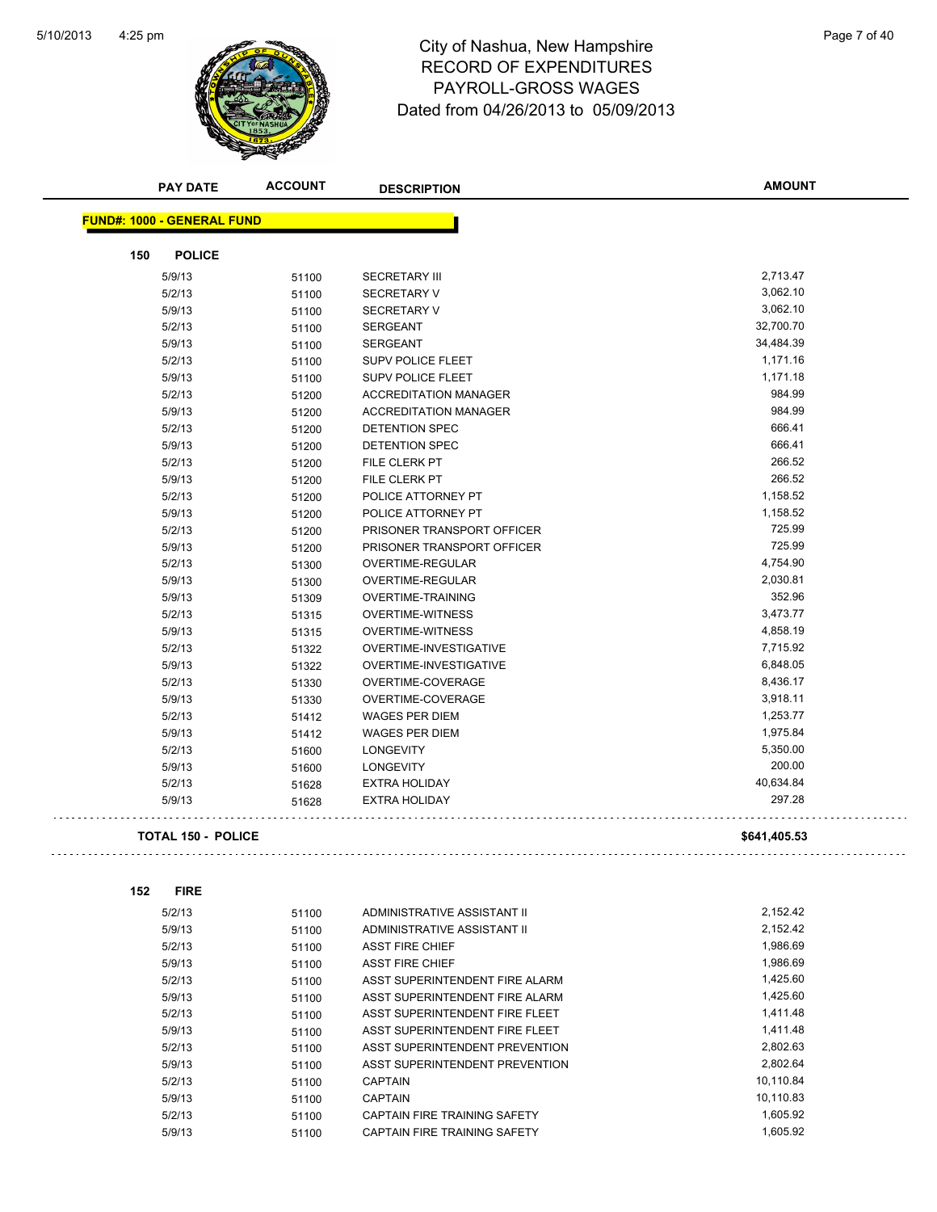# City of Nashua, New Hampshire
# RECORD OF EXPENDITURES
# PAYROLL-GROSS WAGES
# Dated from 04/26/2013 to 05/09/2013

**FUND#: 1000 - GENERAL FUND**

### 150 POLICE

| PAY DATE | ACCOUNT | DESCRIPTION | AMOUNT |
|---|---|---|---|
| 5/9/13 | 51100 | SECRETARY III | 2,713.47 |
| 5/2/13 | 51100 | SECRETARY V | 3,062.10 |
| 5/9/13 | 51100 | SECRETARY V | 3,062.10 |
| 5/2/13 | 51100 | SERGEANT | 32,700.70 |
| 5/9/13 | 51100 | SERGEANT | 34,484.39 |
| 5/2/13 | 51100 | SUPV POLICE FLEET | 1,171.16 |
| 5/9/13 | 51100 | SUPV POLICE FLEET | 1,171.18 |
| 5/2/13 | 51200 | ACCREDITATION MANAGER | 984.99 |
| 5/9/13 | 51200 | ACCREDITATION MANAGER | 984.99 |
| 5/2/13 | 51200 | DETENTION SPEC | 666.41 |
| 5/9/13 | 51200 | DETENTION SPEC | 666.41 |
| 5/2/13 | 51200 | FILE CLERK PT | 266.52 |
| 5/9/13 | 51200 | FILE CLERK PT | 266.52 |
| 5/2/13 | 51200 | POLICE ATTORNEY PT | 1,158.52 |
| 5/9/13 | 51200 | POLICE ATTORNEY PT | 1,158.52 |
| 5/2/13 | 51200 | PRISONER TRANSPORT OFFICER | 725.99 |
| 5/9/13 | 51200 | PRISONER TRANSPORT OFFICER | 725.99 |
| 5/2/13 | 51300 | OVERTIME-REGULAR | 4,754.90 |
| 5/9/13 | 51300 | OVERTIME-REGULAR | 2,030.81 |
| 5/9/13 | 51309 | OVERTIME-TRAINING | 352.96 |
| 5/2/13 | 51315 | OVERTIME-WITNESS | 3,473.77 |
| 5/9/13 | 51315 | OVERTIME-WITNESS | 4,858.19 |
| 5/2/13 | 51322 | OVERTIME-INVESTIGATIVE | 7,715.92 |
| 5/9/13 | 51322 | OVERTIME-INVESTIGATIVE | 6,848.05 |
| 5/2/13 | 51330 | OVERTIME-COVERAGE | 8,436.17 |
| 5/9/13 | 51330 | OVERTIME-COVERAGE | 3,918.11 |
| 5/2/13 | 51412 | WAGES PER DIEM | 1,253.77 |
| 5/9/13 | 51412 | WAGES PER DIEM | 1,975.84 |
| 5/2/13 | 51600 | LONGEVITY | 5,350.00 |
| 5/9/13 | 51600 | LONGEVITY | 200.00 |
| 5/2/13 | 51628 | EXTRA HOLIDAY | 40,634.84 |
| 5/9/13 | 51628 | EXTRA HOLIDAY | 297.28 |

**TOTAL 150 - POLICE** **$641,405.53**

### 152 FIRE

| PAY DATE | ACCOUNT | DESCRIPTION | AMOUNT |
|---|---|---|---|
| 5/2/13 | 51100 | ADMINISTRATIVE ASSISTANT II | 2,152.42 |
| 5/9/13 | 51100 | ADMINISTRATIVE ASSISTANT II | 2,152.42 |
| 5/2/13 | 51100 | ASST FIRE CHIEF | 1,986.69 |
| 5/9/13 | 51100 | ASST FIRE CHIEF | 1,986.69 |
| 5/2/13 | 51100 | ASST SUPERINTENDENT FIRE ALARM | 1,425.60 |
| 5/9/13 | 51100 | ASST SUPERINTENDENT FIRE ALARM | 1,425.60 |
| 5/2/13 | 51100 | ASST SUPERINTENDENT FIRE FLEET | 1,411.48 |
| 5/9/13 | 51100 | ASST SUPERINTENDENT FIRE FLEET | 1,411.48 |
| 5/2/13 | 51100 | ASST SUPERINTENDENT PREVENTION | 2,802.63 |
| 5/9/13 | 51100 | ASST SUPERINTENDENT PREVENTION | 2,802.64 |
| 5/2/13 | 51100 | CAPTAIN | 10,110.84 |
| 5/9/13 | 51100 | CAPTAIN | 10,110.83 |
| 5/2/13 | 51100 | CAPTAIN FIRE TRAINING SAFETY | 1,605.92 |
| 5/9/13 | 51100 | CAPTAIN FIRE TRAINING SAFETY | 1,605.92 |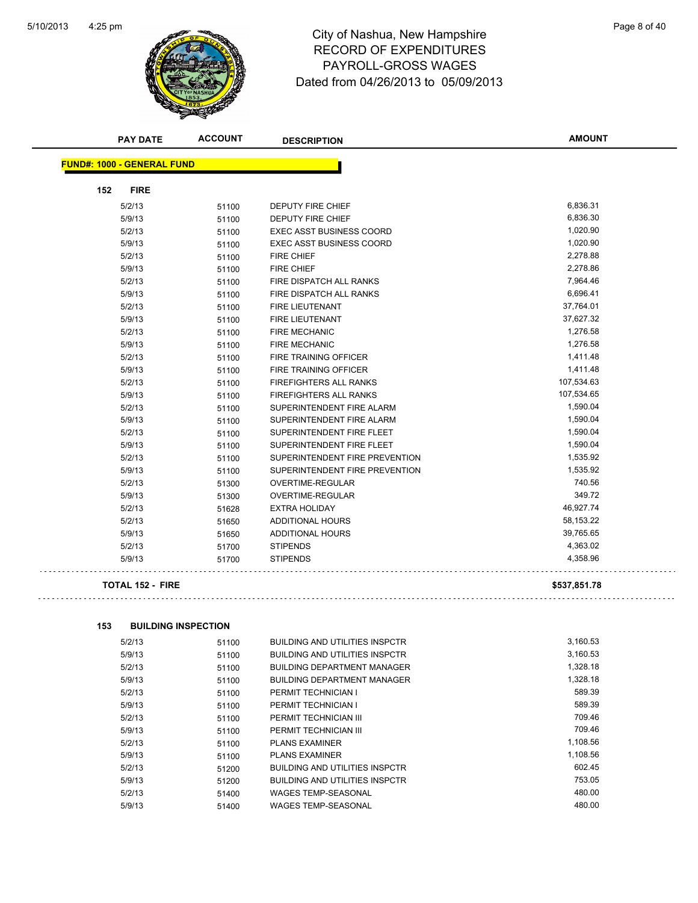# City of Nashua, New Hampshire
## RECORD OF EXPENDITURES
## PAYROLL-GROSS WAGES
## Dated from 04/26/2013 to 05/09/2013

| PAY DATE | ACCOUNT | DESCRIPTION | AMOUNT |
|---|---|---|---|

**FUND#: 1000 - GENERAL FUND**

**152 FIRE**

| PAY DATE | ACCOUNT | DESCRIPTION | AMOUNT |
|---|---|---|---|
| 5/2/13 | 51100 | DEPUTY FIRE CHIEF | 6,836.31 |
| 5/9/13 | 51100 | DEPUTY FIRE CHIEF | 6,836.30 |
| 5/2/13 | 51100 | EXEC ASST BUSINESS COORD | 1,020.90 |
| 5/9/13 | 51100 | EXEC ASST BUSINESS COORD | 1,020.90 |
| 5/2/13 | 51100 | FIRE CHIEF | 2,278.88 |
| 5/9/13 | 51100 | FIRE CHIEF | 2,278.86 |
| 5/2/13 | 51100 | FIRE DISPATCH ALL RANKS | 7,964.46 |
| 5/9/13 | 51100 | FIRE DISPATCH ALL RANKS | 6,696.41 |
| 5/2/13 | 51100 | FIRE LIEUTENANT | 37,764.01 |
| 5/9/13 | 51100 | FIRE LIEUTENANT | 37,627.32 |
| 5/2/13 | 51100 | FIRE MECHANIC | 1,276.58 |
| 5/9/13 | 51100 | FIRE MECHANIC | 1,276.58 |
| 5/2/13 | 51100 | FIRE TRAINING OFFICER | 1,411.48 |
| 5/9/13 | 51100 | FIRE TRAINING OFFICER | 1,411.48 |
| 5/2/13 | 51100 | FIREFIGHTERS ALL RANKS | 107,534.63 |
| 5/9/13 | 51100 | FIREFIGHTERS ALL RANKS | 107,534.65 |
| 5/2/13 | 51100 | SUPERINTENDENT FIRE ALARM | 1,590.04 |
| 5/9/13 | 51100 | SUPERINTENDENT FIRE ALARM | 1,590.04 |
| 5/2/13 | 51100 | SUPERINTENDENT FIRE FLEET | 1,590.04 |
| 5/9/13 | 51100 | SUPERINTENDENT FIRE FLEET | 1,590.04 |
| 5/2/13 | 51100 | SUPERINTENDENT FIRE PREVENTION | 1,535.92 |
| 5/9/13 | 51100 | SUPERINTENDENT FIRE PREVENTION | 1,535.92 |
| 5/2/13 | 51300 | OVERTIME-REGULAR | 740.56 |
| 5/9/13 | 51300 | OVERTIME-REGULAR | 349.72 |
| 5/2/13 | 51628 | EXTRA HOLIDAY | 46,927.74 |
| 5/2/13 | 51650 | ADDITIONAL HOURS | 58,153.22 |
| 5/9/13 | 51650 | ADDITIONAL HOURS | 39,765.65 |
| 5/2/13 | 51700 | STIPENDS | 4,363.02 |
| 5/9/13 | 51700 | STIPENDS | 4,358.96 |

**TOTAL 152 - FIRE** **$537,851.78**

**153 BUILDING INSPECTION**

| PAY DATE | ACCOUNT | DESCRIPTION | AMOUNT |
|---|---|---|---|
| 5/2/13 | 51100 | BUILDING AND UTILITIES INSPCTR | 3,160.53 |
| 5/9/13 | 51100 | BUILDING AND UTILITIES INSPCTR | 3,160.53 |
| 5/2/13 | 51100 | BUILDING DEPARTMENT MANAGER | 1,328.18 |
| 5/9/13 | 51100 | BUILDING DEPARTMENT MANAGER | 1,328.18 |
| 5/2/13 | 51100 | PERMIT TECHNICIAN I | 589.39 |
| 5/9/13 | 51100 | PERMIT TECHNICIAN I | 589.39 |
| 5/2/13 | 51100 | PERMIT TECHNICIAN III | 709.46 |
| 5/9/13 | 51100 | PERMIT TECHNICIAN III | 709.46 |
| 5/2/13 | 51100 | PLANS EXAMINER | 1,108.56 |
| 5/9/13 | 51100 | PLANS EXAMINER | 1,108.56 |
| 5/2/13 | 51200 | BUILDING AND UTILITIES INSPCTR | 602.45 |
| 5/9/13 | 51200 | BUILDING AND UTILITIES INSPCTR | 753.05 |
| 5/2/13 | 51400 | WAGES TEMP-SEASONAL | 480.00 |
| 5/9/13 | 51400 | WAGES TEMP-SEASONAL | 480.00 |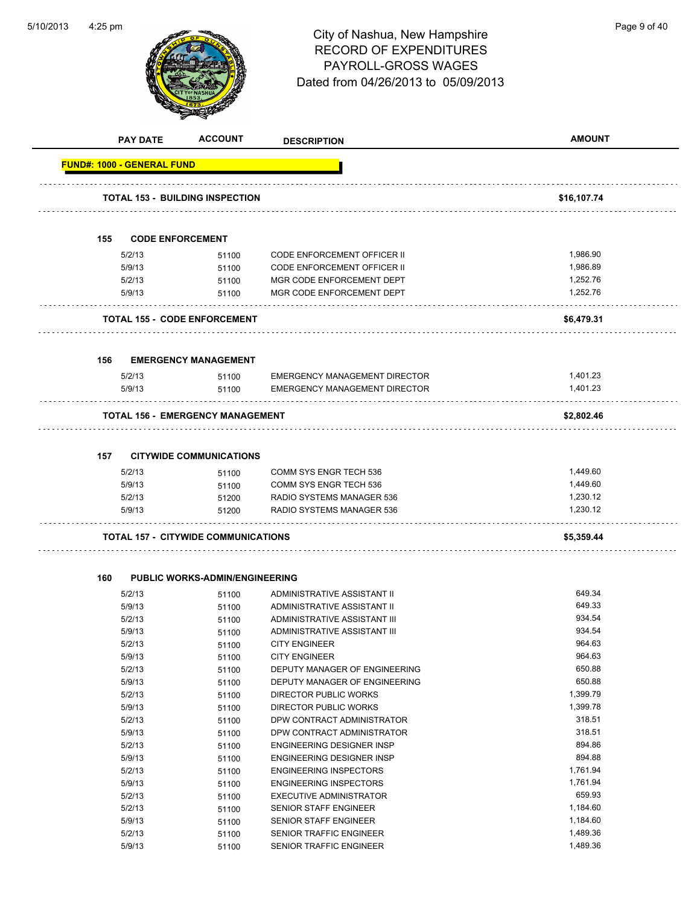# City of Nashua, New Hampshire
## RECORD OF EXPENDITURES
## PAYROLL-GROSS WAGES
### Dated from 04/26/2013 to 05/09/2013

| PAY DATE | ACCOUNT | DESCRIPTION | AMOUNT |
|---|---|---|---|
| **FUND#: 1000 - GENERAL FUND** | | | |
| **TOTAL 153 - BUILDING INSPECTION** | | | **$16,107.74** |
| **155 CODE ENFORCEMENT** | | | |
| 5/2/13 | 51100 | CODE ENFORCEMENT OFFICER II | 1,986.90 |
| 5/9/13 | 51100 | CODE ENFORCEMENT OFFICER II | 1,986.89 |
| 5/2/13 | 51100 | MGR CODE ENFORCEMENT DEPT | 1,252.76 |
| 5/9/13 | 51100 | MGR CODE ENFORCEMENT DEPT | 1,252.76 |
| **TOTAL 155 - CODE ENFORCEMENT** | | | **$6,479.31** |
| **156 EMERGENCY MANAGEMENT** | | | |
| 5/2/13 | 51100 | EMERGENCY MANAGEMENT DIRECTOR | 1,401.23 |
| 5/9/13 | 51100 | EMERGENCY MANAGEMENT DIRECTOR | 1,401.23 |
| **TOTAL 156 - EMERGENCY MANAGEMENT** | | | **$2,802.46** |
| **157 CITYWIDE COMMUNICATIONS** | | | |
| 5/2/13 | 51100 | COMM SYS ENGR TECH 536 | 1,449.60 |
| 5/9/13 | 51100 | COMM SYS ENGR TECH 536 | 1,449.60 |
| 5/2/13 | 51200 | RADIO SYSTEMS MANAGER 536 | 1,230.12 |
| 5/9/13 | 51200 | RADIO SYSTEMS MANAGER 536 | 1,230.12 |
| **TOTAL 157 - CITYWIDE COMMUNICATIONS** | | | **$5,359.44** |
| **160 PUBLIC WORKS-ADMIN/ENGINEERING** | | | |
| 5/2/13 | 51100 | ADMINISTRATIVE ASSISTANT II | 649.34 |
| 5/9/13 | 51100 | ADMINISTRATIVE ASSISTANT II | 649.33 |
| 5/2/13 | 51100 | ADMINISTRATIVE ASSISTANT III | 934.54 |
| 5/9/13 | 51100 | ADMINISTRATIVE ASSISTANT III | 934.54 |
| 5/2/13 | 51100 | CITY ENGINEER | 964.63 |
| 5/9/13 | 51100 | CITY ENGINEER | 964.63 |
| 5/2/13 | 51100 | DEPUTY MANAGER OF ENGINEERING | 650.88 |
| 5/9/13 | 51100 | DEPUTY MANAGER OF ENGINEERING | 650.88 |
| 5/2/13 | 51100 | DIRECTOR PUBLIC WORKS | 1,399.79 |
| 5/9/13 | 51100 | DIRECTOR PUBLIC WORKS | 1,399.78 |
| 5/2/13 | 51100 | DPW CONTRACT ADMINISTRATOR | 318.51 |
| 5/9/13 | 51100 | DPW CONTRACT ADMINISTRATOR | 318.51 |
| 5/2/13 | 51100 | ENGINEERING DESIGNER INSP | 894.86 |
| 5/9/13 | 51100 | ENGINEERING DESIGNER INSP | 894.88 |
| 5/2/13 | 51100 | ENGINEERING INSPECTORS | 1,761.94 |
| 5/9/13 | 51100 | ENGINEERING INSPECTORS | 1,761.94 |
| 5/2/13 | 51100 | EXECUTIVE ADMINISTRATOR | 659.93 |
| 5/2/13 | 51100 | SENIOR STAFF ENGINEER | 1,184.60 |
| 5/9/13 | 51100 | SENIOR STAFF ENGINEER | 1,184.60 |
| 5/2/13 | 51100 | SENIOR TRAFFIC ENGINEER | 1,489.36 |
| 5/9/13 | 51100 | SENIOR TRAFFIC ENGINEER | 1,489.36 |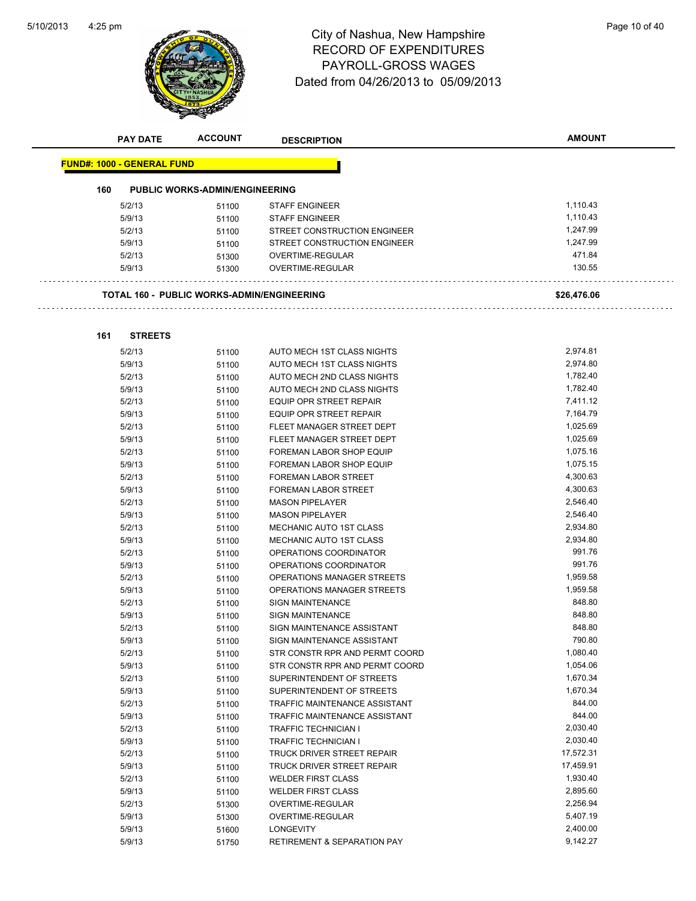# City of Nashua, New Hampshire
## RECORD OF EXPENDITURES
## PAYROLL-GROSS WAGES
## Dated from 04/26/2013 to 05/09/2013

| PAY DATE | ACCOUNT | DESCRIPTION | AMOUNT |
|---|---|---|---|

**FUND#: 1000 - GENERAL FUND**

### 160 PUBLIC WORKS-ADMIN/ENGINEERING

| PAY DATE | ACCOUNT | DESCRIPTION | AMOUNT |
|---|---|---|---|
| 5/2/13 | 51100 | STAFF ENGINEER | 1,110.43 |
| 5/9/13 | 51100 | STAFF ENGINEER | 1,110.43 |
| 5/2/13 | 51100 | STREET CONSTRUCTION ENGINEER | 1,247.99 |
| 5/9/13 | 51100 | STREET CONSTRUCTION ENGINEER | 1,247.99 |
| 5/2/13 | 51300 | OVERTIME-REGULAR | 471.84 |
| 5/9/13 | 51300 | OVERTIME-REGULAR | 130.55 |

**TOTAL 160 - PUBLIC WORKS-ADMIN/ENGINEERING — $26,476.06**

### 161 STREETS

| PAY DATE | ACCOUNT | DESCRIPTION | AMOUNT |
|---|---|---|---|
| 5/2/13 | 51100 | AUTO MECH 1ST CLASS NIGHTS | 2,974.81 |
| 5/9/13 | 51100 | AUTO MECH 1ST CLASS NIGHTS | 2,974.80 |
| 5/2/13 | 51100 | AUTO MECH 2ND CLASS NIGHTS | 1,782.40 |
| 5/9/13 | 51100 | AUTO MECH 2ND CLASS NIGHTS | 1,782.40 |
| 5/2/13 | 51100 | EQUIP OPR STREET REPAIR | 7,411.12 |
| 5/9/13 | 51100 | EQUIP OPR STREET REPAIR | 7,164.79 |
| 5/2/13 | 51100 | FLEET MANAGER STREET DEPT | 1,025.69 |
| 5/9/13 | 51100 | FLEET MANAGER STREET DEPT | 1,025.69 |
| 5/2/13 | 51100 | FOREMAN LABOR SHOP EQUIP | 1,075.16 |
| 5/9/13 | 51100 | FOREMAN LABOR SHOP EQUIP | 1,075.15 |
| 5/2/13 | 51100 | FOREMAN LABOR STREET | 4,300.63 |
| 5/9/13 | 51100 | FOREMAN LABOR STREET | 4,300.63 |
| 5/2/13 | 51100 | MASON PIPELAYER | 2,546.40 |
| 5/9/13 | 51100 | MASON PIPELAYER | 2,546.40 |
| 5/2/13 | 51100 | MECHANIC AUTO 1ST CLASS | 2,934.80 |
| 5/9/13 | 51100 | MECHANIC AUTO 1ST CLASS | 2,934.80 |
| 5/2/13 | 51100 | OPERATIONS COORDINATOR | 991.76 |
| 5/9/13 | 51100 | OPERATIONS COORDINATOR | 991.76 |
| 5/2/13 | 51100 | OPERATIONS MANAGER STREETS | 1,959.58 |
| 5/9/13 | 51100 | OPERATIONS MANAGER STREETS | 1,959.58 |
| 5/2/13 | 51100 | SIGN MAINTENANCE | 848.80 |
| 5/9/13 | 51100 | SIGN MAINTENANCE | 848.80 |
| 5/2/13 | 51100 | SIGN MAINTENANCE ASSISTANT | 848.80 |
| 5/9/13 | 51100 | SIGN MAINTENANCE ASSISTANT | 790.80 |
| 5/2/13 | 51100 | STR CONSTR RPR AND PERMT COORD | 1,080.40 |
| 5/9/13 | 51100 | STR CONSTR RPR AND PERMT COORD | 1,054.06 |
| 5/2/13 | 51100 | SUPERINTENDENT OF STREETS | 1,670.34 |
| 5/9/13 | 51100 | SUPERINTENDENT OF STREETS | 1,670.34 |
| 5/2/13 | 51100 | TRAFFIC MAINTENANCE ASSISTANT | 844.00 |
| 5/9/13 | 51100 | TRAFFIC MAINTENANCE ASSISTANT | 844.00 |
| 5/2/13 | 51100 | TRAFFIC TECHNICIAN I | 2,030.40 |
| 5/9/13 | 51100 | TRAFFIC TECHNICIAN I | 2,030.40 |
| 5/2/13 | 51100 | TRUCK DRIVER STREET REPAIR | 17,572.31 |
| 5/9/13 | 51100 | TRUCK DRIVER STREET REPAIR | 17,459.91 |
| 5/2/13 | 51100 | WELDER FIRST CLASS | 1,930.40 |
| 5/9/13 | 51100 | WELDER FIRST CLASS | 2,895.60 |
| 5/2/13 | 51300 | OVERTIME-REGULAR | 2,256.94 |
| 5/9/13 | 51300 | OVERTIME-REGULAR | 5,407.19 |
| 5/9/13 | 51600 | LONGEVITY | 2,400.00 |
| 5/9/13 | 51750 | RETIREMENT & SEPARATION PAY | 9,142.27 |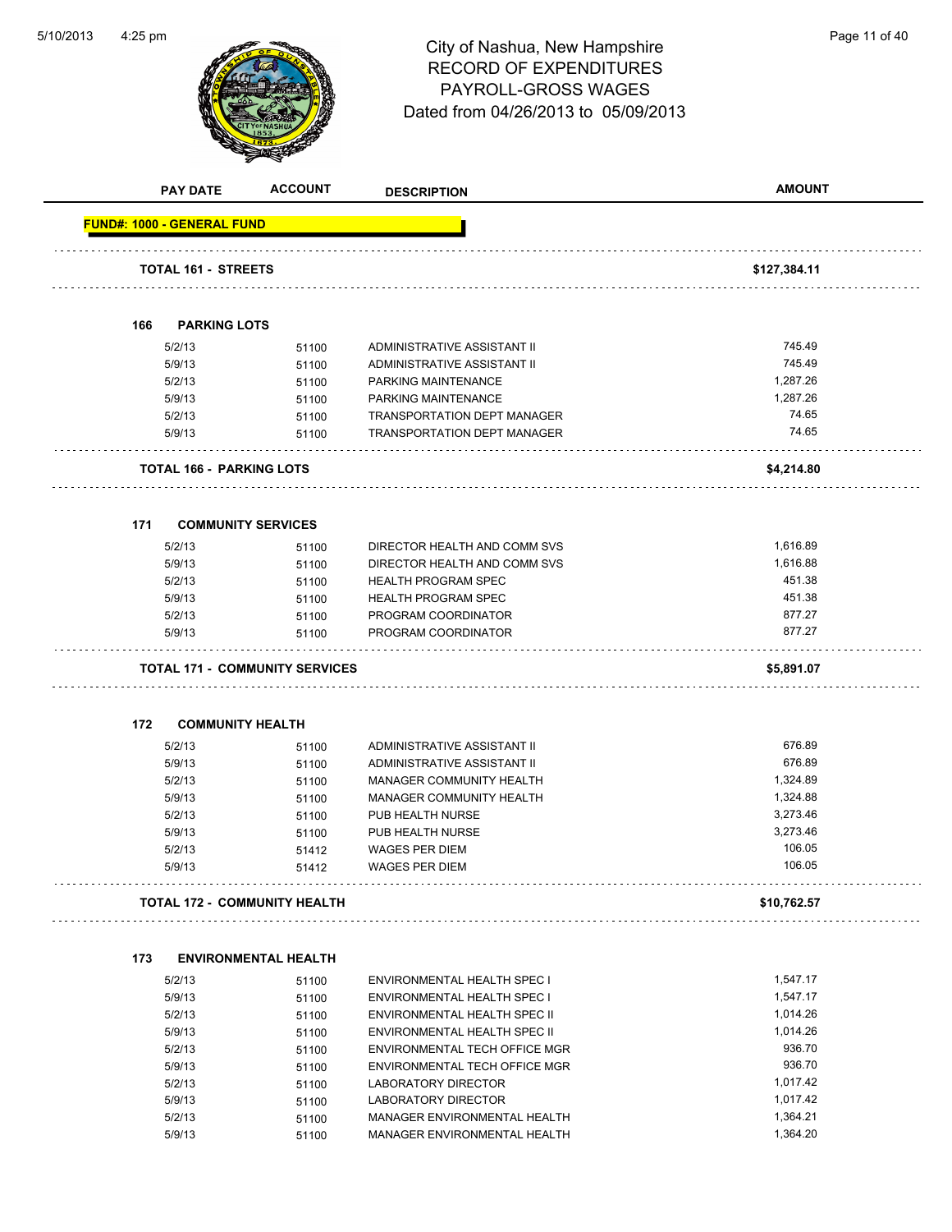City of Nashua, New Hampshire
RECORD OF EXPENDITURES
PAYROLL-GROSS WAGES
Dated from 04/26/2013 to 05/09/2013

| PAY DATE | ACCOUNT | DESCRIPTION | AMOUNT |
|---|---|---|---|
| **FUND#: 1000 - GENERAL FUND** | | | |
| **TOTAL 161 - STREETS** | | | **$127,384.11** |
| **166 PARKING LOTS** | | | |
| 5/2/13 | 51100 | ADMINISTRATIVE ASSISTANT II | 745.49 |
| 5/9/13 | 51100 | ADMINISTRATIVE ASSISTANT II | 745.49 |
| 5/2/13 | 51100 | PARKING MAINTENANCE | 1,287.26 |
| 5/9/13 | 51100 | PARKING MAINTENANCE | 1,287.26 |
| 5/2/13 | 51100 | TRANSPORTATION DEPT MANAGER | 74.65 |
| 5/9/13 | 51100 | TRANSPORTATION DEPT MANAGER | 74.65 |
| **TOTAL 166 - PARKING LOTS** | | | **$4,214.80** |
| **171 COMMUNITY SERVICES** | | | |
| 5/2/13 | 51100 | DIRECTOR HEALTH AND COMM SVS | 1,616.89 |
| 5/9/13 | 51100 | DIRECTOR HEALTH AND COMM SVS | 1,616.88 |
| 5/2/13 | 51100 | HEALTH PROGRAM SPEC | 451.38 |
| 5/9/13 | 51100 | HEALTH PROGRAM SPEC | 451.38 |
| 5/2/13 | 51100 | PROGRAM COORDINATOR | 877.27 |
| 5/9/13 | 51100 | PROGRAM COORDINATOR | 877.27 |
| **TOTAL 171 - COMMUNITY SERVICES** | | | **$5,891.07** |
| **172 COMMUNITY HEALTH** | | | |
| 5/2/13 | 51100 | ADMINISTRATIVE ASSISTANT II | 676.89 |
| 5/9/13 | 51100 | ADMINISTRATIVE ASSISTANT II | 676.89 |
| 5/2/13 | 51100 | MANAGER COMMUNITY HEALTH | 1,324.89 |
| 5/9/13 | 51100 | MANAGER COMMUNITY HEALTH | 1,324.88 |
| 5/2/13 | 51100 | PUB HEALTH NURSE | 3,273.46 |
| 5/9/13 | 51100 | PUB HEALTH NURSE | 3,273.46 |
| 5/2/13 | 51412 | WAGES PER DIEM | 106.05 |
| 5/9/13 | 51412 | WAGES PER DIEM | 106.05 |
| **TOTAL 172 - COMMUNITY HEALTH** | | | **$10,762.57** |
| **173 ENVIRONMENTAL HEALTH** | | | |
| 5/2/13 | 51100 | ENVIRONMENTAL HEALTH SPEC I | 1,547.17 |
| 5/9/13 | 51100 | ENVIRONMENTAL HEALTH SPEC I | 1,547.17 |
| 5/2/13 | 51100 | ENVIRONMENTAL HEALTH SPEC II | 1,014.26 |
| 5/9/13 | 51100 | ENVIRONMENTAL HEALTH SPEC II | 1,014.26 |
| 5/2/13 | 51100 | ENVIRONMENTAL TECH OFFICE MGR | 936.70 |
| 5/9/13 | 51100 | ENVIRONMENTAL TECH OFFICE MGR | 936.70 |
| 5/2/13 | 51100 | LABORATORY DIRECTOR | 1,017.42 |
| 5/9/13 | 51100 | LABORATORY DIRECTOR | 1,017.42 |
| 5/2/13 | 51100 | MANAGER ENVIRONMENTAL HEALTH | 1,364.21 |
| 5/9/13 | 51100 | MANAGER ENVIRONMENTAL HEALTH | 1,364.20 |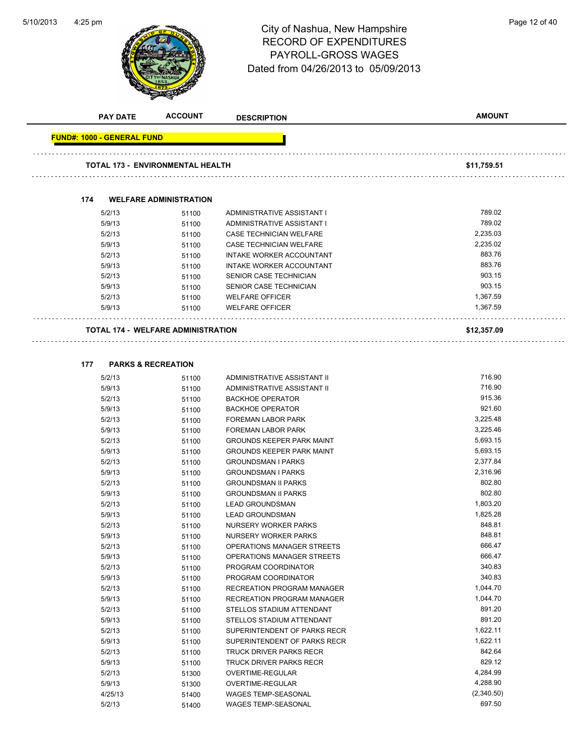# City of Nashua, New Hampshire
## RECORD OF EXPENDITURES
## PAYROLL-GROSS WAGES
## Dated from 04/26/2013 to 05/09/2013

| PAY DATE | ACCOUNT | DESCRIPTION | AMOUNT |
|---|---|---|---|

**FUND#: 1000 - GENERAL FUND**

**TOTAL 173 - ENVIRONMENTAL HEALTH** — **$11,759.51**

### 174 WELFARE ADMINISTRATION

| PAY DATE | ACCOUNT | DESCRIPTION | AMOUNT |
|---|---|---|---|
| 5/2/13 | 51100 | ADMINISTRATIVE ASSISTANT I | 789.02 |
| 5/9/13 | 51100 | ADMINISTRATIVE ASSISTANT I | 789.02 |
| 5/2/13 | 51100 | CASE TECHNICIAN WELFARE | 2,235.03 |
| 5/9/13 | 51100 | CASE TECHNICIAN WELFARE | 2,235.02 |
| 5/2/13 | 51100 | INTAKE WORKER ACCOUNTANT | 883.76 |
| 5/9/13 | 51100 | INTAKE WORKER ACCOUNTANT | 883.76 |
| 5/2/13 | 51100 | SENIOR CASE TECHNICIAN | 903.15 |
| 5/9/13 | 51100 | SENIOR CASE TECHNICIAN | 903.15 |
| 5/2/13 | 51100 | WELFARE OFFICER | 1,367.59 |
| 5/9/13 | 51100 | WELFARE OFFICER | 1,367.59 |

**TOTAL 174 - WELFARE ADMINISTRATION** — **$12,357.09**

### 177 PARKS & RECREATION

| PAY DATE | ACCOUNT | DESCRIPTION | AMOUNT |
|---|---|---|---|
| 5/2/13 | 51100 | ADMINISTRATIVE ASSISTANT II | 716.90 |
| 5/9/13 | 51100 | ADMINISTRATIVE ASSISTANT II | 716.90 |
| 5/2/13 | 51100 | BACKHOE OPERATOR | 915.36 |
| 5/9/13 | 51100 | BACKHOE OPERATOR | 921.60 |
| 5/2/13 | 51100 | FOREMAN LABOR PARK | 3,225.48 |
| 5/9/13 | 51100 | FOREMAN LABOR PARK | 3,225.46 |
| 5/2/13 | 51100 | GROUNDS KEEPER PARK MAINT | 5,693.15 |
| 5/9/13 | 51100 | GROUNDS KEEPER PARK MAINT | 5,693.15 |
| 5/2/13 | 51100 | GROUNDSMAN I PARKS | 2,377.84 |
| 5/9/13 | 51100 | GROUNDSMAN I PARKS | 2,316.96 |
| 5/2/13 | 51100 | GROUNDSMAN II PARKS | 802.80 |
| 5/9/13 | 51100 | GROUNDSMAN II PARKS | 802.80 |
| 5/2/13 | 51100 | LEAD GROUNDSMAN | 1,803.20 |
| 5/9/13 | 51100 | LEAD GROUNDSMAN | 1,825.28 |
| 5/2/13 | 51100 | NURSERY WORKER PARKS | 848.81 |
| 5/9/13 | 51100 | NURSERY WORKER PARKS | 848.81 |
| 5/2/13 | 51100 | OPERATIONS MANAGER STREETS | 666.47 |
| 5/9/13 | 51100 | OPERATIONS MANAGER STREETS | 666.47 |
| 5/2/13 | 51100 | PROGRAM COORDINATOR | 340.83 |
| 5/9/13 | 51100 | PROGRAM COORDINATOR | 340.83 |
| 5/2/13 | 51100 | RECREATION PROGRAM MANAGER | 1,044.70 |
| 5/9/13 | 51100 | RECREATION PROGRAM MANAGER | 1,044.70 |
| 5/2/13 | 51100 | STELLOS STADIUM ATTENDANT | 891.20 |
| 5/9/13 | 51100 | STELLOS STADIUM ATTENDANT | 891.20 |
| 5/2/13 | 51100 | SUPERINTENDENT OF PARKS RECR | 1,622.11 |
| 5/9/13 | 51100 | SUPERINTENDENT OF PARKS RECR | 1,622.11 |
| 5/2/13 | 51100 | TRUCK DRIVER PARKS RECR | 842.64 |
| 5/9/13 | 51100 | TRUCK DRIVER PARKS RECR | 829.12 |
| 5/2/13 | 51300 | OVERTIME-REGULAR | 4,284.99 |
| 5/9/13 | 51300 | OVERTIME-REGULAR | 4,288.90 |
| 4/25/13 | 51400 | WAGES TEMP-SEASONAL | (2,340.50) |
| 5/2/13 | 51400 | WAGES TEMP-SEASONAL | 697.50 |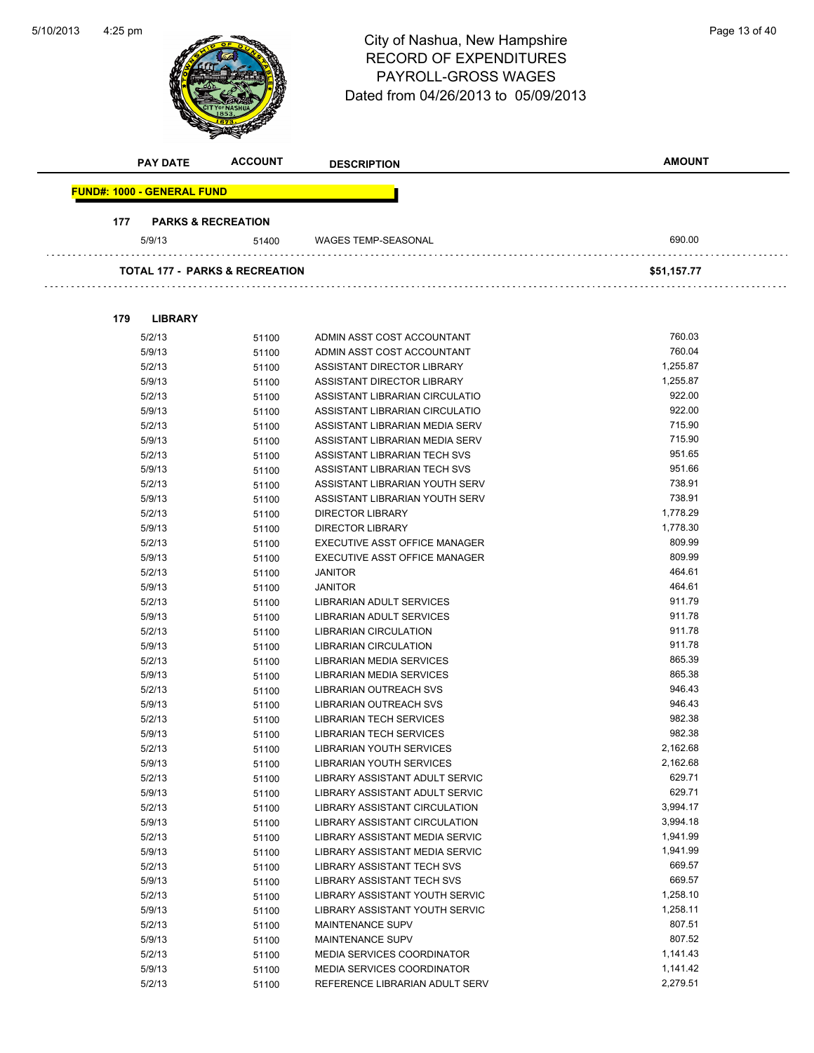# City of Nashua, New Hampshire
## RECORD OF EXPENDITURES
## PAYROLL-GROSS WAGES
### Dated from 04/26/2013 to 05/09/2013

| PAY DATE | ACCOUNT | DESCRIPTION | AMOUNT |
|---|---|---|---|
| **FUND#: 1000 - GENERAL FUND** | | | |
| **177 PARKS & RECREATION** | | | |
| 5/9/13 | 51400 | WAGES TEMP-SEASONAL | 690.00 |
| **TOTAL 177 - PARKS & RECREATION** | | | **$51,157.77** |
| **179 LIBRARY** | | | |
| 5/2/13 | 51100 | ADMIN ASST COST ACCOUNTANT | 760.03 |
| 5/9/13 | 51100 | ADMIN ASST COST ACCOUNTANT | 760.04 |
| 5/2/13 | 51100 | ASSISTANT DIRECTOR LIBRARY | 1,255.87 |
| 5/9/13 | 51100 | ASSISTANT DIRECTOR LIBRARY | 1,255.87 |
| 5/2/13 | 51100 | ASSISTANT LIBRARIAN CIRCULATIO | 922.00 |
| 5/9/13 | 51100 | ASSISTANT LIBRARIAN CIRCULATIO | 922.00 |
| 5/2/13 | 51100 | ASSISTANT LIBRARIAN MEDIA SERV | 715.90 |
| 5/9/13 | 51100 | ASSISTANT LIBRARIAN MEDIA SERV | 715.90 |
| 5/2/13 | 51100 | ASSISTANT LIBRARIAN TECH SVS | 951.65 |
| 5/9/13 | 51100 | ASSISTANT LIBRARIAN TECH SVS | 951.66 |
| 5/2/13 | 51100 | ASSISTANT LIBRARIAN YOUTH SERV | 738.91 |
| 5/9/13 | 51100 | ASSISTANT LIBRARIAN YOUTH SERV | 738.91 |
| 5/2/13 | 51100 | DIRECTOR LIBRARY | 1,778.29 |
| 5/9/13 | 51100 | DIRECTOR LIBRARY | 1,778.30 |
| 5/2/13 | 51100 | EXECUTIVE ASST OFFICE MANAGER | 809.99 |
| 5/9/13 | 51100 | EXECUTIVE ASST OFFICE MANAGER | 809.99 |
| 5/2/13 | 51100 | JANITOR | 464.61 |
| 5/9/13 | 51100 | JANITOR | 464.61 |
| 5/2/13 | 51100 | LIBRARIAN ADULT SERVICES | 911.79 |
| 5/9/13 | 51100 | LIBRARIAN ADULT SERVICES | 911.78 |
| 5/2/13 | 51100 | LIBRARIAN CIRCULATION | 911.78 |
| 5/9/13 | 51100 | LIBRARIAN CIRCULATION | 911.78 |
| 5/2/13 | 51100 | LIBRARIAN MEDIA SERVICES | 865.39 |
| 5/9/13 | 51100 | LIBRARIAN MEDIA SERVICES | 865.38 |
| 5/2/13 | 51100 | LIBRARIAN OUTREACH SVS | 946.43 |
| 5/9/13 | 51100 | LIBRARIAN OUTREACH SVS | 946.43 |
| 5/2/13 | 51100 | LIBRARIAN TECH SERVICES | 982.38 |
| 5/9/13 | 51100 | LIBRARIAN TECH SERVICES | 982.38 |
| 5/2/13 | 51100 | LIBRARIAN YOUTH SERVICES | 2,162.68 |
| 5/9/13 | 51100 | LIBRARIAN YOUTH SERVICES | 2,162.68 |
| 5/2/13 | 51100 | LIBRARY ASSISTANT ADULT SERVIC | 629.71 |
| 5/9/13 | 51100 | LIBRARY ASSISTANT ADULT SERVIC | 629.71 |
| 5/2/13 | 51100 | LIBRARY ASSISTANT CIRCULATION | 3,994.17 |
| 5/9/13 | 51100 | LIBRARY ASSISTANT CIRCULATION | 3,994.18 |
| 5/2/13 | 51100 | LIBRARY ASSISTANT MEDIA SERVIC | 1,941.99 |
| 5/9/13 | 51100 | LIBRARY ASSISTANT MEDIA SERVIC | 1,941.99 |
| 5/2/13 | 51100 | LIBRARY ASSISTANT TECH SVS | 669.57 |
| 5/9/13 | 51100 | LIBRARY ASSISTANT TECH SVS | 669.57 |
| 5/2/13 | 51100 | LIBRARY ASSISTANT YOUTH SERVIC | 1,258.10 |
| 5/9/13 | 51100 | LIBRARY ASSISTANT YOUTH SERVIC | 1,258.11 |
| 5/2/13 | 51100 | MAINTENANCE SUPV | 807.51 |
| 5/9/13 | 51100 | MAINTENANCE SUPV | 807.52 |
| 5/2/13 | 51100 | MEDIA SERVICES COORDINATOR | 1,141.43 |
| 5/9/13 | 51100 | MEDIA SERVICES COORDINATOR | 1,141.42 |
| 5/2/13 | 51100 | REFERENCE LIBRARIAN ADULT SERV | 2,279.51 |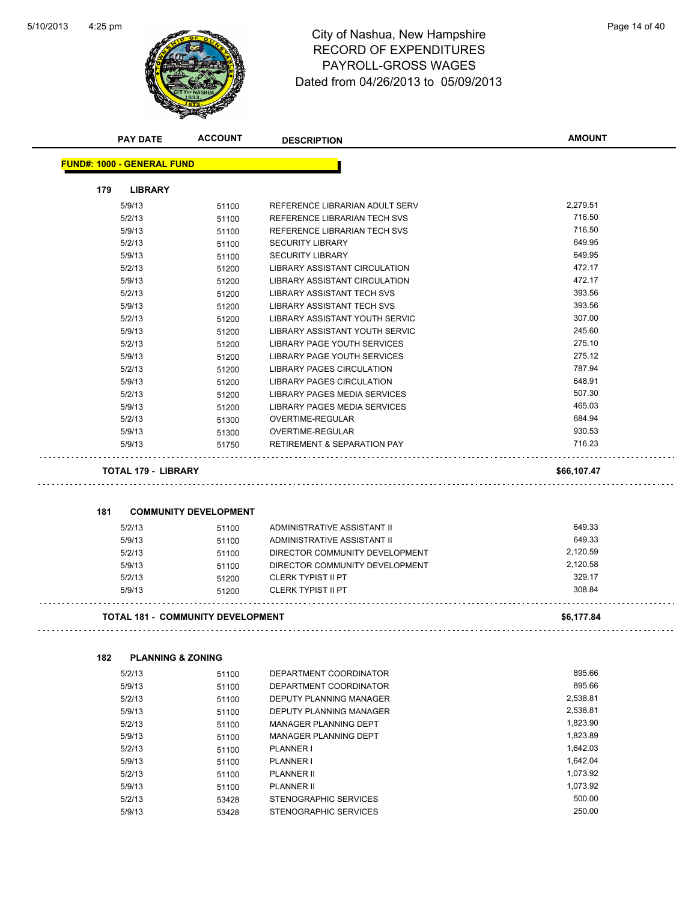# City of Nashua, New Hampshire
## RECORD OF EXPENDITURES
## PAYROLL-GROSS WAGES
## Dated from 04/26/2013 to 05/09/2013

| PAY DATE | ACCOUNT | DESCRIPTION | AMOUNT |
|---|---|---|---|

**FUND#: 1000 - GENERAL FUND**

### 179 LIBRARY

| PAY DATE | ACCOUNT | DESCRIPTION | AMOUNT |
|---|---|---|---|
| 5/9/13 | 51100 | REFERENCE LIBRARIAN ADULT SERV | 2,279.51 |
| 5/2/13 | 51100 | REFERENCE LIBRARIAN TECH SVS | 716.50 |
| 5/9/13 | 51100 | REFERENCE LIBRARIAN TECH SVS | 716.50 |
| 5/2/13 | 51100 | SECURITY LIBRARY | 649.95 |
| 5/9/13 | 51100 | SECURITY LIBRARY | 649.95 |
| 5/2/13 | 51200 | LIBRARY ASSISTANT CIRCULATION | 472.17 |
| 5/9/13 | 51200 | LIBRARY ASSISTANT CIRCULATION | 472.17 |
| 5/2/13 | 51200 | LIBRARY ASSISTANT TECH SVS | 393.56 |
| 5/9/13 | 51200 | LIBRARY ASSISTANT TECH SVS | 393.56 |
| 5/2/13 | 51200 | LIBRARY ASSISTANT YOUTH SERVIC | 307.00 |
| 5/9/13 | 51200 | LIBRARY ASSISTANT YOUTH SERVIC | 245.60 |
| 5/2/13 | 51200 | LIBRARY PAGE YOUTH SERVICES | 275.10 |
| 5/9/13 | 51200 | LIBRARY PAGE YOUTH SERVICES | 275.12 |
| 5/2/13 | 51200 | LIBRARY PAGES CIRCULATION | 787.94 |
| 5/9/13 | 51200 | LIBRARY PAGES CIRCULATION | 648.91 |
| 5/2/13 | 51200 | LIBRARY PAGES MEDIA SERVICES | 507.30 |
| 5/9/13 | 51200 | LIBRARY PAGES MEDIA SERVICES | 465.03 |
| 5/2/13 | 51300 | OVERTIME-REGULAR | 684.94 |
| 5/9/13 | 51300 | OVERTIME-REGULAR | 930.53 |
| 5/9/13 | 51750 | RETIREMENT & SEPARATION PAY | 716.23 |

**TOTAL 179 - LIBRARY** **$66,107.47**

### 181 COMMUNITY DEVELOPMENT

| PAY DATE | ACCOUNT | DESCRIPTION | AMOUNT |
|---|---|---|---|
| 5/2/13 | 51100 | ADMINISTRATIVE ASSISTANT II | 649.33 |
| 5/9/13 | 51100 | ADMINISTRATIVE ASSISTANT II | 649.33 |
| 5/2/13 | 51100 | DIRECTOR COMMUNITY DEVELOPMENT | 2,120.59 |
| 5/9/13 | 51100 | DIRECTOR COMMUNITY DEVELOPMENT | 2,120.58 |
| 5/2/13 | 51200 | CLERK TYPIST II PT | 329.17 |
| 5/9/13 | 51200 | CLERK TYPIST II PT | 308.84 |

**TOTAL 181 - COMMUNITY DEVELOPMENT** **$6,177.84**

### 182 PLANNING & ZONING

| PAY DATE | ACCOUNT | DESCRIPTION | AMOUNT |
|---|---|---|---|
| 5/2/13 | 51100 | DEPARTMENT COORDINATOR | 895.66 |
| 5/9/13 | 51100 | DEPARTMENT COORDINATOR | 895.66 |
| 5/2/13 | 51100 | DEPUTY PLANNING MANAGER | 2,538.81 |
| 5/9/13 | 51100 | DEPUTY PLANNING MANAGER | 2,538.81 |
| 5/2/13 | 51100 | MANAGER PLANNING DEPT | 1,823.90 |
| 5/9/13 | 51100 | MANAGER PLANNING DEPT | 1,823.89 |
| 5/2/13 | 51100 | PLANNER I | 1,642.03 |
| 5/9/13 | 51100 | PLANNER I | 1,642.04 |
| 5/2/13 | 51100 | PLANNER II | 1,073.92 |
| 5/9/13 | 51100 | PLANNER II | 1,073.92 |
| 5/2/13 | 53428 | STENOGRAPHIC SERVICES | 500.00 |
| 5/9/13 | 53428 | STENOGRAPHIC SERVICES | 250.00 |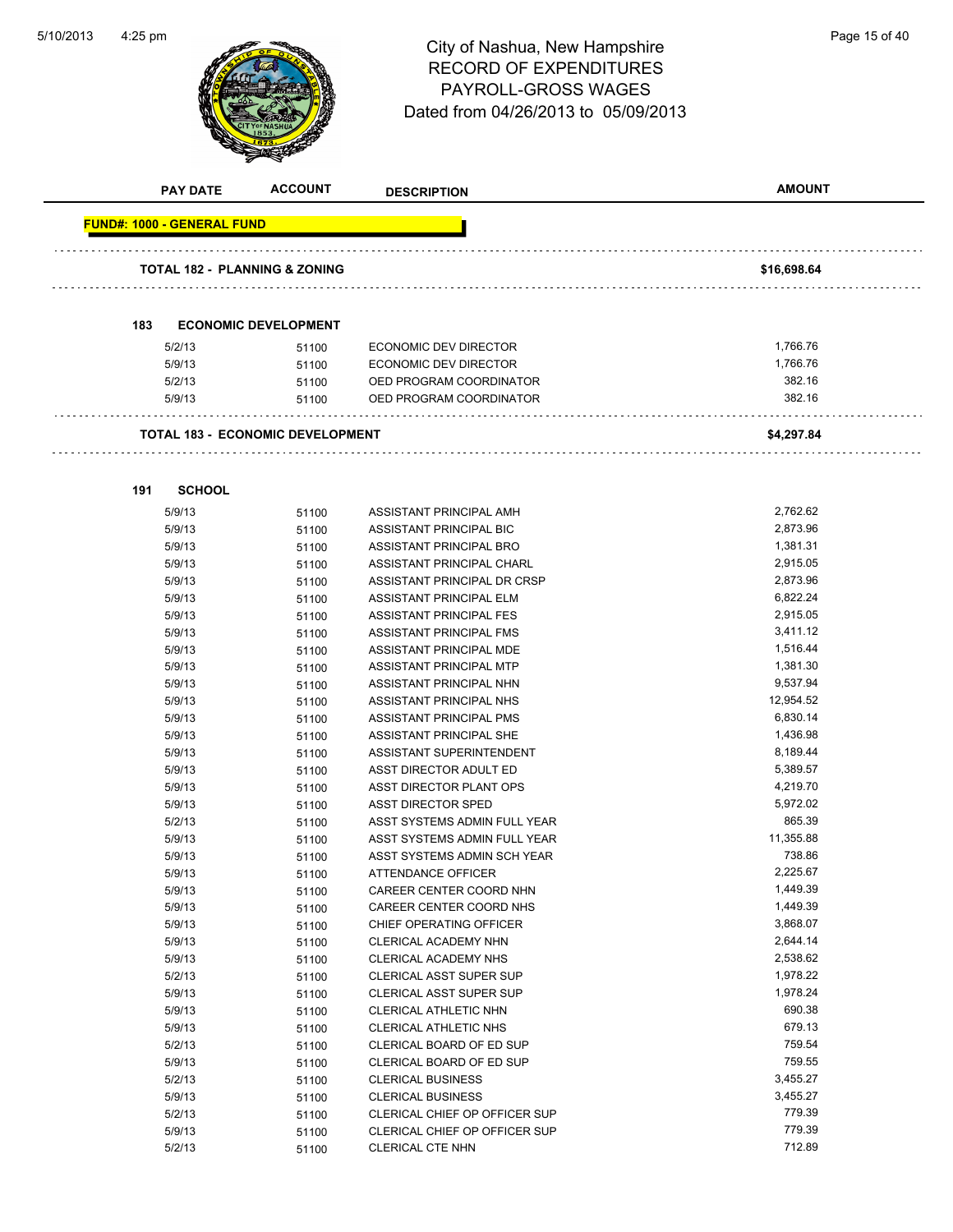# City of Nashua, New Hampshire
## RECORD OF EXPENDITURES
## PAYROLL-GROSS WAGES
### Dated from 04/26/2013 to 05/09/2013

| PAY DATE | ACCOUNT | DESCRIPTION | AMOUNT |
|---|---|---|---|
| **FUND#: 1000 - GENERAL FUND** | | | |
| **TOTAL 182 - PLANNING & ZONING** | | | **$16,698.64** |
| **183 ECONOMIC DEVELOPMENT** | | | |
| 5/2/13 | 51100 | ECONOMIC DEV DIRECTOR | 1,766.76 |
| 5/9/13 | 51100 | ECONOMIC DEV DIRECTOR | 1,766.76 |
| 5/2/13 | 51100 | OED PROGRAM COORDINATOR | 382.16 |
| 5/9/13 | 51100 | OED PROGRAM COORDINATOR | 382.16 |
| **TOTAL 183 - ECONOMIC DEVELOPMENT** | | | **$4,297.84** |
| **191 SCHOOL** | | | |
| 5/9/13 | 51100 | ASSISTANT PRINCIPAL AMH | 2,762.62 |
| 5/9/13 | 51100 | ASSISTANT PRINCIPAL BIC | 2,873.96 |
| 5/9/13 | 51100 | ASSISTANT PRINCIPAL BRO | 1,381.31 |
| 5/9/13 | 51100 | ASSISTANT PRINCIPAL CHARL | 2,915.05 |
| 5/9/13 | 51100 | ASSISTANT PRINCIPAL DR CRSP | 2,873.96 |
| 5/9/13 | 51100 | ASSISTANT PRINCIPAL ELM | 6,822.24 |
| 5/9/13 | 51100 | ASSISTANT PRINCIPAL FES | 2,915.05 |
| 5/9/13 | 51100 | ASSISTANT PRINCIPAL FMS | 3,411.12 |
| 5/9/13 | 51100 | ASSISTANT PRINCIPAL MDE | 1,516.44 |
| 5/9/13 | 51100 | ASSISTANT PRINCIPAL MTP | 1,381.30 |
| 5/9/13 | 51100 | ASSISTANT PRINCIPAL NHN | 9,537.94 |
| 5/9/13 | 51100 | ASSISTANT PRINCIPAL NHS | 12,954.52 |
| 5/9/13 | 51100 | ASSISTANT PRINCIPAL PMS | 6,830.14 |
| 5/9/13 | 51100 | ASSISTANT PRINCIPAL SHE | 1,436.98 |
| 5/9/13 | 51100 | ASSISTANT SUPERINTENDENT | 8,189.44 |
| 5/9/13 | 51100 | ASST DIRECTOR ADULT ED | 5,389.57 |
| 5/9/13 | 51100 | ASST DIRECTOR PLANT OPS | 4,219.70 |
| 5/9/13 | 51100 | ASST DIRECTOR SPED | 5,972.02 |
| 5/2/13 | 51100 | ASST SYSTEMS ADMIN FULL YEAR | 865.39 |
| 5/9/13 | 51100 | ASST SYSTEMS ADMIN FULL YEAR | 11,355.88 |
| 5/9/13 | 51100 | ASST SYSTEMS ADMIN SCH YEAR | 738.86 |
| 5/9/13 | 51100 | ATTENDANCE OFFICER | 2,225.67 |
| 5/9/13 | 51100 | CAREER CENTER COORD NHN | 1,449.39 |
| 5/9/13 | 51100 | CAREER CENTER COORD NHS | 1,449.39 |
| 5/9/13 | 51100 | CHIEF OPERATING OFFICER | 3,868.07 |
| 5/9/13 | 51100 | CLERICAL ACADEMY NHN | 2,644.14 |
| 5/9/13 | 51100 | CLERICAL ACADEMY NHS | 2,538.62 |
| 5/2/13 | 51100 | CLERICAL ASST SUPER SUP | 1,978.22 |
| 5/9/13 | 51100 | CLERICAL ASST SUPER SUP | 1,978.24 |
| 5/9/13 | 51100 | CLERICAL ATHLETIC NHN | 690.38 |
| 5/9/13 | 51100 | CLERICAL ATHLETIC NHS | 679.13 |
| 5/2/13 | 51100 | CLERICAL BOARD OF ED SUP | 759.54 |
| 5/9/13 | 51100 | CLERICAL BOARD OF ED SUP | 759.55 |
| 5/2/13 | 51100 | CLERICAL BUSINESS | 3,455.27 |
| 5/9/13 | 51100 | CLERICAL BUSINESS | 3,455.27 |
| 5/2/13 | 51100 | CLERICAL CHIEF OP OFFICER SUP | 779.39 |
| 5/9/13 | 51100 | CLERICAL CHIEF OP OFFICER SUP | 779.39 |
| 5/2/13 | 51100 | CLERICAL CTE NHN | 712.89 |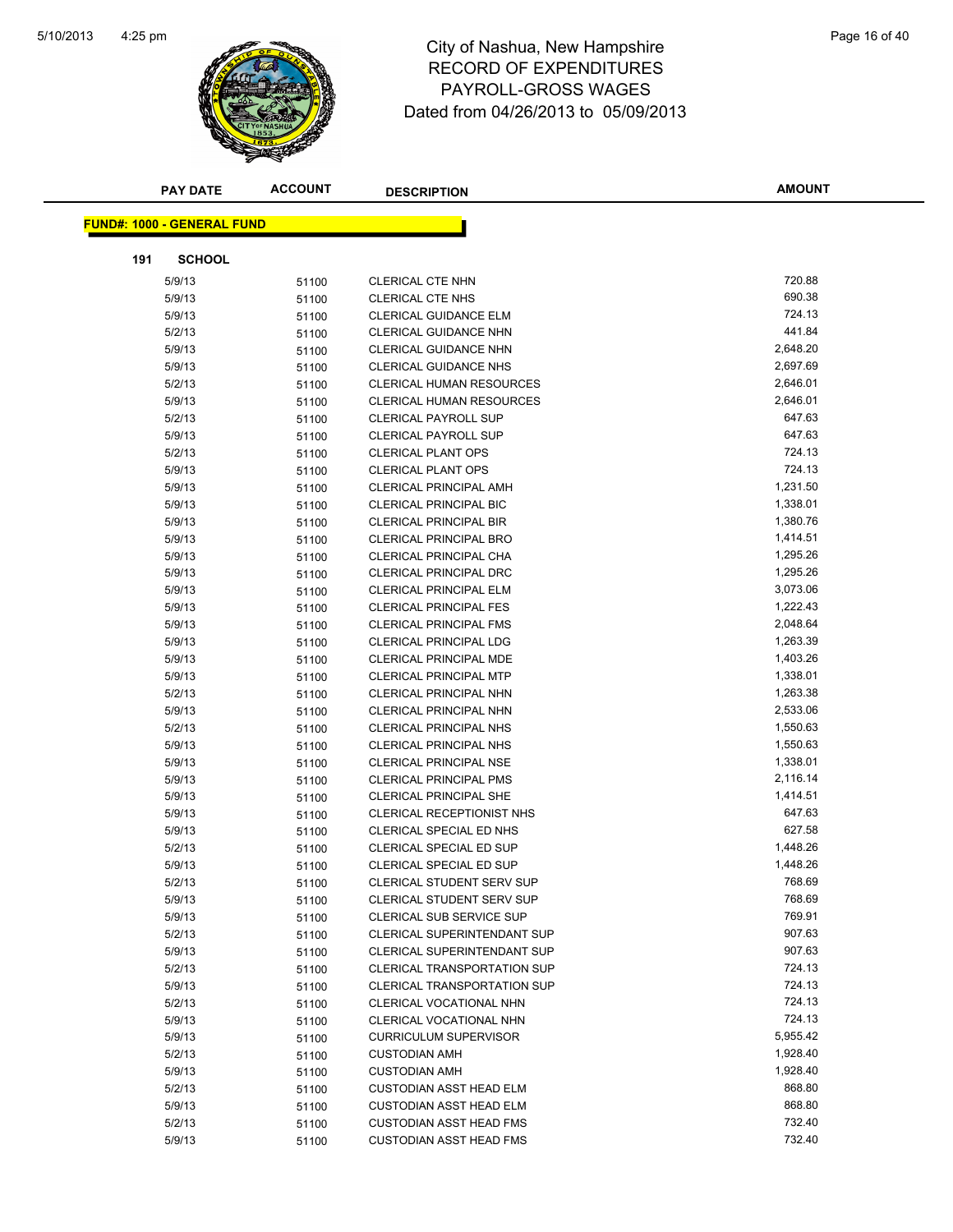# City of Nashua, New Hampshire
## RECORD OF EXPENDITURES
## PAYROLL-GROSS WAGES
## Dated from 04/26/2013 to 05/09/2013

| PAY DATE | ACCOUNT | DESCRIPTION | AMOUNT |
|---|---|---|---|

**FUND#: 1000 - GENERAL FUND**

**191 SCHOOL**

| PAY DATE | ACCOUNT | DESCRIPTION | AMOUNT |
|---|---|---|---|
| 5/9/13 | 51100 | CLERICAL CTE NHN | 720.88 |
| 5/9/13 | 51100 | CLERICAL CTE NHS | 690.38 |
| 5/9/13 | 51100 | CLERICAL GUIDANCE ELM | 724.13 |
| 5/2/13 | 51100 | CLERICAL GUIDANCE NHN | 441.84 |
| 5/9/13 | 51100 | CLERICAL GUIDANCE NHN | 2,648.20 |
| 5/9/13 | 51100 | CLERICAL GUIDANCE NHS | 2,697.69 |
| 5/2/13 | 51100 | CLERICAL HUMAN RESOURCES | 2,646.01 |
| 5/9/13 | 51100 | CLERICAL HUMAN RESOURCES | 2,646.01 |
| 5/2/13 | 51100 | CLERICAL PAYROLL SUP | 647.63 |
| 5/9/13 | 51100 | CLERICAL PAYROLL SUP | 647.63 |
| 5/2/13 | 51100 | CLERICAL PLANT OPS | 724.13 |
| 5/9/13 | 51100 | CLERICAL PLANT OPS | 724.13 |
| 5/9/13 | 51100 | CLERICAL PRINCIPAL AMH | 1,231.50 |
| 5/9/13 | 51100 | CLERICAL PRINCIPAL BIC | 1,338.01 |
| 5/9/13 | 51100 | CLERICAL PRINCIPAL BIR | 1,380.76 |
| 5/9/13 | 51100 | CLERICAL PRINCIPAL BRO | 1,414.51 |
| 5/9/13 | 51100 | CLERICAL PRINCIPAL CHA | 1,295.26 |
| 5/9/13 | 51100 | CLERICAL PRINCIPAL DRC | 1,295.26 |
| 5/9/13 | 51100 | CLERICAL PRINCIPAL ELM | 3,073.06 |
| 5/9/13 | 51100 | CLERICAL PRINCIPAL FES | 1,222.43 |
| 5/9/13 | 51100 | CLERICAL PRINCIPAL FMS | 2,048.64 |
| 5/9/13 | 51100 | CLERICAL PRINCIPAL LDG | 1,263.39 |
| 5/9/13 | 51100 | CLERICAL PRINCIPAL MDE | 1,403.26 |
| 5/9/13 | 51100 | CLERICAL PRINCIPAL MTP | 1,338.01 |
| 5/2/13 | 51100 | CLERICAL PRINCIPAL NHN | 1,263.38 |
| 5/9/13 | 51100 | CLERICAL PRINCIPAL NHN | 2,533.06 |
| 5/2/13 | 51100 | CLERICAL PRINCIPAL NHS | 1,550.63 |
| 5/9/13 | 51100 | CLERICAL PRINCIPAL NHS | 1,550.63 |
| 5/9/13 | 51100 | CLERICAL PRINCIPAL NSE | 1,338.01 |
| 5/9/13 | 51100 | CLERICAL PRINCIPAL PMS | 2,116.14 |
| 5/9/13 | 51100 | CLERICAL PRINCIPAL SHE | 1,414.51 |
| 5/9/13 | 51100 | CLERICAL RECEPTIONIST NHS | 647.63 |
| 5/9/13 | 51100 | CLERICAL SPECIAL ED NHS | 627.58 |
| 5/2/13 | 51100 | CLERICAL SPECIAL ED SUP | 1,448.26 |
| 5/9/13 | 51100 | CLERICAL SPECIAL ED SUP | 1,448.26 |
| 5/2/13 | 51100 | CLERICAL STUDENT SERV SUP | 768.69 |
| 5/9/13 | 51100 | CLERICAL STUDENT SERV SUP | 768.69 |
| 5/9/13 | 51100 | CLERICAL SUB SERVICE SUP | 769.91 |
| 5/2/13 | 51100 | CLERICAL SUPERINTENDANT SUP | 907.63 |
| 5/9/13 | 51100 | CLERICAL SUPERINTENDANT SUP | 907.63 |
| 5/2/13 | 51100 | CLERICAL TRANSPORTATION SUP | 724.13 |
| 5/9/13 | 51100 | CLERICAL TRANSPORTATION SUP | 724.13 |
| 5/2/13 | 51100 | CLERICAL VOCATIONAL NHN | 724.13 |
| 5/9/13 | 51100 | CLERICAL VOCATIONAL NHN | 724.13 |
| 5/9/13 | 51100 | CURRICULUM SUPERVISOR | 5,955.42 |
| 5/2/13 | 51100 | CUSTODIAN AMH | 1,928.40 |
| 5/9/13 | 51100 | CUSTODIAN AMH | 1,928.40 |
| 5/2/13 | 51100 | CUSTODIAN ASST HEAD ELM | 868.80 |
| 5/9/13 | 51100 | CUSTODIAN ASST HEAD ELM | 868.80 |
| 5/2/13 | 51100 | CUSTODIAN ASST HEAD FMS | 732.40 |
| 5/9/13 | 51100 | CUSTODIAN ASST HEAD FMS | 732.40 |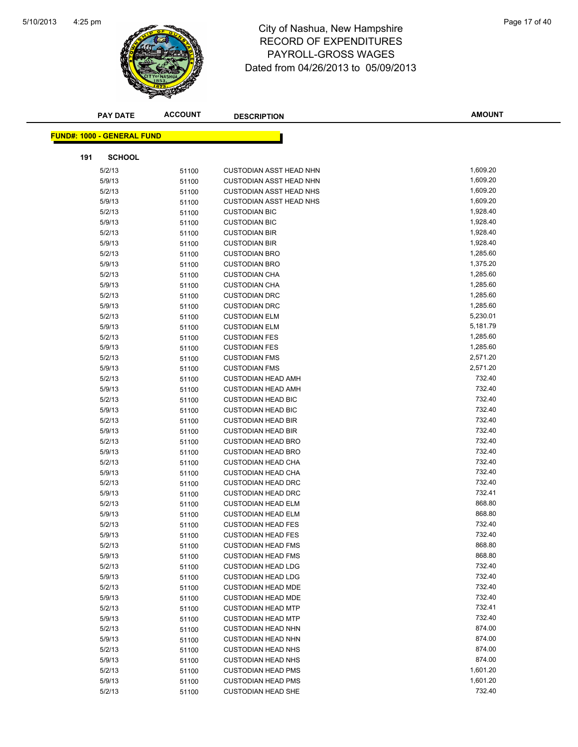# City of Nashua, New Hampshire
## RECORD OF EXPENDITURES
## PAYROLL-GROSS WAGES
### Dated from 04/26/2013 to 05/09/2013

**FUND#: 1000 - GENERAL FUND**

**191 SCHOOL**

| PAY DATE | ACCOUNT | DESCRIPTION | AMOUNT |
|---|---|---|---|
| 5/2/13 | 51100 | CUSTODIAN ASST HEAD NHN | 1,609.20 |
| 5/9/13 | 51100 | CUSTODIAN ASST HEAD NHN | 1,609.20 |
| 5/2/13 | 51100 | CUSTODIAN ASST HEAD NHS | 1,609.20 |
| 5/9/13 | 51100 | CUSTODIAN ASST HEAD NHS | 1,609.20 |
| 5/2/13 | 51100 | CUSTODIAN BIC | 1,928.40 |
| 5/9/13 | 51100 | CUSTODIAN BIC | 1,928.40 |
| 5/2/13 | 51100 | CUSTODIAN BIR | 1,928.40 |
| 5/9/13 | 51100 | CUSTODIAN BIR | 1,928.40 |
| 5/2/13 | 51100 | CUSTODIAN BRO | 1,285.60 |
| 5/9/13 | 51100 | CUSTODIAN BRO | 1,375.20 |
| 5/2/13 | 51100 | CUSTODIAN CHA | 1,285.60 |
| 5/9/13 | 51100 | CUSTODIAN CHA | 1,285.60 |
| 5/2/13 | 51100 | CUSTODIAN DRC | 1,285.60 |
| 5/9/13 | 51100 | CUSTODIAN DRC | 1,285.60 |
| 5/2/13 | 51100 | CUSTODIAN ELM | 5,230.01 |
| 5/9/13 | 51100 | CUSTODIAN ELM | 5,181.79 |
| 5/2/13 | 51100 | CUSTODIAN FES | 1,285.60 |
| 5/9/13 | 51100 | CUSTODIAN FES | 1,285.60 |
| 5/2/13 | 51100 | CUSTODIAN FMS | 2,571.20 |
| 5/9/13 | 51100 | CUSTODIAN FMS | 2,571.20 |
| 5/2/13 | 51100 | CUSTODIAN HEAD AMH | 732.40 |
| 5/9/13 | 51100 | CUSTODIAN HEAD AMH | 732.40 |
| 5/2/13 | 51100 | CUSTODIAN HEAD BIC | 732.40 |
| 5/9/13 | 51100 | CUSTODIAN HEAD BIC | 732.40 |
| 5/2/13 | 51100 | CUSTODIAN HEAD BIR | 732.40 |
| 5/9/13 | 51100 | CUSTODIAN HEAD BIR | 732.40 |
| 5/2/13 | 51100 | CUSTODIAN HEAD BRO | 732.40 |
| 5/9/13 | 51100 | CUSTODIAN HEAD BRO | 732.40 |
| 5/2/13 | 51100 | CUSTODIAN HEAD CHA | 732.40 |
| 5/9/13 | 51100 | CUSTODIAN HEAD CHA | 732.40 |
| 5/2/13 | 51100 | CUSTODIAN HEAD DRC | 732.40 |
| 5/9/13 | 51100 | CUSTODIAN HEAD DRC | 732.41 |
| 5/2/13 | 51100 | CUSTODIAN HEAD ELM | 868.80 |
| 5/9/13 | 51100 | CUSTODIAN HEAD ELM | 868.80 |
| 5/2/13 | 51100 | CUSTODIAN HEAD FES | 732.40 |
| 5/9/13 | 51100 | CUSTODIAN HEAD FES | 732.40 |
| 5/2/13 | 51100 | CUSTODIAN HEAD FMS | 868.80 |
| 5/9/13 | 51100 | CUSTODIAN HEAD FMS | 868.80 |
| 5/2/13 | 51100 | CUSTODIAN HEAD LDG | 732.40 |
| 5/9/13 | 51100 | CUSTODIAN HEAD LDG | 732.40 |
| 5/2/13 | 51100 | CUSTODIAN HEAD MDE | 732.40 |
| 5/9/13 | 51100 | CUSTODIAN HEAD MDE | 732.40 |
| 5/2/13 | 51100 | CUSTODIAN HEAD MTP | 732.41 |
| 5/9/13 | 51100 | CUSTODIAN HEAD MTP | 732.40 |
| 5/2/13 | 51100 | CUSTODIAN HEAD NHN | 874.00 |
| 5/9/13 | 51100 | CUSTODIAN HEAD NHN | 874.00 |
| 5/2/13 | 51100 | CUSTODIAN HEAD NHS | 874.00 |
| 5/9/13 | 51100 | CUSTODIAN HEAD NHS | 874.00 |
| 5/2/13 | 51100 | CUSTODIAN HEAD PMS | 1,601.20 |
| 5/9/13 | 51100 | CUSTODIAN HEAD PMS | 1,601.20 |
| 5/2/13 | 51100 | CUSTODIAN HEAD SHE | 732.40 |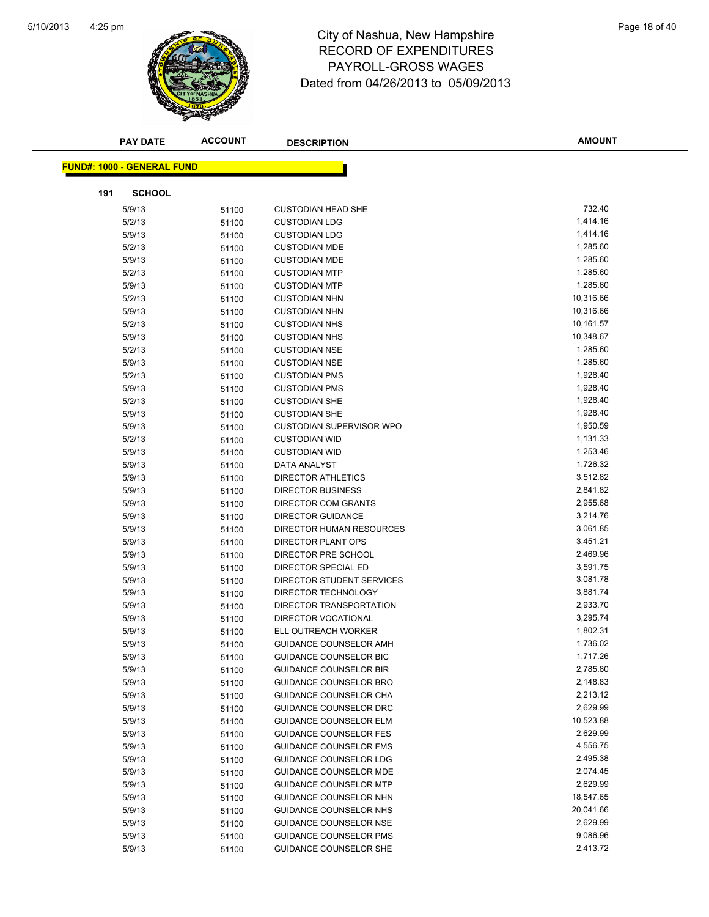# City of Nashua, New Hampshire
## RECORD OF EXPENDITURES
## PAYROLL-GROSS WAGES
### Dated from 04/26/2013 to 05/09/2013

**FUND#: 1000 - GENERAL FUND**

**191 SCHOOL**

| PAY DATE | ACCOUNT | DESCRIPTION | AMOUNT |
|---|---|---|---|
| 5/9/13 | 51100 | CUSTODIAN HEAD SHE | 732.40 |
| 5/2/13 | 51100 | CUSTODIAN LDG | 1,414.16 |
| 5/9/13 | 51100 | CUSTODIAN LDG | 1,414.16 |
| 5/2/13 | 51100 | CUSTODIAN MDE | 1,285.60 |
| 5/9/13 | 51100 | CUSTODIAN MDE | 1,285.60 |
| 5/2/13 | 51100 | CUSTODIAN MTP | 1,285.60 |
| 5/9/13 | 51100 | CUSTODIAN MTP | 1,285.60 |
| 5/2/13 | 51100 | CUSTODIAN NHN | 10,316.66 |
| 5/9/13 | 51100 | CUSTODIAN NHN | 10,316.66 |
| 5/2/13 | 51100 | CUSTODIAN NHS | 10,161.57 |
| 5/9/13 | 51100 | CUSTODIAN NHS | 10,348.67 |
| 5/2/13 | 51100 | CUSTODIAN NSE | 1,285.60 |
| 5/9/13 | 51100 | CUSTODIAN NSE | 1,285.60 |
| 5/2/13 | 51100 | CUSTODIAN PMS | 1,928.40 |
| 5/9/13 | 51100 | CUSTODIAN PMS | 1,928.40 |
| 5/2/13 | 51100 | CUSTODIAN SHE | 1,928.40 |
| 5/9/13 | 51100 | CUSTODIAN SHE | 1,928.40 |
| 5/9/13 | 51100 | CUSTODIAN SUPERVISOR WPO | 1,950.59 |
| 5/2/13 | 51100 | CUSTODIAN WID | 1,131.33 |
| 5/9/13 | 51100 | CUSTODIAN WID | 1,253.46 |
| 5/9/13 | 51100 | DATA ANALYST | 1,726.32 |
| 5/9/13 | 51100 | DIRECTOR ATHLETICS | 3,512.82 |
| 5/9/13 | 51100 | DIRECTOR BUSINESS | 2,841.82 |
| 5/9/13 | 51100 | DIRECTOR COM GRANTS | 2,955.68 |
| 5/9/13 | 51100 | DIRECTOR GUIDANCE | 3,214.76 |
| 5/9/13 | 51100 | DIRECTOR HUMAN RESOURCES | 3,061.85 |
| 5/9/13 | 51100 | DIRECTOR PLANT OPS | 3,451.21 |
| 5/9/13 | 51100 | DIRECTOR PRE SCHOOL | 2,469.96 |
| 5/9/13 | 51100 | DIRECTOR SPECIAL ED | 3,591.75 |
| 5/9/13 | 51100 | DIRECTOR STUDENT SERVICES | 3,081.78 |
| 5/9/13 | 51100 | DIRECTOR TECHNOLOGY | 3,881.74 |
| 5/9/13 | 51100 | DIRECTOR TRANSPORTATION | 2,933.70 |
| 5/9/13 | 51100 | DIRECTOR VOCATIONAL | 3,295.74 |
| 5/9/13 | 51100 | ELL OUTREACH WORKER | 1,802.31 |
| 5/9/13 | 51100 | GUIDANCE COUNSELOR AMH | 1,736.02 |
| 5/9/13 | 51100 | GUIDANCE COUNSELOR BIC | 1,717.26 |
| 5/9/13 | 51100 | GUIDANCE COUNSELOR BIR | 2,785.80 |
| 5/9/13 | 51100 | GUIDANCE COUNSELOR BRO | 2,148.83 |
| 5/9/13 | 51100 | GUIDANCE COUNSELOR CHA | 2,213.12 |
| 5/9/13 | 51100 | GUIDANCE COUNSELOR DRC | 2,629.99 |
| 5/9/13 | 51100 | GUIDANCE COUNSELOR ELM | 10,523.88 |
| 5/9/13 | 51100 | GUIDANCE COUNSELOR FES | 2,629.99 |
| 5/9/13 | 51100 | GUIDANCE COUNSELOR FMS | 4,556.75 |
| 5/9/13 | 51100 | GUIDANCE COUNSELOR LDG | 2,495.38 |
| 5/9/13 | 51100 | GUIDANCE COUNSELOR MDE | 2,074.45 |
| 5/9/13 | 51100 | GUIDANCE COUNSELOR MTP | 2,629.99 |
| 5/9/13 | 51100 | GUIDANCE COUNSELOR NHN | 18,547.65 |
| 5/9/13 | 51100 | GUIDANCE COUNSELOR NHS | 20,041.66 |
| 5/9/13 | 51100 | GUIDANCE COUNSELOR NSE | 2,629.99 |
| 5/9/13 | 51100 | GUIDANCE COUNSELOR PMS | 9,086.96 |
| 5/9/13 | 51100 | GUIDANCE COUNSELOR SHE | 2,413.72 |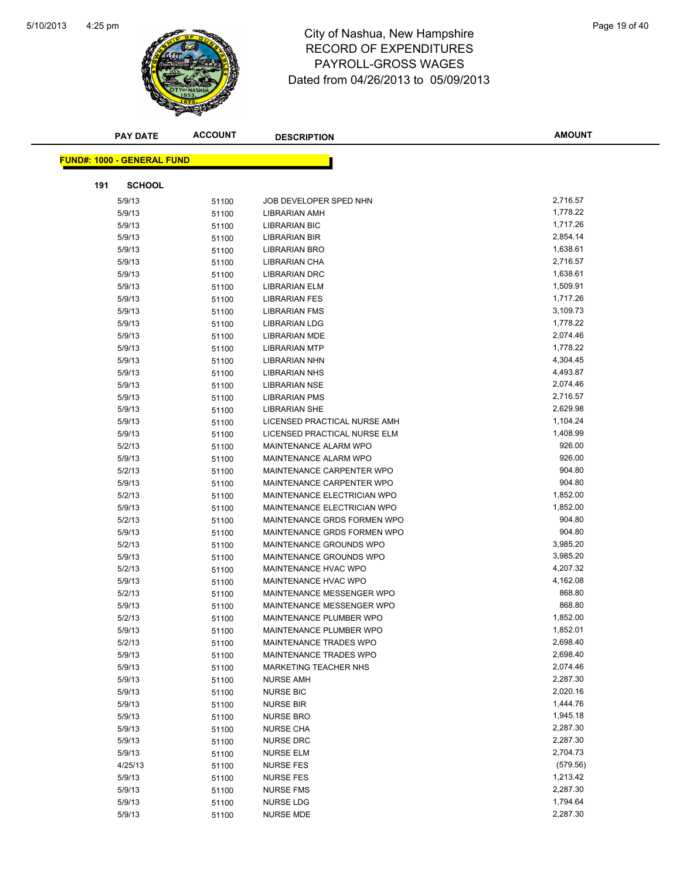# City of Nashua, New Hampshire
## RECORD OF EXPENDITURES
## PAYROLL-GROSS WAGES
### Dated from 04/26/2013 to 05/09/2013

**FUND#: 1000 - GENERAL FUND**

**191 SCHOOL**

| PAY DATE | ACCOUNT | DESCRIPTION | AMOUNT |
|---|---|---|---|
| 5/9/13 | 51100 | JOB DEVELOPER SPED NHN | 2,716.57 |
| 5/9/13 | 51100 | LIBRARIAN AMH | 1,778.22 |
| 5/9/13 | 51100 | LIBRARIAN BIC | 1,717.26 |
| 5/9/13 | 51100 | LIBRARIAN BIR | 2,854.14 |
| 5/9/13 | 51100 | LIBRARIAN BRO | 1,638.61 |
| 5/9/13 | 51100 | LIBRARIAN CHA | 2,716.57 |
| 5/9/13 | 51100 | LIBRARIAN DRC | 1,638.61 |
| 5/9/13 | 51100 | LIBRARIAN ELM | 1,509.91 |
| 5/9/13 | 51100 | LIBRARIAN FES | 1,717.26 |
| 5/9/13 | 51100 | LIBRARIAN FMS | 3,109.73 |
| 5/9/13 | 51100 | LIBRARIAN LDG | 1,778.22 |
| 5/9/13 | 51100 | LIBRARIAN MDE | 2,074.46 |
| 5/9/13 | 51100 | LIBRARIAN MTP | 1,778.22 |
| 5/9/13 | 51100 | LIBRARIAN NHN | 4,304.45 |
| 5/9/13 | 51100 | LIBRARIAN NHS | 4,493.87 |
| 5/9/13 | 51100 | LIBRARIAN NSE | 2,074.46 |
| 5/9/13 | 51100 | LIBRARIAN PMS | 2,716.57 |
| 5/9/13 | 51100 | LIBRARIAN SHE | 2,629.98 |
| 5/9/13 | 51100 | LICENSED PRACTICAL NURSE AMH | 1,104.24 |
| 5/9/13 | 51100 | LICENSED PRACTICAL NURSE ELM | 1,408.99 |
| 5/2/13 | 51100 | MAINTENANCE ALARM WPO | 926.00 |
| 5/9/13 | 51100 | MAINTENANCE ALARM WPO | 926.00 |
| 5/2/13 | 51100 | MAINTENANCE CARPENTER WPO | 904.80 |
| 5/9/13 | 51100 | MAINTENANCE CARPENTER WPO | 904.80 |
| 5/2/13 | 51100 | MAINTENANCE ELECTRICIAN WPO | 1,852.00 |
| 5/9/13 | 51100 | MAINTENANCE ELECTRICIAN WPO | 1,852.00 |
| 5/2/13 | 51100 | MAINTENANCE GRDS FORMEN WPO | 904.80 |
| 5/9/13 | 51100 | MAINTENANCE GRDS FORMEN WPO | 904.80 |
| 5/2/13 | 51100 | MAINTENANCE GROUNDS WPO | 3,985.20 |
| 5/9/13 | 51100 | MAINTENANCE GROUNDS WPO | 3,985.20 |
| 5/2/13 | 51100 | MAINTENANCE HVAC WPO | 4,207.32 |
| 5/9/13 | 51100 | MAINTENANCE HVAC WPO | 4,162.08 |
| 5/2/13 | 51100 | MAINTENANCE MESSENGER WPO | 868.80 |
| 5/9/13 | 51100 | MAINTENANCE MESSENGER WPO | 868.80 |
| 5/2/13 | 51100 | MAINTENANCE PLUMBER WPO | 1,852.00 |
| 5/9/13 | 51100 | MAINTENANCE PLUMBER WPO | 1,852.01 |
| 5/2/13 | 51100 | MAINTENANCE TRADES WPO | 2,698.40 |
| 5/9/13 | 51100 | MAINTENANCE TRADES WPO | 2,698.40 |
| 5/9/13 | 51100 | MARKETING TEACHER NHS | 2,074.46 |
| 5/9/13 | 51100 | NURSE AMH | 2,287.30 |
| 5/9/13 | 51100 | NURSE BIC | 2,020.16 |
| 5/9/13 | 51100 | NURSE BIR | 1,444.76 |
| 5/9/13 | 51100 | NURSE BRO | 1,945.18 |
| 5/9/13 | 51100 | NURSE CHA | 2,287.30 |
| 5/9/13 | 51100 | NURSE DRC | 2,287.30 |
| 5/9/13 | 51100 | NURSE ELM | 2,704.73 |
| 4/25/13 | 51100 | NURSE FES | (579.56) |
| 5/9/13 | 51100 | NURSE FES | 1,213.42 |
| 5/9/13 | 51100 | NURSE FMS | 2,287.30 |
| 5/9/13 | 51100 | NURSE LDG | 1,794.64 |
| 5/9/13 | 51100 | NURSE MDE | 2,287.30 |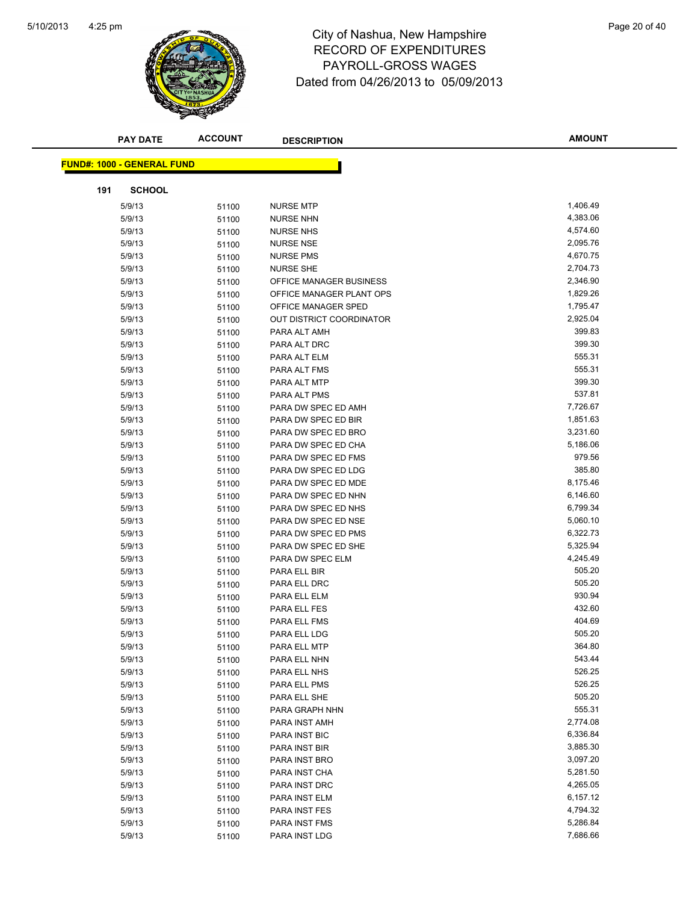# City of Nashua, New Hampshire
## RECORD OF EXPENDITURES
## PAYROLL-GROSS WAGES
## Dated from 04/26/2013 to 05/09/2013

**FUND#: 1000 - GENERAL FUND**

**191 SCHOOL**

| PAY DATE | ACCOUNT | DESCRIPTION | AMOUNT |
|---|---|---|---|
| 5/9/13 | 51100 | NURSE MTP | 1,406.49 |
| 5/9/13 | 51100 | NURSE NHN | 4,383.06 |
| 5/9/13 | 51100 | NURSE NHS | 4,574.60 |
| 5/9/13 | 51100 | NURSE NSE | 2,095.76 |
| 5/9/13 | 51100 | NURSE PMS | 4,670.75 |
| 5/9/13 | 51100 | NURSE SHE | 2,704.73 |
| 5/9/13 | 51100 | OFFICE MANAGER BUSINESS | 2,346.90 |
| 5/9/13 | 51100 | OFFICE MANAGER PLANT OPS | 1,829.26 |
| 5/9/13 | 51100 | OFFICE MANAGER SPED | 1,795.47 |
| 5/9/13 | 51100 | OUT DISTRICT COORDINATOR | 2,925.04 |
| 5/9/13 | 51100 | PARA ALT AMH | 399.83 |
| 5/9/13 | 51100 | PARA ALT DRC | 399.30 |
| 5/9/13 | 51100 | PARA ALT ELM | 555.31 |
| 5/9/13 | 51100 | PARA ALT FMS | 555.31 |
| 5/9/13 | 51100 | PARA ALT MTP | 399.30 |
| 5/9/13 | 51100 | PARA ALT PMS | 537.81 |
| 5/9/13 | 51100 | PARA DW SPEC ED AMH | 7,726.67 |
| 5/9/13 | 51100 | PARA DW SPEC ED BIR | 1,851.63 |
| 5/9/13 | 51100 | PARA DW SPEC ED BRO | 3,231.60 |
| 5/9/13 | 51100 | PARA DW SPEC ED CHA | 5,186.06 |
| 5/9/13 | 51100 | PARA DW SPEC ED FMS | 979.56 |
| 5/9/13 | 51100 | PARA DW SPEC ED LDG | 385.80 |
| 5/9/13 | 51100 | PARA DW SPEC ED MDE | 8,175.46 |
| 5/9/13 | 51100 | PARA DW SPEC ED NHN | 6,146.60 |
| 5/9/13 | 51100 | PARA DW SPEC ED NHS | 6,799.34 |
| 5/9/13 | 51100 | PARA DW SPEC ED NSE | 5,060.10 |
| 5/9/13 | 51100 | PARA DW SPEC ED PMS | 6,322.73 |
| 5/9/13 | 51100 | PARA DW SPEC ED SHE | 5,325.94 |
| 5/9/13 | 51100 | PARA DW SPEC ELM | 4,245.49 |
| 5/9/13 | 51100 | PARA ELL BIR | 505.20 |
| 5/9/13 | 51100 | PARA ELL DRC | 505.20 |
| 5/9/13 | 51100 | PARA ELL ELM | 930.94 |
| 5/9/13 | 51100 | PARA ELL FES | 432.60 |
| 5/9/13 | 51100 | PARA ELL FMS | 404.69 |
| 5/9/13 | 51100 | PARA ELL LDG | 505.20 |
| 5/9/13 | 51100 | PARA ELL MTP | 364.80 |
| 5/9/13 | 51100 | PARA ELL NHN | 543.44 |
| 5/9/13 | 51100 | PARA ELL NHS | 526.25 |
| 5/9/13 | 51100 | PARA ELL PMS | 526.25 |
| 5/9/13 | 51100 | PARA ELL SHE | 505.20 |
| 5/9/13 | 51100 | PARA GRAPH NHN | 555.31 |
| 5/9/13 | 51100 | PARA INST AMH | 2,774.08 |
| 5/9/13 | 51100 | PARA INST BIC | 6,336.84 |
| 5/9/13 | 51100 | PARA INST BIR | 3,885.30 |
| 5/9/13 | 51100 | PARA INST BRO | 3,097.20 |
| 5/9/13 | 51100 | PARA INST CHA | 5,281.50 |
| 5/9/13 | 51100 | PARA INST DRC | 4,265.05 |
| 5/9/13 | 51100 | PARA INST ELM | 6,157.12 |
| 5/9/13 | 51100 | PARA INST FES | 4,794.32 |
| 5/9/13 | 51100 | PARA INST FMS | 5,286.84 |
| 5/9/13 | 51100 | PARA INST LDG | 7,686.66 |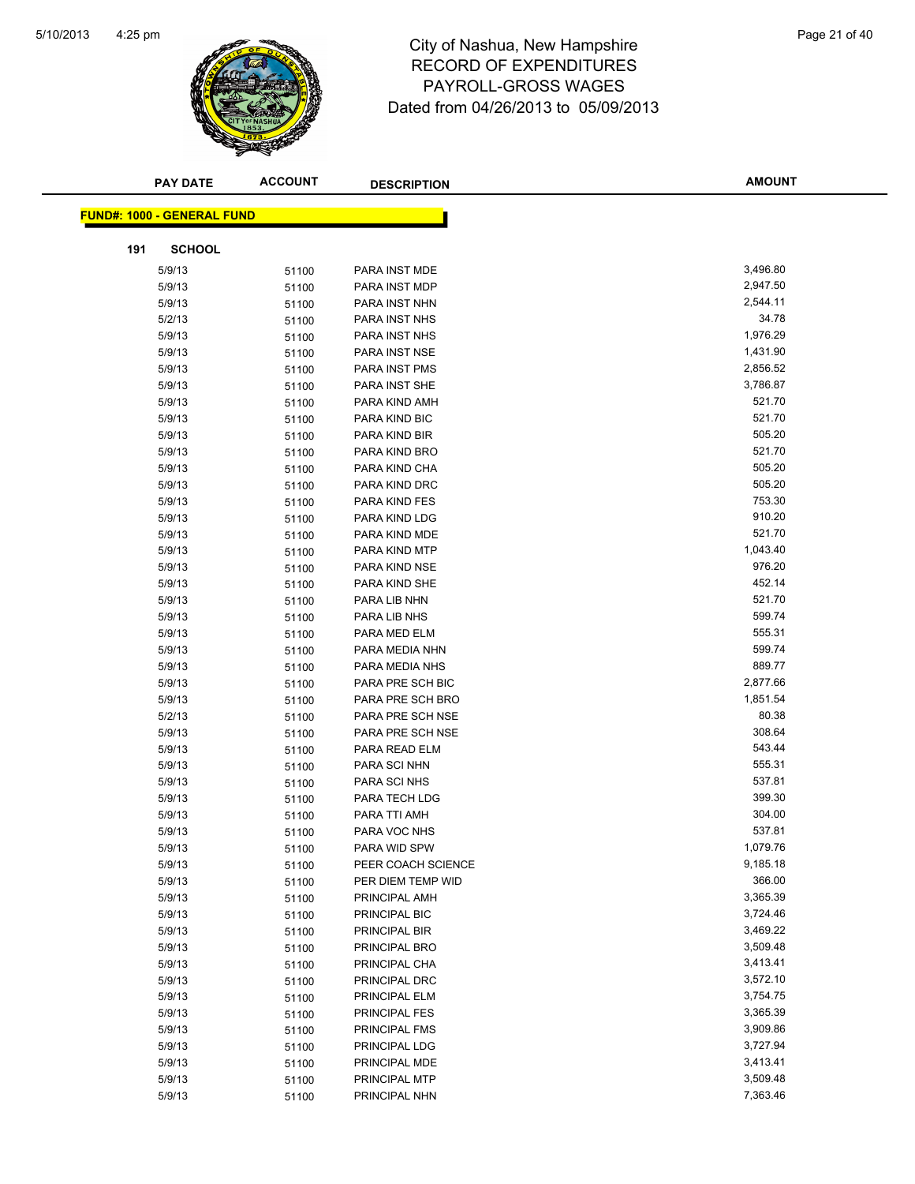# City of Nashua, New Hampshire
## RECORD OF EXPENDITURES
## PAYROLL-GROSS WAGES
### Dated from 04/26/2013 to 05/09/2013

| PAY DATE | ACCOUNT | DESCRIPTION | AMOUNT |
|---|---|---|---|

**FUND#: 1000 - GENERAL FUND**

**191 SCHOOL**

| PAY DATE | ACCOUNT | DESCRIPTION | AMOUNT |
|---|---|---|---|
| 5/9/13 | 51100 | PARA INST MDE | 3,496.80 |
| 5/9/13 | 51100 | PARA INST MDP | 2,947.50 |
| 5/9/13 | 51100 | PARA INST NHN | 2,544.11 |
| 5/2/13 | 51100 | PARA INST NHS | 34.78 |
| 5/9/13 | 51100 | PARA INST NHS | 1,976.29 |
| 5/9/13 | 51100 | PARA INST NSE | 1,431.90 |
| 5/9/13 | 51100 | PARA INST PMS | 2,856.52 |
| 5/9/13 | 51100 | PARA INST SHE | 3,786.87 |
| 5/9/13 | 51100 | PARA KIND AMH | 521.70 |
| 5/9/13 | 51100 | PARA KIND BIC | 521.70 |
| 5/9/13 | 51100 | PARA KIND BIR | 505.20 |
| 5/9/13 | 51100 | PARA KIND BRO | 521.70 |
| 5/9/13 | 51100 | PARA KIND CHA | 505.20 |
| 5/9/13 | 51100 | PARA KIND DRC | 505.20 |
| 5/9/13 | 51100 | PARA KIND FES | 753.30 |
| 5/9/13 | 51100 | PARA KIND LDG | 910.20 |
| 5/9/13 | 51100 | PARA KIND MDE | 521.70 |
| 5/9/13 | 51100 | PARA KIND MTP | 1,043.40 |
| 5/9/13 | 51100 | PARA KIND NSE | 976.20 |
| 5/9/13 | 51100 | PARA KIND SHE | 452.14 |
| 5/9/13 | 51100 | PARA LIB NHN | 521.70 |
| 5/9/13 | 51100 | PARA LIB NHS | 599.74 |
| 5/9/13 | 51100 | PARA MED ELM | 555.31 |
| 5/9/13 | 51100 | PARA MEDIA NHN | 599.74 |
| 5/9/13 | 51100 | PARA MEDIA NHS | 889.77 |
| 5/9/13 | 51100 | PARA PRE SCH BIC | 2,877.66 |
| 5/9/13 | 51100 | PARA PRE SCH BRO | 1,851.54 |
| 5/2/13 | 51100 | PARA PRE SCH NSE | 80.38 |
| 5/9/13 | 51100 | PARA PRE SCH NSE | 308.64 |
| 5/9/13 | 51100 | PARA READ ELM | 543.44 |
| 5/9/13 | 51100 | PARA SCI NHN | 555.31 |
| 5/9/13 | 51100 | PARA SCI NHS | 537.81 |
| 5/9/13 | 51100 | PARA TECH LDG | 399.30 |
| 5/9/13 | 51100 | PARA TTI AMH | 304.00 |
| 5/9/13 | 51100 | PARA VOC NHS | 537.81 |
| 5/9/13 | 51100 | PARA WID SPW | 1,079.76 |
| 5/9/13 | 51100 | PEER COACH SCIENCE | 9,185.18 |
| 5/9/13 | 51100 | PER DIEM TEMP WID | 366.00 |
| 5/9/13 | 51100 | PRINCIPAL AMH | 3,365.39 |
| 5/9/13 | 51100 | PRINCIPAL BIC | 3,724.46 |
| 5/9/13 | 51100 | PRINCIPAL BIR | 3,469.22 |
| 5/9/13 | 51100 | PRINCIPAL BRO | 3,509.48 |
| 5/9/13 | 51100 | PRINCIPAL CHA | 3,413.41 |
| 5/9/13 | 51100 | PRINCIPAL DRC | 3,572.10 |
| 5/9/13 | 51100 | PRINCIPAL ELM | 3,754.75 |
| 5/9/13 | 51100 | PRINCIPAL FES | 3,365.39 |
| 5/9/13 | 51100 | PRINCIPAL FMS | 3,909.86 |
| 5/9/13 | 51100 | PRINCIPAL LDG | 3,727.94 |
| 5/9/13 | 51100 | PRINCIPAL MDE | 3,413.41 |
| 5/9/13 | 51100 | PRINCIPAL MTP | 3,509.48 |
| 5/9/13 | 51100 | PRINCIPAL NHN | 7,363.46 |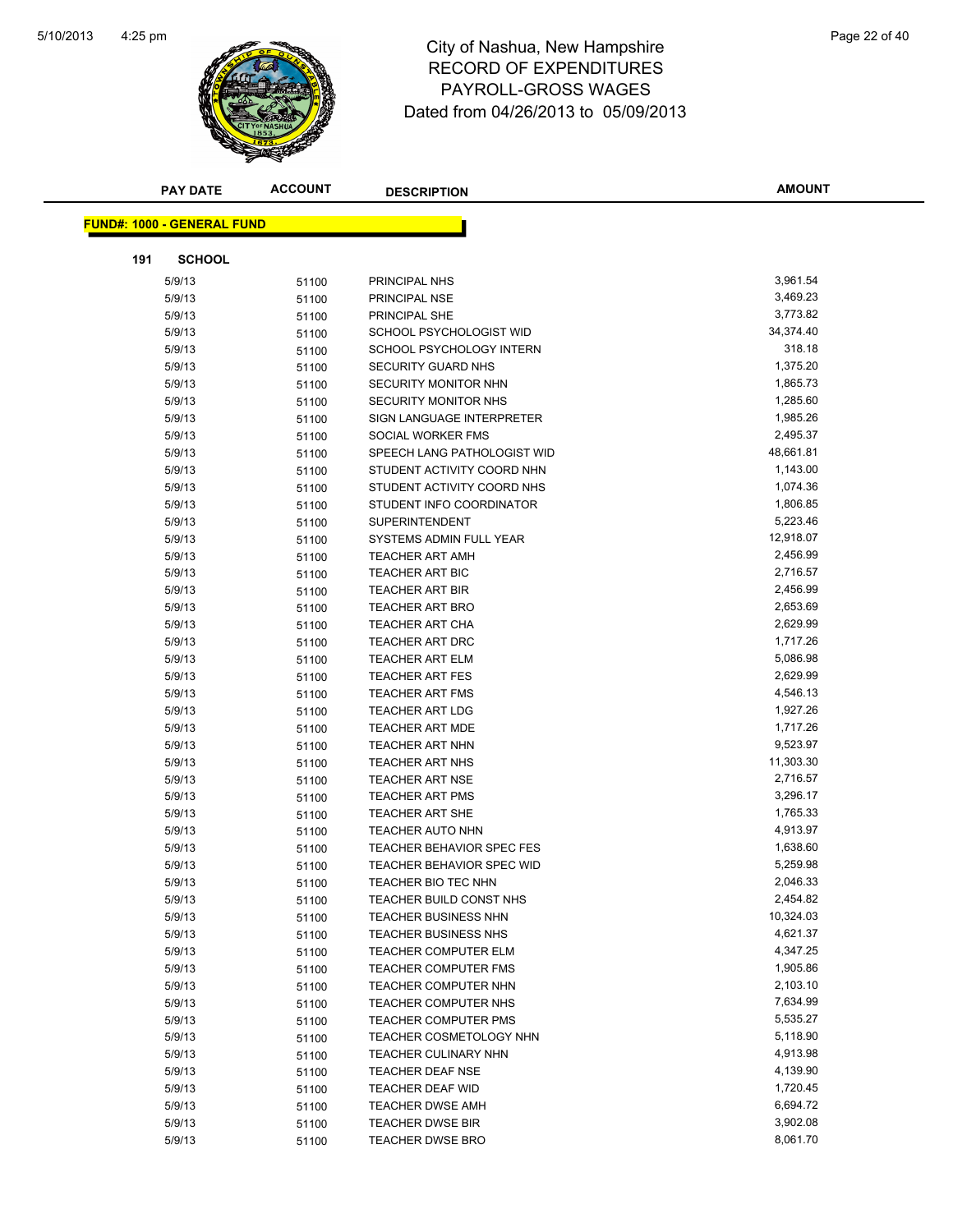# City of Nashua, New Hampshire
## RECORD OF EXPENDITURES
## PAYROLL-GROSS WAGES
### Dated from 04/26/2013 to 05/09/2013

**FUND#: 1000 - GENERAL FUND**

**191 SCHOOL**

| PAY DATE | ACCOUNT | DESCRIPTION | AMOUNT |
|---|---|---|---|
| 5/9/13 | 51100 | PRINCIPAL NHS | 3,961.54 |
| 5/9/13 | 51100 | PRINCIPAL NSE | 3,469.23 |
| 5/9/13 | 51100 | PRINCIPAL SHE | 3,773.82 |
| 5/9/13 | 51100 | SCHOOL PSYCHOLOGIST WID | 34,374.40 |
| 5/9/13 | 51100 | SCHOOL PSYCHOLOGY INTERN | 318.18 |
| 5/9/13 | 51100 | SECURITY GUARD NHS | 1,375.20 |
| 5/9/13 | 51100 | SECURITY MONITOR NHN | 1,865.73 |
| 5/9/13 | 51100 | SECURITY MONITOR NHS | 1,285.60 |
| 5/9/13 | 51100 | SIGN LANGUAGE INTERPRETER | 1,985.26 |
| 5/9/13 | 51100 | SOCIAL WORKER FMS | 2,495.37 |
| 5/9/13 | 51100 | SPEECH LANG PATHOLOGIST WID | 48,661.81 |
| 5/9/13 | 51100 | STUDENT ACTIVITY COORD NHN | 1,143.00 |
| 5/9/13 | 51100 | STUDENT ACTIVITY COORD NHS | 1,074.36 |
| 5/9/13 | 51100 | STUDENT INFO COORDINATOR | 1,806.85 |
| 5/9/13 | 51100 | SUPERINTENDENT | 5,223.46 |
| 5/9/13 | 51100 | SYSTEMS ADMIN FULL YEAR | 12,918.07 |
| 5/9/13 | 51100 | TEACHER ART AMH | 2,456.99 |
| 5/9/13 | 51100 | TEACHER ART BIC | 2,716.57 |
| 5/9/13 | 51100 | TEACHER ART BIR | 2,456.99 |
| 5/9/13 | 51100 | TEACHER ART BRO | 2,653.69 |
| 5/9/13 | 51100 | TEACHER ART CHA | 2,629.99 |
| 5/9/13 | 51100 | TEACHER ART DRC | 1,717.26 |
| 5/9/13 | 51100 | TEACHER ART ELM | 5,086.98 |
| 5/9/13 | 51100 | TEACHER ART FES | 2,629.99 |
| 5/9/13 | 51100 | TEACHER ART FMS | 4,546.13 |
| 5/9/13 | 51100 | TEACHER ART LDG | 1,927.26 |
| 5/9/13 | 51100 | TEACHER ART MDE | 1,717.26 |
| 5/9/13 | 51100 | TEACHER ART NHN | 9,523.97 |
| 5/9/13 | 51100 | TEACHER ART NHS | 11,303.30 |
| 5/9/13 | 51100 | TEACHER ART NSE | 2,716.57 |
| 5/9/13 | 51100 | TEACHER ART PMS | 3,296.17 |
| 5/9/13 | 51100 | TEACHER ART SHE | 1,765.33 |
| 5/9/13 | 51100 | TEACHER AUTO NHN | 4,913.97 |
| 5/9/13 | 51100 | TEACHER BEHAVIOR SPEC FES | 1,638.60 |
| 5/9/13 | 51100 | TEACHER BEHAVIOR SPEC WID | 5,259.98 |
| 5/9/13 | 51100 | TEACHER BIO TEC NHN | 2,046.33 |
| 5/9/13 | 51100 | TEACHER BUILD CONST NHS | 2,454.82 |
| 5/9/13 | 51100 | TEACHER BUSINESS NHN | 10,324.03 |
| 5/9/13 | 51100 | TEACHER BUSINESS NHS | 4,621.37 |
| 5/9/13 | 51100 | TEACHER COMPUTER ELM | 4,347.25 |
| 5/9/13 | 51100 | TEACHER COMPUTER FMS | 1,905.86 |
| 5/9/13 | 51100 | TEACHER COMPUTER NHN | 2,103.10 |
| 5/9/13 | 51100 | TEACHER COMPUTER NHS | 7,634.99 |
| 5/9/13 | 51100 | TEACHER COMPUTER PMS | 5,535.27 |
| 5/9/13 | 51100 | TEACHER COSMETOLOGY NHN | 5,118.90 |
| 5/9/13 | 51100 | TEACHER CULINARY NHN | 4,913.98 |
| 5/9/13 | 51100 | TEACHER DEAF NSE | 4,139.90 |
| 5/9/13 | 51100 | TEACHER DEAF WID | 1,720.45 |
| 5/9/13 | 51100 | TEACHER DWSE AMH | 6,694.72 |
| 5/9/13 | 51100 | TEACHER DWSE BIR | 3,902.08 |
| 5/9/13 | 51100 | TEACHER DWSE BRO | 8,061.70 |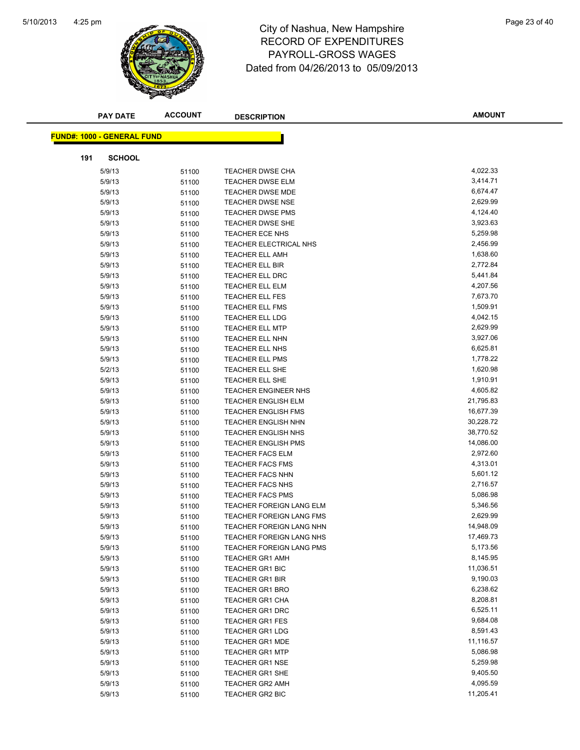# City of Nashua, New Hampshire
## RECORD OF EXPENDITURES
## PAYROLL-GROSS WAGES
## Dated from 04/26/2013 to 05/09/2013

**FUND#: 1000 - GENERAL FUND**

**191 SCHOOL**

| PAY DATE | ACCOUNT | DESCRIPTION | AMOUNT |
|---|---|---|---|
| 5/9/13 | 51100 | TEACHER DWSE CHA | 4,022.33 |
| 5/9/13 | 51100 | TEACHER DWSE ELM | 3,414.71 |
| 5/9/13 | 51100 | TEACHER DWSE MDE | 6,674.47 |
| 5/9/13 | 51100 | TEACHER DWSE NSE | 2,629.99 |
| 5/9/13 | 51100 | TEACHER DWSE PMS | 4,124.40 |
| 5/9/13 | 51100 | TEACHER DWSE SHE | 3,923.63 |
| 5/9/13 | 51100 | TEACHER ECE NHS | 5,259.98 |
| 5/9/13 | 51100 | TEACHER ELECTRICAL NHS | 2,456.99 |
| 5/9/13 | 51100 | TEACHER ELL AMH | 1,638.60 |
| 5/9/13 | 51100 | TEACHER ELL BIR | 2,772.84 |
| 5/9/13 | 51100 | TEACHER ELL DRC | 5,441.84 |
| 5/9/13 | 51100 | TEACHER ELL ELM | 4,207.56 |
| 5/9/13 | 51100 | TEACHER ELL FES | 7,673.70 |
| 5/9/13 | 51100 | TEACHER ELL FMS | 1,509.91 |
| 5/9/13 | 51100 | TEACHER ELL LDG | 4,042.15 |
| 5/9/13 | 51100 | TEACHER ELL MTP | 2,629.99 |
| 5/9/13 | 51100 | TEACHER ELL NHN | 3,927.06 |
| 5/9/13 | 51100 | TEACHER ELL NHS | 6,625.81 |
| 5/9/13 | 51100 | TEACHER ELL PMS | 1,778.22 |
| 5/2/13 | 51100 | TEACHER ELL SHE | 1,620.98 |
| 5/9/13 | 51100 | TEACHER ELL SHE | 1,910.91 |
| 5/9/13 | 51100 | TEACHER ENGINEER NHS | 4,605.82 |
| 5/9/13 | 51100 | TEACHER ENGLISH ELM | 21,795.83 |
| 5/9/13 | 51100 | TEACHER ENGLISH FMS | 16,677.39 |
| 5/9/13 | 51100 | TEACHER ENGLISH NHN | 30,228.72 |
| 5/9/13 | 51100 | TEACHER ENGLISH NHS | 38,770.52 |
| 5/9/13 | 51100 | TEACHER ENGLISH PMS | 14,086.00 |
| 5/9/13 | 51100 | TEACHER FACS ELM | 2,972.60 |
| 5/9/13 | 51100 | TEACHER FACS FMS | 4,313.01 |
| 5/9/13 | 51100 | TEACHER FACS NHN | 5,601.12 |
| 5/9/13 | 51100 | TEACHER FACS NHS | 2,716.57 |
| 5/9/13 | 51100 | TEACHER FACS PMS | 5,086.98 |
| 5/9/13 | 51100 | TEACHER FOREIGN LANG ELM | 5,346.56 |
| 5/9/13 | 51100 | TEACHER FOREIGN LANG FMS | 2,629.99 |
| 5/9/13 | 51100 | TEACHER FOREIGN LANG NHN | 14,948.09 |
| 5/9/13 | 51100 | TEACHER FOREIGN LANG NHS | 17,469.73 |
| 5/9/13 | 51100 | TEACHER FOREIGN LANG PMS | 5,173.56 |
| 5/9/13 | 51100 | TEACHER GR1 AMH | 8,145.95 |
| 5/9/13 | 51100 | TEACHER GR1 BIC | 11,036.51 |
| 5/9/13 | 51100 | TEACHER GR1 BIR | 9,190.03 |
| 5/9/13 | 51100 | TEACHER GR1 BRO | 6,238.62 |
| 5/9/13 | 51100 | TEACHER GR1 CHA | 8,208.81 |
| 5/9/13 | 51100 | TEACHER GR1 DRC | 6,525.11 |
| 5/9/13 | 51100 | TEACHER GR1 FES | 9,684.08 |
| 5/9/13 | 51100 | TEACHER GR1 LDG | 8,591.43 |
| 5/9/13 | 51100 | TEACHER GR1 MDE | 11,116.57 |
| 5/9/13 | 51100 | TEACHER GR1 MTP | 5,086.98 |
| 5/9/13 | 51100 | TEACHER GR1 NSE | 5,259.98 |
| 5/9/13 | 51100 | TEACHER GR1 SHE | 9,405.50 |
| 5/9/13 | 51100 | TEACHER GR2 AMH | 4,095.59 |
| 5/9/13 | 51100 | TEACHER GR2 BIC | 11,205.41 |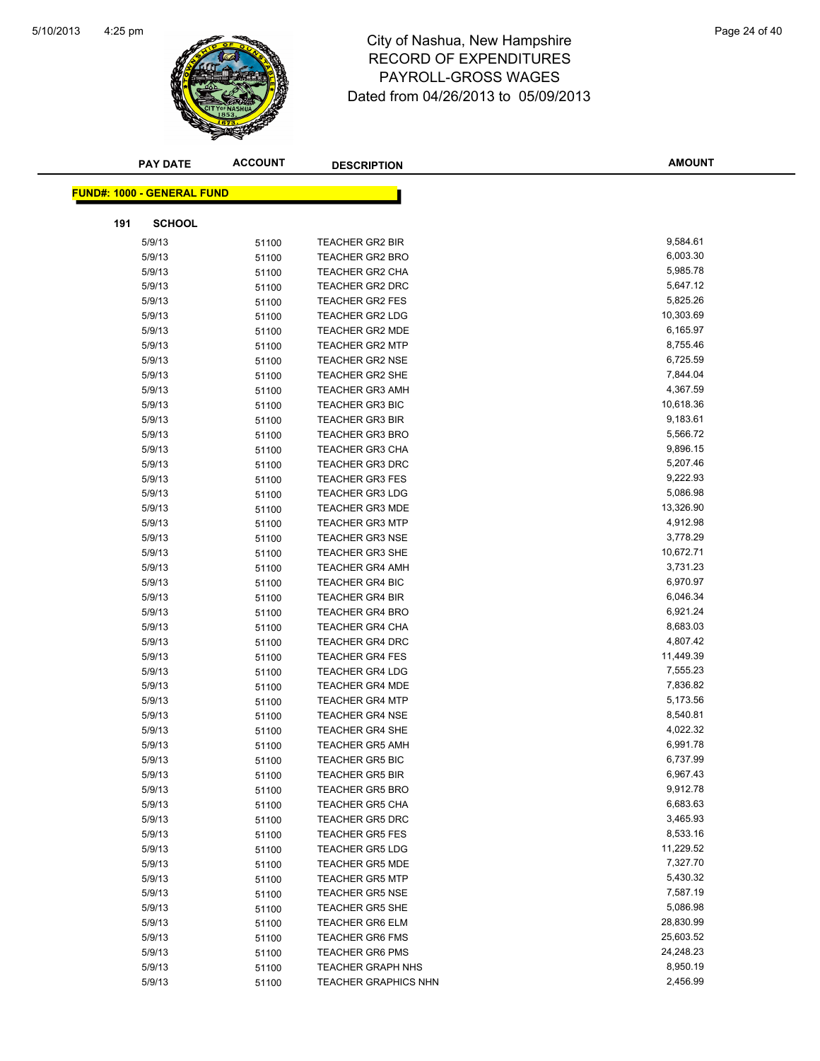# City of Nashua, New Hampshire
# RECORD OF EXPENDITURES
# PAYROLL-GROSS WAGES
# Dated from 04/26/2013 to 05/09/2013

**FUND#: 1000 - GENERAL FUND**

**191 SCHOOL**

| PAY DATE | ACCOUNT | DESCRIPTION | AMOUNT |
|---|---|---|---|
| 5/9/13 | 51100 | TEACHER GR2 BIR | 9,584.61 |
| 5/9/13 | 51100 | TEACHER GR2 BRO | 6,003.30 |
| 5/9/13 | 51100 | TEACHER GR2 CHA | 5,985.78 |
| 5/9/13 | 51100 | TEACHER GR2 DRC | 5,647.12 |
| 5/9/13 | 51100 | TEACHER GR2 FES | 5,825.26 |
| 5/9/13 | 51100 | TEACHER GR2 LDG | 10,303.69 |
| 5/9/13 | 51100 | TEACHER GR2 MDE | 6,165.97 |
| 5/9/13 | 51100 | TEACHER GR2 MTP | 8,755.46 |
| 5/9/13 | 51100 | TEACHER GR2 NSE | 6,725.59 |
| 5/9/13 | 51100 | TEACHER GR2 SHE | 7,844.04 |
| 5/9/13 | 51100 | TEACHER GR3 AMH | 4,367.59 |
| 5/9/13 | 51100 | TEACHER GR3 BIC | 10,618.36 |
| 5/9/13 | 51100 | TEACHER GR3 BIR | 9,183.61 |
| 5/9/13 | 51100 | TEACHER GR3 BRO | 5,566.72 |
| 5/9/13 | 51100 | TEACHER GR3 CHA | 9,896.15 |
| 5/9/13 | 51100 | TEACHER GR3 DRC | 5,207.46 |
| 5/9/13 | 51100 | TEACHER GR3 FES | 9,222.93 |
| 5/9/13 | 51100 | TEACHER GR3 LDG | 5,086.98 |
| 5/9/13 | 51100 | TEACHER GR3 MDE | 13,326.90 |
| 5/9/13 | 51100 | TEACHER GR3 MTP | 4,912.98 |
| 5/9/13 | 51100 | TEACHER GR3 NSE | 3,778.29 |
| 5/9/13 | 51100 | TEACHER GR3 SHE | 10,672.71 |
| 5/9/13 | 51100 | TEACHER GR4 AMH | 3,731.23 |
| 5/9/13 | 51100 | TEACHER GR4 BIC | 6,970.97 |
| 5/9/13 | 51100 | TEACHER GR4 BIR | 6,046.34 |
| 5/9/13 | 51100 | TEACHER GR4 BRO | 6,921.24 |
| 5/9/13 | 51100 | TEACHER GR4 CHA | 8,683.03 |
| 5/9/13 | 51100 | TEACHER GR4 DRC | 4,807.42 |
| 5/9/13 | 51100 | TEACHER GR4 FES | 11,449.39 |
| 5/9/13 | 51100 | TEACHER GR4 LDG | 7,555.23 |
| 5/9/13 | 51100 | TEACHER GR4 MDE | 7,836.82 |
| 5/9/13 | 51100 | TEACHER GR4 MTP | 5,173.56 |
| 5/9/13 | 51100 | TEACHER GR4 NSE | 8,540.81 |
| 5/9/13 | 51100 | TEACHER GR4 SHE | 4,022.32 |
| 5/9/13 | 51100 | TEACHER GR5 AMH | 6,991.78 |
| 5/9/13 | 51100 | TEACHER GR5 BIC | 6,737.99 |
| 5/9/13 | 51100 | TEACHER GR5 BIR | 6,967.43 |
| 5/9/13 | 51100 | TEACHER GR5 BRO | 9,912.78 |
| 5/9/13 | 51100 | TEACHER GR5 CHA | 6,683.63 |
| 5/9/13 | 51100 | TEACHER GR5 DRC | 3,465.93 |
| 5/9/13 | 51100 | TEACHER GR5 FES | 8,533.16 |
| 5/9/13 | 51100 | TEACHER GR5 LDG | 11,229.52 |
| 5/9/13 | 51100 | TEACHER GR5 MDE | 7,327.70 |
| 5/9/13 | 51100 | TEACHER GR5 MTP | 5,430.32 |
| 5/9/13 | 51100 | TEACHER GR5 NSE | 7,587.19 |
| 5/9/13 | 51100 | TEACHER GR5 SHE | 5,086.98 |
| 5/9/13 | 51100 | TEACHER GR6 ELM | 28,830.99 |
| 5/9/13 | 51100 | TEACHER GR6 FMS | 25,603.52 |
| 5/9/13 | 51100 | TEACHER GR6 PMS | 24,248.23 |
| 5/9/13 | 51100 | TEACHER GRAPH NHS | 8,950.19 |
| 5/9/13 | 51100 | TEACHER GRAPHICS NHN | 2,456.99 |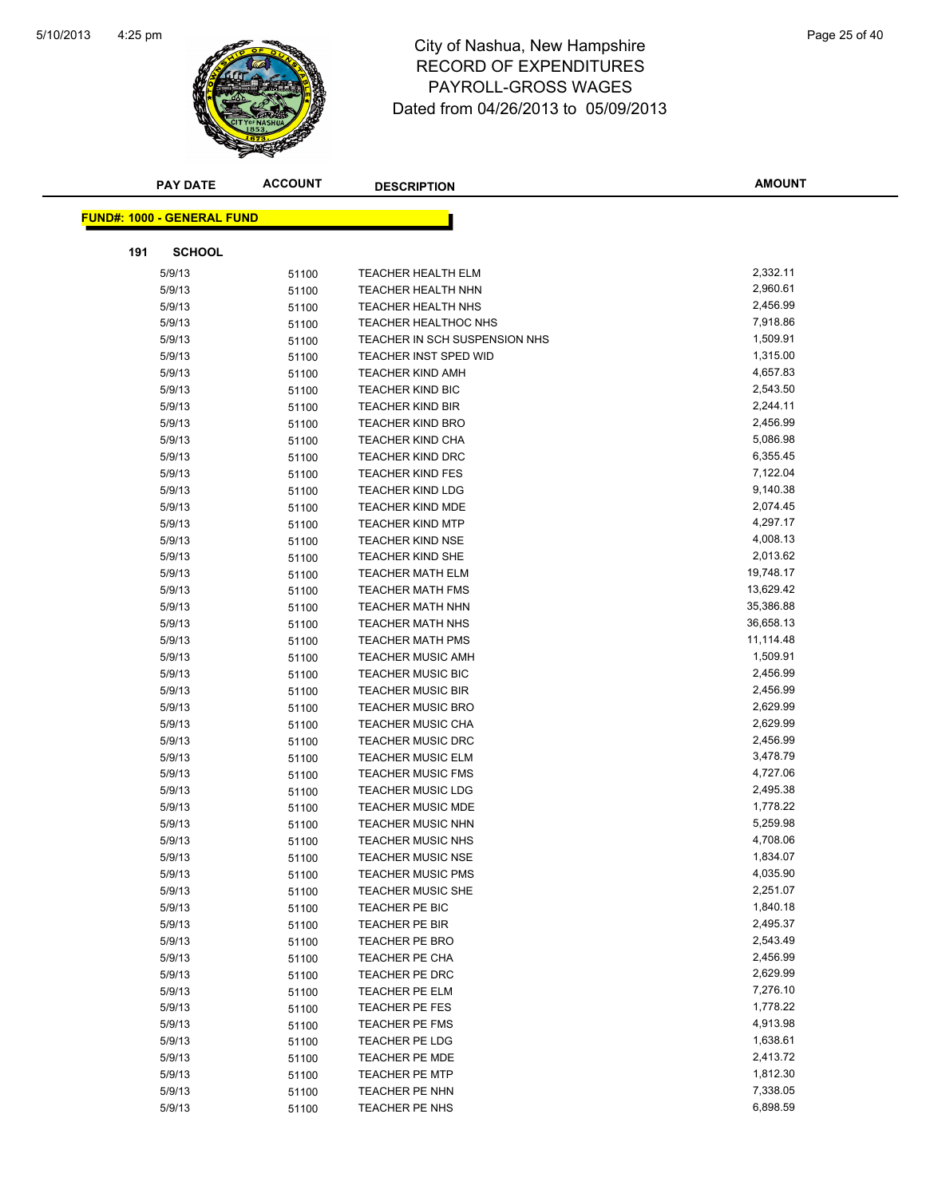# City of Nashua, New Hampshire
## RECORD OF EXPENDITURES
## PAYROLL-GROSS WAGES
## Dated from 04/26/2013 to 05/09/2013

**FUND#: 1000 - GENERAL FUND**

**191 SCHOOL**

| PAY DATE | ACCOUNT | DESCRIPTION | AMOUNT |
|---|---|---|---|
| 5/9/13 | 51100 | TEACHER HEALTH ELM | 2,332.11 |
| 5/9/13 | 51100 | TEACHER HEALTH NHN | 2,960.61 |
| 5/9/13 | 51100 | TEACHER HEALTH NHS | 2,456.99 |
| 5/9/13 | 51100 | TEACHER HEALTHOC NHS | 7,918.86 |
| 5/9/13 | 51100 | TEACHER IN SCH SUSPENSION NHS | 1,509.91 |
| 5/9/13 | 51100 | TEACHER INST SPED WID | 1,315.00 |
| 5/9/13 | 51100 | TEACHER KIND AMH | 4,657.83 |
| 5/9/13 | 51100 | TEACHER KIND BIC | 2,543.50 |
| 5/9/13 | 51100 | TEACHER KIND BIR | 2,244.11 |
| 5/9/13 | 51100 | TEACHER KIND BRO | 2,456.99 |
| 5/9/13 | 51100 | TEACHER KIND CHA | 5,086.98 |
| 5/9/13 | 51100 | TEACHER KIND DRC | 6,355.45 |
| 5/9/13 | 51100 | TEACHER KIND FES | 7,122.04 |
| 5/9/13 | 51100 | TEACHER KIND LDG | 9,140.38 |
| 5/9/13 | 51100 | TEACHER KIND MDE | 2,074.45 |
| 5/9/13 | 51100 | TEACHER KIND MTP | 4,297.17 |
| 5/9/13 | 51100 | TEACHER KIND NSE | 4,008.13 |
| 5/9/13 | 51100 | TEACHER KIND SHE | 2,013.62 |
| 5/9/13 | 51100 | TEACHER MATH ELM | 19,748.17 |
| 5/9/13 | 51100 | TEACHER MATH FMS | 13,629.42 |
| 5/9/13 | 51100 | TEACHER MATH NHN | 35,386.88 |
| 5/9/13 | 51100 | TEACHER MATH NHS | 36,658.13 |
| 5/9/13 | 51100 | TEACHER MATH PMS | 11,114.48 |
| 5/9/13 | 51100 | TEACHER MUSIC AMH | 1,509.91 |
| 5/9/13 | 51100 | TEACHER MUSIC BIC | 2,456.99 |
| 5/9/13 | 51100 | TEACHER MUSIC BIR | 2,456.99 |
| 5/9/13 | 51100 | TEACHER MUSIC BRO | 2,629.99 |
| 5/9/13 | 51100 | TEACHER MUSIC CHA | 2,629.99 |
| 5/9/13 | 51100 | TEACHER MUSIC DRC | 2,456.99 |
| 5/9/13 | 51100 | TEACHER MUSIC ELM | 3,478.79 |
| 5/9/13 | 51100 | TEACHER MUSIC FMS | 4,727.06 |
| 5/9/13 | 51100 | TEACHER MUSIC LDG | 2,495.38 |
| 5/9/13 | 51100 | TEACHER MUSIC MDE | 1,778.22 |
| 5/9/13 | 51100 | TEACHER MUSIC NHN | 5,259.98 |
| 5/9/13 | 51100 | TEACHER MUSIC NHS | 4,708.06 |
| 5/9/13 | 51100 | TEACHER MUSIC NSE | 1,834.07 |
| 5/9/13 | 51100 | TEACHER MUSIC PMS | 4,035.90 |
| 5/9/13 | 51100 | TEACHER MUSIC SHE | 2,251.07 |
| 5/9/13 | 51100 | TEACHER PE BIC | 1,840.18 |
| 5/9/13 | 51100 | TEACHER PE BIR | 2,495.37 |
| 5/9/13 | 51100 | TEACHER PE BRO | 2,543.49 |
| 5/9/13 | 51100 | TEACHER PE CHA | 2,456.99 |
| 5/9/13 | 51100 | TEACHER PE DRC | 2,629.99 |
| 5/9/13 | 51100 | TEACHER PE ELM | 7,276.10 |
| 5/9/13 | 51100 | TEACHER PE FES | 1,778.22 |
| 5/9/13 | 51100 | TEACHER PE FMS | 4,913.98 |
| 5/9/13 | 51100 | TEACHER PE LDG | 1,638.61 |
| 5/9/13 | 51100 | TEACHER PE MDE | 2,413.72 |
| 5/9/13 | 51100 | TEACHER PE MTP | 1,812.30 |
| 5/9/13 | 51100 | TEACHER PE NHN | 7,338.05 |
| 5/9/13 | 51100 | TEACHER PE NHS | 6,898.59 |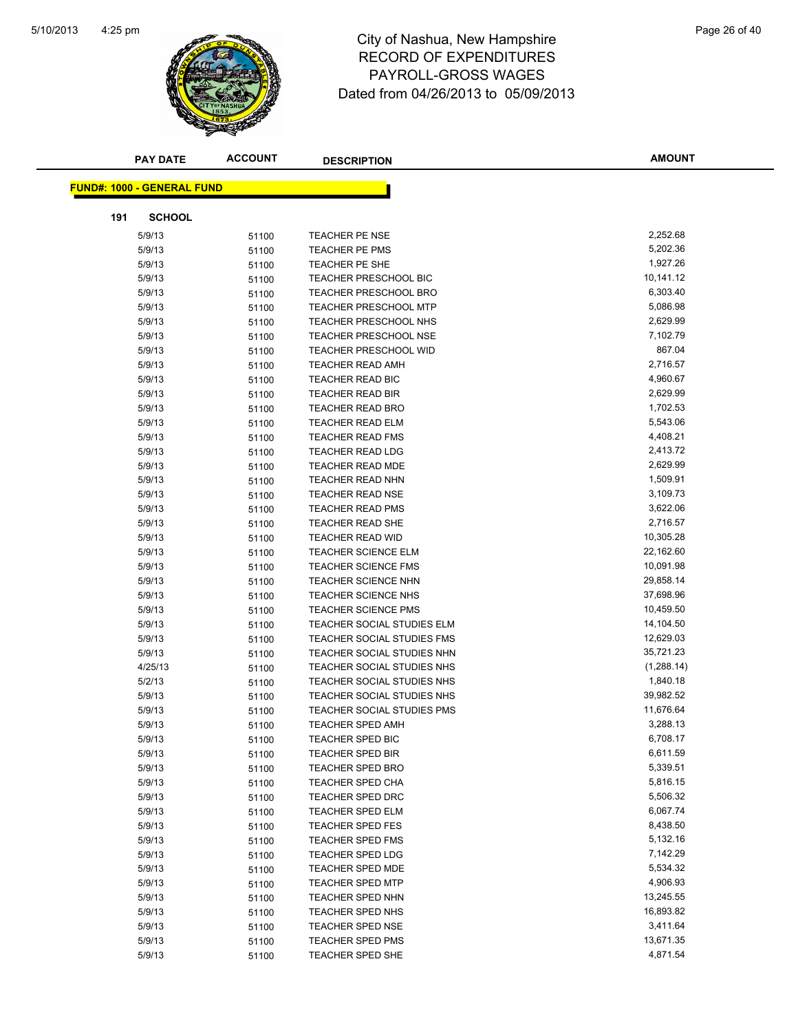City of Nashua, New Hampshire
RECORD OF EXPENDITURES
PAYROLL-GROSS WAGES
Dated from 04/26/2013 to 05/09/2013

| PAY DATE | ACCOUNT | DESCRIPTION | AMOUNT |
|---|---|---|---|

**FUND#: 1000 - GENERAL FUND**

**191 SCHOOL**

| PAY DATE | ACCOUNT | DESCRIPTION | AMOUNT |
|---|---|---|---|
| 5/9/13 | 51100 | TEACHER PE NSE | 2,252.68 |
| 5/9/13 | 51100 | TEACHER PE PMS | 5,202.36 |
| 5/9/13 | 51100 | TEACHER PE SHE | 1,927.26 |
| 5/9/13 | 51100 | TEACHER PRESCHOOL BIC | 10,141.12 |
| 5/9/13 | 51100 | TEACHER PRESCHOOL BRO | 6,303.40 |
| 5/9/13 | 51100 | TEACHER PRESCHOOL MTP | 5,086.98 |
| 5/9/13 | 51100 | TEACHER PRESCHOOL NHS | 2,629.99 |
| 5/9/13 | 51100 | TEACHER PRESCHOOL NSE | 7,102.79 |
| 5/9/13 | 51100 | TEACHER PRESCHOOL WID | 867.04 |
| 5/9/13 | 51100 | TEACHER READ AMH | 2,716.57 |
| 5/9/13 | 51100 | TEACHER READ BIC | 4,960.67 |
| 5/9/13 | 51100 | TEACHER READ BIR | 2,629.99 |
| 5/9/13 | 51100 | TEACHER READ BRO | 1,702.53 |
| 5/9/13 | 51100 | TEACHER READ ELM | 5,543.06 |
| 5/9/13 | 51100 | TEACHER READ FMS | 4,408.21 |
| 5/9/13 | 51100 | TEACHER READ LDG | 2,413.72 |
| 5/9/13 | 51100 | TEACHER READ MDE | 2,629.99 |
| 5/9/13 | 51100 | TEACHER READ NHN | 1,509.91 |
| 5/9/13 | 51100 | TEACHER READ NSE | 3,109.73 |
| 5/9/13 | 51100 | TEACHER READ PMS | 3,622.06 |
| 5/9/13 | 51100 | TEACHER READ SHE | 2,716.57 |
| 5/9/13 | 51100 | TEACHER READ WID | 10,305.28 |
| 5/9/13 | 51100 | TEACHER SCIENCE ELM | 22,162.60 |
| 5/9/13 | 51100 | TEACHER SCIENCE FMS | 10,091.98 |
| 5/9/13 | 51100 | TEACHER SCIENCE NHN | 29,858.14 |
| 5/9/13 | 51100 | TEACHER SCIENCE NHS | 37,698.96 |
| 5/9/13 | 51100 | TEACHER SCIENCE PMS | 10,459.50 |
| 5/9/13 | 51100 | TEACHER SOCIAL STUDIES ELM | 14,104.50 |
| 5/9/13 | 51100 | TEACHER SOCIAL STUDIES FMS | 12,629.03 |
| 5/9/13 | 51100 | TEACHER SOCIAL STUDIES NHN | 35,721.23 |
| 4/25/13 | 51100 | TEACHER SOCIAL STUDIES NHS | (1,288.14) |
| 5/2/13 | 51100 | TEACHER SOCIAL STUDIES NHS | 1,840.18 |
| 5/9/13 | 51100 | TEACHER SOCIAL STUDIES NHS | 39,982.52 |
| 5/9/13 | 51100 | TEACHER SOCIAL STUDIES PMS | 11,676.64 |
| 5/9/13 | 51100 | TEACHER SPED AMH | 3,288.13 |
| 5/9/13 | 51100 | TEACHER SPED BIC | 6,708.17 |
| 5/9/13 | 51100 | TEACHER SPED BIR | 6,611.59 |
| 5/9/13 | 51100 | TEACHER SPED BRO | 5,339.51 |
| 5/9/13 | 51100 | TEACHER SPED CHA | 5,816.15 |
| 5/9/13 | 51100 | TEACHER SPED DRC | 5,506.32 |
| 5/9/13 | 51100 | TEACHER SPED ELM | 6,067.74 |
| 5/9/13 | 51100 | TEACHER SPED FES | 8,438.50 |
| 5/9/13 | 51100 | TEACHER SPED FMS | 5,132.16 |
| 5/9/13 | 51100 | TEACHER SPED LDG | 7,142.29 |
| 5/9/13 | 51100 | TEACHER SPED MDE | 5,534.32 |
| 5/9/13 | 51100 | TEACHER SPED MTP | 4,906.93 |
| 5/9/13 | 51100 | TEACHER SPED NHN | 13,245.55 |
| 5/9/13 | 51100 | TEACHER SPED NHS | 16,893.82 |
| 5/9/13 | 51100 | TEACHER SPED NSE | 3,411.64 |
| 5/9/13 | 51100 | TEACHER SPED PMS | 13,671.35 |
| 5/9/13 | 51100 | TEACHER SPED SHE | 4,871.54 |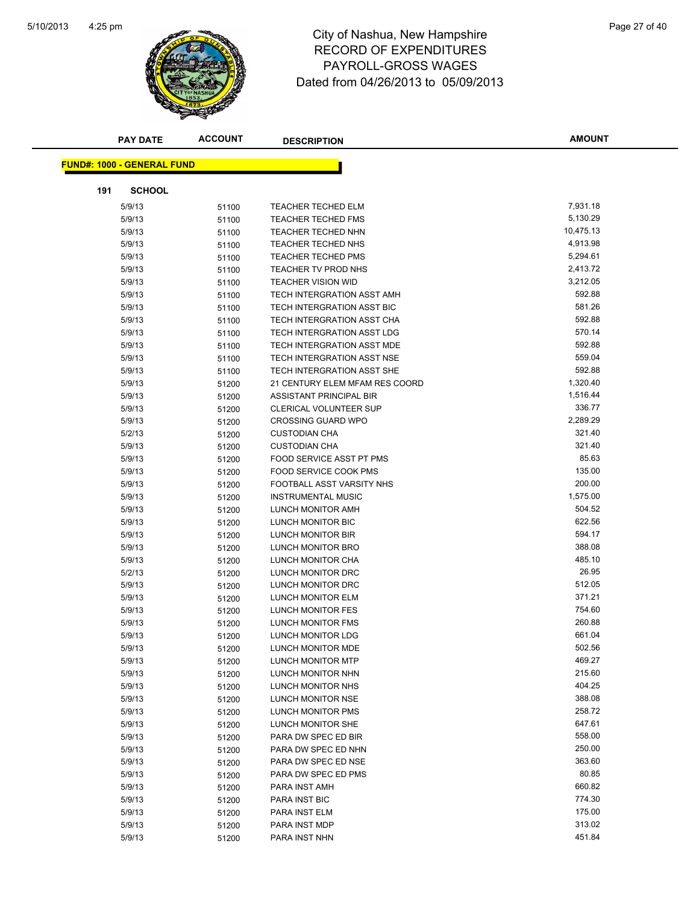# City of Nashua, New Hampshire
## RECORD OF EXPENDITURES
## PAYROLL-GROSS WAGES
## Dated from 04/26/2013 to 05/09/2013

| PAY DATE | ACCOUNT | DESCRIPTION | AMOUNT |
|---|---|---|---|

**FUND#: 1000 - GENERAL FUND**

**191 SCHOOL**

| PAY DATE | ACCOUNT | DESCRIPTION | AMOUNT |
|---|---|---|---|
| 5/9/13 | 51100 | TEACHER TECHED ELM | 7,931.18 |
| 5/9/13 | 51100 | TEACHER TECHED FMS | 5,130.29 |
| 5/9/13 | 51100 | TEACHER TECHED NHN | 10,475.13 |
| 5/9/13 | 51100 | TEACHER TECHED NHS | 4,913.98 |
| 5/9/13 | 51100 | TEACHER TECHED PMS | 5,294.61 |
| 5/9/13 | 51100 | TEACHER TV PROD NHS | 2,413.72 |
| 5/9/13 | 51100 | TEACHER VISION WID | 3,212.05 |
| 5/9/13 | 51100 | TECH INTERGRATION ASST AMH | 592.88 |
| 5/9/13 | 51100 | TECH INTERGRATION ASST BIC | 581.26 |
| 5/9/13 | 51100 | TECH INTERGRATION ASST CHA | 592.88 |
| 5/9/13 | 51100 | TECH INTERGRATION ASST LDG | 570.14 |
| 5/9/13 | 51100 | TECH INTERGRATION ASST MDE | 592.88 |
| 5/9/13 | 51100 | TECH INTERGRATION ASST NSE | 559.04 |
| 5/9/13 | 51100 | TECH INTERGRATION ASST SHE | 592.88 |
| 5/9/13 | 51200 | 21 CENTURY ELEM MFAM RES COORD | 1,320.40 |
| 5/9/13 | 51200 | ASSISTANT PRINCIPAL BIR | 1,516.44 |
| 5/9/13 | 51200 | CLERICAL VOLUNTEER SUP | 336.77 |
| 5/9/13 | 51200 | CROSSING GUARD WPO | 2,289.29 |
| 5/2/13 | 51200 | CUSTODIAN CHA | 321.40 |
| 5/9/13 | 51200 | CUSTODIAN CHA | 321.40 |
| 5/9/13 | 51200 | FOOD SERVICE ASST PT PMS | 85.63 |
| 5/9/13 | 51200 | FOOD SERVICE COOK PMS | 135.00 |
| 5/9/13 | 51200 | FOOTBALL ASST VARSITY NHS | 200.00 |
| 5/9/13 | 51200 | INSTRUMENTAL MUSIC | 1,575.00 |
| 5/9/13 | 51200 | LUNCH MONITOR AMH | 504.52 |
| 5/9/13 | 51200 | LUNCH MONITOR BIC | 622.56 |
| 5/9/13 | 51200 | LUNCH MONITOR BIR | 594.17 |
| 5/9/13 | 51200 | LUNCH MONITOR BRO | 388.08 |
| 5/9/13 | 51200 | LUNCH MONITOR CHA | 485.10 |
| 5/2/13 | 51200 | LUNCH MONITOR DRC | 26.95 |
| 5/9/13 | 51200 | LUNCH MONITOR DRC | 512.05 |
| 5/9/13 | 51200 | LUNCH MONITOR ELM | 371.21 |
| 5/9/13 | 51200 | LUNCH MONITOR FES | 754.60 |
| 5/9/13 | 51200 | LUNCH MONITOR FMS | 260.88 |
| 5/9/13 | 51200 | LUNCH MONITOR LDG | 661.04 |
| 5/9/13 | 51200 | LUNCH MONITOR MDE | 502.56 |
| 5/9/13 | 51200 | LUNCH MONITOR MTP | 469.27 |
| 5/9/13 | 51200 | LUNCH MONITOR NHN | 215.60 |
| 5/9/13 | 51200 | LUNCH MONITOR NHS | 404.25 |
| 5/9/13 | 51200 | LUNCH MONITOR NSE | 388.08 |
| 5/9/13 | 51200 | LUNCH MONITOR PMS | 258.72 |
| 5/9/13 | 51200 | LUNCH MONITOR SHE | 647.61 |
| 5/9/13 | 51200 | PARA DW SPEC ED BIR | 558.00 |
| 5/9/13 | 51200 | PARA DW SPEC ED NHN | 250.00 |
| 5/9/13 | 51200 | PARA DW SPEC ED NSE | 363.60 |
| 5/9/13 | 51200 | PARA DW SPEC ED PMS | 80.85 |
| 5/9/13 | 51200 | PARA INST AMH | 660.82 |
| 5/9/13 | 51200 | PARA INST BIC | 774.30 |
| 5/9/13 | 51200 | PARA INST ELM | 175.00 |
| 5/9/13 | 51200 | PARA INST MDP | 313.02 |
| 5/9/13 | 51200 | PARA INST NHN | 451.84 |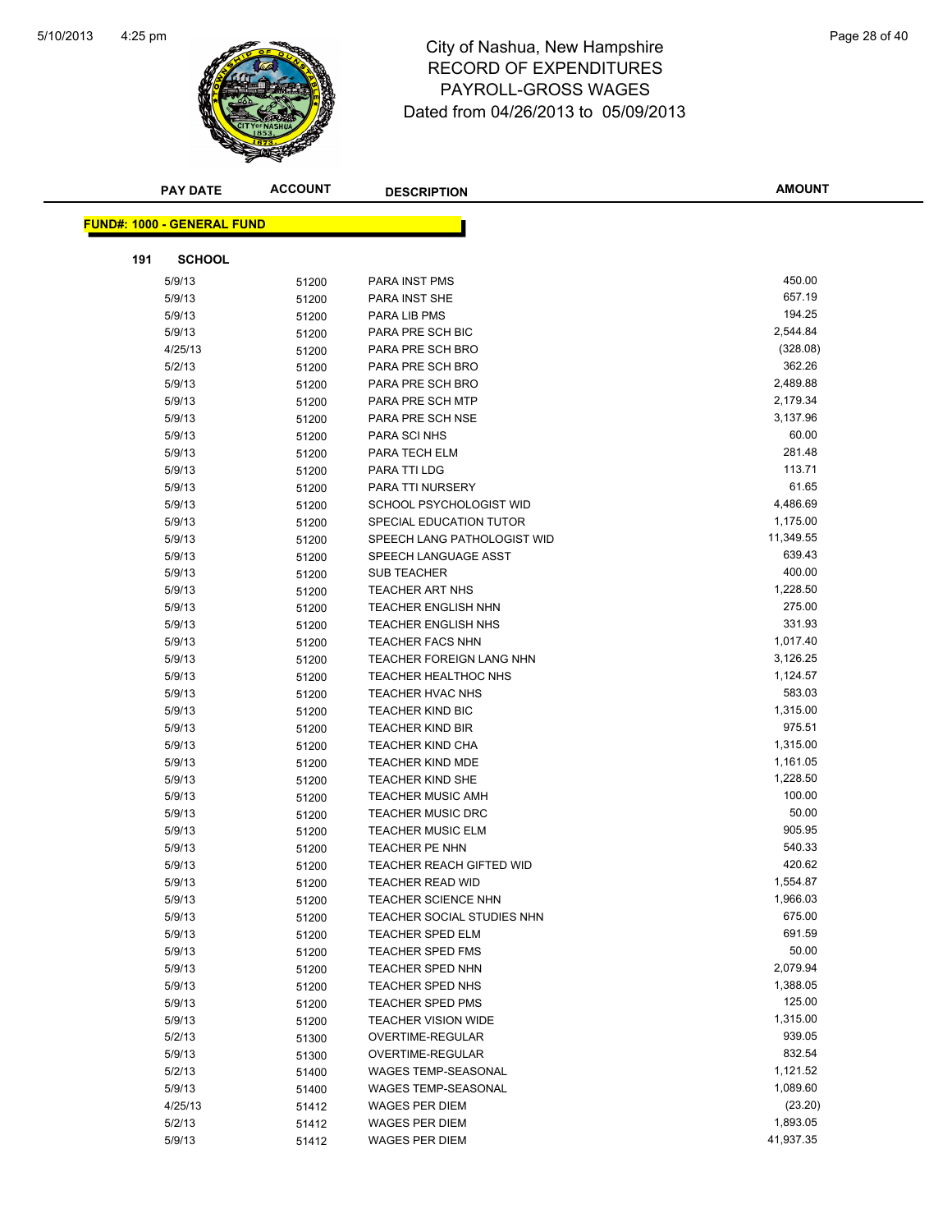# City of Nashua, New Hampshire
## RECORD OF EXPENDITURES
## PAYROLL-GROSS WAGES
### Dated from 04/26/2013 to 05/09/2013

**FUND#: 1000 - GENERAL FUND**

**191 SCHOOL**

| PAY DATE | ACCOUNT | DESCRIPTION | AMOUNT |
|---|---|---|---|
| 5/9/13 | 51200 | PARA INST PMS | 450.00 |
| 5/9/13 | 51200 | PARA INST SHE | 657.19 |
| 5/9/13 | 51200 | PARA LIB PMS | 194.25 |
| 5/9/13 | 51200 | PARA PRE SCH BIC | 2,544.84 |
| 4/25/13 | 51200 | PARA PRE SCH BRO | (328.08) |
| 5/2/13 | 51200 | PARA PRE SCH BRO | 362.26 |
| 5/9/13 | 51200 | PARA PRE SCH BRO | 2,489.88 |
| 5/9/13 | 51200 | PARA PRE SCH MTP | 2,179.34 |
| 5/9/13 | 51200 | PARA PRE SCH NSE | 3,137.96 |
| 5/9/13 | 51200 | PARA SCI NHS | 60.00 |
| 5/9/13 | 51200 | PARA TECH ELM | 281.48 |
| 5/9/13 | 51200 | PARA TTI LDG | 113.71 |
| 5/9/13 | 51200 | PARA TTI NURSERY | 61.65 |
| 5/9/13 | 51200 | SCHOOL PSYCHOLOGIST WID | 4,486.69 |
| 5/9/13 | 51200 | SPECIAL EDUCATION TUTOR | 1,175.00 |
| 5/9/13 | 51200 | SPEECH LANG PATHOLOGIST WID | 11,349.55 |
| 5/9/13 | 51200 | SPEECH LANGUAGE ASST | 639.43 |
| 5/9/13 | 51200 | SUB TEACHER | 400.00 |
| 5/9/13 | 51200 | TEACHER ART NHS | 1,228.50 |
| 5/9/13 | 51200 | TEACHER ENGLISH NHN | 275.00 |
| 5/9/13 | 51200 | TEACHER ENGLISH NHS | 331.93 |
| 5/9/13 | 51200 | TEACHER FACS NHN | 1,017.40 |
| 5/9/13 | 51200 | TEACHER FOREIGN LANG NHN | 3,126.25 |
| 5/9/13 | 51200 | TEACHER HEALTHOC NHS | 1,124.57 |
| 5/9/13 | 51200 | TEACHER HVAC NHS | 583.03 |
| 5/9/13 | 51200 | TEACHER KIND BIC | 1,315.00 |
| 5/9/13 | 51200 | TEACHER KIND BIR | 975.51 |
| 5/9/13 | 51200 | TEACHER KIND CHA | 1,315.00 |
| 5/9/13 | 51200 | TEACHER KIND MDE | 1,161.05 |
| 5/9/13 | 51200 | TEACHER KIND SHE | 1,228.50 |
| 5/9/13 | 51200 | TEACHER MUSIC AMH | 100.00 |
| 5/9/13 | 51200 | TEACHER MUSIC DRC | 50.00 |
| 5/9/13 | 51200 | TEACHER MUSIC ELM | 905.95 |
| 5/9/13 | 51200 | TEACHER PE NHN | 540.33 |
| 5/9/13 | 51200 | TEACHER REACH GIFTED WID | 420.62 |
| 5/9/13 | 51200 | TEACHER READ WID | 1,554.87 |
| 5/9/13 | 51200 | TEACHER SCIENCE NHN | 1,966.03 |
| 5/9/13 | 51200 | TEACHER SOCIAL STUDIES NHN | 675.00 |
| 5/9/13 | 51200 | TEACHER SPED ELM | 691.59 |
| 5/9/13 | 51200 | TEACHER SPED FMS | 50.00 |
| 5/9/13 | 51200 | TEACHER SPED NHN | 2,079.94 |
| 5/9/13 | 51200 | TEACHER SPED NHS | 1,388.05 |
| 5/9/13 | 51200 | TEACHER SPED PMS | 125.00 |
| 5/9/13 | 51200 | TEACHER VISION WIDE | 1,315.00 |
| 5/2/13 | 51300 | OVERTIME-REGULAR | 939.05 |
| 5/9/13 | 51300 | OVERTIME-REGULAR | 832.54 |
| 5/2/13 | 51400 | WAGES TEMP-SEASONAL | 1,121.52 |
| 5/9/13 | 51400 | WAGES TEMP-SEASONAL | 1,089.60 |
| 4/25/13 | 51412 | WAGES PER DIEM | (23.20) |
| 5/2/13 | 51412 | WAGES PER DIEM | 1,893.05 |
| 5/9/13 | 51412 | WAGES PER DIEM | 41,937.35 |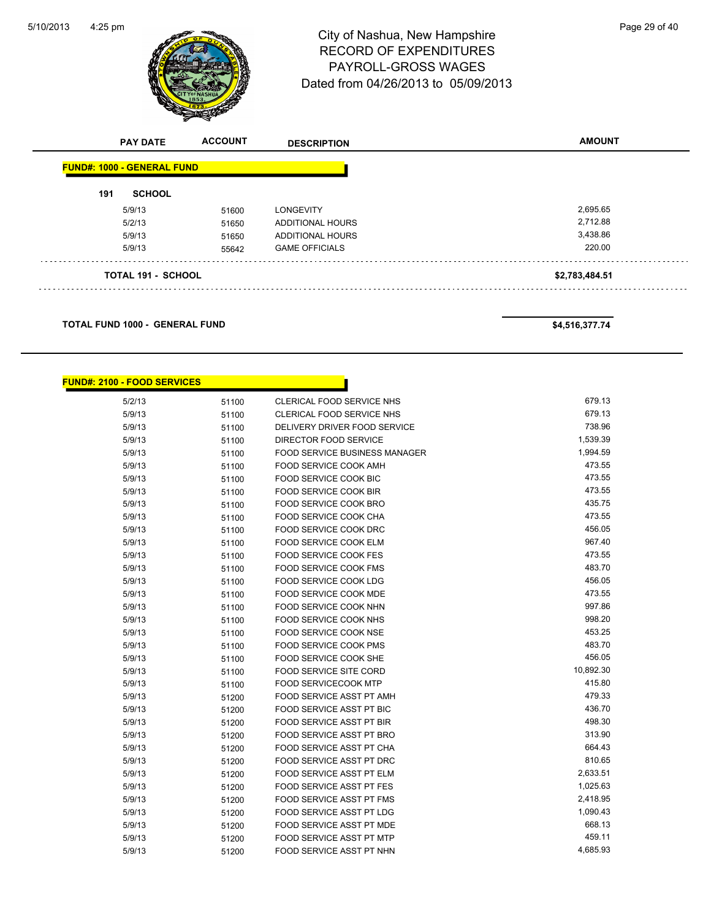# City of Nashua, New Hampshire
## RECORD OF EXPENDITURES
## PAYROLL-GROSS WAGES
## Dated from 04/26/2013 to 05/09/2013

| PAY DATE | ACCOUNT | DESCRIPTION | AMOUNT |
|---|---|---|---|

**FUND#: 1000 - GENERAL FUND**

**191 SCHOOL**

| PAY DATE | ACCOUNT | DESCRIPTION | AMOUNT |
|---|---|---|---|
| 5/9/13 | 51600 | LONGEVITY | 2,695.65 |
| 5/2/13 | 51650 | ADDITIONAL HOURS | 2,712.88 |
| 5/9/13 | 51650 | ADDITIONAL HOURS | 3,438.86 |
| 5/9/13 | 55642 | GAME OFFICIALS | 220.00 |
| **TOTAL 191 - SCHOOL** | | | **$2,783,484.51** |

**TOTAL FUND 1000 - GENERAL FUND** **$4,516,377.74**

**FUND#: 2100 - FOOD SERVICES**

| PAY DATE | ACCOUNT | DESCRIPTION | AMOUNT |
|---|---|---|---|
| 5/2/13 | 51100 | CLERICAL FOOD SERVICE NHS | 679.13 |
| 5/9/13 | 51100 | CLERICAL FOOD SERVICE NHS | 679.13 |
| 5/9/13 | 51100 | DELIVERY DRIVER FOOD SERVICE | 738.96 |
| 5/9/13 | 51100 | DIRECTOR FOOD SERVICE | 1,539.39 |
| 5/9/13 | 51100 | FOOD SERVICE BUSINESS MANAGER | 1,994.59 |
| 5/9/13 | 51100 | FOOD SERVICE COOK AMH | 473.55 |
| 5/9/13 | 51100 | FOOD SERVICE COOK BIC | 473.55 |
| 5/9/13 | 51100 | FOOD SERVICE COOK BIR | 473.55 |
| 5/9/13 | 51100 | FOOD SERVICE COOK BRO | 435.75 |
| 5/9/13 | 51100 | FOOD SERVICE COOK CHA | 473.55 |
| 5/9/13 | 51100 | FOOD SERVICE COOK DRC | 456.05 |
| 5/9/13 | 51100 | FOOD SERVICE COOK ELM | 967.40 |
| 5/9/13 | 51100 | FOOD SERVICE COOK FES | 473.55 |
| 5/9/13 | 51100 | FOOD SERVICE COOK FMS | 483.70 |
| 5/9/13 | 51100 | FOOD SERVICE COOK LDG | 456.05 |
| 5/9/13 | 51100 | FOOD SERVICE COOK MDE | 473.55 |
| 5/9/13 | 51100 | FOOD SERVICE COOK NHN | 997.86 |
| 5/9/13 | 51100 | FOOD SERVICE COOK NHS | 998.20 |
| 5/9/13 | 51100 | FOOD SERVICE COOK NSE | 453.25 |
| 5/9/13 | 51100 | FOOD SERVICE COOK PMS | 483.70 |
| 5/9/13 | 51100 | FOOD SERVICE COOK SHE | 456.05 |
| 5/9/13 | 51100 | FOOD SERVICE SITE CORD | 10,892.30 |
| 5/9/13 | 51100 | FOOD SERVICECOOK MTP | 415.80 |
| 5/9/13 | 51200 | FOOD SERVICE ASST PT AMH | 479.33 |
| 5/9/13 | 51200 | FOOD SERVICE ASST PT BIC | 436.70 |
| 5/9/13 | 51200 | FOOD SERVICE ASST PT BIR | 498.30 |
| 5/9/13 | 51200 | FOOD SERVICE ASST PT BRO | 313.90 |
| 5/9/13 | 51200 | FOOD SERVICE ASST PT CHA | 664.43 |
| 5/9/13 | 51200 | FOOD SERVICE ASST PT DRC | 810.65 |
| 5/9/13 | 51200 | FOOD SERVICE ASST PT ELM | 2,633.51 |
| 5/9/13 | 51200 | FOOD SERVICE ASST PT FES | 1,025.63 |
| 5/9/13 | 51200 | FOOD SERVICE ASST PT FMS | 2,418.95 |
| 5/9/13 | 51200 | FOOD SERVICE ASST PT LDG | 1,090.43 |
| 5/9/13 | 51200 | FOOD SERVICE ASST PT MDE | 668.13 |
| 5/9/13 | 51200 | FOOD SERVICE ASST PT MTP | 459.11 |
| 5/9/13 | 51200 | FOOD SERVICE ASST PT NHN | 4,685.93 |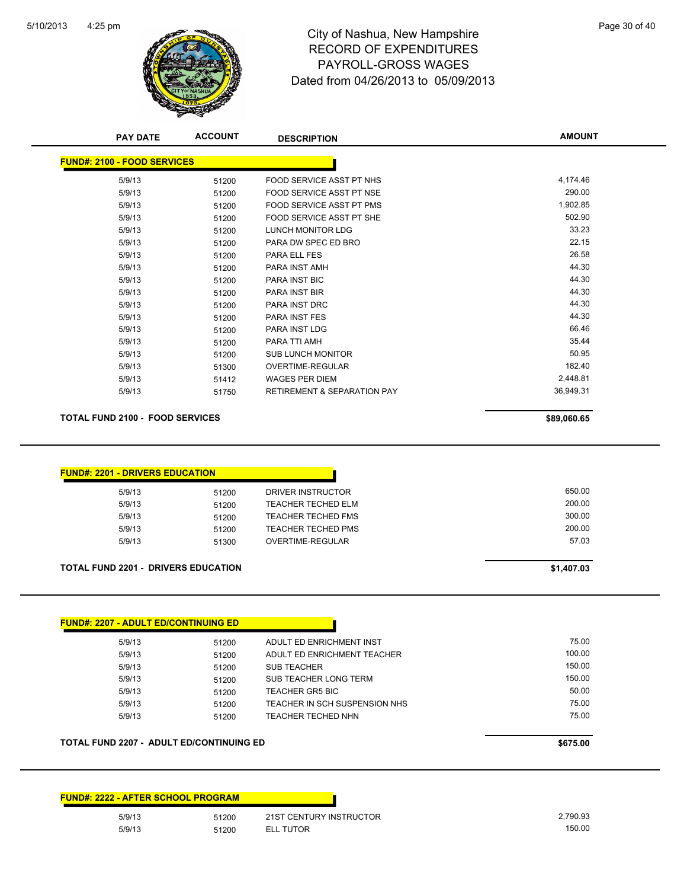# City of Nashua, New Hampshire
## RECORD OF EXPENDITURES
## PAYROLL-GROSS WAGES
## Dated from 04/26/2013 to 05/09/2013

5/10/2013 4:25 pm

| PAY DATE | ACCOUNT | DESCRIPTION | AMOUNT |
|---|---|---|---|
| **FUND#: 2100 - FOOD SERVICES** | | | |
| 5/9/13 | 51200 | FOOD SERVICE ASST PT NHS | 4,174.46 |
| 5/9/13 | 51200 | FOOD SERVICE ASST PT NSE | 290.00 |
| 5/9/13 | 51200 | FOOD SERVICE ASST PT PMS | 1,902.85 |
| 5/9/13 | 51200 | FOOD SERVICE ASST PT SHE | 502.90 |
| 5/9/13 | 51200 | LUNCH MONITOR LDG | 33.23 |
| 5/9/13 | 51200 | PARA DW SPEC ED BRO | 22.15 |
| 5/9/13 | 51200 | PARA ELL FES | 26.58 |
| 5/9/13 | 51200 | PARA INST AMH | 44.30 |
| 5/9/13 | 51200 | PARA INST BIC | 44.30 |
| 5/9/13 | 51200 | PARA INST BIR | 44.30 |
| 5/9/13 | 51200 | PARA INST DRC | 44.30 |
| 5/9/13 | 51200 | PARA INST FES | 44.30 |
| 5/9/13 | 51200 | PARA INST LDG | 66.46 |
| 5/9/13 | 51200 | PARA TTI AMH | 35.44 |
| 5/9/13 | 51200 | SUB LUNCH MONITOR | 50.95 |
| 5/9/13 | 51300 | OVERTIME-REGULAR | 182.40 |
| 5/9/13 | 51412 | WAGES PER DIEM | 2,448.81 |
| 5/9/13 | 51750 | RETIREMENT & SEPARATION PAY | 36,949.31 |
| **TOTAL FUND 2100 - FOOD SERVICES** | | | **$89,060.65** |
| **FUND#: 2201 - DRIVERS EDUCATION** | | | |
| 5/9/13 | 51200 | DRIVER INSTRUCTOR | 650.00 |
| 5/9/13 | 51200 | TEACHER TECHED ELM | 200.00 |
| 5/9/13 | 51200 | TEACHER TECHED FMS | 300.00 |
| 5/9/13 | 51200 | TEACHER TECHED PMS | 200.00 |
| 5/9/13 | 51300 | OVERTIME-REGULAR | 57.03 |
| **TOTAL FUND 2201 - DRIVERS EDUCATION** | | | **$1,407.03** |
| **FUND#: 2207 - ADULT ED/CONTINUING ED** | | | |
| 5/9/13 | 51200 | ADULT ED ENRICHMENT INST | 75.00 |
| 5/9/13 | 51200 | ADULT ED ENRICHMENT TEACHER | 100.00 |
| 5/9/13 | 51200 | SUB TEACHER | 150.00 |
| 5/9/13 | 51200 | SUB TEACHER LONG TERM | 150.00 |
| 5/9/13 | 51200 | TEACHER GR5 BIC | 50.00 |
| 5/9/13 | 51200 | TEACHER IN SCH SUSPENSION NHS | 75.00 |
| 5/9/13 | 51200 | TEACHER TECHED NHN | 75.00 |
| **TOTAL FUND 2207 - ADULT ED/CONTINUING ED** | | | **$675.00** |
| **FUND#: 2222 - AFTER SCHOOL PROGRAM** | | | |
| 5/9/13 | 51200 | 21ST CENTURY INSTRUCTOR | 2,790.93 |
| 5/9/13 | 51200 | ELL TUTOR | 150.00 |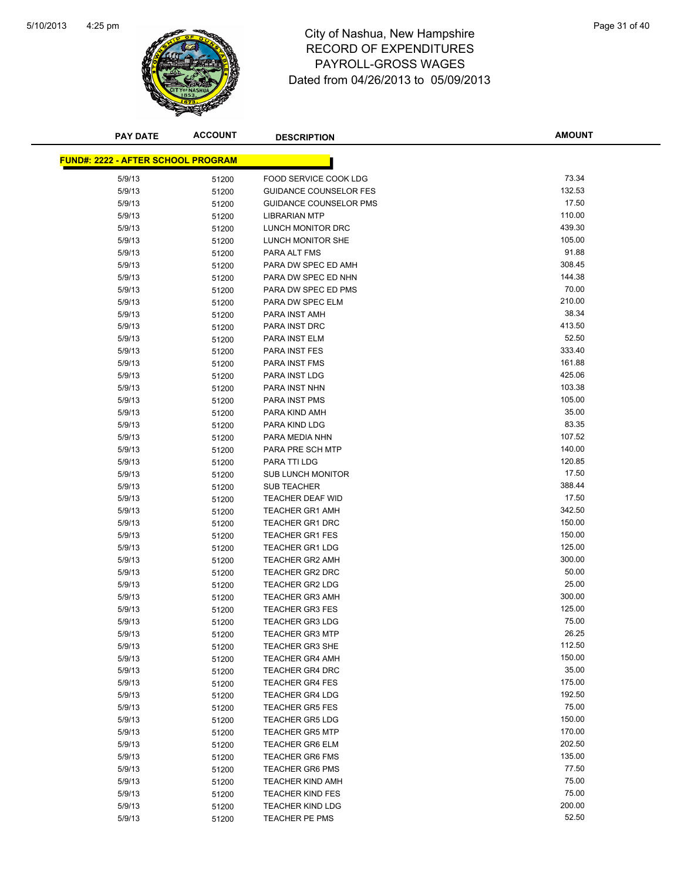# City of Nashua, New Hampshire
## RECORD OF EXPENDITURES
## PAYROLL-GROSS WAGES
## Dated from 04/26/2013 to 05/09/2013

5/10/2013 4:25 pm

| PAY DATE | ACCOUNT | DESCRIPTION | AMOUNT |
|---|---|---|---|
| **FUND#: 2222 - AFTER SCHOOL PROGRAM** | | | |
| 5/9/13 | 51200 | FOOD SERVICE COOK LDG | 73.34 |
| 5/9/13 | 51200 | GUIDANCE COUNSELOR FES | 132.53 |
| 5/9/13 | 51200 | GUIDANCE COUNSELOR PMS | 17.50 |
| 5/9/13 | 51200 | LIBRARIAN MTP | 110.00 |
| 5/9/13 | 51200 | LUNCH MONITOR DRC | 439.30 |
| 5/9/13 | 51200 | LUNCH MONITOR SHE | 105.00 |
| 5/9/13 | 51200 | PARA ALT FMS | 91.88 |
| 5/9/13 | 51200 | PARA DW SPEC ED AMH | 308.45 |
| 5/9/13 | 51200 | PARA DW SPEC ED NHN | 144.38 |
| 5/9/13 | 51200 | PARA DW SPEC ED PMS | 70.00 |
| 5/9/13 | 51200 | PARA DW SPEC ELM | 210.00 |
| 5/9/13 | 51200 | PARA INST AMH | 38.34 |
| 5/9/13 | 51200 | PARA INST DRC | 413.50 |
| 5/9/13 | 51200 | PARA INST ELM | 52.50 |
| 5/9/13 | 51200 | PARA INST FES | 333.40 |
| 5/9/13 | 51200 | PARA INST FMS | 161.88 |
| 5/9/13 | 51200 | PARA INST LDG | 425.06 |
| 5/9/13 | 51200 | PARA INST NHN | 103.38 |
| 5/9/13 | 51200 | PARA INST PMS | 105.00 |
| 5/9/13 | 51200 | PARA KIND AMH | 35.00 |
| 5/9/13 | 51200 | PARA KIND LDG | 83.35 |
| 5/9/13 | 51200 | PARA MEDIA NHN | 107.52 |
| 5/9/13 | 51200 | PARA PRE SCH MTP | 140.00 |
| 5/9/13 | 51200 | PARA TTI LDG | 120.85 |
| 5/9/13 | 51200 | SUB LUNCH MONITOR | 17.50 |
| 5/9/13 | 51200 | SUB TEACHER | 388.44 |
| 5/9/13 | 51200 | TEACHER DEAF WID | 17.50 |
| 5/9/13 | 51200 | TEACHER GR1 AMH | 342.50 |
| 5/9/13 | 51200 | TEACHER GR1 DRC | 150.00 |
| 5/9/13 | 51200 | TEACHER GR1 FES | 150.00 |
| 5/9/13 | 51200 | TEACHER GR1 LDG | 125.00 |
| 5/9/13 | 51200 | TEACHER GR2 AMH | 300.00 |
| 5/9/13 | 51200 | TEACHER GR2 DRC | 50.00 |
| 5/9/13 | 51200 | TEACHER GR2 LDG | 25.00 |
| 5/9/13 | 51200 | TEACHER GR3 AMH | 300.00 |
| 5/9/13 | 51200 | TEACHER GR3 FES | 125.00 |
| 5/9/13 | 51200 | TEACHER GR3 LDG | 75.00 |
| 5/9/13 | 51200 | TEACHER GR3 MTP | 26.25 |
| 5/9/13 | 51200 | TEACHER GR3 SHE | 112.50 |
| 5/9/13 | 51200 | TEACHER GR4 AMH | 150.00 |
| 5/9/13 | 51200 | TEACHER GR4 DRC | 35.00 |
| 5/9/13 | 51200 | TEACHER GR4 FES | 175.00 |
| 5/9/13 | 51200 | TEACHER GR4 LDG | 192.50 |
| 5/9/13 | 51200 | TEACHER GR5 FES | 75.00 |
| 5/9/13 | 51200 | TEACHER GR5 LDG | 150.00 |
| 5/9/13 | 51200 | TEACHER GR5 MTP | 170.00 |
| 5/9/13 | 51200 | TEACHER GR6 ELM | 202.50 |
| 5/9/13 | 51200 | TEACHER GR6 FMS | 135.00 |
| 5/9/13 | 51200 | TEACHER GR6 PMS | 77.50 |
| 5/9/13 | 51200 | TEACHER KIND AMH | 75.00 |
| 5/9/13 | 51200 | TEACHER KIND FES | 75.00 |
| 5/9/13 | 51200 | TEACHER KIND LDG | 200.00 |
| 5/9/13 | 51200 | TEACHER PE PMS | 52.50 |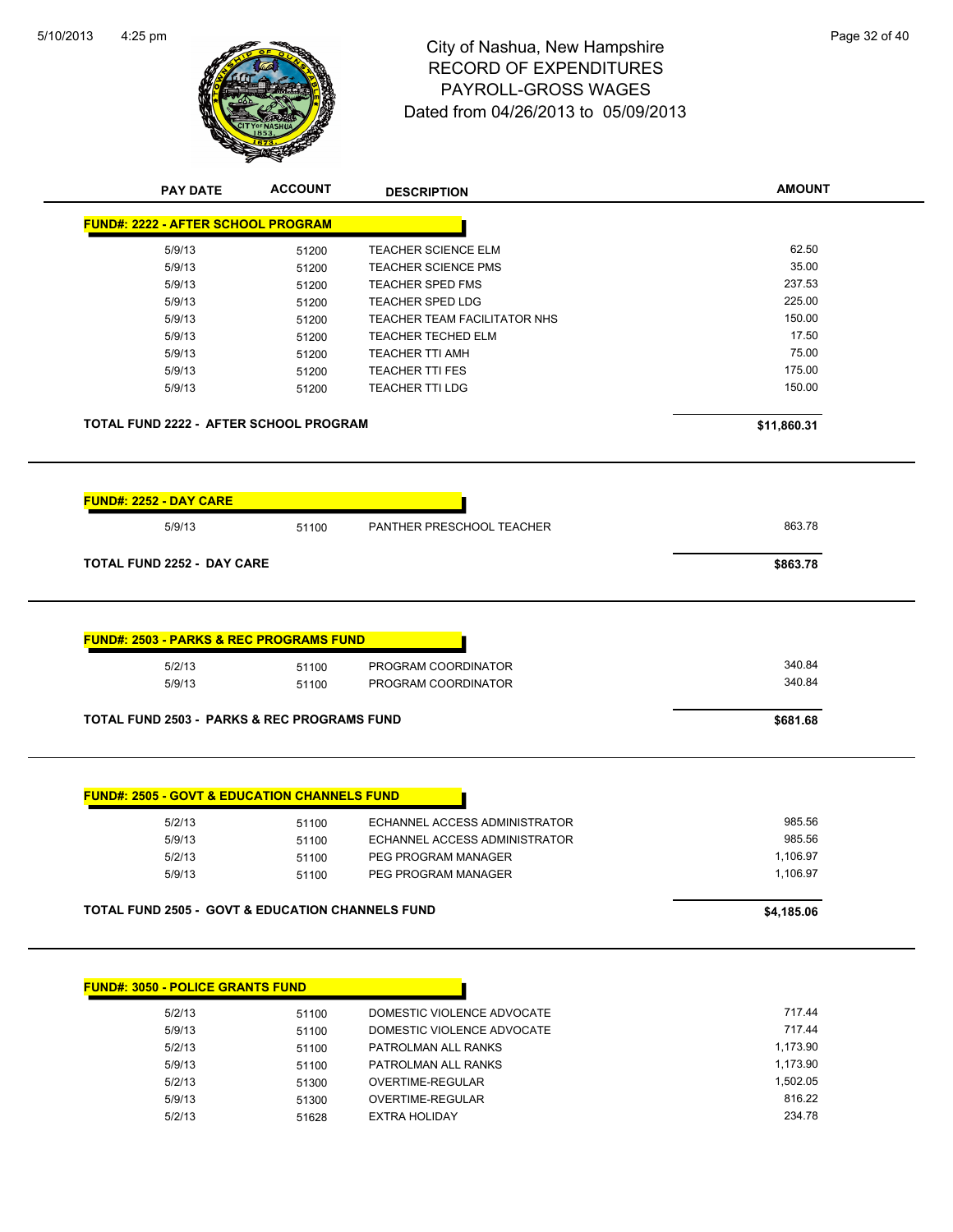# City of Nashua, New Hampshire
## RECORD OF EXPENDITURES
## PAYROLL-GROSS WAGES
## Dated from 04/26/2013 to 05/09/2013

| PAY DATE | ACCOUNT | DESCRIPTION | AMOUNT |
|---|---|---|---|
| **FUND#: 2222 - AFTER SCHOOL PROGRAM** | | | |
| 5/9/13 | 51200 | TEACHER SCIENCE ELM | 62.50 |
| 5/9/13 | 51200 | TEACHER SCIENCE PMS | 35.00 |
| 5/9/13 | 51200 | TEACHER SPED FMS | 237.53 |
| 5/9/13 | 51200 | TEACHER SPED LDG | 225.00 |
| 5/9/13 | 51200 | TEACHER TEAM FACILITATOR NHS | 150.00 |
| 5/9/13 | 51200 | TEACHER TECHED ELM | 17.50 |
| 5/9/13 | 51200 | TEACHER TTI AMH | 75.00 |
| 5/9/13 | 51200 | TEACHER TTI FES | 175.00 |
| 5/9/13 | 51200 | TEACHER TTI LDG | 150.00 |
| **TOTAL FUND 2222 - AFTER SCHOOL PROGRAM** | | | **$11,860.31** |
| **FUND#: 2252 - DAY CARE** | | | |
| 5/9/13 | 51100 | PANTHER PRESCHOOL TEACHER | 863.78 |
| **TOTAL FUND 2252 - DAY CARE** | | | **$863.78** |
| **FUND#: 2503 - PARKS & REC PROGRAMS FUND** | | | |
| 5/2/13 | 51100 | PROGRAM COORDINATOR | 340.84 |
| 5/9/13 | 51100 | PROGRAM COORDINATOR | 340.84 |
| **TOTAL FUND 2503 - PARKS & REC PROGRAMS FUND** | | | **$681.68** |
| **FUND#: 2505 - GOVT & EDUCATION CHANNELS FUND** | | | |
| 5/2/13 | 51100 | ECHANNEL ACCESS ADMINISTRATOR | 985.56 |
| 5/9/13 | 51100 | ECHANNEL ACCESS ADMINISTRATOR | 985.56 |
| 5/2/13 | 51100 | PEG PROGRAM MANAGER | 1,106.97 |
| 5/9/13 | 51100 | PEG PROGRAM MANAGER | 1,106.97 |
| **TOTAL FUND 2505 - GOVT & EDUCATION CHANNELS FUND** | | | **$4,185.06** |
| **FUND#: 3050 - POLICE GRANTS FUND** | | | |
| 5/2/13 | 51100 | DOMESTIC VIOLENCE ADVOCATE | 717.44 |
| 5/9/13 | 51100 | DOMESTIC VIOLENCE ADVOCATE | 717.44 |
| 5/2/13 | 51100 | PATROLMAN ALL RANKS | 1,173.90 |
| 5/9/13 | 51100 | PATROLMAN ALL RANKS | 1,173.90 |
| 5/2/13 | 51300 | OVERTIME-REGULAR | 1,502.05 |
| 5/9/13 | 51300 | OVERTIME-REGULAR | 816.22 |
| 5/2/13 | 51628 | EXTRA HOLIDAY | 234.78 |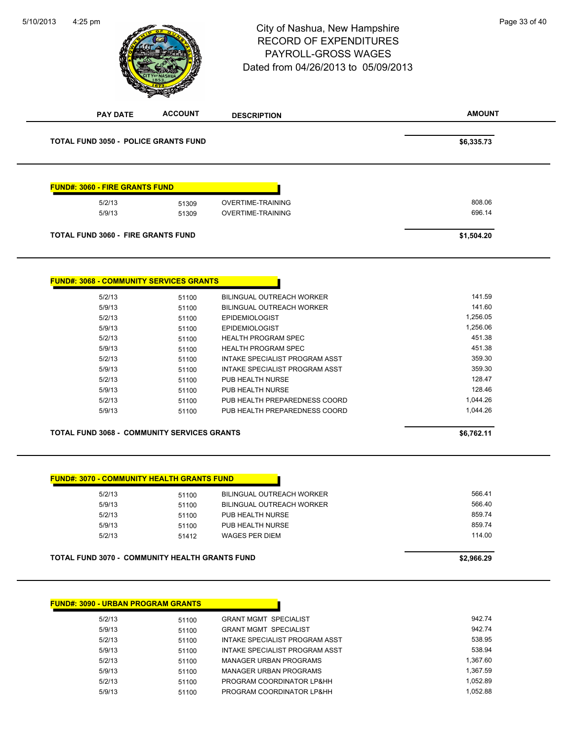# City of Nashua, New Hampshire
## RECORD OF EXPENDITURES
## PAYROLL-GROSS WAGES
## Dated from 04/26/2013 to 05/09/2013

| PAY DATE | ACCOUNT | DESCRIPTION | AMOUNT |
|---|---|---|---|
| **TOTAL FUND 3050 - POLICE GRANTS FUND** | | | **$6,335.73** |

**FUND#: 3060 - FIRE GRANTS FUND**

| PAY DATE | ACCOUNT | DESCRIPTION | AMOUNT |
|---|---|---|---|
| 5/2/13 | 51309 | OVERTIME-TRAINING | 808.06 |
| 5/9/13 | 51309 | OVERTIME-TRAINING | 696.14 |
| **TOTAL FUND 3060 - FIRE GRANTS FUND** | | | **$1,504.20** |

**FUND#: 3068 - COMMUNITY SERVICES GRANTS**

| PAY DATE | ACCOUNT | DESCRIPTION | AMOUNT |
|---|---|---|---|
| 5/2/13 | 51100 | BILINGUAL OUTREACH WORKER | 141.59 |
| 5/9/13 | 51100 | BILINGUAL OUTREACH WORKER | 141.60 |
| 5/2/13 | 51100 | EPIDEMIOLOGIST | 1,256.05 |
| 5/9/13 | 51100 | EPIDEMIOLOGIST | 1,256.06 |
| 5/2/13 | 51100 | HEALTH PROGRAM SPEC | 451.38 |
| 5/9/13 | 51100 | HEALTH PROGRAM SPEC | 451.38 |
| 5/2/13 | 51100 | INTAKE SPECIALIST PROGRAM ASST | 359.30 |
| 5/9/13 | 51100 | INTAKE SPECIALIST PROGRAM ASST | 359.30 |
| 5/2/13 | 51100 | PUB HEALTH NURSE | 128.47 |
| 5/9/13 | 51100 | PUB HEALTH NURSE | 128.46 |
| 5/2/13 | 51100 | PUB HEALTH PREPAREDNESS COORD | 1,044.26 |
| 5/9/13 | 51100 | PUB HEALTH PREPAREDNESS COORD | 1,044.26 |
| **TOTAL FUND 3068 - COMMUNITY SERVICES GRANTS** | | | **$6,762.11** |

**FUND#: 3070 - COMMUNITY HEALTH GRANTS FUND**

| PAY DATE | ACCOUNT | DESCRIPTION | AMOUNT |
|---|---|---|---|
| 5/2/13 | 51100 | BILINGUAL OUTREACH WORKER | 566.41 |
| 5/9/13 | 51100 | BILINGUAL OUTREACH WORKER | 566.40 |
| 5/2/13 | 51100 | PUB HEALTH NURSE | 859.74 |
| 5/9/13 | 51100 | PUB HEALTH NURSE | 859.74 |
| 5/2/13 | 51412 | WAGES PER DIEM | 114.00 |
| **TOTAL FUND 3070 - COMMUNITY HEALTH GRANTS FUND** | | | **$2,966.29** |

**FUND#: 3090 - URBAN PROGRAM GRANTS**

| PAY DATE | ACCOUNT | DESCRIPTION | AMOUNT |
|---|---|---|---|
| 5/2/13 | 51100 | GRANT MGMT SPECIALIST | 942.74 |
| 5/9/13 | 51100 | GRANT MGMT SPECIALIST | 942.74 |
| 5/2/13 | 51100 | INTAKE SPECIALIST PROGRAM ASST | 538.95 |
| 5/9/13 | 51100 | INTAKE SPECIALIST PROGRAM ASST | 538.94 |
| 5/2/13 | 51100 | MANAGER URBAN PROGRAMS | 1,367.60 |
| 5/9/13 | 51100 | MANAGER URBAN PROGRAMS | 1,367.59 |
| 5/2/13 | 51100 | PROGRAM COORDINATOR LP&HH | 1,052.89 |
| 5/9/13 | 51100 | PROGRAM COORDINATOR LP&HH | 1,052.88 |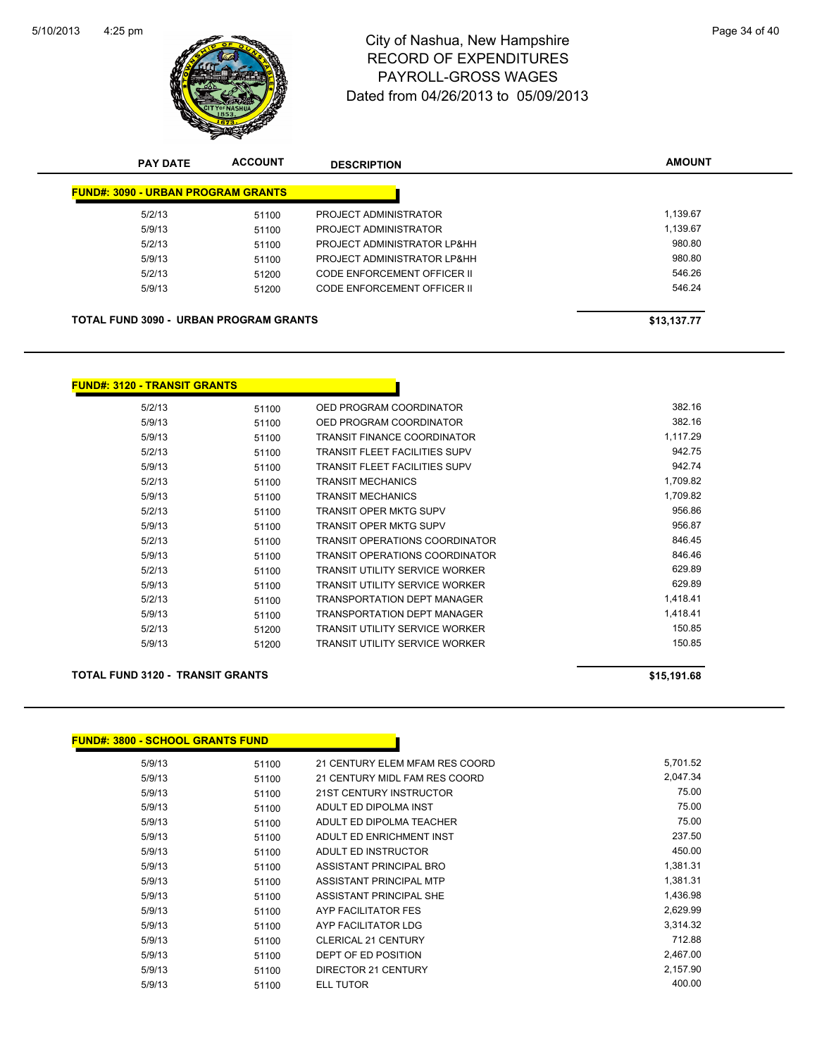# City of Nashua, New Hampshire
## RECORD OF EXPENDITURES
## PAYROLL-GROSS WAGES
## Dated from 04/26/2013 to 05/09/2013

| PAY DATE | ACCOUNT | DESCRIPTION | AMOUNT |
|---|---|---|---|
| **FUND#: 3090 - URBAN PROGRAM GRANTS** | | | |
| 5/2/13 | 51100 | PROJECT ADMINISTRATOR | 1,139.67 |
| 5/9/13 | 51100 | PROJECT ADMINISTRATOR | 1,139.67 |
| 5/2/13 | 51100 | PROJECT ADMINISTRATOR LP&HH | 980.80 |
| 5/9/13 | 51100 | PROJECT ADMINISTRATOR LP&HH | 980.80 |
| 5/2/13 | 51200 | CODE ENFORCEMENT OFFICER II | 546.26 |
| 5/9/13 | 51200 | CODE ENFORCEMENT OFFICER II | 546.24 |
| **TOTAL FUND 3090 - URBAN PROGRAM GRANTS** | | | **$13,137.77** |

| PAY DATE | ACCOUNT | DESCRIPTION | AMOUNT |
|---|---|---|---|
| **FUND#: 3120 - TRANSIT GRANTS** | | | |
| 5/2/13 | 51100 | OED PROGRAM COORDINATOR | 382.16 |
| 5/9/13 | 51100 | OED PROGRAM COORDINATOR | 382.16 |
| 5/9/13 | 51100 | TRANSIT FINANCE COORDINATOR | 1,117.29 |
| 5/2/13 | 51100 | TRANSIT FLEET FACILITIES SUPV | 942.75 |
| 5/9/13 | 51100 | TRANSIT FLEET FACILITIES SUPV | 942.74 |
| 5/2/13 | 51100 | TRANSIT MECHANICS | 1,709.82 |
| 5/9/13 | 51100 | TRANSIT MECHANICS | 1,709.82 |
| 5/2/13 | 51100 | TRANSIT OPER MKTG SUPV | 956.86 |
| 5/9/13 | 51100 | TRANSIT OPER MKTG SUPV | 956.87 |
| 5/2/13 | 51100 | TRANSIT OPERATIONS COORDINATOR | 846.45 |
| 5/9/13 | 51100 | TRANSIT OPERATIONS COORDINATOR | 846.46 |
| 5/2/13 | 51100 | TRANSIT UTILITY SERVICE WORKER | 629.89 |
| 5/9/13 | 51100 | TRANSIT UTILITY SERVICE WORKER | 629.89 |
| 5/2/13 | 51100 | TRANSPORTATION DEPT MANAGER | 1,418.41 |
| 5/9/13 | 51100 | TRANSPORTATION DEPT MANAGER | 1,418.41 |
| 5/2/13 | 51200 | TRANSIT UTILITY SERVICE WORKER | 150.85 |
| 5/9/13 | 51200 | TRANSIT UTILITY SERVICE WORKER | 150.85 |
| **TOTAL FUND 3120 - TRANSIT GRANTS** | | | **$15,191.68** |

| PAY DATE | ACCOUNT | DESCRIPTION | AMOUNT |
|---|---|---|---|
| **FUND#: 3800 - SCHOOL GRANTS FUND** | | | |
| 5/9/13 | 51100 | 21 CENTURY ELEM MFAM RES COORD | 5,701.52 |
| 5/9/13 | 51100 | 21 CENTURY MIDL FAM RES COORD | 2,047.34 |
| 5/9/13 | 51100 | 21ST CENTURY INSTRUCTOR | 75.00 |
| 5/9/13 | 51100 | ADULT ED DIPOLMA INST | 75.00 |
| 5/9/13 | 51100 | ADULT ED DIPOLMA TEACHER | 75.00 |
| 5/9/13 | 51100 | ADULT ED ENRICHMENT INST | 237.50 |
| 5/9/13 | 51100 | ADULT ED INSTRUCTOR | 450.00 |
| 5/9/13 | 51100 | ASSISTANT PRINCIPAL BRO | 1,381.31 |
| 5/9/13 | 51100 | ASSISTANT PRINCIPAL MTP | 1,381.31 |
| 5/9/13 | 51100 | ASSISTANT PRINCIPAL SHE | 1,436.98 |
| 5/9/13 | 51100 | AYP FACILITATOR FES | 2,629.99 |
| 5/9/13 | 51100 | AYP FACILITATOR LDG | 3,314.32 |
| 5/9/13 | 51100 | CLERICAL 21 CENTURY | 712.88 |
| 5/9/13 | 51100 | DEPT OF ED POSITION | 2,467.00 |
| 5/9/13 | 51100 | DIRECTOR 21 CENTURY | 2,157.90 |
| 5/9/13 | 51100 | ELL TUTOR | 400.00 |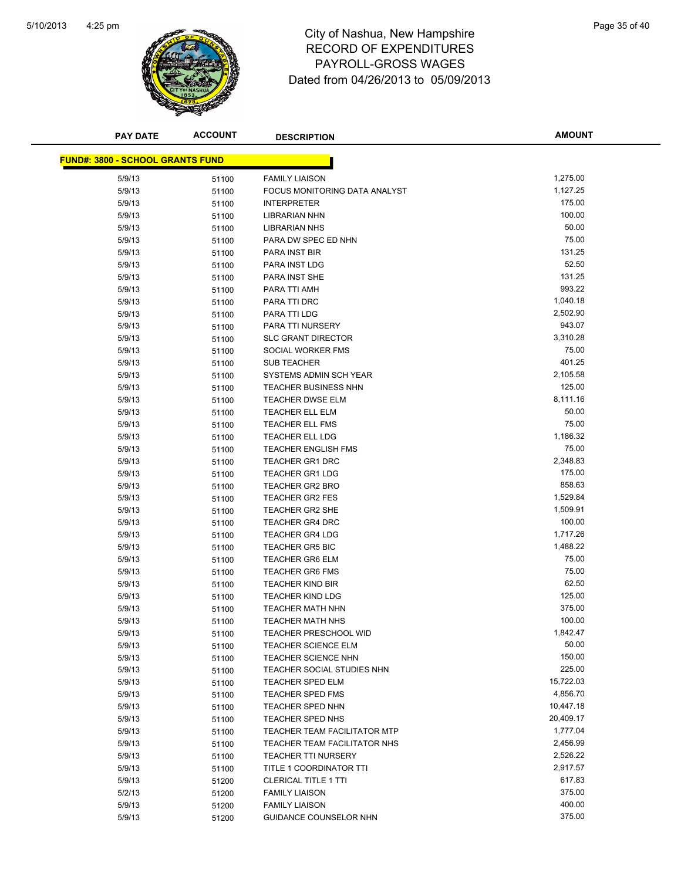# City of Nashua, New Hampshire
## RECORD OF EXPENDITURES
## PAYROLL-GROSS WAGES
## Dated from 04/26/2013 to 05/09/2013

| PAY DATE | ACCOUNT | DESCRIPTION | AMOUNT |
|---|---|---|---|
| **FUND#: 3800 - SCHOOL GRANTS FUND** | | | |
| 5/9/13 | 51100 | FAMILY LIAISON | 1,275.00 |
| 5/9/13 | 51100 | FOCUS MONITORING DATA ANALYST | 1,127.25 |
| 5/9/13 | 51100 | INTERPRETER | 175.00 |
| 5/9/13 | 51100 | LIBRARIAN NHN | 100.00 |
| 5/9/13 | 51100 | LIBRARIAN NHS | 50.00 |
| 5/9/13 | 51100 | PARA DW SPEC ED NHN | 75.00 |
| 5/9/13 | 51100 | PARA INST BIR | 131.25 |
| 5/9/13 | 51100 | PARA INST LDG | 52.50 |
| 5/9/13 | 51100 | PARA INST SHE | 131.25 |
| 5/9/13 | 51100 | PARA TTI AMH | 993.22 |
| 5/9/13 | 51100 | PARA TTI DRC | 1,040.18 |
| 5/9/13 | 51100 | PARA TTI LDG | 2,502.90 |
| 5/9/13 | 51100 | PARA TTI NURSERY | 943.07 |
| 5/9/13 | 51100 | SLC GRANT DIRECTOR | 3,310.28 |
| 5/9/13 | 51100 | SOCIAL WORKER FMS | 75.00 |
| 5/9/13 | 51100 | SUB TEACHER | 401.25 |
| 5/9/13 | 51100 | SYSTEMS ADMIN SCH YEAR | 2,105.58 |
| 5/9/13 | 51100 | TEACHER BUSINESS NHN | 125.00 |
| 5/9/13 | 51100 | TEACHER DWSE ELM | 8,111.16 |
| 5/9/13 | 51100 | TEACHER ELL ELM | 50.00 |
| 5/9/13 | 51100 | TEACHER ELL FMS | 75.00 |
| 5/9/13 | 51100 | TEACHER ELL LDG | 1,186.32 |
| 5/9/13 | 51100 | TEACHER ENGLISH FMS | 75.00 |
| 5/9/13 | 51100 | TEACHER GR1 DRC | 2,348.83 |
| 5/9/13 | 51100 | TEACHER GR1 LDG | 175.00 |
| 5/9/13 | 51100 | TEACHER GR2 BRO | 858.63 |
| 5/9/13 | 51100 | TEACHER GR2 FES | 1,529.84 |
| 5/9/13 | 51100 | TEACHER GR2 SHE | 1,509.91 |
| 5/9/13 | 51100 | TEACHER GR4 DRC | 100.00 |
| 5/9/13 | 51100 | TEACHER GR4 LDG | 1,717.26 |
| 5/9/13 | 51100 | TEACHER GR5 BIC | 1,488.22 |
| 5/9/13 | 51100 | TEACHER GR6 ELM | 75.00 |
| 5/9/13 | 51100 | TEACHER GR6 FMS | 75.00 |
| 5/9/13 | 51100 | TEACHER KIND BIR | 62.50 |
| 5/9/13 | 51100 | TEACHER KIND LDG | 125.00 |
| 5/9/13 | 51100 | TEACHER MATH NHN | 375.00 |
| 5/9/13 | 51100 | TEACHER MATH NHS | 100.00 |
| 5/9/13 | 51100 | TEACHER PRESCHOOL WID | 1,842.47 |
| 5/9/13 | 51100 | TEACHER SCIENCE ELM | 50.00 |
| 5/9/13 | 51100 | TEACHER SCIENCE NHN | 150.00 |
| 5/9/13 | 51100 | TEACHER SOCIAL STUDIES NHN | 225.00 |
| 5/9/13 | 51100 | TEACHER SPED ELM | 15,722.03 |
| 5/9/13 | 51100 | TEACHER SPED FMS | 4,856.70 |
| 5/9/13 | 51100 | TEACHER SPED NHN | 10,447.18 |
| 5/9/13 | 51100 | TEACHER SPED NHS | 20,409.17 |
| 5/9/13 | 51100 | TEACHER TEAM FACILITATOR MTP | 1,777.04 |
| 5/9/13 | 51100 | TEACHER TEAM FACILITATOR NHS | 2,456.99 |
| 5/9/13 | 51100 | TEACHER TTI NURSERY | 2,526.22 |
| 5/9/13 | 51100 | TITLE 1 COORDINATOR TTI | 2,917.57 |
| 5/9/13 | 51200 | CLERICAL TITLE 1 TTI | 617.83 |
| 5/2/13 | 51200 | FAMILY LIAISON | 375.00 |
| 5/9/13 | 51200 | FAMILY LIAISON | 400.00 |
| 5/9/13 | 51200 | GUIDANCE COUNSELOR NHN | 375.00 |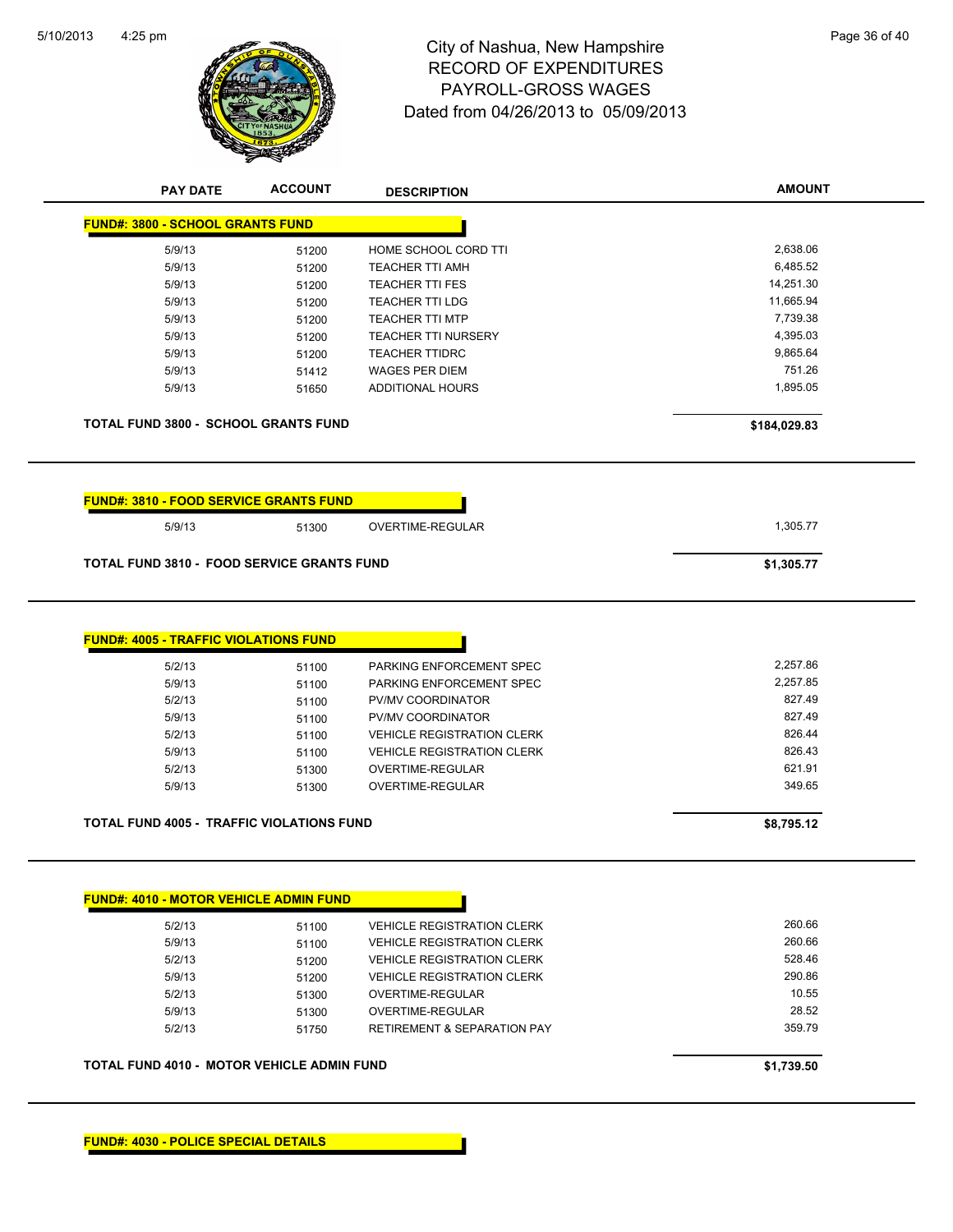# City of Nashua, New Hampshire
## RECORD OF EXPENDITURES
## PAYROLL-GROSS WAGES
## Dated from 04/26/2013 to 05/09/2013

| PAY DATE | ACCOUNT | DESCRIPTION | AMOUNT |
|---|---|---|---|
| **FUND#: 3800 - SCHOOL GRANTS FUND** | | | |
| 5/9/13 | 51200 | HOME SCHOOL CORD TTI | 2,638.06 |
| 5/9/13 | 51200 | TEACHER TTI AMH | 6,485.52 |
| 5/9/13 | 51200 | TEACHER TTI FES | 14,251.30 |
| 5/9/13 | 51200 | TEACHER TTI LDG | 11,665.94 |
| 5/9/13 | 51200 | TEACHER TTI MTP | 7,739.38 |
| 5/9/13 | 51200 | TEACHER TTI NURSERY | 4,395.03 |
| 5/9/13 | 51200 | TEACHER TTIDRC | 9,865.64 |
| 5/9/13 | 51412 | WAGES PER DIEM | 751.26 |
| 5/9/13 | 51650 | ADDITIONAL HOURS | 1,895.05 |
| **TOTAL FUND 3800 - SCHOOL GRANTS FUND** | | | **$184,029.83** |
| **FUND#: 3810 - FOOD SERVICE GRANTS FUND** | | | |
| 5/9/13 | 51300 | OVERTIME-REGULAR | 1,305.77 |
| **TOTAL FUND 3810 - FOOD SERVICE GRANTS FUND** | | | **$1,305.77** |
| **FUND#: 4005 - TRAFFIC VIOLATIONS FUND** | | | |
| 5/2/13 | 51100 | PARKING ENFORCEMENT SPEC | 2,257.86 |
| 5/9/13 | 51100 | PARKING ENFORCEMENT SPEC | 2,257.85 |
| 5/2/13 | 51100 | PV/MV COORDINATOR | 827.49 |
| 5/9/13 | 51100 | PV/MV COORDINATOR | 827.49 |
| 5/2/13 | 51100 | VEHICLE REGISTRATION CLERK | 826.44 |
| 5/9/13 | 51100 | VEHICLE REGISTRATION CLERK | 826.43 |
| 5/2/13 | 51300 | OVERTIME-REGULAR | 621.91 |
| 5/9/13 | 51300 | OVERTIME-REGULAR | 349.65 |
| **TOTAL FUND 4005 - TRAFFIC VIOLATIONS FUND** | | | **$8,795.12** |
| **FUND#: 4010 - MOTOR VEHICLE ADMIN FUND** | | | |
| 5/2/13 | 51100 | VEHICLE REGISTRATION CLERK | 260.66 |
| 5/9/13 | 51100 | VEHICLE REGISTRATION CLERK | 260.66 |
| 5/2/13 | 51200 | VEHICLE REGISTRATION CLERK | 528.46 |
| 5/9/13 | 51200 | VEHICLE REGISTRATION CLERK | 290.86 |
| 5/2/13 | 51300 | OVERTIME-REGULAR | 10.55 |
| 5/9/13 | 51300 | OVERTIME-REGULAR | 28.52 |
| 5/2/13 | 51750 | RETIREMENT & SEPARATION PAY | 359.79 |
| **TOTAL FUND 4010 - MOTOR VEHICLE ADMIN FUND** | | | **$1,739.50** |

**FUND#: 4030 - POLICE SPECIAL DETAILS**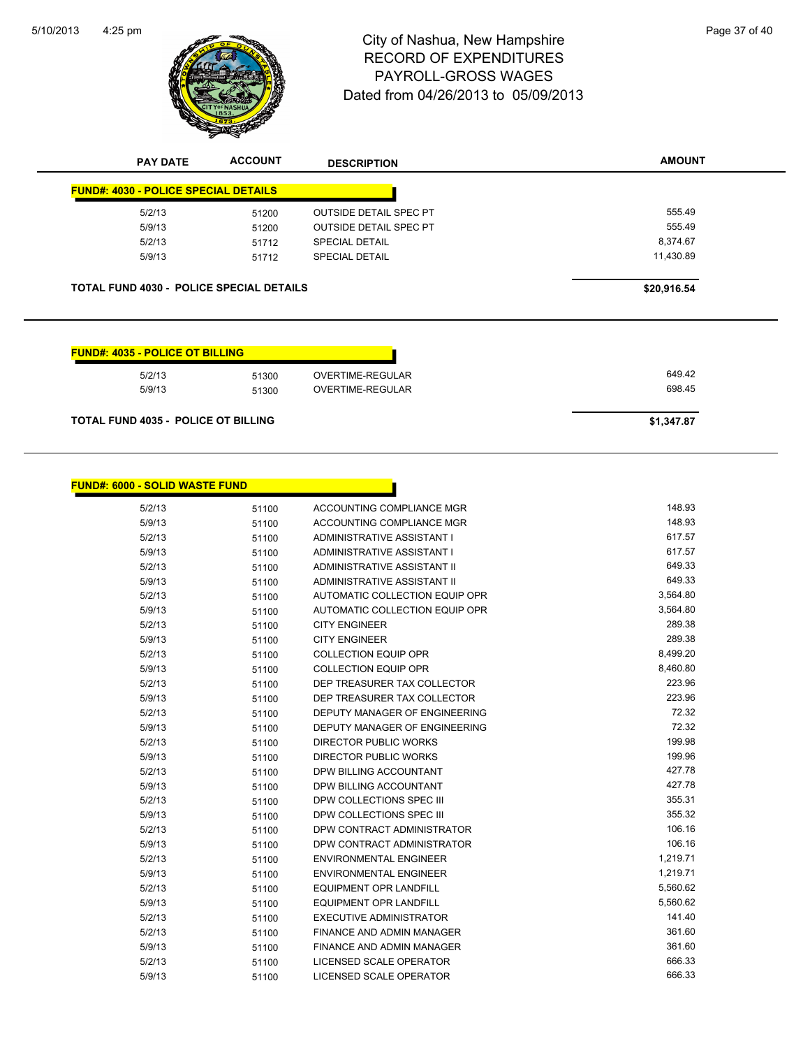# City of Nashua, New Hampshire
## RECORD OF EXPENDITURES
## PAYROLL-GROSS WAGES
## Dated from 04/26/2013 to 05/09/2013

| PAY DATE | ACCOUNT | DESCRIPTION | AMOUNT |
|---|---|---|---|
| **FUND#: 4030 - POLICE SPECIAL DETAILS** | | | |
| 5/2/13 | 51200 | OUTSIDE DETAIL SPEC PT | 555.49 |
| 5/9/13 | 51200 | OUTSIDE DETAIL SPEC PT | 555.49 |
| 5/2/13 | 51712 | SPECIAL DETAIL | 8,374.67 |
| 5/9/13 | 51712 | SPECIAL DETAIL | 11,430.89 |
| **TOTAL FUND 4030 - POLICE SPECIAL DETAILS** | | | **$20,916.54** |

| PAY DATE | ACCOUNT | DESCRIPTION | AMOUNT |
|---|---|---|---|
| **FUND#: 4035 - POLICE OT BILLING** | | | |
| 5/2/13 | 51300 | OVERTIME-REGULAR | 649.42 |
| 5/9/13 | 51300 | OVERTIME-REGULAR | 698.45 |
| **TOTAL FUND 4035 - POLICE OT BILLING** | | | **$1,347.87** |

| PAY DATE | ACCOUNT | DESCRIPTION | AMOUNT |
|---|---|---|---|
| **FUND#: 6000 - SOLID WASTE FUND** | | | |
| 5/2/13 | 51100 | ACCOUNTING COMPLIANCE MGR | 148.93 |
| 5/9/13 | 51100 | ACCOUNTING COMPLIANCE MGR | 148.93 |
| 5/2/13 | 51100 | ADMINISTRATIVE ASSISTANT I | 617.57 |
| 5/9/13 | 51100 | ADMINISTRATIVE ASSISTANT I | 617.57 |
| 5/2/13 | 51100 | ADMINISTRATIVE ASSISTANT II | 649.33 |
| 5/9/13 | 51100 | ADMINISTRATIVE ASSISTANT II | 649.33 |
| 5/2/13 | 51100 | AUTOMATIC COLLECTION EQUIP OPR | 3,564.80 |
| 5/9/13 | 51100 | AUTOMATIC COLLECTION EQUIP OPR | 3,564.80 |
| 5/2/13 | 51100 | CITY ENGINEER | 289.38 |
| 5/9/13 | 51100 | CITY ENGINEER | 289.38 |
| 5/2/13 | 51100 | COLLECTION EQUIP OPR | 8,499.20 |
| 5/9/13 | 51100 | COLLECTION EQUIP OPR | 8,460.80 |
| 5/2/13 | 51100 | DEP TREASURER TAX COLLECTOR | 223.96 |
| 5/9/13 | 51100 | DEP TREASURER TAX COLLECTOR | 223.96 |
| 5/2/13 | 51100 | DEPUTY MANAGER OF ENGINEERING | 72.32 |
| 5/9/13 | 51100 | DEPUTY MANAGER OF ENGINEERING | 72.32 |
| 5/2/13 | 51100 | DIRECTOR PUBLIC WORKS | 199.98 |
| 5/9/13 | 51100 | DIRECTOR PUBLIC WORKS | 199.96 |
| 5/2/13 | 51100 | DPW BILLING ACCOUNTANT | 427.78 |
| 5/9/13 | 51100 | DPW BILLING ACCOUNTANT | 427.78 |
| 5/2/13 | 51100 | DPW COLLECTIONS SPEC III | 355.31 |
| 5/9/13 | 51100 | DPW COLLECTIONS SPEC III | 355.32 |
| 5/2/13 | 51100 | DPW CONTRACT ADMINISTRATOR | 106.16 |
| 5/9/13 | 51100 | DPW CONTRACT ADMINISTRATOR | 106.16 |
| 5/2/13 | 51100 | ENVIRONMENTAL ENGINEER | 1,219.71 |
| 5/9/13 | 51100 | ENVIRONMENTAL ENGINEER | 1,219.71 |
| 5/2/13 | 51100 | EQUIPMENT OPR LANDFILL | 5,560.62 |
| 5/9/13 | 51100 | EQUIPMENT OPR LANDFILL | 5,560.62 |
| 5/2/13 | 51100 | EXECUTIVE ADMINISTRATOR | 141.40 |
| 5/2/13 | 51100 | FINANCE AND ADMIN MANAGER | 361.60 |
| 5/9/13 | 51100 | FINANCE AND ADMIN MANAGER | 361.60 |
| 5/2/13 | 51100 | LICENSED SCALE OPERATOR | 666.33 |
| 5/9/13 | 51100 | LICENSED SCALE OPERATOR | 666.33 |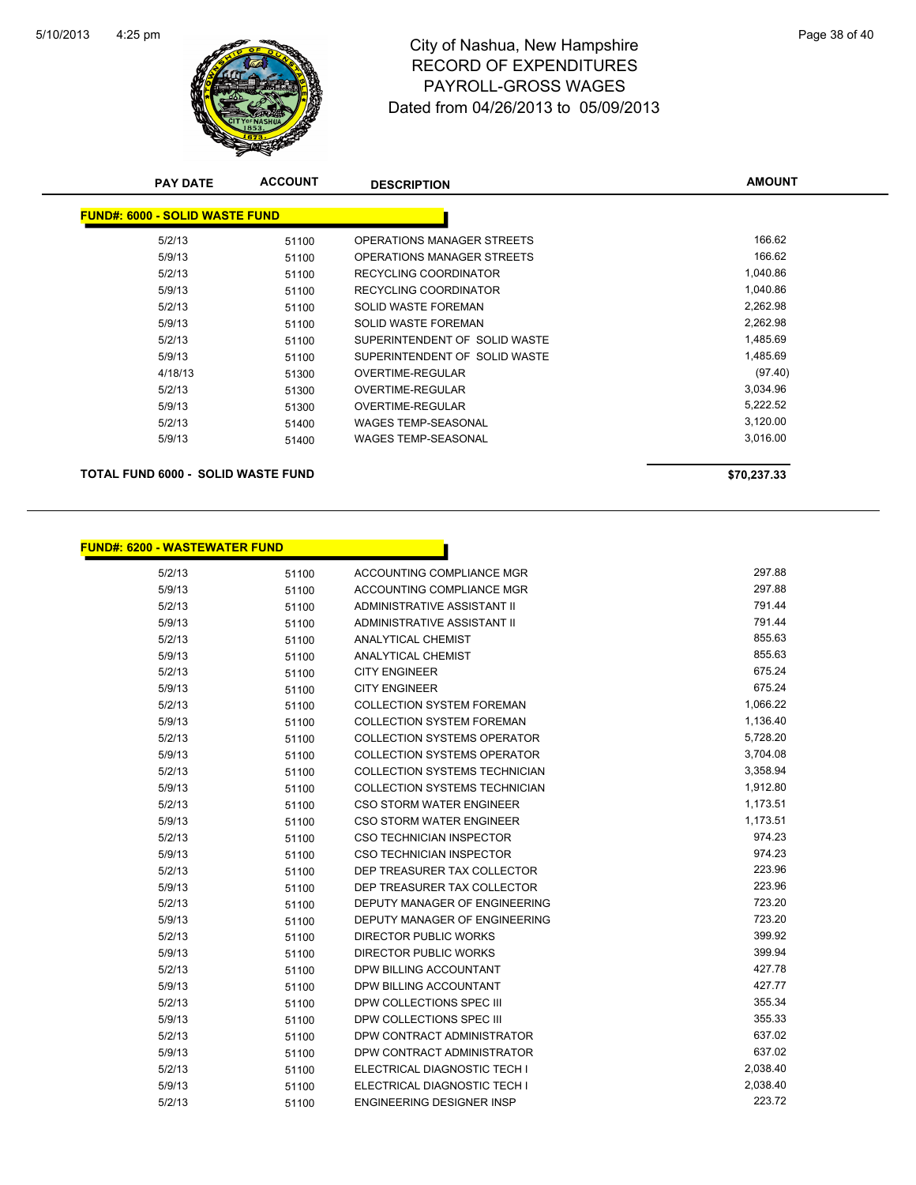# City of Nashua, New Hampshire
# RECORD OF EXPENDITURES
# PAYROLL-GROSS WAGES
# Dated from 04/26/2013 to 05/09/2013

| PAY DATE | ACCOUNT | DESCRIPTION | AMOUNT |
|---|---|---|---|
| **FUND#: 6000 - SOLID WASTE FUND** | | | |
| 5/2/13 | 51100 | OPERATIONS MANAGER STREETS | 166.62 |
| 5/9/13 | 51100 | OPERATIONS MANAGER STREETS | 166.62 |
| 5/2/13 | 51100 | RECYCLING COORDINATOR | 1,040.86 |
| 5/9/13 | 51100 | RECYCLING COORDINATOR | 1,040.86 |
| 5/2/13 | 51100 | SOLID WASTE FOREMAN | 2,262.98 |
| 5/9/13 | 51100 | SOLID WASTE FOREMAN | 2,262.98 |
| 5/2/13 | 51100 | SUPERINTENDENT OF SOLID WASTE | 1,485.69 |
| 5/9/13 | 51100 | SUPERINTENDENT OF SOLID WASTE | 1,485.69 |
| 4/18/13 | 51300 | OVERTIME-REGULAR | (97.40) |
| 5/2/13 | 51300 | OVERTIME-REGULAR | 3,034.96 |
| 5/9/13 | 51300 | OVERTIME-REGULAR | 5,222.52 |
| 5/2/13 | 51400 | WAGES TEMP-SEASONAL | 3,120.00 |
| 5/9/13 | 51400 | WAGES TEMP-SEASONAL | 3,016.00 |
| **TOTAL FUND 6000 - SOLID WASTE FUND** | | | **$70,237.33** |

| PAY DATE | ACCOUNT | DESCRIPTION | AMOUNT |
|---|---|---|---|
| **FUND#: 6200 - WASTEWATER FUND** | | | |
| 5/2/13 | 51100 | ACCOUNTING COMPLIANCE MGR | 297.88 |
| 5/9/13 | 51100 | ACCOUNTING COMPLIANCE MGR | 297.88 |
| 5/2/13 | 51100 | ADMINISTRATIVE ASSISTANT II | 791.44 |
| 5/9/13 | 51100 | ADMINISTRATIVE ASSISTANT II | 791.44 |
| 5/2/13 | 51100 | ANALYTICAL CHEMIST | 855.63 |
| 5/9/13 | 51100 | ANALYTICAL CHEMIST | 855.63 |
| 5/2/13 | 51100 | CITY ENGINEER | 675.24 |
| 5/9/13 | 51100 | CITY ENGINEER | 675.24 |
| 5/2/13 | 51100 | COLLECTION SYSTEM FOREMAN | 1,066.22 |
| 5/9/13 | 51100 | COLLECTION SYSTEM FOREMAN | 1,136.40 |
| 5/2/13 | 51100 | COLLECTION SYSTEMS OPERATOR | 5,728.20 |
| 5/9/13 | 51100 | COLLECTION SYSTEMS OPERATOR | 3,704.08 |
| 5/2/13 | 51100 | COLLECTION SYSTEMS TECHNICIAN | 3,358.94 |
| 5/9/13 | 51100 | COLLECTION SYSTEMS TECHNICIAN | 1,912.80 |
| 5/2/13 | 51100 | CSO STORM WATER ENGINEER | 1,173.51 |
| 5/9/13 | 51100 | CSO STORM WATER ENGINEER | 1,173.51 |
| 5/2/13 | 51100 | CSO TECHNICIAN INSPECTOR | 974.23 |
| 5/9/13 | 51100 | CSO TECHNICIAN INSPECTOR | 974.23 |
| 5/2/13 | 51100 | DEP TREASURER TAX COLLECTOR | 223.96 |
| 5/9/13 | 51100 | DEP TREASURER TAX COLLECTOR | 223.96 |
| 5/2/13 | 51100 | DEPUTY MANAGER OF ENGINEERING | 723.20 |
| 5/9/13 | 51100 | DEPUTY MANAGER OF ENGINEERING | 723.20 |
| 5/2/13 | 51100 | DIRECTOR PUBLIC WORKS | 399.92 |
| 5/9/13 | 51100 | DIRECTOR PUBLIC WORKS | 399.94 |
| 5/2/13 | 51100 | DPW BILLING ACCOUNTANT | 427.78 |
| 5/9/13 | 51100 | DPW BILLING ACCOUNTANT | 427.77 |
| 5/2/13 | 51100 | DPW COLLECTIONS SPEC III | 355.34 |
| 5/9/13 | 51100 | DPW COLLECTIONS SPEC III | 355.33 |
| 5/2/13 | 51100 | DPW CONTRACT ADMINISTRATOR | 637.02 |
| 5/9/13 | 51100 | DPW CONTRACT ADMINISTRATOR | 637.02 |
| 5/2/13 | 51100 | ELECTRICAL DIAGNOSTIC TECH I | 2,038.40 |
| 5/9/13 | 51100 | ELECTRICAL DIAGNOSTIC TECH I | 2,038.40 |
| 5/2/13 | 51100 | ENGINEERING DESIGNER INSP | 223.72 |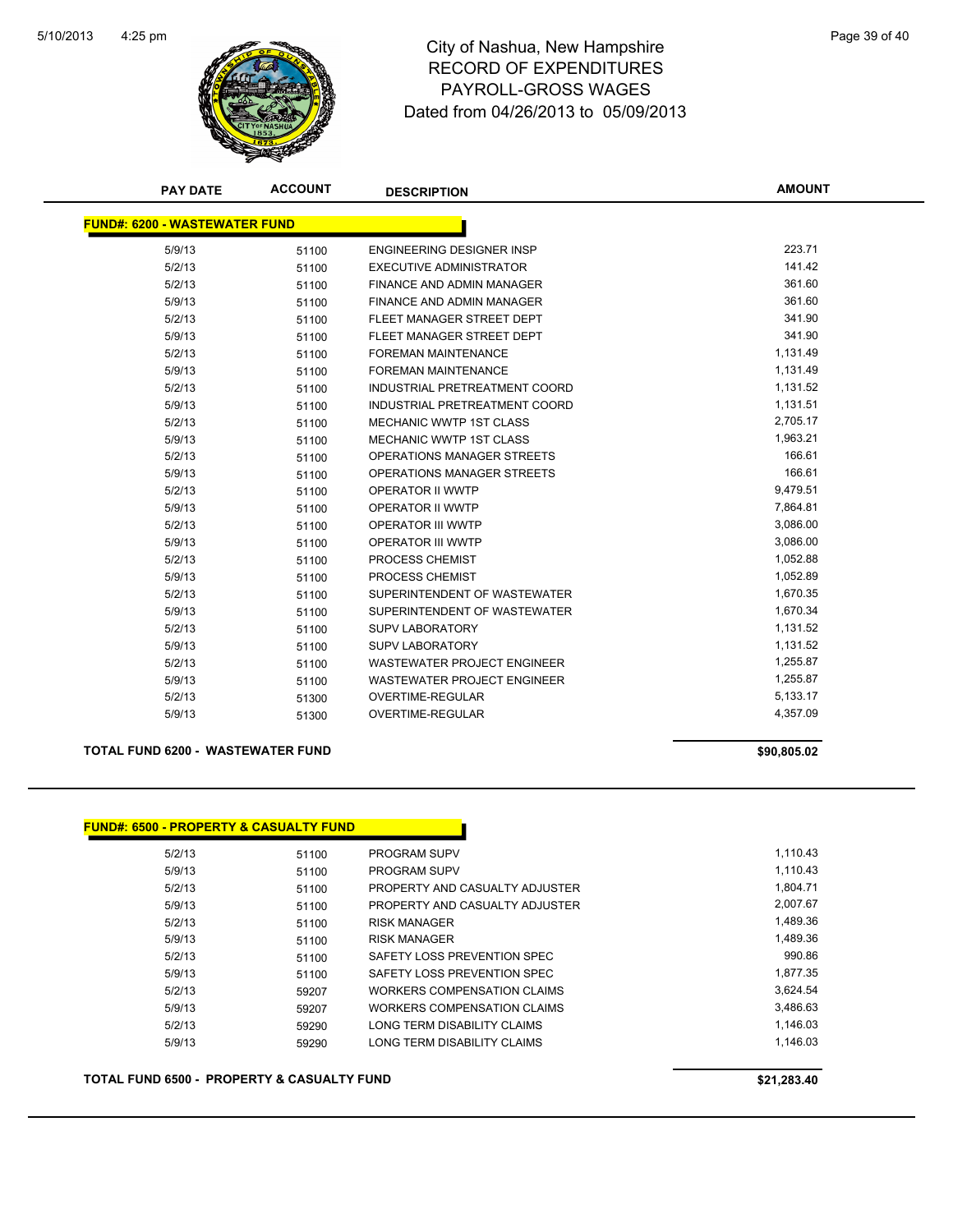# City of Nashua, New Hampshire
## RECORD OF EXPENDITURES
## PAYROLL-GROSS WAGES
## Dated from 04/26/2013 to 05/09/2013

| PAY DATE | ACCOUNT | DESCRIPTION | AMOUNT |
|---|---|---|---|
| **FUND#: 6200 - WASTEWATER FUND** | | | |
| 5/9/13 | 51100 | ENGINEERING DESIGNER INSP | 223.71 |
| 5/2/13 | 51100 | EXECUTIVE ADMINISTRATOR | 141.42 |
| 5/2/13 | 51100 | FINANCE AND ADMIN MANAGER | 361.60 |
| 5/9/13 | 51100 | FINANCE AND ADMIN MANAGER | 361.60 |
| 5/2/13 | 51100 | FLEET MANAGER STREET DEPT | 341.90 |
| 5/9/13 | 51100 | FLEET MANAGER STREET DEPT | 341.90 |
| 5/2/13 | 51100 | FOREMAN MAINTENANCE | 1,131.49 |
| 5/9/13 | 51100 | FOREMAN MAINTENANCE | 1,131.49 |
| 5/2/13 | 51100 | INDUSTRIAL PRETREATMENT COORD | 1,131.52 |
| 5/9/13 | 51100 | INDUSTRIAL PRETREATMENT COORD | 1,131.51 |
| 5/2/13 | 51100 | MECHANIC WWTP 1ST CLASS | 2,705.17 |
| 5/9/13 | 51100 | MECHANIC WWTP 1ST CLASS | 1,963.21 |
| 5/2/13 | 51100 | OPERATIONS MANAGER STREETS | 166.61 |
| 5/9/13 | 51100 | OPERATIONS MANAGER STREETS | 166.61 |
| 5/2/13 | 51100 | OPERATOR II WWTP | 9,479.51 |
| 5/9/13 | 51100 | OPERATOR II WWTP | 7,864.81 |
| 5/2/13 | 51100 | OPERATOR III WWTP | 3,086.00 |
| 5/9/13 | 51100 | OPERATOR III WWTP | 3,086.00 |
| 5/2/13 | 51100 | PROCESS CHEMIST | 1,052.88 |
| 5/9/13 | 51100 | PROCESS CHEMIST | 1,052.89 |
| 5/2/13 | 51100 | SUPERINTENDENT OF WASTEWATER | 1,670.35 |
| 5/9/13 | 51100 | SUPERINTENDENT OF WASTEWATER | 1,670.34 |
| 5/2/13 | 51100 | SUPV LABORATORY | 1,131.52 |
| 5/9/13 | 51100 | SUPV LABORATORY | 1,131.52 |
| 5/2/13 | 51100 | WASTEWATER PROJECT ENGINEER | 1,255.87 |
| 5/9/13 | 51100 | WASTEWATER PROJECT ENGINEER | 1,255.87 |
| 5/2/13 | 51300 | OVERTIME-REGULAR | 5,133.17 |
| 5/9/13 | 51300 | OVERTIME-REGULAR | 4,357.09 |
| **TOTAL FUND 6200 - WASTEWATER FUND** | | | **$90,805.02** |

| PAY DATE | ACCOUNT | DESCRIPTION | AMOUNT |
|---|---|---|---|
| **FUND#: 6500 - PROPERTY & CASUALTY FUND** | | | |
| 5/2/13 | 51100 | PROGRAM SUPV | 1,110.43 |
| 5/9/13 | 51100 | PROGRAM SUPV | 1,110.43 |
| 5/2/13 | 51100 | PROPERTY AND CASUALTY ADJUSTER | 1,804.71 |
| 5/9/13 | 51100 | PROPERTY AND CASUALTY ADJUSTER | 2,007.67 |
| 5/2/13 | 51100 | RISK MANAGER | 1,489.36 |
| 5/9/13 | 51100 | RISK MANAGER | 1,489.36 |
| 5/2/13 | 51100 | SAFETY LOSS PREVENTION SPEC | 990.86 |
| 5/9/13 | 51100 | SAFETY LOSS PREVENTION SPEC | 1,877.35 |
| 5/2/13 | 59207 | WORKERS COMPENSATION CLAIMS | 3,624.54 |
| 5/9/13 | 59207 | WORKERS COMPENSATION CLAIMS | 3,486.63 |
| 5/2/13 | 59290 | LONG TERM DISABILITY CLAIMS | 1,146.03 |
| 5/9/13 | 59290 | LONG TERM DISABILITY CLAIMS | 1,146.03 |
| **TOTAL FUND 6500 - PROPERTY & CASUALTY FUND** | | | **$21,283.40** |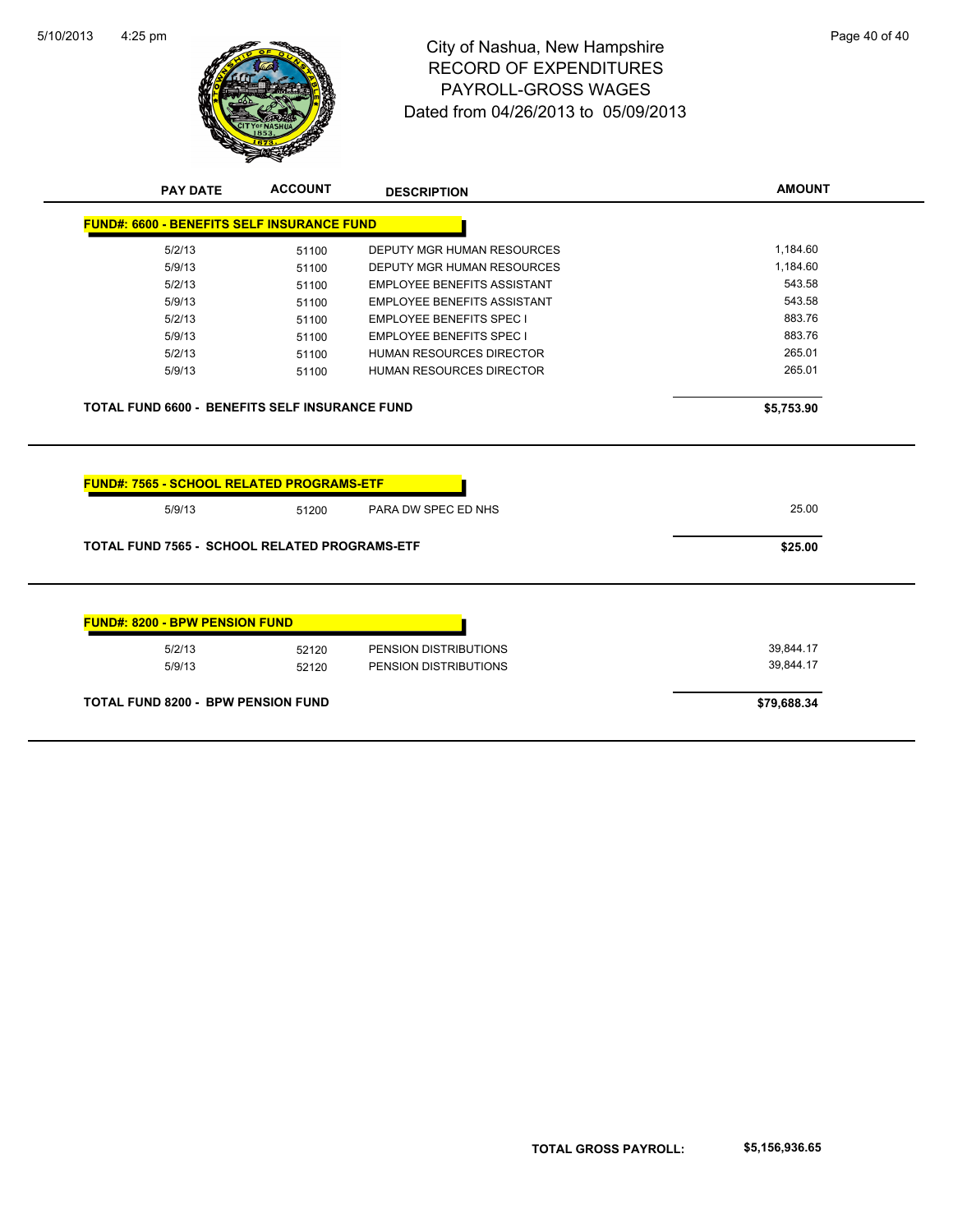# City of Nashua, New Hampshire
## RECORD OF EXPENDITURES
## PAYROLL-GROSS WAGES
## Dated from 04/26/2013 to 05/09/2013

| PAY DATE | ACCOUNT | DESCRIPTION | AMOUNT |
|---|---|---|---|
| **FUND#: 6600 - BENEFITS SELF INSURANCE FUND** | | | |
| 5/2/13 | 51100 | DEPUTY MGR HUMAN RESOURCES | 1,184.60 |
| 5/9/13 | 51100 | DEPUTY MGR HUMAN RESOURCES | 1,184.60 |
| 5/2/13 | 51100 | EMPLOYEE BENEFITS ASSISTANT | 543.58 |
| 5/9/13 | 51100 | EMPLOYEE BENEFITS ASSISTANT | 543.58 |
| 5/2/13 | 51100 | EMPLOYEE BENEFITS SPEC I | 883.76 |
| 5/9/13 | 51100 | EMPLOYEE BENEFITS SPEC I | 883.76 |
| 5/2/13 | 51100 | HUMAN RESOURCES DIRECTOR | 265.01 |
| 5/9/13 | 51100 | HUMAN RESOURCES DIRECTOR | 265.01 |
| **TOTAL FUND 6600 - BENEFITS SELF INSURANCE FUND** | | | **$5,753.90** |

| PAY DATE | ACCOUNT | DESCRIPTION | AMOUNT |
|---|---|---|---|
| **FUND#: 7565 - SCHOOL RELATED PROGRAMS-ETF** | | | |
| 5/9/13 | 51200 | PARA DW SPEC ED NHS | 25.00 |
| **TOTAL FUND 7565 - SCHOOL RELATED PROGRAMS-ETF** | | | **$25.00** |

| PAY DATE | ACCOUNT | DESCRIPTION | AMOUNT |
|---|---|---|---|
| **FUND#: 8200 - BPW PENSION FUND** | | | |
| 5/2/13 | 52120 | PENSION DISTRIBUTIONS | 39,844.17 |
| 5/9/13 | 52120 | PENSION DISTRIBUTIONS | 39,844.17 |
| **TOTAL FUND 8200 - BPW PENSION FUND** | | | **$79,688.34** |

**TOTAL GROSS PAYROLL: $5,156,936.65**